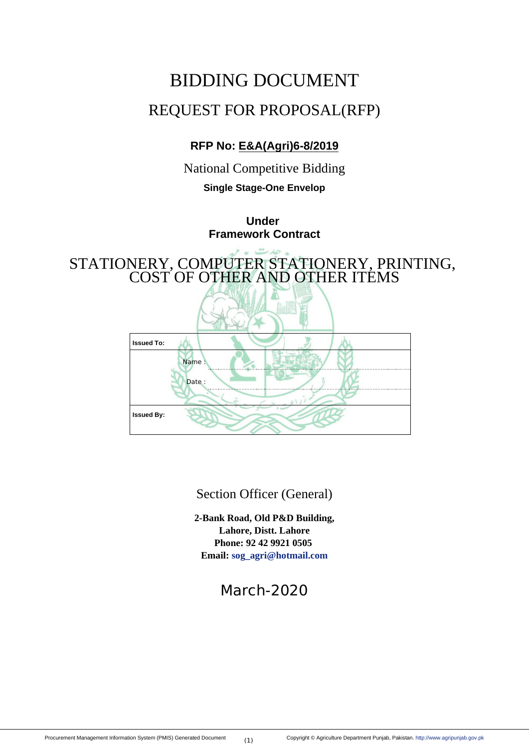# BIDDING DOCUMENT

## REQUEST FOR PROPOSAL(RFP)

**RFP No: E&A(Agri)6-8/2019**

National Competitive Bidding

**Single Stage-One Envelop**

**Under**
**Framework Contract**

## STATIONERY, COMPUTER STATIONERY, PRINTING, COST OF OTHER AND OTHER ITEMS

| **Issued To:** |
|---|
| Name : ........................................ <br> Date : ........................................ |
| **Issued By:** |

Section Officer (General)

**2-Bank Road, Old P&D Building,**
**Lahore, Distt. Lahore**
**Phone: 92 42 9921 0505**
**Email: sog_agri@hotmail.com**

March-2020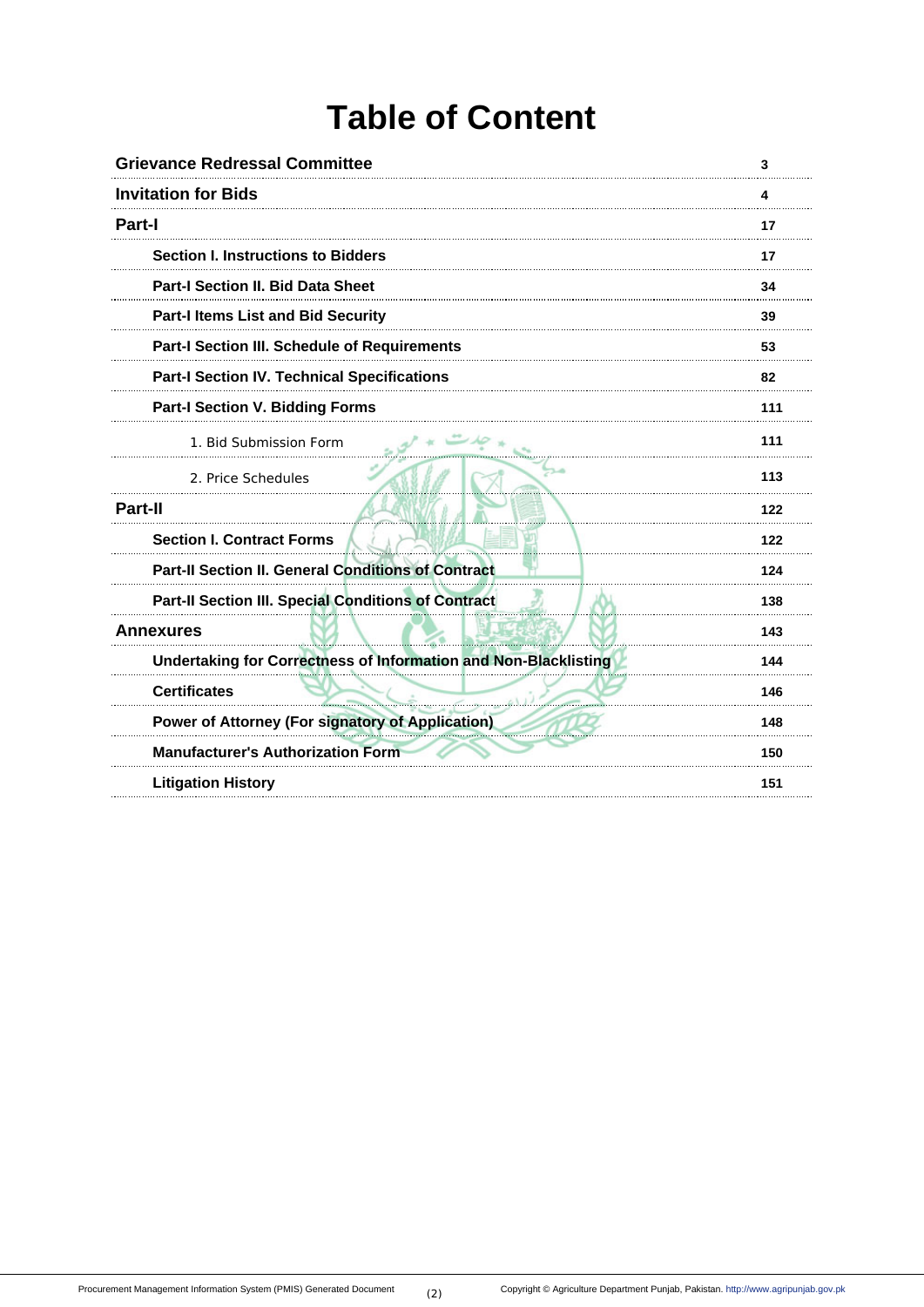# Table of Content

| Section | Page |
|---|---|
| **Grievance Redressal Committee** | 3 |
| **Invitation for Bids** | 4 |
| **Part-I** | 17 |
| **Section I. Instructions to Bidders** | 17 |
| **Part-I Section II. Bid Data Sheet** | 34 |
| **Part-I Items List and Bid Security** | 39 |
| **Part-I Section III. Schedule of Requirements** | 53 |
| **Part-I Section IV. Technical Specifications** | 82 |
| **Part-I Section V. Bidding Forms** | 111 |
| 1. Bid Submission Form | 111 |
| 2. Price Schedules | 113 |
| **Part-II** | 122 |
| **Section I. Contract Forms** | 122 |
| **Part-II Section II. General Conditions of Contract** | 124 |
| **Part-II Section III. Special Conditions of Contract** | 138 |
| **Annexures** | 143 |
| **Undertaking for Correctness of Information and Non-Blacklisting** | 144 |
| **Certificates** | 146 |
| **Power of Attorney (For signatory of Application)** | 148 |
| **Manufacturer's Authorization Form** | 150 |
| **Litigation History** | 151 |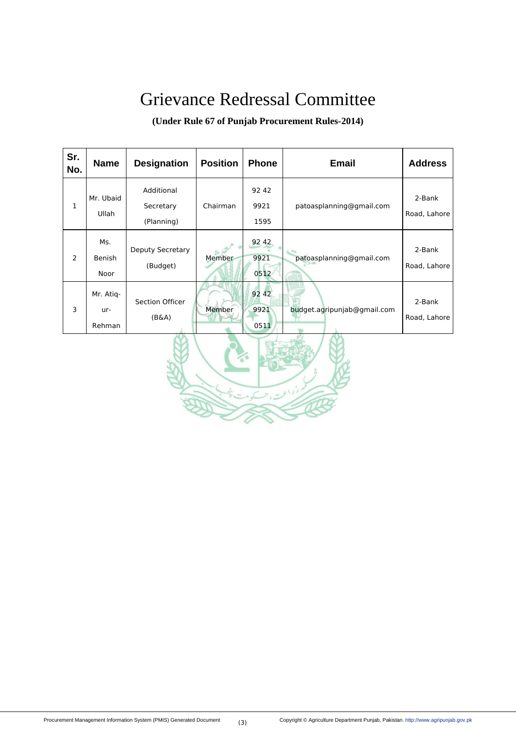# Grievance Redressal Committee

**(Under Rule 67 of Punjab Procurement Rules-2014)**

| Sr. No. | Name | Designation | Position | Phone | Email | Address |
|---|---|---|---|---|---|---|
| 1 | Mr. Ubaid Ullah | Additional Secretary (Planning) | Chairman | 92 42 9921 1595 | patoasplanning@gmail.com | 2-Bank Road, Lahore |
| 2 | Ms. Benish Noor | Deputy Secretary (Budget) | Member | 92 42 9921 0512 | patoasplanning@gmail.com | 2-Bank Road, Lahore |
| 3 | Mr. Atiq-ur-Rehman | Section Officer (B&A) | Member | 92 42 9921 0511 | budget.agripunjab@gmail.com | 2-Bank Road, Lahore |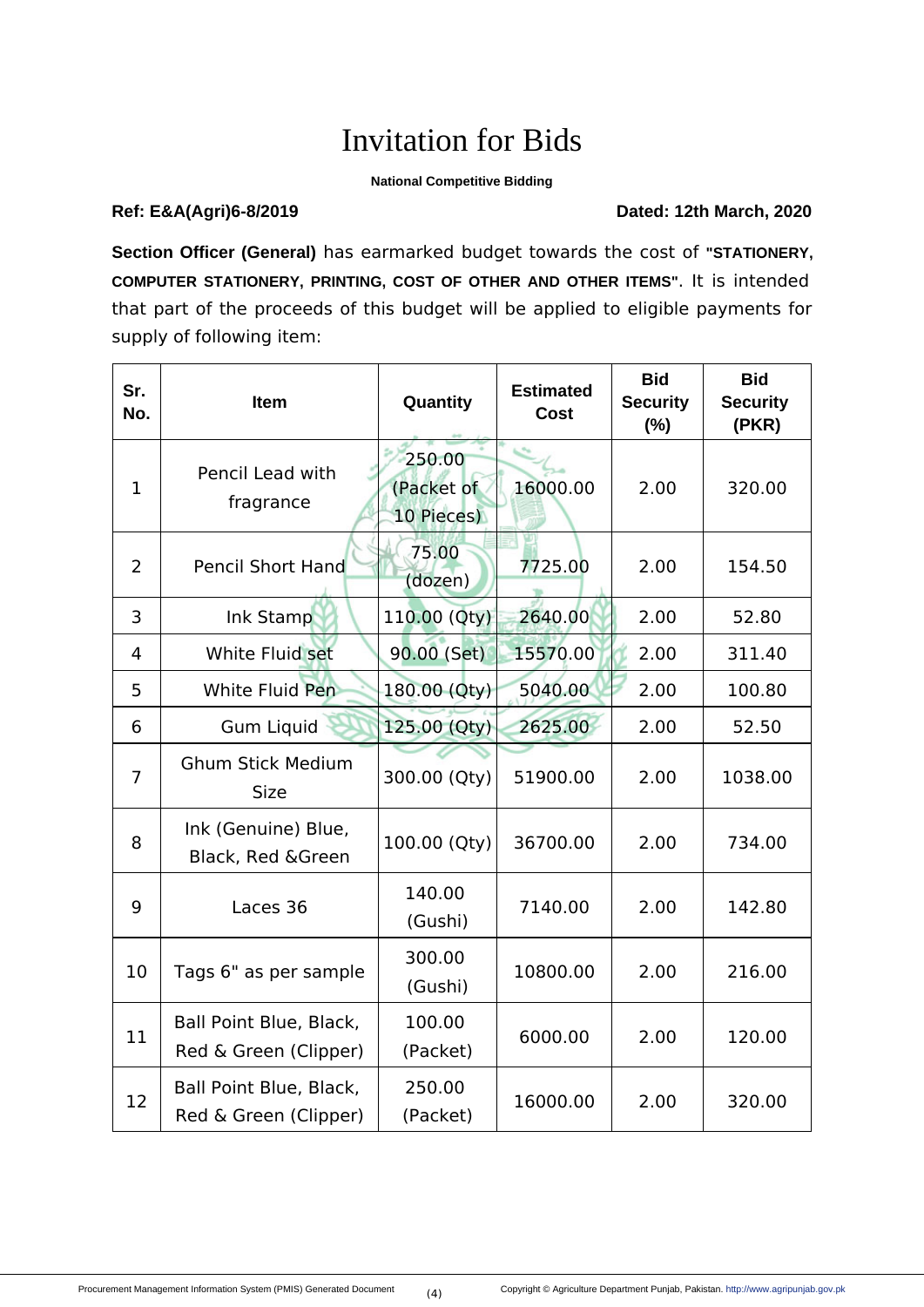# Invitation for Bids

**National Competitive Bidding**

**Ref: E&A(Agri)6-8/2019** **Dated: 12th March, 2020**

**Section Officer (General)** has earmarked budget towards the cost of **"STATIONERY, COMPUTER STATIONERY, PRINTING, COST OF OTHER AND OTHER ITEMS"**. It is intended that part of the proceeds of this budget will be applied to eligible payments for supply of following item:

| Sr. No. | Item | Quantity | Estimated Cost | Bid Security (%) | Bid Security (PKR) |
|---|---|---|---|---|---|
| 1 | Pencil Lead with fragrance | 250.00 (Packet of 10 Pieces) | 16000.00 | 2.00 | 320.00 |
| 2 | Pencil Short Hand | 75.00 (dozen) | 7725.00 | 2.00 | 154.50 |
| 3 | Ink Stamp | 110.00 (Qty) | 2640.00 | 2.00 | 52.80 |
| 4 | White Fluid set | 90.00 (Set) | 15570.00 | 2.00 | 311.40 |
| 5 | White Fluid Pen | 180.00 (Qty) | 5040.00 | 2.00 | 100.80 |
| 6 | Gum Liquid | 125.00 (Qty) | 2625.00 | 2.00 | 52.50 |
| 7 | Ghum Stick Medium Size | 300.00 (Qty) | 51900.00 | 2.00 | 1038.00 |
| 8 | Ink (Genuine) Blue, Black, Red &Green | 100.00 (Qty) | 36700.00 | 2.00 | 734.00 |
| 9 | Laces 36 | 140.00 (Gushi) | 7140.00 | 2.00 | 142.80 |
| 10 | Tags 6" as per sample | 300.00 (Gushi) | 10800.00 | 2.00 | 216.00 |
| 11 | Ball Point Blue, Black, Red & Green (Clipper) | 100.00 (Packet) | 6000.00 | 2.00 | 120.00 |
| 12 | Ball Point Blue, Black, Red & Green (Clipper) | 250.00 (Packet) | 16000.00 | 2.00 | 320.00 |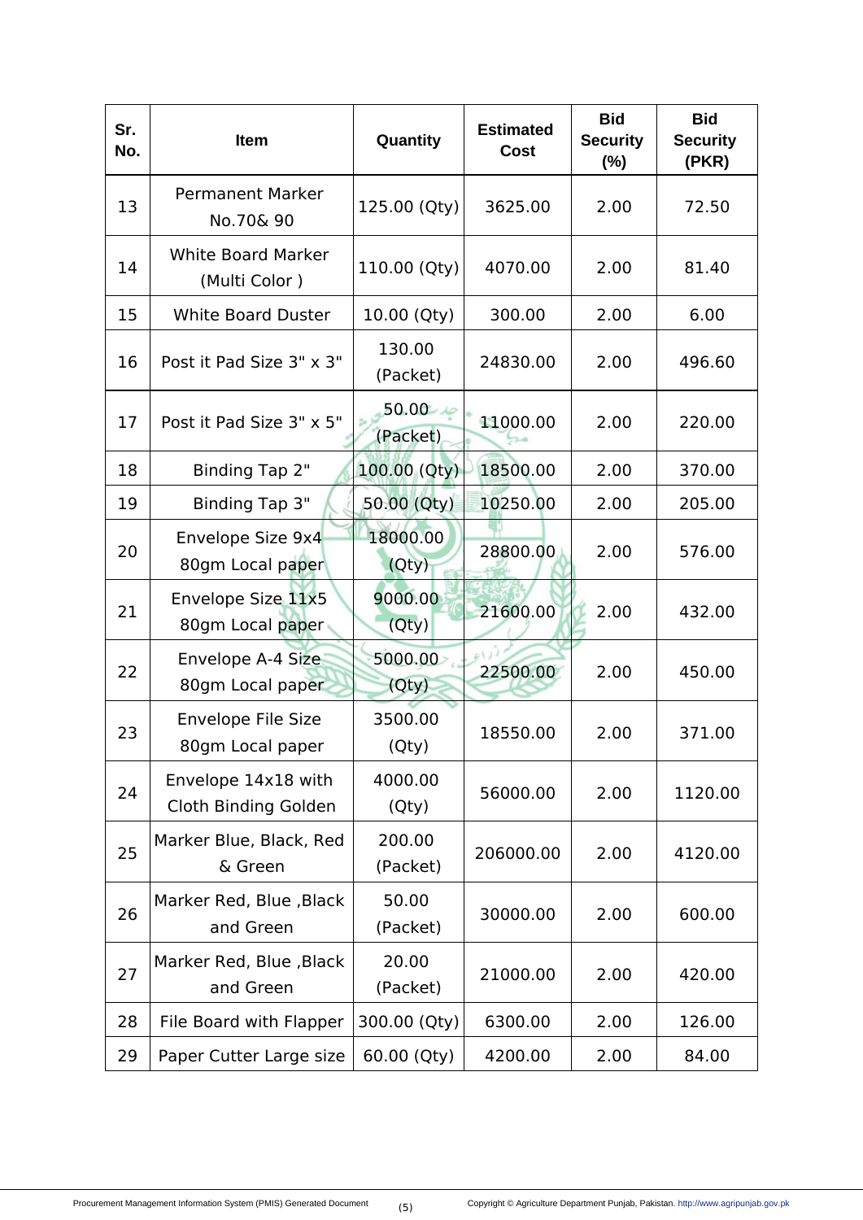| Sr. No. | Item | Quantity | Estimated Cost | Bid Security (%) | Bid Security (PKR) |
|---|---|---|---|---|---|
| 13 | Permanent Marker No.70& 90 | 125.00 (Qty) | 3625.00 | 2.00 | 72.50 |
| 14 | White Board Marker (Multi Color ) | 110.00 (Qty) | 4070.00 | 2.00 | 81.40 |
| 15 | White Board Duster | 10.00 (Qty) | 300.00 | 2.00 | 6.00 |
| 16 | Post it Pad Size 3" x 3" | 130.00 (Packet) | 24830.00 | 2.00 | 496.60 |
| 17 | Post it Pad Size 3" x 5" | 50.00 (Packet) | 11000.00 | 2.00 | 220.00 |
| 18 | Binding Tap 2" | 100.00 (Qty) | 18500.00 | 2.00 | 370.00 |
| 19 | Binding Tap 3" | 50.00 (Qty) | 10250.00 | 2.00 | 205.00 |
| 20 | Envelope Size 9x4 80gm Local paper | 18000.00 (Qty) | 28800.00 | 2.00 | 576.00 |
| 21 | Envelope Size 11x5 80gm Local paper | 9000.00 (Qty) | 21600.00 | 2.00 | 432.00 |
| 22 | Envelope A-4 Size 80gm Local paper | 5000.00 (Qty) | 22500.00 | 2.00 | 450.00 |
| 23 | Envelope File Size 80gm Local paper | 3500.00 (Qty) | 18550.00 | 2.00 | 371.00 |
| 24 | Envelope 14x18 with Cloth Binding Golden | 4000.00 (Qty) | 56000.00 | 2.00 | 1120.00 |
| 25 | Marker Blue, Black, Red & Green | 200.00 (Packet) | 206000.00 | 2.00 | 4120.00 |
| 26 | Marker Red, Blue ,Black and Green | 50.00 (Packet) | 30000.00 | 2.00 | 600.00 |
| 27 | Marker Red, Blue ,Black and Green | 20.00 (Packet) | 21000.00 | 2.00 | 420.00 |
| 28 | File Board with Flapper | 300.00 (Qty) | 6300.00 | 2.00 | 126.00 |
| 29 | Paper Cutter Large size | 60.00 (Qty) | 4200.00 | 2.00 | 84.00 |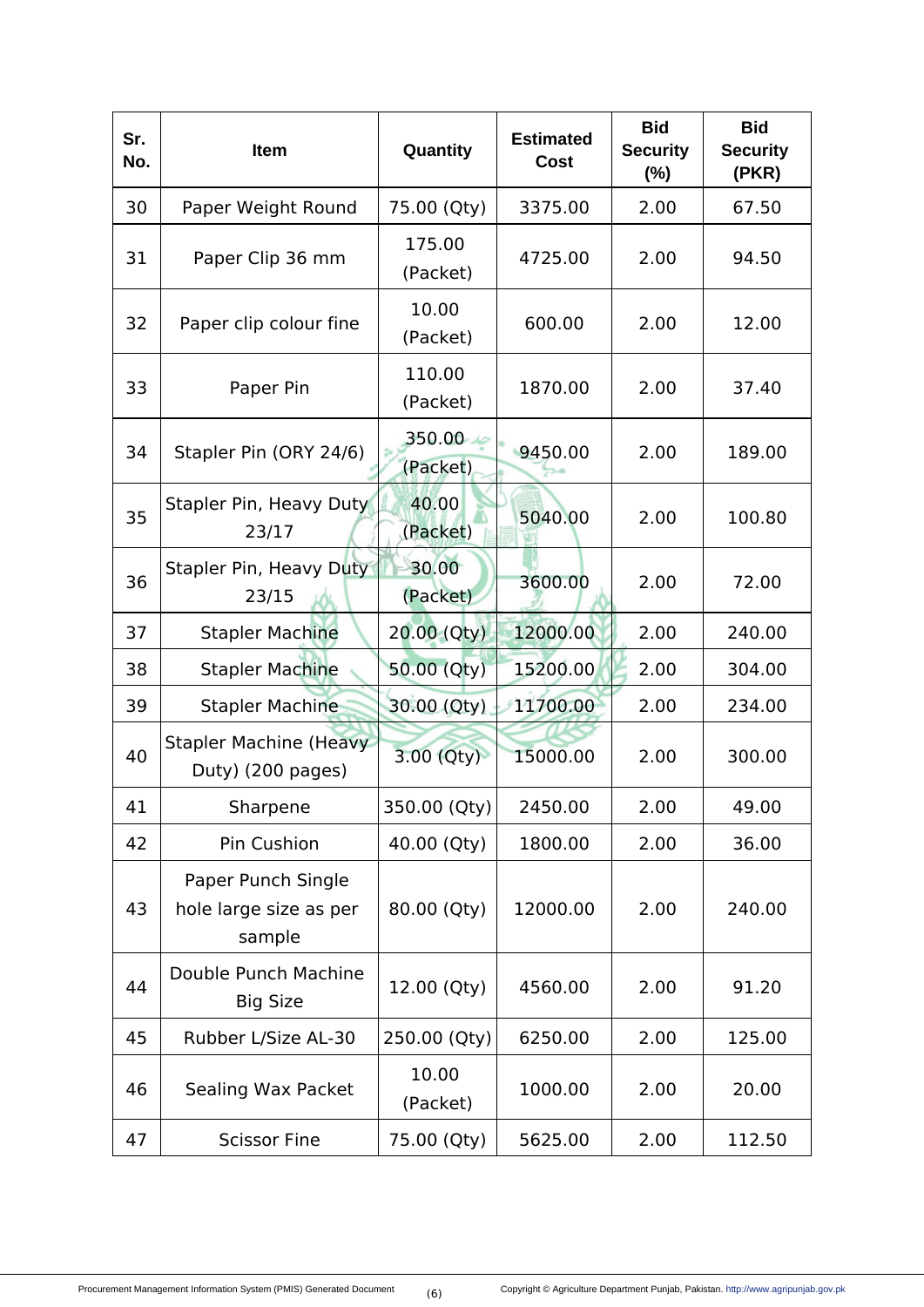| Sr. No. | Item | Quantity | Estimated Cost | Bid Security (%) | Bid Security (PKR) |
|---|---|---|---|---|---|
| 30 | Paper Weight Round | 75.00 (Qty) | 3375.00 | 2.00 | 67.50 |
| 31 | Paper Clip 36 mm | 175.00 (Packet) | 4725.00 | 2.00 | 94.50 |
| 32 | Paper clip colour fine | 10.00 (Packet) | 600.00 | 2.00 | 12.00 |
| 33 | Paper Pin | 110.00 (Packet) | 1870.00 | 2.00 | 37.40 |
| 34 | Stapler Pin (ORY 24/6) | 350.00 (Packet) | 9450.00 | 2.00 | 189.00 |
| 35 | Stapler Pin, Heavy Duty 23/17 | 40.00 (Packet) | 5040.00 | 2.00 | 100.80 |
| 36 | Stapler Pin, Heavy Duty 23/15 | 30.00 (Packet) | 3600.00 | 2.00 | 72.00 |
| 37 | Stapler Machine | 20.00 (Qty) | 12000.00 | 2.00 | 240.00 |
| 38 | Stapler Machine | 50.00 (Qty) | 15200.00 | 2.00 | 304.00 |
| 39 | Stapler Machine | 30.00 (Qty) | 11700.00 | 2.00 | 234.00 |
| 40 | Stapler Machine (Heavy Duty) (200 pages) | 3.00 (Qty) | 15000.00 | 2.00 | 300.00 |
| 41 | Sharpene | 350.00 (Qty) | 2450.00 | 2.00 | 49.00 |
| 42 | Pin Cushion | 40.00 (Qty) | 1800.00 | 2.00 | 36.00 |
| 43 | Paper Punch Single hole large size as per sample | 80.00 (Qty) | 12000.00 | 2.00 | 240.00 |
| 44 | Double Punch Machine Big Size | 12.00 (Qty) | 4560.00 | 2.00 | 91.20 |
| 45 | Rubber L/Size AL-30 | 250.00 (Qty) | 6250.00 | 2.00 | 125.00 |
| 46 | Sealing Wax Packet | 10.00 (Packet) | 1000.00 | 2.00 | 20.00 |
| 47 | Scissor Fine | 75.00 (Qty) | 5625.00 | 2.00 | 112.50 |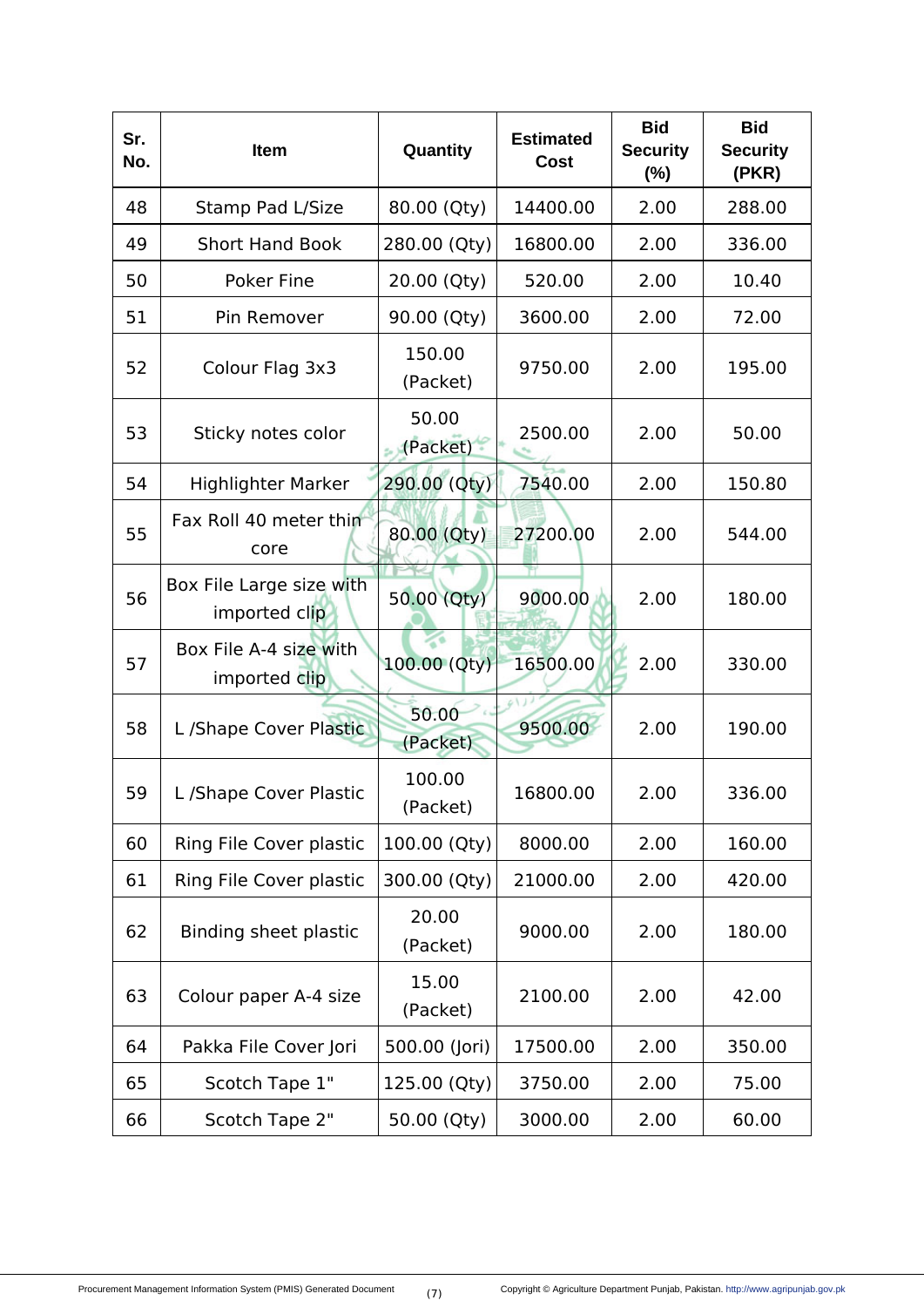| Sr. No. | Item | Quantity | Estimated Cost | Bid Security (%) | Bid Security (PKR) |
|---|---|---|---|---|---|
| 48 | Stamp Pad L/Size | 80.00 (Qty) | 14400.00 | 2.00 | 288.00 |
| 49 | Short Hand Book | 280.00 (Qty) | 16800.00 | 2.00 | 336.00 |
| 50 | Poker Fine | 20.00 (Qty) | 520.00 | 2.00 | 10.40 |
| 51 | Pin Remover | 90.00 (Qty) | 3600.00 | 2.00 | 72.00 |
| 52 | Colour Flag 3x3 | 150.00 (Packet) | 9750.00 | 2.00 | 195.00 |
| 53 | Sticky notes color | 50.00 (Packet) | 2500.00 | 2.00 | 50.00 |
| 54 | Highlighter Marker | 290.00 (Qty) | 7540.00 | 2.00 | 150.80 |
| 55 | Fax Roll 40 meter thin core | 80.00 (Qty) | 27200.00 | 2.00 | 544.00 |
| 56 | Box File Large size with imported clip | 50.00 (Qty) | 9000.00 | 2.00 | 180.00 |
| 57 | Box File A-4 size with imported clip | 100.00 (Qty) | 16500.00 | 2.00 | 330.00 |
| 58 | L /Shape Cover Plastic | 50.00 (Packet) | 9500.00 | 2.00 | 190.00 |
| 59 | L /Shape Cover Plastic | 100.00 (Packet) | 16800.00 | 2.00 | 336.00 |
| 60 | Ring File Cover plastic | 100.00 (Qty) | 8000.00 | 2.00 | 160.00 |
| 61 | Ring File Cover plastic | 300.00 (Qty) | 21000.00 | 2.00 | 420.00 |
| 62 | Binding sheet plastic | 20.00 (Packet) | 9000.00 | 2.00 | 180.00 |
| 63 | Colour paper A-4 size | 15.00 (Packet) | 2100.00 | 2.00 | 42.00 |
| 64 | Pakka File Cover Jori | 500.00 (Jori) | 17500.00 | 2.00 | 350.00 |
| 65 | Scotch Tape 1" | 125.00 (Qty) | 3750.00 | 2.00 | 75.00 |
| 66 | Scotch Tape 2" | 50.00 (Qty) | 3000.00 | 2.00 | 60.00 |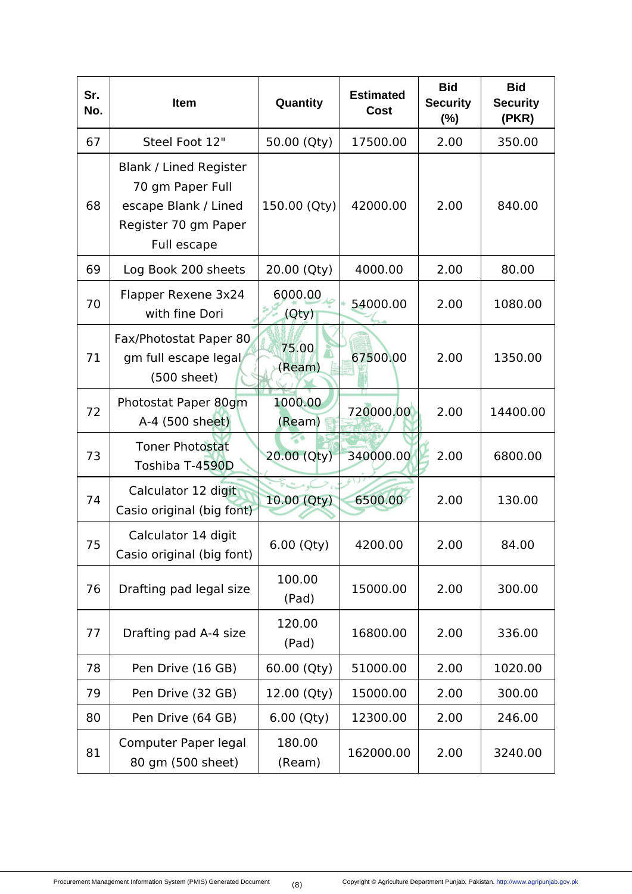| Sr. No. | Item | Quantity | Estimated Cost | Bid Security (%) | Bid Security (PKR) |
|---|---|---|---|---|---|
| 67 | Steel Foot 12" | 50.00 (Qty) | 17500.00 | 2.00 | 350.00 |
| 68 | Blank / Lined Register 70 gm Paper Full escape Blank / Lined Register 70 gm Paper Full escape | 150.00 (Qty) | 42000.00 | 2.00 | 840.00 |
| 69 | Log Book 200 sheets | 20.00 (Qty) | 4000.00 | 2.00 | 80.00 |
| 70 | Flapper Rexene 3x24 with fine Dori | 6000.00 (Qty) | 54000.00 | 2.00 | 1080.00 |
| 71 | Fax/Photostat Paper 80 gm full escape legal (500 sheet) | 75.00 (Ream) | 67500.00 | 2.00 | 1350.00 |
| 72 | Photostat Paper 80gm A-4 (500 sheet) | 1000.00 (Ream) | 720000.00 | 2.00 | 14400.00 |
| 73 | Toner Photostat Toshiba T-4590D | 20.00 (Qty) | 340000.00 | 2.00 | 6800.00 |
| 74 | Calculator 12 digit Casio original (big font) | 10.00 (Qty) | 6500.00 | 2.00 | 130.00 |
| 75 | Calculator 14 digit Casio original (big font) | 6.00 (Qty) | 4200.00 | 2.00 | 84.00 |
| 76 | Drafting pad legal size | 100.00 (Pad) | 15000.00 | 2.00 | 300.00 |
| 77 | Drafting pad A-4 size | 120.00 (Pad) | 16800.00 | 2.00 | 336.00 |
| 78 | Pen Drive (16 GB) | 60.00 (Qty) | 51000.00 | 2.00 | 1020.00 |
| 79 | Pen Drive (32 GB) | 12.00 (Qty) | 15000.00 | 2.00 | 300.00 |
| 80 | Pen Drive (64 GB) | 6.00 (Qty) | 12300.00 | 2.00 | 246.00 |
| 81 | Computer Paper legal 80 gm (500 sheet) | 180.00 (Ream) | 162000.00 | 2.00 | 3240.00 |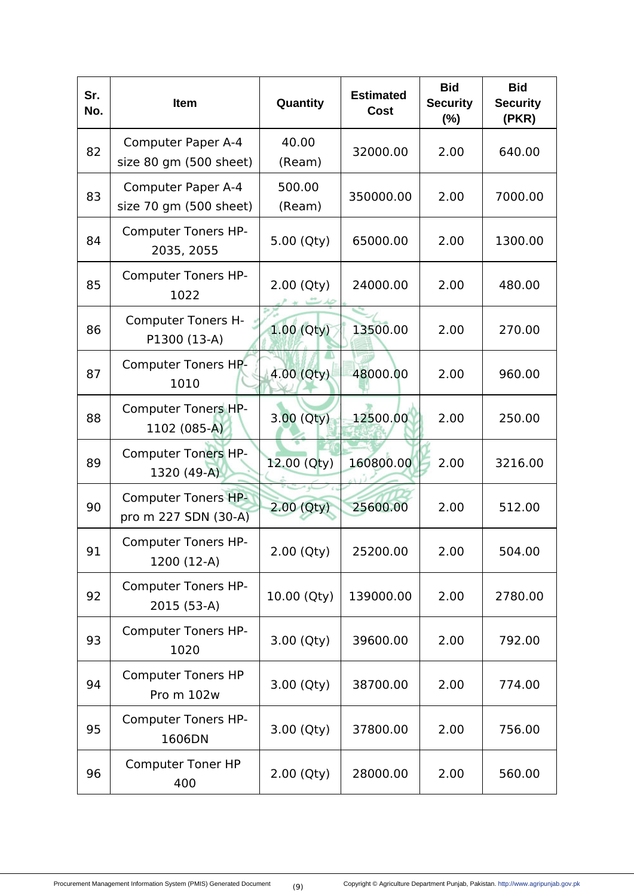| Sr. No. | Item | Quantity | Estimated Cost | Bid Security (%) | Bid Security (PKR) |
|---|---|---|---|---|---|
| 82 | Computer Paper A-4 size 80 gm (500 sheet) | 40.00 (Ream) | 32000.00 | 2.00 | 640.00 |
| 83 | Computer Paper A-4 size 70 gm (500 sheet) | 500.00 (Ream) | 350000.00 | 2.00 | 7000.00 |
| 84 | Computer Toners HP-2035, 2055 | 5.00 (Qty) | 65000.00 | 2.00 | 1300.00 |
| 85 | Computer Toners HP-1022 | 2.00 (Qty) | 24000.00 | 2.00 | 480.00 |
| 86 | Computer Toners H-P1300 (13-A) | 1.00 (Qty) | 13500.00 | 2.00 | 270.00 |
| 87 | Computer Toners HP-1010 | 4.00 (Qty) | 48000.00 | 2.00 | 960.00 |
| 88 | Computer Toners HP-1102 (085-A) | 3.00 (Qty) | 12500.00 | 2.00 | 250.00 |
| 89 | Computer Toners HP-1320 (49-A) | 12.00 (Qty) | 160800.00 | 2.00 | 3216.00 |
| 90 | Computer Toners HP-pro m 227 SDN (30-A) | 2.00 (Qty) | 25600.00 | 2.00 | 512.00 |
| 91 | Computer Toners HP-1200 (12-A) | 2.00 (Qty) | 25200.00 | 2.00 | 504.00 |
| 92 | Computer Toners HP-2015 (53-A) | 10.00 (Qty) | 139000.00 | 2.00 | 2780.00 |
| 93 | Computer Toners HP-1020 | 3.00 (Qty) | 39600.00 | 2.00 | 792.00 |
| 94 | Computer Toners HP Pro m 102w | 3.00 (Qty) | 38700.00 | 2.00 | 774.00 |
| 95 | Computer Toners HP-1606DN | 3.00 (Qty) | 37800.00 | 2.00 | 756.00 |
| 96 | Computer Toner HP 400 | 2.00 (Qty) | 28000.00 | 2.00 | 560.00 |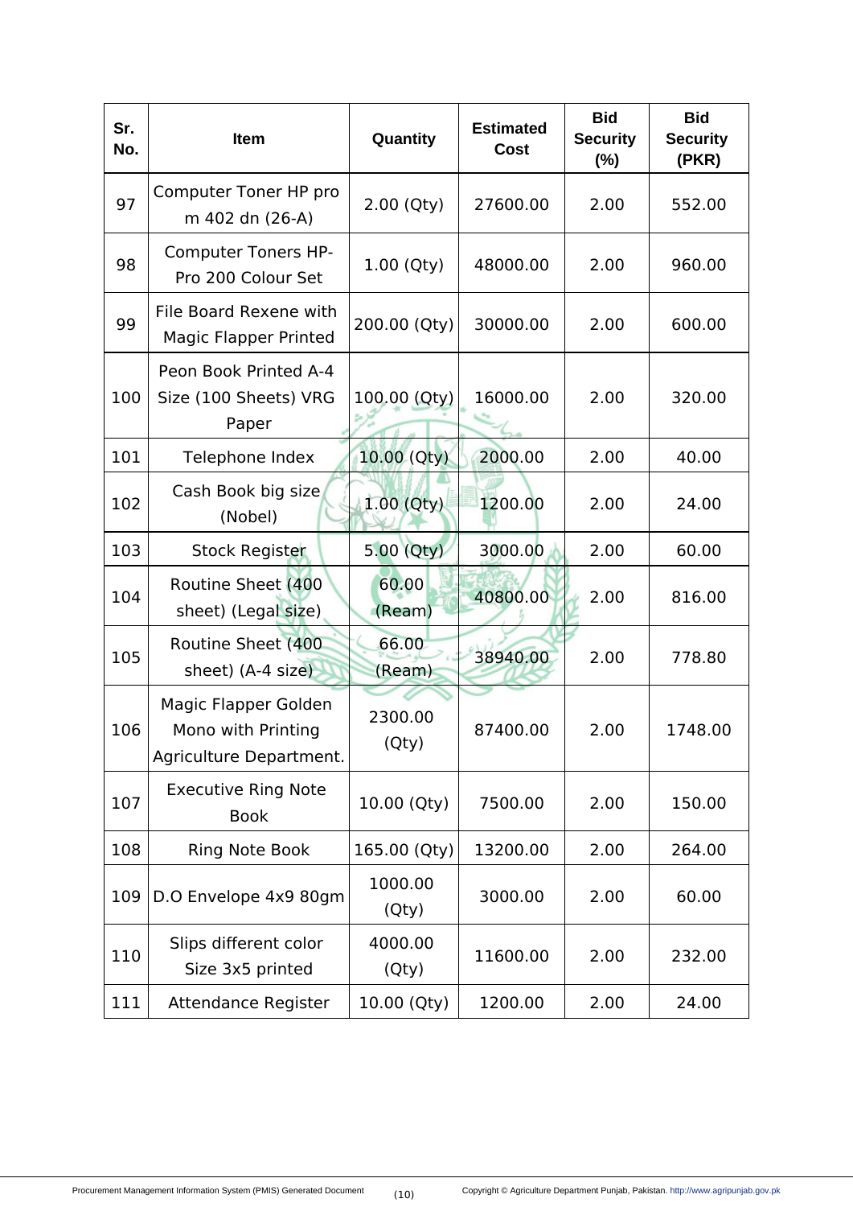| Sr. No. | Item | Quantity | Estimated Cost | Bid Security (%) | Bid Security (PKR) |
|---|---|---|---|---|---|
| 97 | Computer Toner HP pro m 402 dn (26-A) | 2.00 (Qty) | 27600.00 | 2.00 | 552.00 |
| 98 | Computer Toners HP-Pro 200 Colour Set | 1.00 (Qty) | 48000.00 | 2.00 | 960.00 |
| 99 | File Board Rexene with Magic Flapper Printed | 200.00 (Qty) | 30000.00 | 2.00 | 600.00 |
| 100 | Peon Book Printed A-4 Size (100 Sheets) VRG Paper | 100.00 (Qty) | 16000.00 | 2.00 | 320.00 |
| 101 | Telephone Index | 10.00 (Qty) | 2000.00 | 2.00 | 40.00 |
| 102 | Cash Book big size (Nobel) | 1.00 (Qty) | 1200.00 | 2.00 | 24.00 |
| 103 | Stock Register | 5.00 (Qty) | 3000.00 | 2.00 | 60.00 |
| 104 | Routine Sheet (400 sheet) (Legal size) | 60.00 (Ream) | 40800.00 | 2.00 | 816.00 |
| 105 | Routine Sheet (400 sheet) (A-4 size) | 66.00 (Ream) | 38940.00 | 2.00 | 778.80 |
| 106 | Magic Flapper Golden Mono with Printing Agriculture Department. | 2300.00 (Qty) | 87400.00 | 2.00 | 1748.00 |
| 107 | Executive Ring Note Book | 10.00 (Qty) | 7500.00 | 2.00 | 150.00 |
| 108 | Ring Note Book | 165.00 (Qty) | 13200.00 | 2.00 | 264.00 |
| 109 | D.O Envelope 4x9 80gm | 1000.00 (Qty) | 3000.00 | 2.00 | 60.00 |
| 110 | Slips different color Size 3x5 printed | 4000.00 (Qty) | 11600.00 | 2.00 | 232.00 |
| 111 | Attendance Register | 10.00 (Qty) | 1200.00 | 2.00 | 24.00 |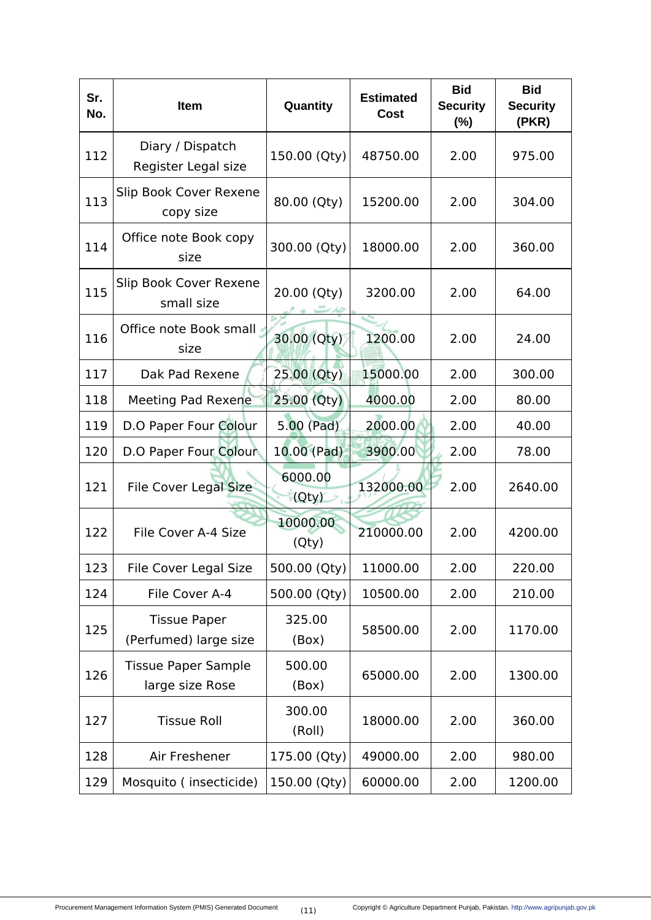| Sr. No. | Item | Quantity | Estimated Cost | Bid Security (%) | Bid Security (PKR) |
|---|---|---|---|---|---|
| 112 | Diary / Dispatch Register Legal size | 150.00 (Qty) | 48750.00 | 2.00 | 975.00 |
| 113 | Slip Book Cover Rexene copy size | 80.00 (Qty) | 15200.00 | 2.00 | 304.00 |
| 114 | Office note Book copy size | 300.00 (Qty) | 18000.00 | 2.00 | 360.00 |
| 115 | Slip Book Cover Rexene small size | 20.00 (Qty) | 3200.00 | 2.00 | 64.00 |
| 116 | Office note Book small size | 30.00 (Qty) | 1200.00 | 2.00 | 24.00 |
| 117 | Dak Pad Rexene | 25.00 (Qty) | 15000.00 | 2.00 | 300.00 |
| 118 | Meeting Pad Rexene | 25.00 (Qty) | 4000.00 | 2.00 | 80.00 |
| 119 | D.O Paper Four Colour | 5.00 (Pad) | 2000.00 | 2.00 | 40.00 |
| 120 | D.O Paper Four Colour | 10.00 (Pad) | 3900.00 | 2.00 | 78.00 |
| 121 | File Cover Legal Size | 6000.00 (Qty) | 132000.00 | 2.00 | 2640.00 |
| 122 | File Cover A-4 Size | 10000.00 (Qty) | 210000.00 | 2.00 | 4200.00 |
| 123 | File Cover Legal Size | 500.00 (Qty) | 11000.00 | 2.00 | 220.00 |
| 124 | File Cover A-4 | 500.00 (Qty) | 10500.00 | 2.00 | 210.00 |
| 125 | Tissue Paper (Perfumed) large size | 325.00 (Box) | 58500.00 | 2.00 | 1170.00 |
| 126 | Tissue Paper Sample large size Rose | 500.00 (Box) | 65000.00 | 2.00 | 1300.00 |
| 127 | Tissue Roll | 300.00 (Roll) | 18000.00 | 2.00 | 360.00 |
| 128 | Air Freshener | 175.00 (Qty) | 49000.00 | 2.00 | 980.00 |
| 129 | Mosquito ( insecticide) | 150.00 (Qty) | 60000.00 | 2.00 | 1200.00 |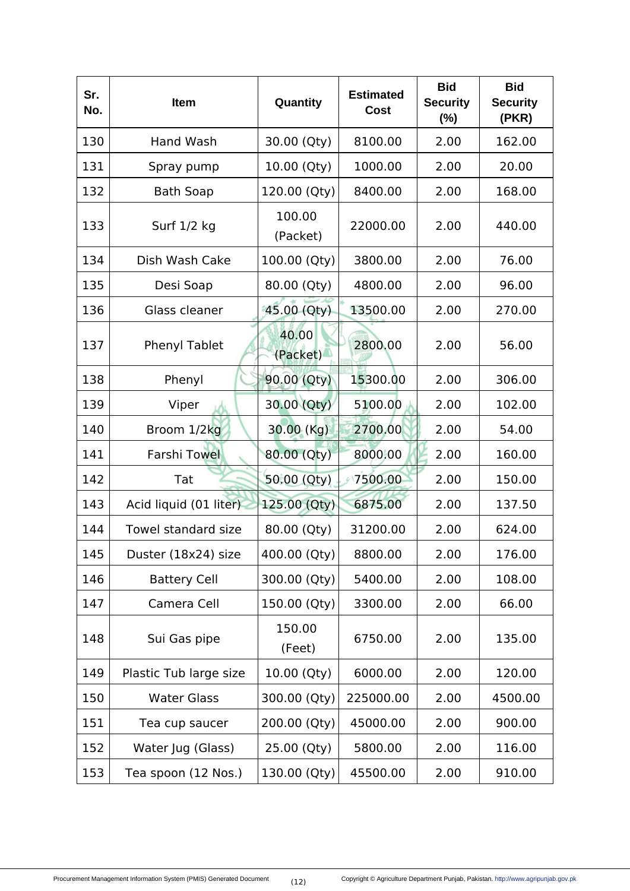| Sr. No. | Item | Quantity | Estimated Cost | Bid Security (%) | Bid Security (PKR) |
|---|---|---|---|---|---|
| 130 | Hand Wash | 30.00 (Qty) | 8100.00 | 2.00 | 162.00 |
| 131 | Spray pump | 10.00 (Qty) | 1000.00 | 2.00 | 20.00 |
| 132 | Bath Soap | 120.00 (Qty) | 8400.00 | 2.00 | 168.00 |
| 133 | Surf 1/2 kg | 100.00 (Packet) | 22000.00 | 2.00 | 440.00 |
| 134 | Dish Wash Cake | 100.00 (Qty) | 3800.00 | 2.00 | 76.00 |
| 135 | Desi Soap | 80.00 (Qty) | 4800.00 | 2.00 | 96.00 |
| 136 | Glass cleaner | 45.00 (Qty) | 13500.00 | 2.00 | 270.00 |
| 137 | Phenyl Tablet | 40.00 (Packet) | 2800.00 | 2.00 | 56.00 |
| 138 | Phenyl | 90.00 (Qty) | 15300.00 | 2.00 | 306.00 |
| 139 | Viper | 30.00 (Qty) | 5100.00 | 2.00 | 102.00 |
| 140 | Broom 1/2kg | 30.00 (Kg) | 2700.00 | 2.00 | 54.00 |
| 141 | Farshi Towel | 80.00 (Qty) | 8000.00 | 2.00 | 160.00 |
| 142 | Tat | 50.00 (Qty) | 7500.00 | 2.00 | 150.00 |
| 143 | Acid liquid (01 liter) | 125.00 (Qty) | 6875.00 | 2.00 | 137.50 |
| 144 | Towel standard size | 80.00 (Qty) | 31200.00 | 2.00 | 624.00 |
| 145 | Duster (18x24) size | 400.00 (Qty) | 8800.00 | 2.00 | 176.00 |
| 146 | Battery Cell | 300.00 (Qty) | 5400.00 | 2.00 | 108.00 |
| 147 | Camera Cell | 150.00 (Qty) | 3300.00 | 2.00 | 66.00 |
| 148 | Sui Gas pipe | 150.00 (Feet) | 6750.00 | 2.00 | 135.00 |
| 149 | Plastic Tub large size | 10.00 (Qty) | 6000.00 | 2.00 | 120.00 |
| 150 | Water Glass | 300.00 (Qty) | 225000.00 | 2.00 | 4500.00 |
| 151 | Tea cup saucer | 200.00 (Qty) | 45000.00 | 2.00 | 900.00 |
| 152 | Water Jug (Glass) | 25.00 (Qty) | 5800.00 | 2.00 | 116.00 |
| 153 | Tea spoon (12 Nos.) | 130.00 (Qty) | 45500.00 | 2.00 | 910.00 |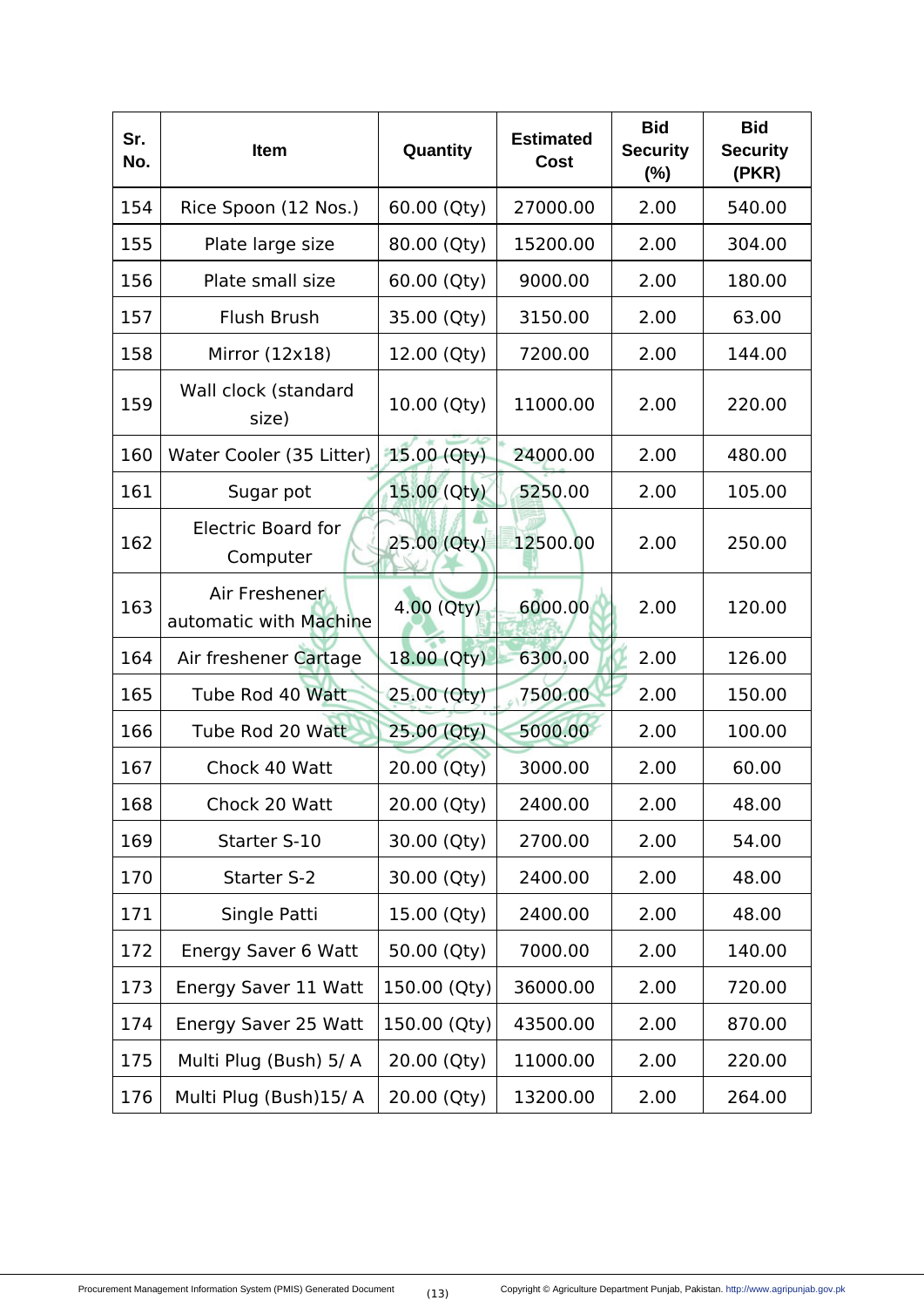| Sr. No. | Item | Quantity | Estimated Cost | Bid Security (%) | Bid Security (PKR) |
|---|---|---|---|---|---|
| 154 | Rice Spoon (12 Nos.) | 60.00 (Qty) | 27000.00 | 2.00 | 540.00 |
| 155 | Plate large size | 80.00 (Qty) | 15200.00 | 2.00 | 304.00 |
| 156 | Plate small size | 60.00 (Qty) | 9000.00 | 2.00 | 180.00 |
| 157 | Flush Brush | 35.00 (Qty) | 3150.00 | 2.00 | 63.00 |
| 158 | Mirror (12x18) | 12.00 (Qty) | 7200.00 | 2.00 | 144.00 |
| 159 | Wall clock (standard size) | 10.00 (Qty) | 11000.00 | 2.00 | 220.00 |
| 160 | Water Cooler (35 Litter) | 15.00 (Qty) | 24000.00 | 2.00 | 480.00 |
| 161 | Sugar pot | 15.00 (Qty) | 5250.00 | 2.00 | 105.00 |
| 162 | Electric Board for Computer | 25.00 (Qty) | 12500.00 | 2.00 | 250.00 |
| 163 | Air Freshener automatic with Machine | 4.00 (Qty) | 6000.00 | 2.00 | 120.00 |
| 164 | Air freshener Cartage | 18.00 (Qty) | 6300.00 | 2.00 | 126.00 |
| 165 | Tube Rod 40 Watt | 25.00 (Qty) | 7500.00 | 2.00 | 150.00 |
| 166 | Tube Rod 20 Watt | 25.00 (Qty) | 5000.00 | 2.00 | 100.00 |
| 167 | Chock 40 Watt | 20.00 (Qty) | 3000.00 | 2.00 | 60.00 |
| 168 | Chock 20 Watt | 20.00 (Qty) | 2400.00 | 2.00 | 48.00 |
| 169 | Starter S-10 | 30.00 (Qty) | 2700.00 | 2.00 | 54.00 |
| 170 | Starter S-2 | 30.00 (Qty) | 2400.00 | 2.00 | 48.00 |
| 171 | Single Patti | 15.00 (Qty) | 2400.00 | 2.00 | 48.00 |
| 172 | Energy Saver 6 Watt | 50.00 (Qty) | 7000.00 | 2.00 | 140.00 |
| 173 | Energy Saver 11 Watt | 150.00 (Qty) | 36000.00 | 2.00 | 720.00 |
| 174 | Energy Saver 25 Watt | 150.00 (Qty) | 43500.00 | 2.00 | 870.00 |
| 175 | Multi Plug (Bush) 5/ A | 20.00 (Qty) | 11000.00 | 2.00 | 220.00 |
| 176 | Multi Plug (Bush)15/ A | 20.00 (Qty) | 13200.00 | 2.00 | 264.00 |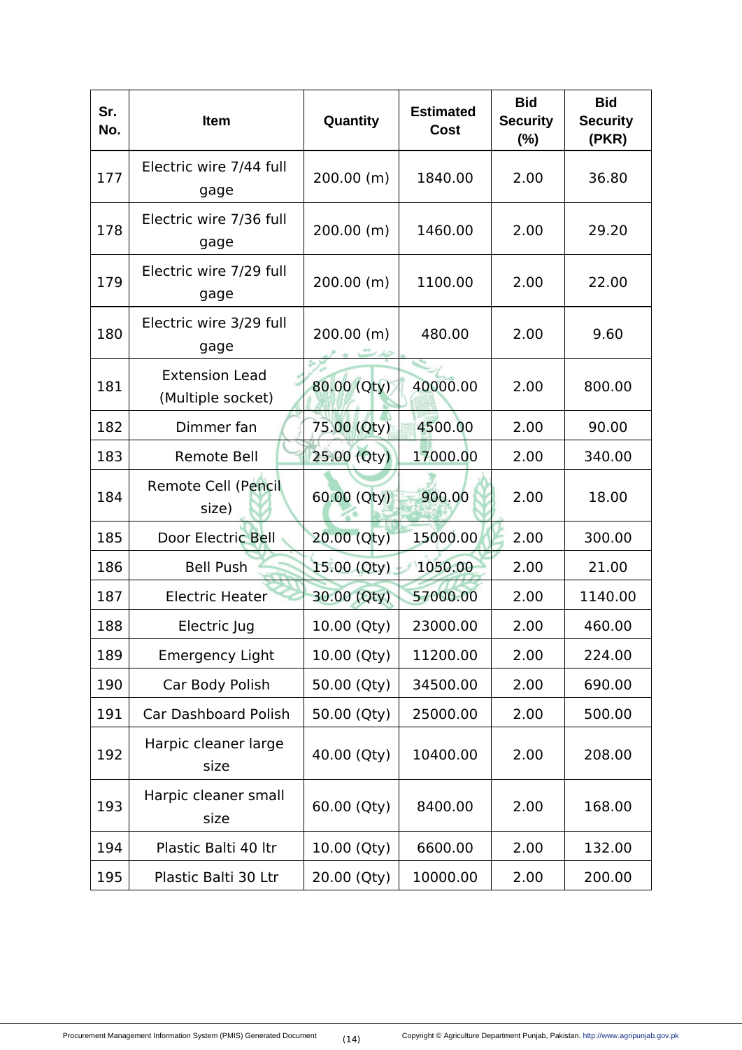| Sr. No. | Item | Quantity | Estimated Cost | Bid Security (%) | Bid Security (PKR) |
|---|---|---|---|---|---|
| 177 | Electric wire 7/44 full gage | 200.00 (m) | 1840.00 | 2.00 | 36.80 |
| 178 | Electric wire 7/36 full gage | 200.00 (m) | 1460.00 | 2.00 | 29.20 |
| 179 | Electric wire 7/29 full gage | 200.00 (m) | 1100.00 | 2.00 | 22.00 |
| 180 | Electric wire 3/29 full gage | 200.00 (m) | 480.00 | 2.00 | 9.60 |
| 181 | Extension Lead (Multiple socket) | 80.00 (Qty) | 40000.00 | 2.00 | 800.00 |
| 182 | Dimmer fan | 75.00 (Qty) | 4500.00 | 2.00 | 90.00 |
| 183 | Remote Bell | 25.00 (Qty) | 17000.00 | 2.00 | 340.00 |
| 184 | Remote Cell (Pencil size) | 60.00 (Qty) | 900.00 | 2.00 | 18.00 |
| 185 | Door Electric Bell | 20.00 (Qty) | 15000.00 | 2.00 | 300.00 |
| 186 | Bell Push | 15.00 (Qty) | 1050.00 | 2.00 | 21.00 |
| 187 | Electric Heater | 30.00 (Qty) | 57000.00 | 2.00 | 1140.00 |
| 188 | Electric Jug | 10.00 (Qty) | 23000.00 | 2.00 | 460.00 |
| 189 | Emergency Light | 10.00 (Qty) | 11200.00 | 2.00 | 224.00 |
| 190 | Car Body Polish | 50.00 (Qty) | 34500.00 | 2.00 | 690.00 |
| 191 | Car Dashboard Polish | 50.00 (Qty) | 25000.00 | 2.00 | 500.00 |
| 192 | Harpic cleaner large size | 40.00 (Qty) | 10400.00 | 2.00 | 208.00 |
| 193 | Harpic cleaner small size | 60.00 (Qty) | 8400.00 | 2.00 | 168.00 |
| 194 | Plastic Balti 40 ltr | 10.00 (Qty) | 6600.00 | 2.00 | 132.00 |
| 195 | Plastic Balti 30 Ltr | 20.00 (Qty) | 10000.00 | 2.00 | 200.00 |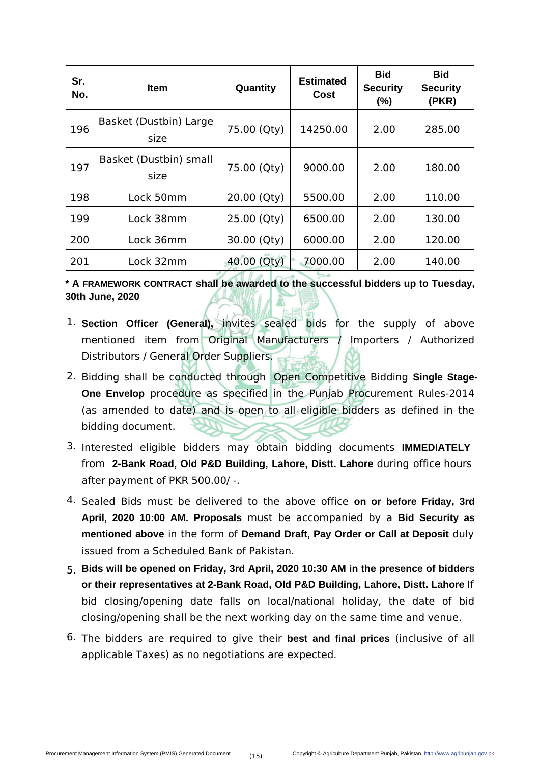| Sr. No. | Item | Quantity | Estimated Cost | Bid Security (%) | Bid Security (PKR) |
|---|---|---|---|---|---|
| 196 | Basket (Dustbin) Large size | 75.00 (Qty) | 14250.00 | 2.00 | 285.00 |
| 197 | Basket (Dustbin) small size | 75.00 (Qty) | 9000.00 | 2.00 | 180.00 |
| 198 | Lock 50mm | 20.00 (Qty) | 5500.00 | 2.00 | 110.00 |
| 199 | Lock 38mm | 25.00 (Qty) | 6500.00 | 2.00 | 130.00 |
| 200 | Lock 36mm | 30.00 (Qty) | 6000.00 | 2.00 | 120.00 |
| 201 | Lock 32mm | 40.00 (Qty) | 7000.00 | 2.00 | 140.00 |

**\* A FRAMEWORK CONTRACT shall be awarded to the successful bidders up to Tuesday, 30th June, 2020**

1. **Section Officer (General),** invites sealed bids for the supply of above mentioned item from Original Manufacturers / Importers / Authorized Distributors / General Order Suppliers.
2. Bidding shall be conducted through Open Competitive Bidding **Single Stage-One Envelop** procedure as specified in the Punjab Procurement Rules-2014 (as amended to date) and is open to all eligible bidders as defined in the bidding document.
3. Interested eligible bidders may obtain bidding documents **IMMEDIATELY** from **2-Bank Road, Old P&D Building, Lahore, Distt. Lahore** during office hours after payment of PKR 500.00/ -.
4. Sealed Bids must be delivered to the above office **on or before Friday, 3rd April, 2020 10:00 AM. Proposals** must be accompanied by a **Bid Security as mentioned above** in the form of **Demand Draft, Pay Order or Call at Deposit** duly issued from a Scheduled Bank of Pakistan.
5. **Bids will be opened on Friday, 3rd April, 2020 10:30 AM in the presence of bidders or their representatives at 2-Bank Road, Old P&D Building, Lahore, Distt. Lahore** If bid closing/opening date falls on local/national holiday, the date of bid closing/opening shall be the next working day on the same time and venue.
6. The bidders are required to give their **best and final prices** (inclusive of all applicable Taxes) as no negotiations are expected.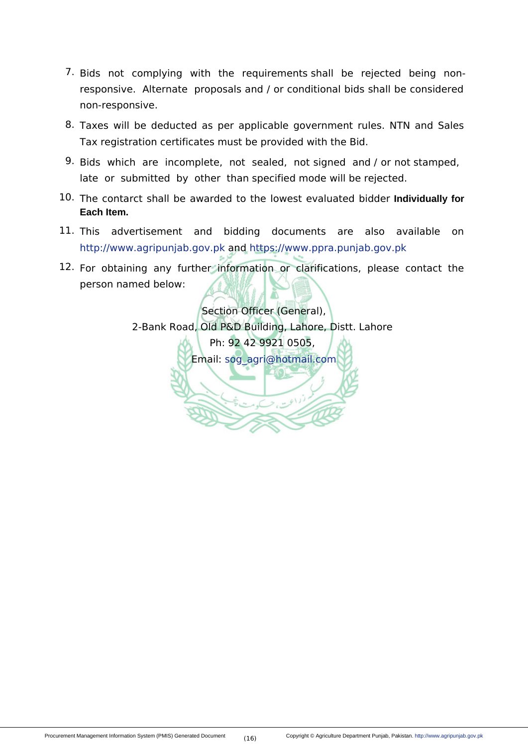7. Bids not complying with the requirements shall be rejected being non-responsive. Alternate proposals and / or conditional bids shall be considered non-responsive.
8. Taxes will be deducted as per applicable government rules. NTN and Sales Tax registration certificates must be provided with the Bid.
9. Bids which are incomplete, not sealed, not signed and / or not stamped, late or submitted by other than specified mode will be rejected.
10. The contarct shall be awarded to the lowest evaluated bidder **Individually for Each Item.**
11. This advertisement and bidding documents are also available on http://www.agripunjab.gov.pk and https://www.ppra.punjab.gov.pk
12. For obtaining any further information or clarifications, please contact the person named below:

Section Officer (General),
2-Bank Road, Old P&D Building, Lahore, Distt. Lahore
Ph: 92 42 9921 0505,
Email: sog_agri@hotmail.com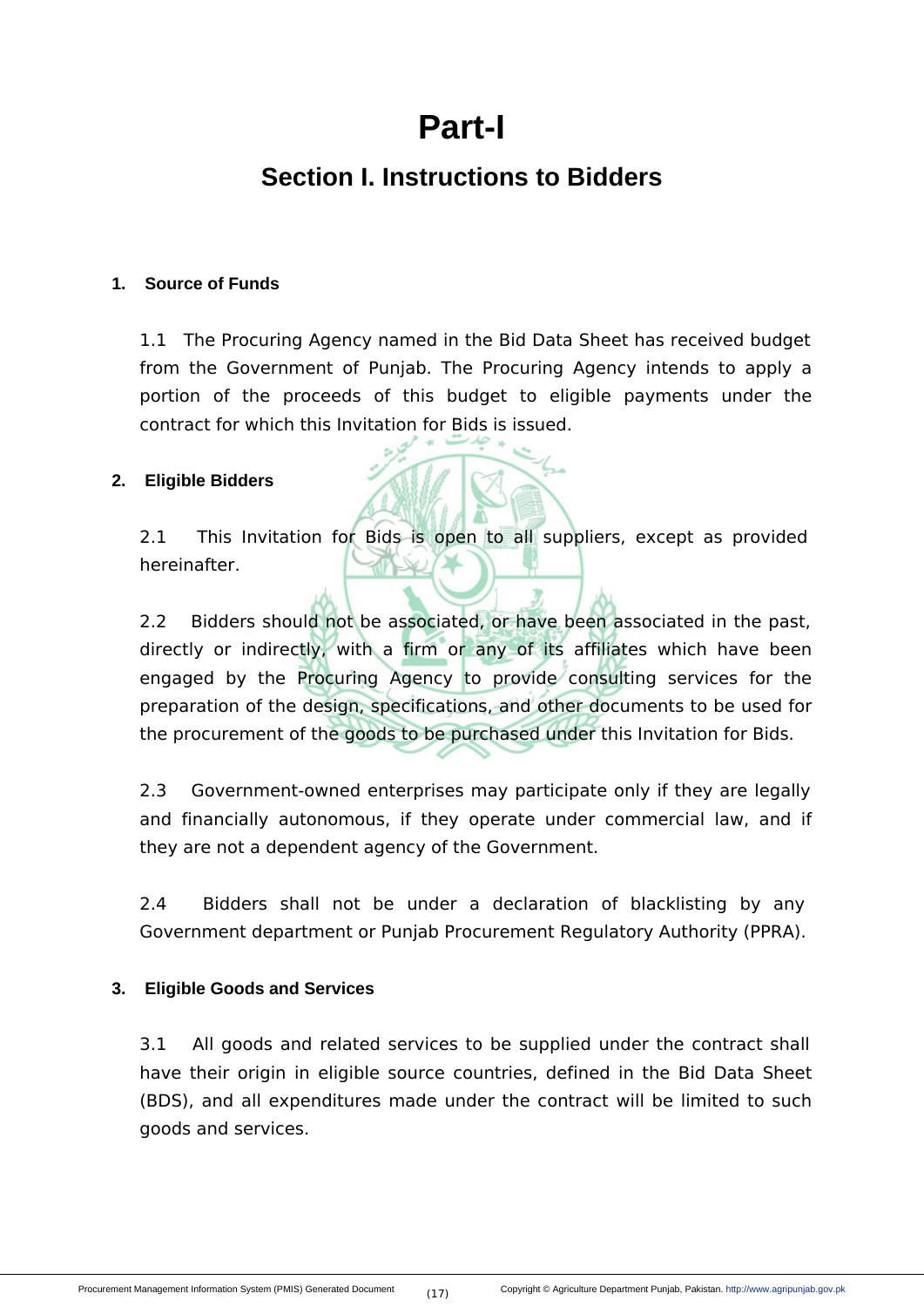# Part-I

## Section I. Instructions to Bidders

### 1. Source of Funds

1.1 The Procuring Agency named in the Bid Data Sheet has received budget from the Government of Punjab. The Procuring Agency intends to apply a portion of the proceeds of this budget to eligible payments under the contract for which this Invitation for Bids is issued.

### 2. Eligible Bidders

2.1 This Invitation for Bids is open to all suppliers, except as provided hereinafter.

2.2 Bidders should not be associated, or have been associated in the past, directly or indirectly, with a firm or any of its affiliates which have been engaged by the Procuring Agency to provide consulting services for the preparation of the design, specifications, and other documents to be used for the procurement of the goods to be purchased under this Invitation for Bids.

2.3 Government-owned enterprises may participate only if they are legally and financially autonomous, if they operate under commercial law, and if they are not a dependent agency of the Government.

2.4 Bidders shall not be under a declaration of blacklisting by any Government department or Punjab Procurement Regulatory Authority (PPRA).

### 3. Eligible Goods and Services

3.1 All goods and related services to be supplied under the contract shall have their origin in eligible source countries, defined in the Bid Data Sheet (BDS), and all expenditures made under the contract will be limited to such goods and services.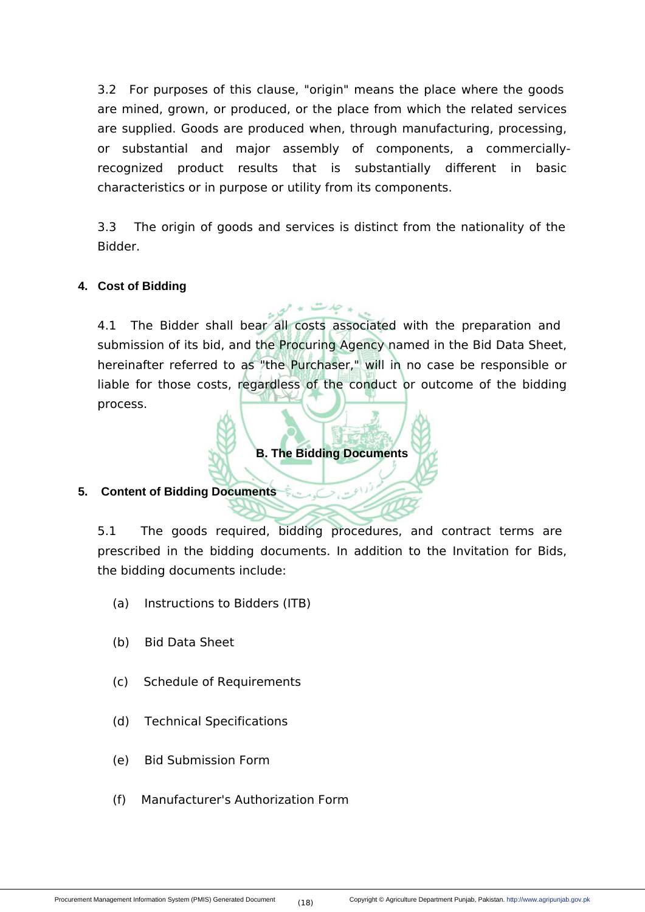3.2 For purposes of this clause, "origin" means the place where the goods are mined, grown, or produced, or the place from which the related services are supplied. Goods are produced when, through manufacturing, processing, or substantial and major assembly of components, a commercially-recognized product results that is substantially different in basic characteristics or in purpose or utility from its components.

3.3 The origin of goods and services is distinct from the nationality of the Bidder.

**4. Cost of Bidding**

4.1 The Bidder shall bear all costs associated with the preparation and submission of its bid, and the Procuring Agency named in the Bid Data Sheet, hereinafter referred to as "the Purchaser," will in no case be responsible or liable for those costs, regardless of the conduct or outcome of the bidding process.

## B. The Bidding Documents

**5. Content of Bidding Documents**

5.1 The goods required, bidding procedures, and contract terms are prescribed in the bidding documents. In addition to the Invitation for Bids, the bidding documents include:

(a) Instructions to Bidders (ITB)

(b) Bid Data Sheet

(c) Schedule of Requirements

(d) Technical Specifications

(e) Bid Submission Form

(f) Manufacturer's Authorization Form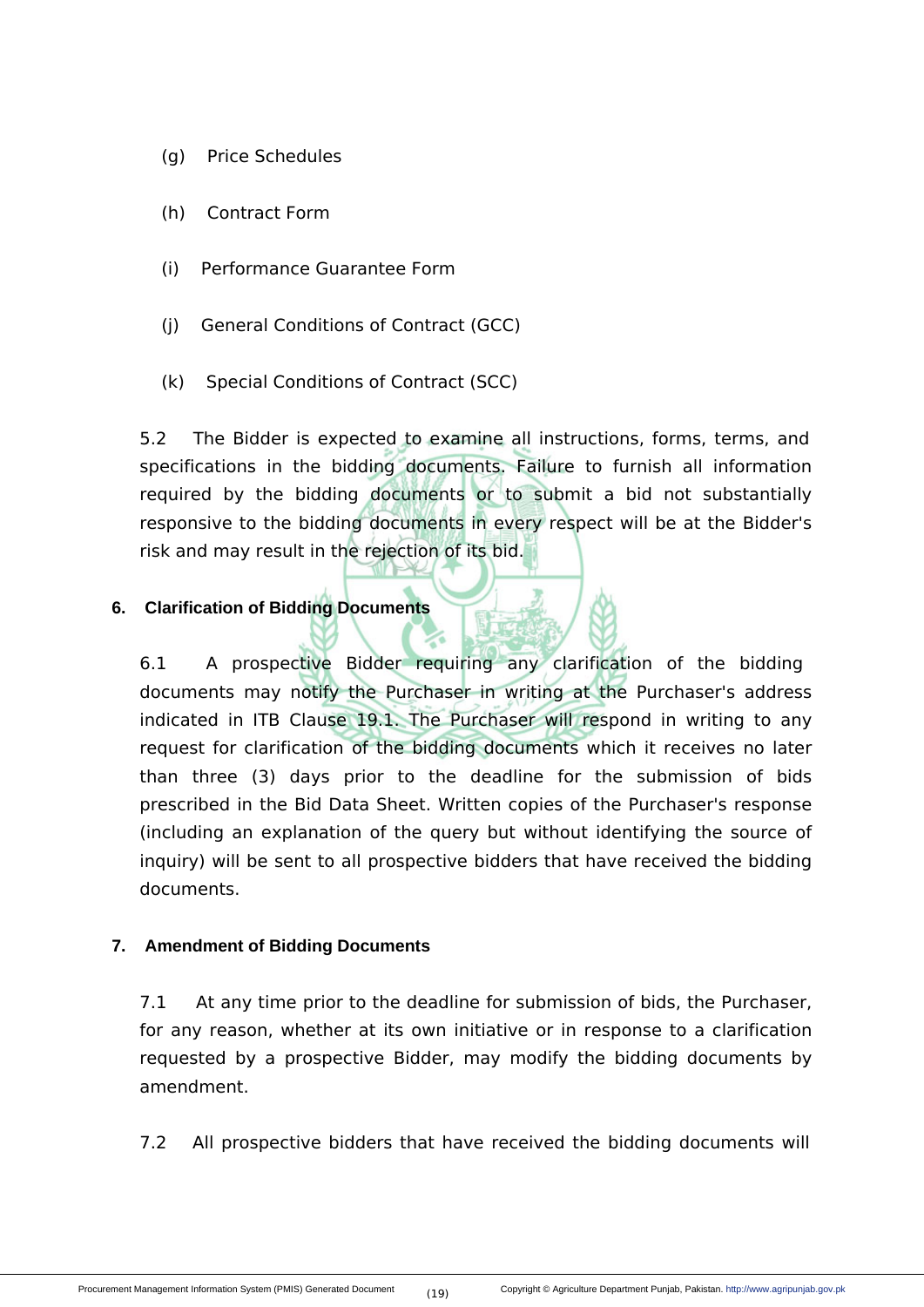(g) Price Schedules

(h) Contract Form

(i) Performance Guarantee Form

(j) General Conditions of Contract (GCC)

(k) Special Conditions of Contract (SCC)

5.2 The Bidder is expected to examine all instructions, forms, terms, and specifications in the bidding documents. Failure to furnish all information required by the bidding documents or to submit a bid not substantially responsive to the bidding documents in every respect will be at the Bidder's risk and may result in the rejection of its bid.

**6. Clarification of Bidding Documents**

6.1 A prospective Bidder requiring any clarification of the bidding documents may notify the Purchaser in writing at the Purchaser's address indicated in ITB Clause 19.1. The Purchaser will respond in writing to any request for clarification of the bidding documents which it receives no later than three (3) days prior to the deadline for the submission of bids prescribed in the Bid Data Sheet. Written copies of the Purchaser's response (including an explanation of the query but without identifying the source of inquiry) will be sent to all prospective bidders that have received the bidding documents.

**7. Amendment of Bidding Documents**

7.1 At any time prior to the deadline for submission of bids, the Purchaser, for any reason, whether at its own initiative or in response to a clarification requested by a prospective Bidder, may modify the bidding documents by amendment.

7.2 All prospective bidders that have received the bidding documents will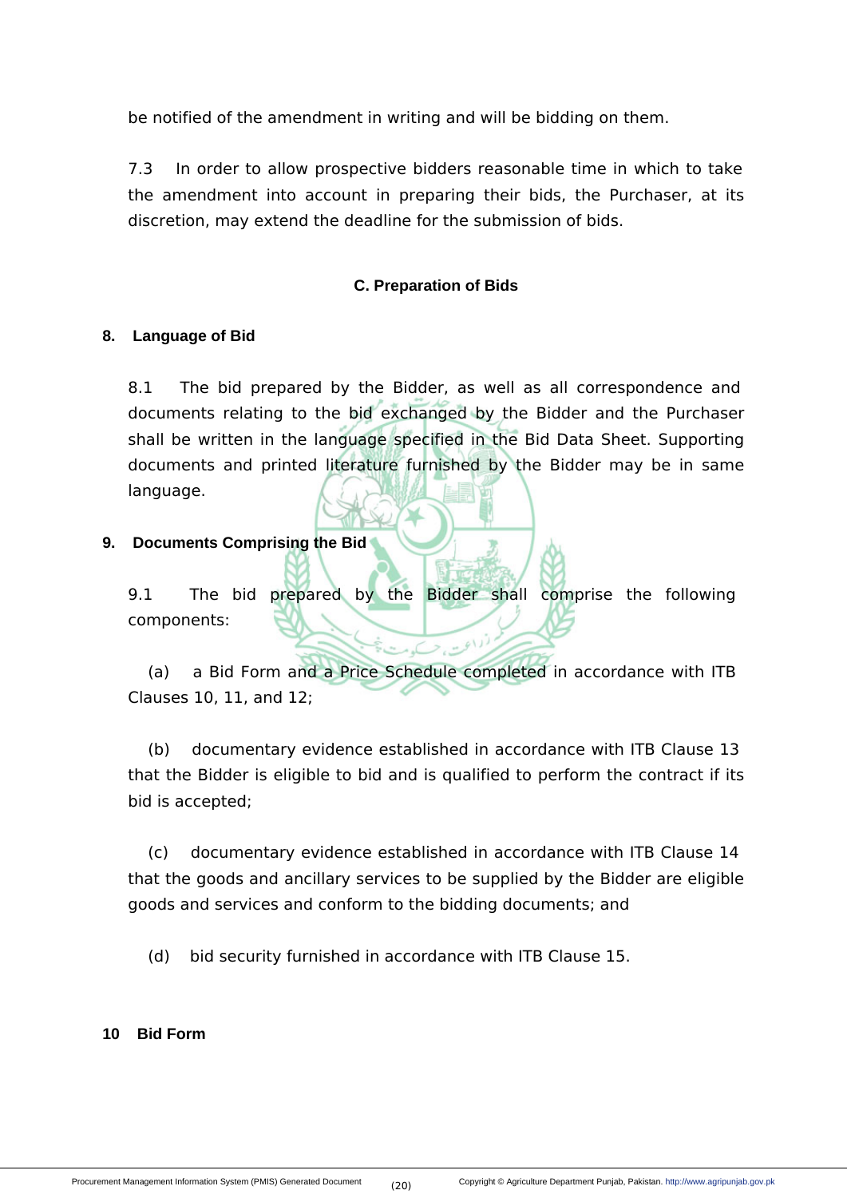be notified of the amendment in writing and will be bidding on them.

7.3 In order to allow prospective bidders reasonable time in which to take the amendment into account in preparing their bids, the Purchaser, at its discretion, may extend the deadline for the submission of bids.

## C. Preparation of Bids

### 8. Language of Bid

8.1 The bid prepared by the Bidder, as well as all correspondence and documents relating to the bid exchanged by the Bidder and the Purchaser shall be written in the language specified in the Bid Data Sheet. Supporting documents and printed literature furnished by the Bidder may be in same language.

### 9. Documents Comprising the Bid

9.1 The bid prepared by the Bidder shall comprise the following components:

(a) a Bid Form and a Price Schedule completed in accordance with ITB Clauses 10, 11, and 12;

(b) documentary evidence established in accordance with ITB Clause 13 that the Bidder is eligible to bid and is qualified to perform the contract if its bid is accepted;

(c) documentary evidence established in accordance with ITB Clause 14 that the goods and ancillary services to be supplied by the Bidder are eligible goods and services and conform to the bidding documents; and

(d) bid security furnished in accordance with ITB Clause 15.

### 10 Bid Form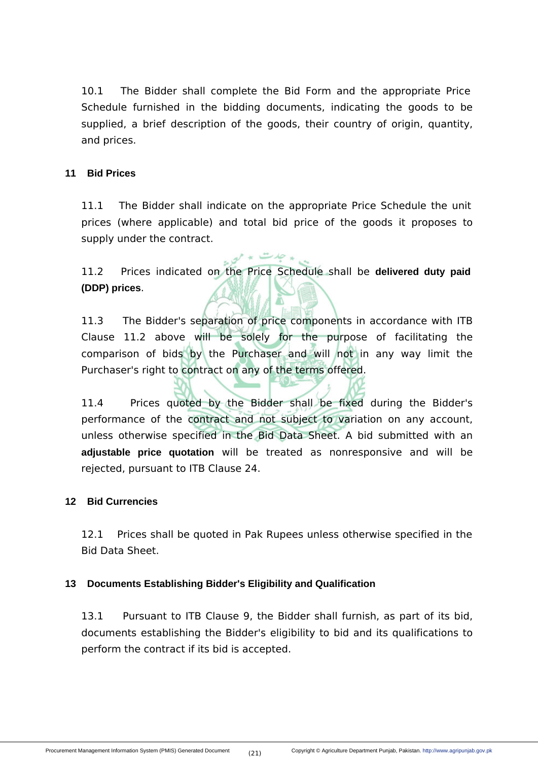10.1 The Bidder shall complete the Bid Form and the appropriate Price Schedule furnished in the bidding documents, indicating the goods to be supplied, a brief description of the goods, their country of origin, quantity, and prices.

## 11 Bid Prices

11.1 The Bidder shall indicate on the appropriate Price Schedule the unit prices (where applicable) and total bid price of the goods it proposes to supply under the contract.

11.2 Prices indicated on the Price Schedule shall be **delivered duty paid (DDP) prices**.

11.3 The Bidder's separation of price components in accordance with ITB Clause 11.2 above will be solely for the purpose of facilitating the comparison of bids by the Purchaser and will not in any way limit the Purchaser's right to contract on any of the terms offered.

11.4 Prices quoted by the Bidder shall be fixed during the Bidder's performance of the contract and not subject to variation on any account, unless otherwise specified in the Bid Data Sheet. A bid submitted with an **adjustable price quotation** will be treated as nonresponsive and will be rejected, pursuant to ITB Clause 24.

## 12 Bid Currencies

12.1 Prices shall be quoted in Pak Rupees unless otherwise specified in the Bid Data Sheet.

## 13 Documents Establishing Bidder's Eligibility and Qualification

13.1 Pursuant to ITB Clause 9, the Bidder shall furnish, as part of its bid, documents establishing the Bidder's eligibility to bid and its qualifications to perform the contract if its bid is accepted.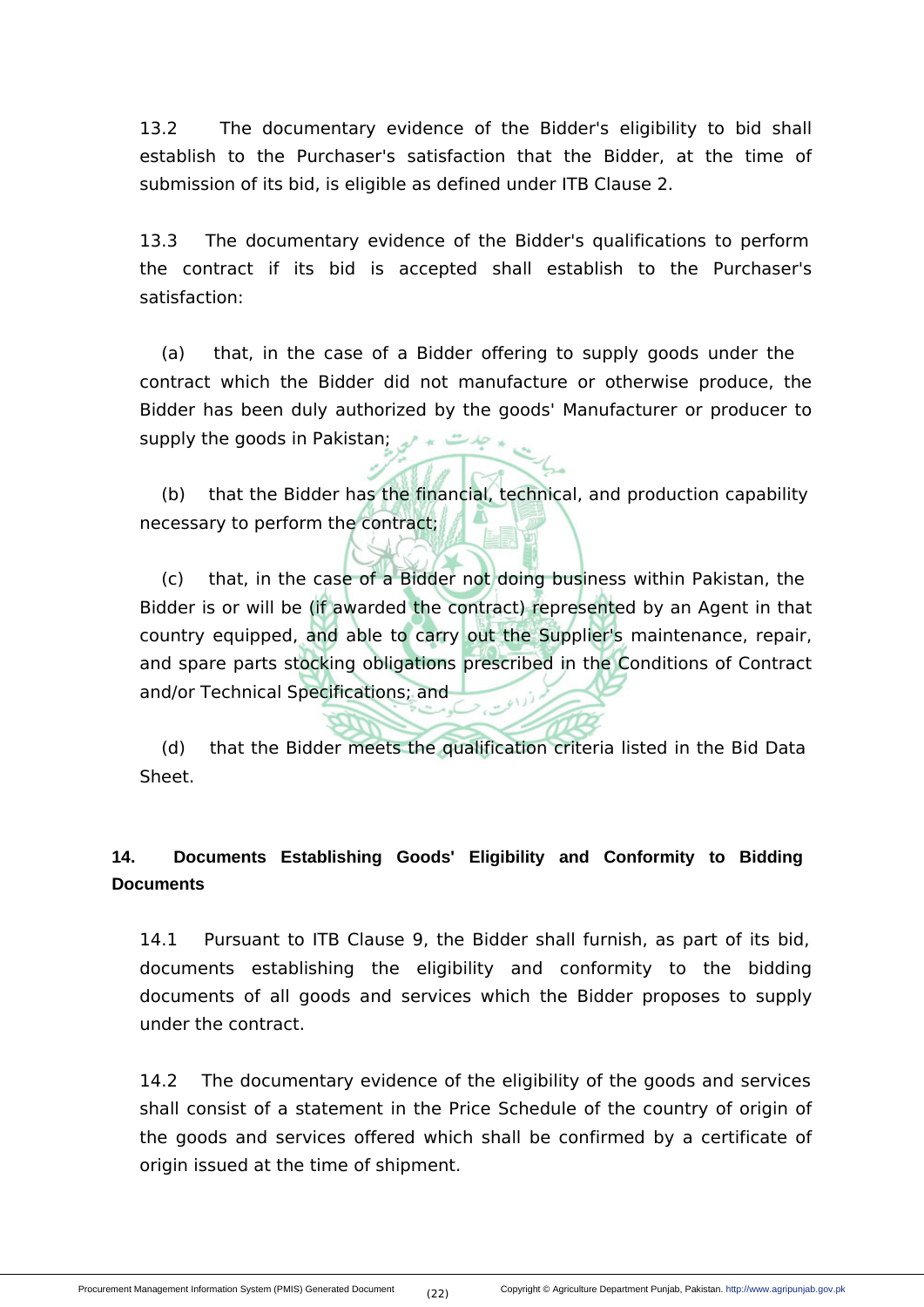13.2 The documentary evidence of the Bidder's eligibility to bid shall establish to the Purchaser's satisfaction that the Bidder, at the time of submission of its bid, is eligible as defined under ITB Clause 2.

13.3 The documentary evidence of the Bidder's qualifications to perform the contract if its bid is accepted shall establish to the Purchaser's satisfaction:

(a) that, in the case of a Bidder offering to supply goods under the contract which the Bidder did not manufacture or otherwise produce, the Bidder has been duly authorized by the goods' Manufacturer or producer to supply the goods in Pakistan;

(b) that the Bidder has the financial, technical, and production capability necessary to perform the contract;

(c) that, in the case of a Bidder not doing business within Pakistan, the Bidder is or will be (if awarded the contract) represented by an Agent in that country equipped, and able to carry out the Supplier's maintenance, repair, and spare parts stocking obligations prescribed in the Conditions of Contract and/or Technical Specifications; and

(d) that the Bidder meets the qualification criteria listed in the Bid Data Sheet.

**14. Documents Establishing Goods' Eligibility and Conformity to Bidding Documents**

14.1 Pursuant to ITB Clause 9, the Bidder shall furnish, as part of its bid, documents establishing the eligibility and conformity to the bidding documents of all goods and services which the Bidder proposes to supply under the contract.

14.2 The documentary evidence of the eligibility of the goods and services shall consist of a statement in the Price Schedule of the country of origin of the goods and services offered which shall be confirmed by a certificate of origin issued at the time of shipment.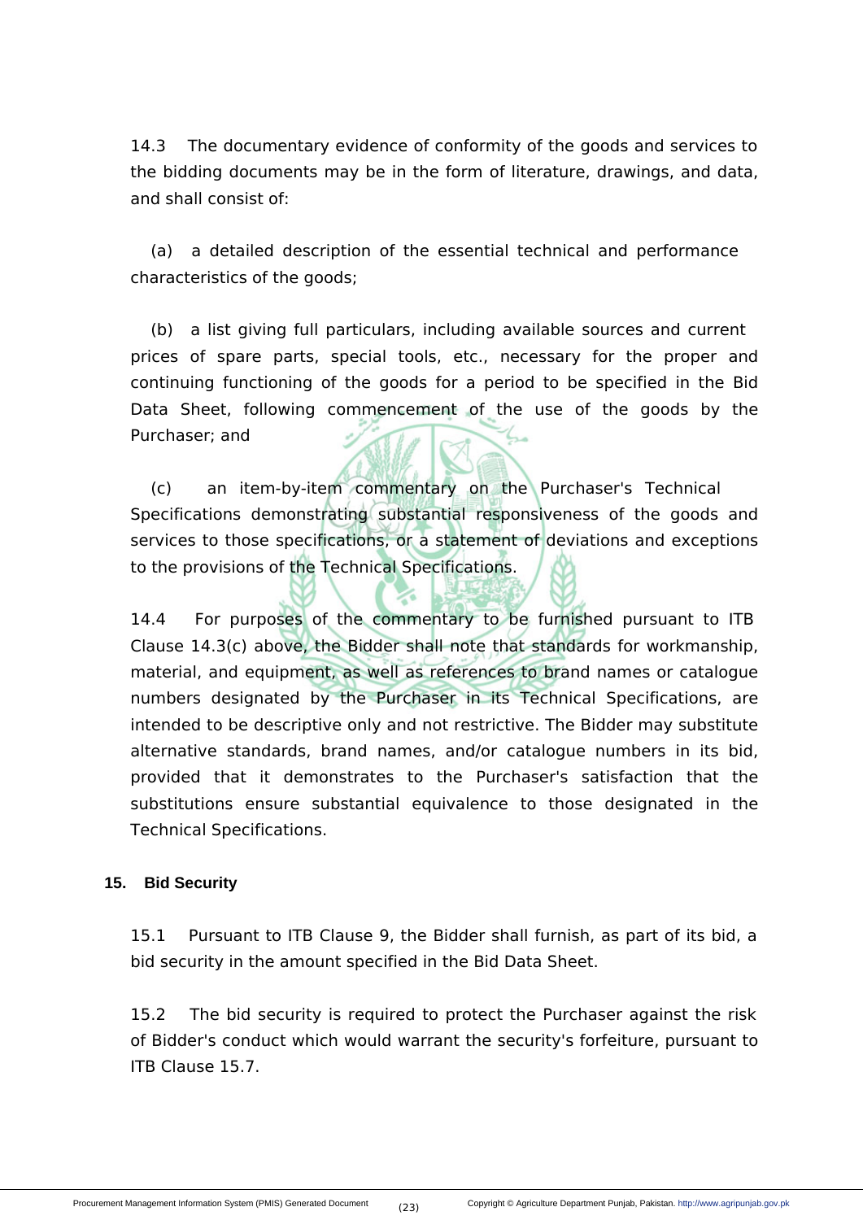14.3 The documentary evidence of conformity of the goods and services to the bidding documents may be in the form of literature, drawings, and data, and shall consist of:

(a) a detailed description of the essential technical and performance characteristics of the goods;

(b) a list giving full particulars, including available sources and current prices of spare parts, special tools, etc., necessary for the proper and continuing functioning of the goods for a period to be specified in the Bid Data Sheet, following commencement of the use of the goods by the Purchaser; and

(c) an item-by-item commentary on the Purchaser's Technical Specifications demonstrating substantial responsiveness of the goods and services to those specifications, or a statement of deviations and exceptions to the provisions of the Technical Specifications.

14.4 For purposes of the commentary to be furnished pursuant to ITB Clause 14.3(c) above, the Bidder shall note that standards for workmanship, material, and equipment, as well as references to brand names or catalogue numbers designated by the Purchaser in its Technical Specifications, are intended to be descriptive only and not restrictive. The Bidder may substitute alternative standards, brand names, and/or catalogue numbers in its bid, provided that it demonstrates to the Purchaser's satisfaction that the substitutions ensure substantial equivalence to those designated in the Technical Specifications.

**15. Bid Security**

15.1 Pursuant to ITB Clause 9, the Bidder shall furnish, as part of its bid, a bid security in the amount specified in the Bid Data Sheet.

15.2 The bid security is required to protect the Purchaser against the risk of Bidder's conduct which would warrant the security's forfeiture, pursuant to ITB Clause 15.7.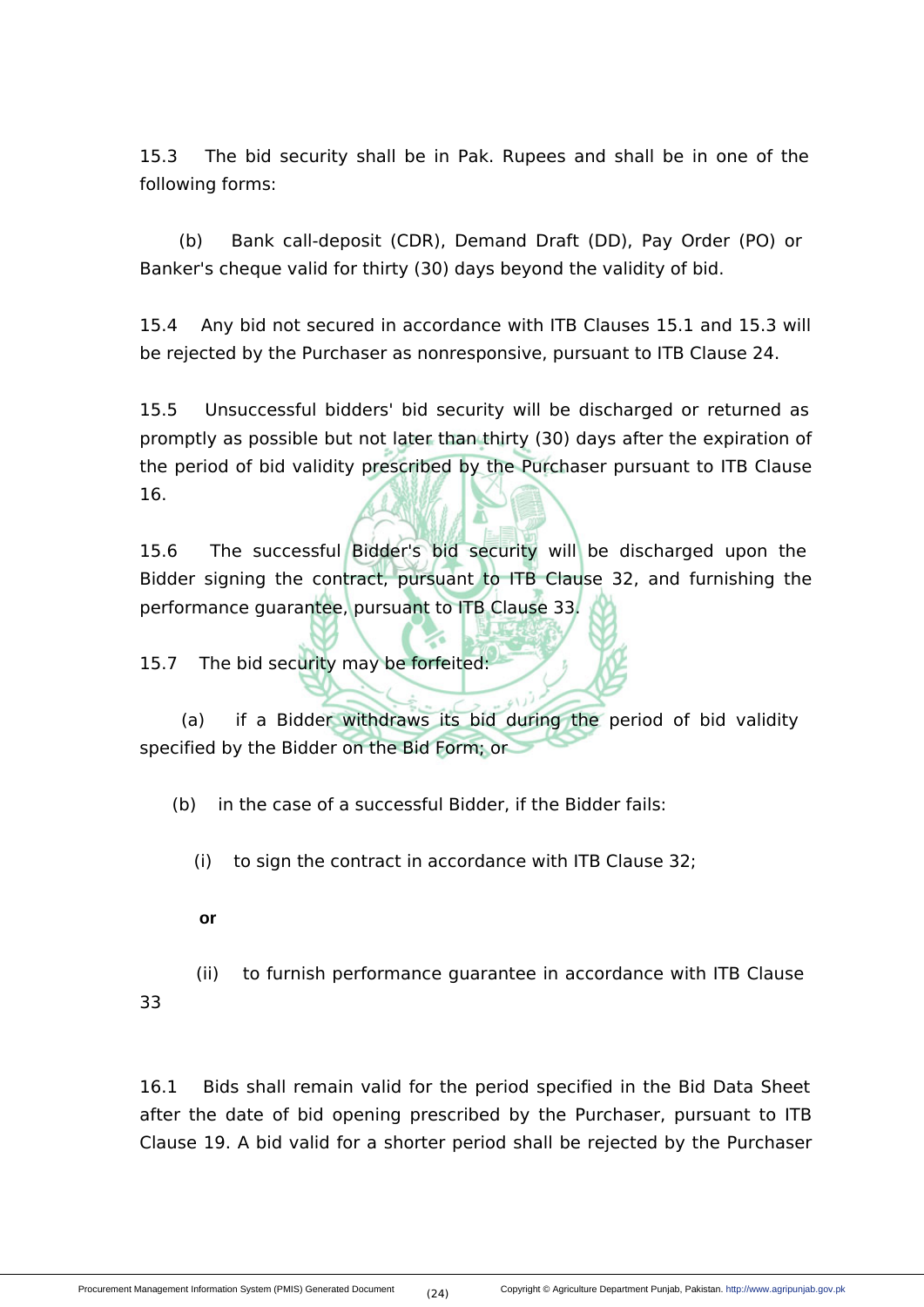15.3 The bid security shall be in Pak. Rupees and shall be in one of the following forms:

(b) Bank call-deposit (CDR), Demand Draft (DD), Pay Order (PO) or Banker's cheque valid for thirty (30) days beyond the validity of bid.

15.4 Any bid not secured in accordance with ITB Clauses 15.1 and 15.3 will be rejected by the Purchaser as nonresponsive, pursuant to ITB Clause 24.

15.5 Unsuccessful bidders' bid security will be discharged or returned as promptly as possible but not later than thirty (30) days after the expiration of the period of bid validity prescribed by the Purchaser pursuant to ITB Clause 16.

15.6 The successful Bidder's bid security will be discharged upon the Bidder signing the contract, pursuant to ITB Clause 32, and furnishing the performance guarantee, pursuant to ITB Clause 33.

15.7 The bid security may be forfeited:

(a) if a Bidder withdraws its bid during the period of bid validity specified by the Bidder on the Bid Form; or

(b) in the case of a successful Bidder, if the Bidder fails:

(i) to sign the contract in accordance with ITB Clause 32;

**or**

(ii) to furnish performance guarantee in accordance with ITB Clause 33

16.1 Bids shall remain valid for the period specified in the Bid Data Sheet after the date of bid opening prescribed by the Purchaser, pursuant to ITB Clause 19. A bid valid for a shorter period shall be rejected by the Purchaser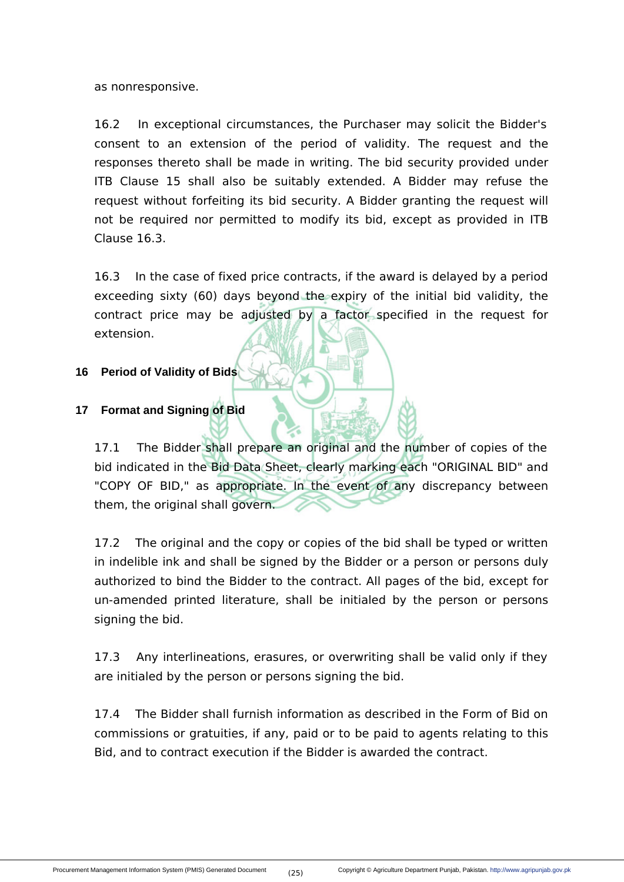as nonresponsive.

16.2 In exceptional circumstances, the Purchaser may solicit the Bidder's consent to an extension of the period of validity. The request and the responses thereto shall be made in writing. The bid security provided under ITB Clause 15 shall also be suitably extended. A Bidder may refuse the request without forfeiting its bid security. A Bidder granting the request will not be required nor permitted to modify its bid, except as provided in ITB Clause 16.3.

16.3 In the case of fixed price contracts, if the award is delayed by a period exceeding sixty (60) days beyond the expiry of the initial bid validity, the contract price may be adjusted by a factor specified in the request for extension.

**16 Period of Validity of Bids**

**17 Format and Signing of Bid**

17.1 The Bidder shall prepare an original and the number of copies of the bid indicated in the Bid Data Sheet, clearly marking each "ORIGINAL BID" and "COPY OF BID," as appropriate. In the event of any discrepancy between them, the original shall govern.

17.2 The original and the copy or copies of the bid shall be typed or written in indelible ink and shall be signed by the Bidder or a person or persons duly authorized to bind the Bidder to the contract. All pages of the bid, except for un-amended printed literature, shall be initialed by the person or persons signing the bid.

17.3 Any interlineations, erasures, or overwriting shall be valid only if they are initialed by the person or persons signing the bid.

17.4 The Bidder shall furnish information as described in the Form of Bid on commissions or gratuities, if any, paid or to be paid to agents relating to this Bid, and to contract execution if the Bidder is awarded the contract.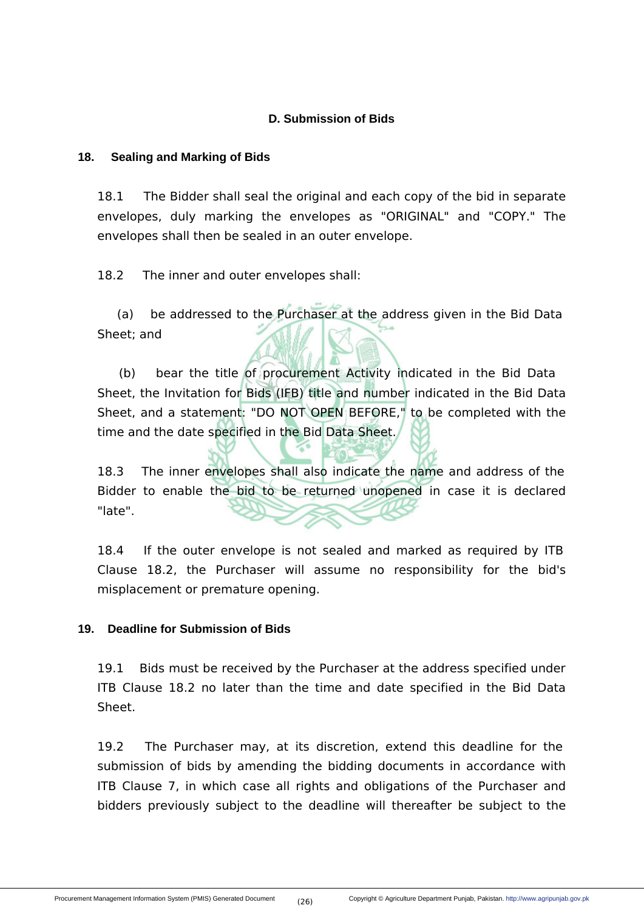## D. Submission of Bids

### 18. Sealing and Marking of Bids

18.1 The Bidder shall seal the original and each copy of the bid in separate envelopes, duly marking the envelopes as "ORIGINAL" and "COPY." The envelopes shall then be sealed in an outer envelope.

18.2 The inner and outer envelopes shall:

(a) be addressed to the Purchaser at the address given in the Bid Data Sheet; and

(b) bear the title of procurement Activity indicated in the Bid Data Sheet, the Invitation for Bids (IFB) title and number indicated in the Bid Data Sheet, and a statement: "DO NOT OPEN BEFORE," to be completed with the time and the date specified in the Bid Data Sheet.

18.3 The inner envelopes shall also indicate the name and address of the Bidder to enable the bid to be returned unopened in case it is declared "late".

18.4 If the outer envelope is not sealed and marked as required by ITB Clause 18.2, the Purchaser will assume no responsibility for the bid's misplacement or premature opening.

### 19. Deadline for Submission of Bids

19.1 Bids must be received by the Purchaser at the address specified under ITB Clause 18.2 no later than the time and date specified in the Bid Data Sheet.

19.2 The Purchaser may, at its discretion, extend this deadline for the submission of bids by amending the bidding documents in accordance with ITB Clause 7, in which case all rights and obligations of the Purchaser and bidders previously subject to the deadline will thereafter be subject to the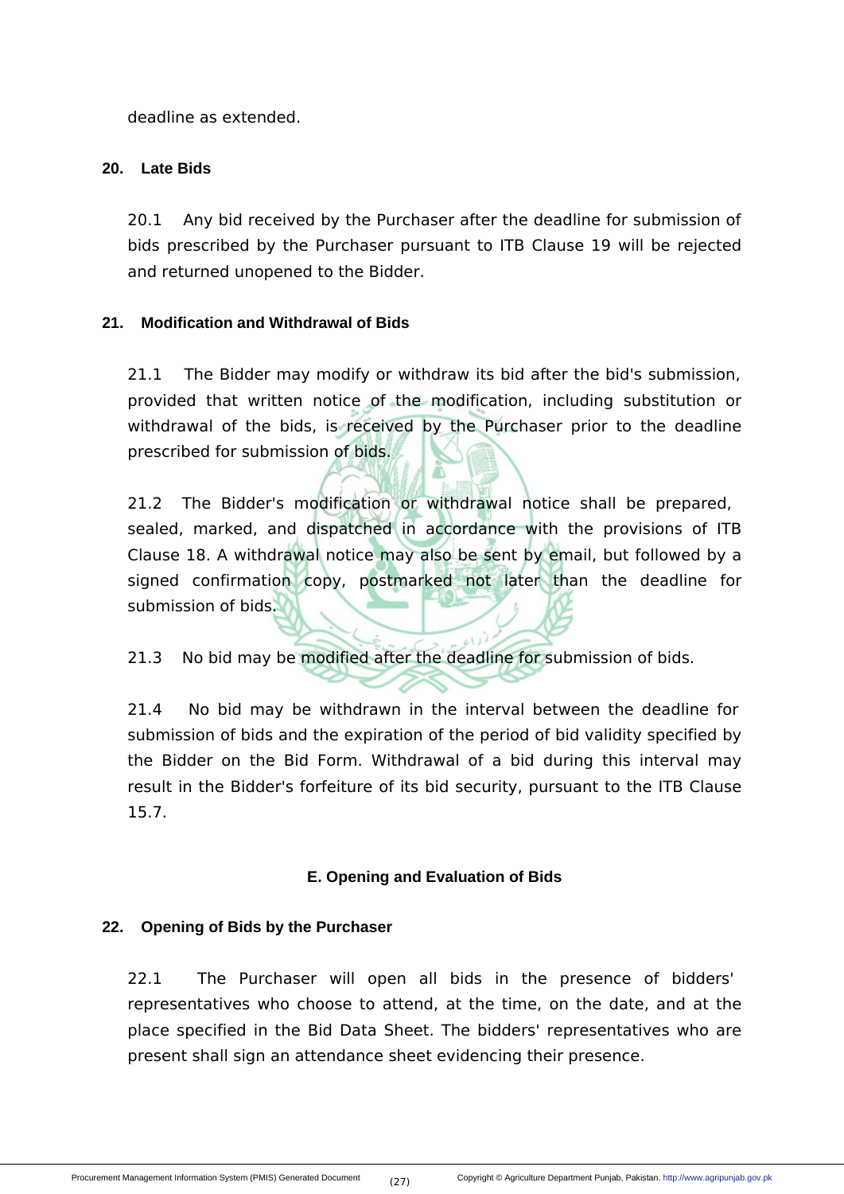deadline as extended.

## 20. Late Bids

20.1 Any bid received by the Purchaser after the deadline for submission of bids prescribed by the Purchaser pursuant to ITB Clause 19 will be rejected and returned unopened to the Bidder.

## 21. Modification and Withdrawal of Bids

21.1 The Bidder may modify or withdraw its bid after the bid's submission, provided that written notice of the modification, including substitution or withdrawal of the bids, is received by the Purchaser prior to the deadline prescribed for submission of bids.

21.2 The Bidder's modification or withdrawal notice shall be prepared, sealed, marked, and dispatched in accordance with the provisions of ITB Clause 18. A withdrawal notice may also be sent by email, but followed by a signed confirmation copy, postmarked not later than the deadline for submission of bids.

21.3 No bid may be modified after the deadline for submission of bids.

21.4 No bid may be withdrawn in the interval between the deadline for submission of bids and the expiration of the period of bid validity specified by the Bidder on the Bid Form. Withdrawal of a bid during this interval may result in the Bidder's forfeiture of its bid security, pursuant to the ITB Clause 15.7.

# E. Opening and Evaluation of Bids

## 22. Opening of Bids by the Purchaser

22.1 The Purchaser will open all bids in the presence of bidders' representatives who choose to attend, at the time, on the date, and at the place specified in the Bid Data Sheet. The bidders' representatives who are present shall sign an attendance sheet evidencing their presence.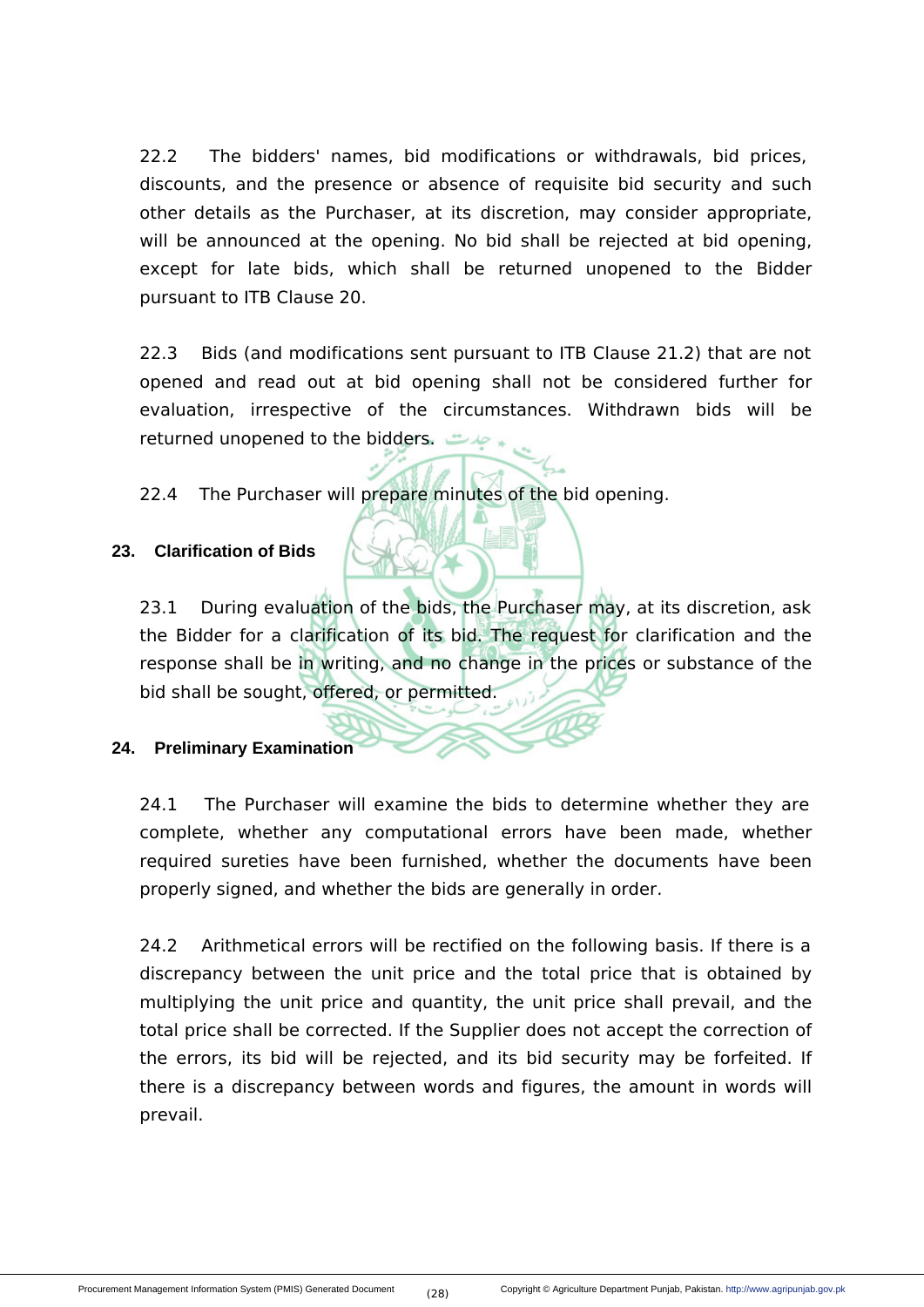22.2 The bidders' names, bid modifications or withdrawals, bid prices, discounts, and the presence or absence of requisite bid security and such other details as the Purchaser, at its discretion, may consider appropriate, will be announced at the opening. No bid shall be rejected at bid opening, except for late bids, which shall be returned unopened to the Bidder pursuant to ITB Clause 20.

22.3 Bids (and modifications sent pursuant to ITB Clause 21.2) that are not opened and read out at bid opening shall not be considered further for evaluation, irrespective of the circumstances. Withdrawn bids will be returned unopened to the bidders.

22.4 The Purchaser will prepare minutes of the bid opening.

## 23. Clarification of Bids

23.1 During evaluation of the bids, the Purchaser may, at its discretion, ask the Bidder for a clarification of its bid. The request for clarification and the response shall be in writing, and no change in the prices or substance of the bid shall be sought, offered, or permitted.

## 24. Preliminary Examination

24.1 The Purchaser will examine the bids to determine whether they are complete, whether any computational errors have been made, whether required sureties have been furnished, whether the documents have been properly signed, and whether the bids are generally in order.

24.2 Arithmetical errors will be rectified on the following basis. If there is a discrepancy between the unit price and the total price that is obtained by multiplying the unit price and quantity, the unit price shall prevail, and the total price shall be corrected. If the Supplier does not accept the correction of the errors, its bid will be rejected, and its bid security may be forfeited. If there is a discrepancy between words and figures, the amount in words will prevail.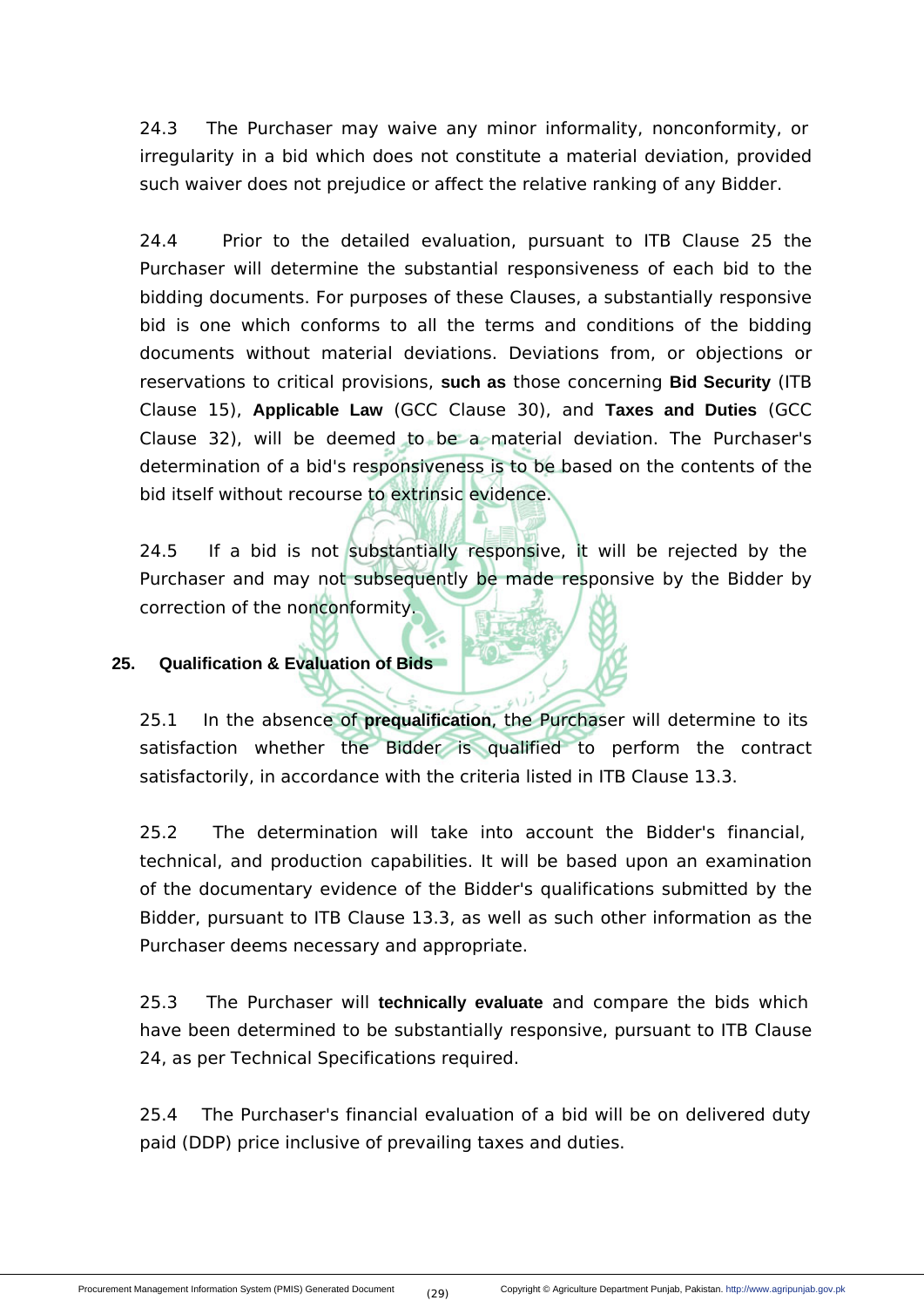24.3 The Purchaser may waive any minor informality, nonconformity, or irregularity in a bid which does not constitute a material deviation, provided such waiver does not prejudice or affect the relative ranking of any Bidder.

24.4 Prior to the detailed evaluation, pursuant to ITB Clause 25 the Purchaser will determine the substantial responsiveness of each bid to the bidding documents. For purposes of these Clauses, a substantially responsive bid is one which conforms to all the terms and conditions of the bidding documents without material deviations. Deviations from, or objections or reservations to critical provisions, **such as** those concerning **Bid Security** (ITB Clause 15), **Applicable Law** (GCC Clause 30), and **Taxes and Duties** (GCC Clause 32), will be deemed to be a material deviation. The Purchaser's determination of a bid's responsiveness is to be based on the contents of the bid itself without recourse to extrinsic evidence.

24.5 If a bid is not substantially responsive, it will be rejected by the Purchaser and may not subsequently be made responsive by the Bidder by correction of the nonconformity.

## 25. Qualification & Evaluation of Bids

25.1 In the absence of **prequalification**, the Purchaser will determine to its satisfaction whether the Bidder is qualified to perform the contract satisfactorily, in accordance with the criteria listed in ITB Clause 13.3.

25.2 The determination will take into account the Bidder's financial, technical, and production capabilities. It will be based upon an examination of the documentary evidence of the Bidder's qualifications submitted by the Bidder, pursuant to ITB Clause 13.3, as well as such other information as the Purchaser deems necessary and appropriate.

25.3 The Purchaser will **technically evaluate** and compare the bids which have been determined to be substantially responsive, pursuant to ITB Clause 24, as per Technical Specifications required.

25.4 The Purchaser's financial evaluation of a bid will be on delivered duty paid (DDP) price inclusive of prevailing taxes and duties.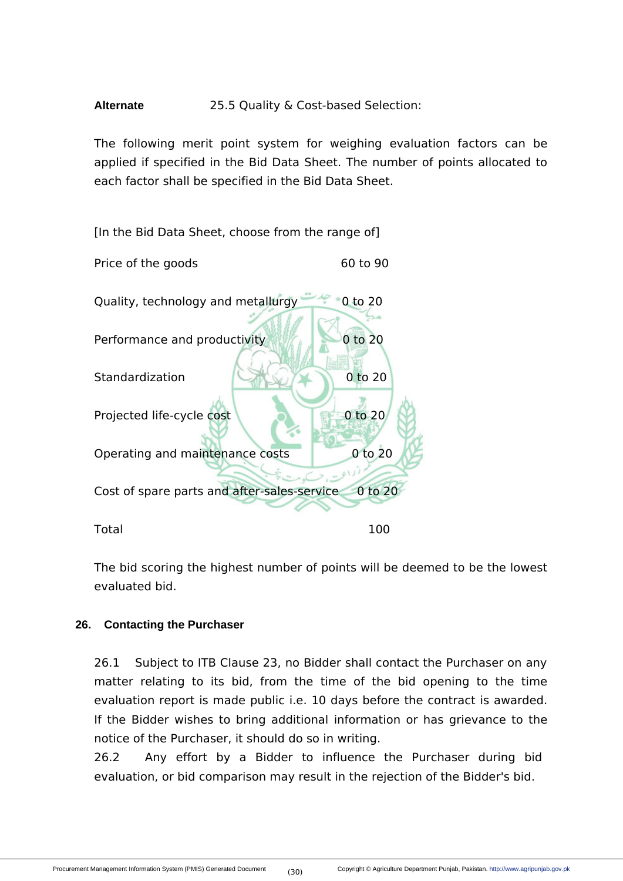**Alternate** 25.5 Quality & Cost-based Selection:

The following merit point system for weighing evaluation factors can be applied if specified in the Bid Data Sheet. The number of points allocated to each factor shall be specified in the Bid Data Sheet.

[In the Bid Data Sheet, choose from the range of]

| | |
|---|---|
| Price of the goods | 60 to 90 |
| Quality, technology and metallurgy | 0 to 20 |
| Performance and productivity | 0 to 20 |
| Standardization | 0 to 20 |
| Projected life-cycle cost | 0 to 20 |
| Operating and maintenance costs | 0 to 20 |
| Cost of spare parts and after-sales-service | 0 to 20 |
| Total | 100 |

The bid scoring the highest number of points will be deemed to be the lowest evaluated bid.

## 26. Contacting the Purchaser

26.1 Subject to ITB Clause 23, no Bidder shall contact the Purchaser on any matter relating to its bid, from the time of the bid opening to the time evaluation report is made public i.e. 10 days before the contract is awarded. If the Bidder wishes to bring additional information or has grievance to the notice of the Purchaser, it should do so in writing.

26.2 Any effort by a Bidder to influence the Purchaser during bid evaluation, or bid comparison may result in the rejection of the Bidder's bid.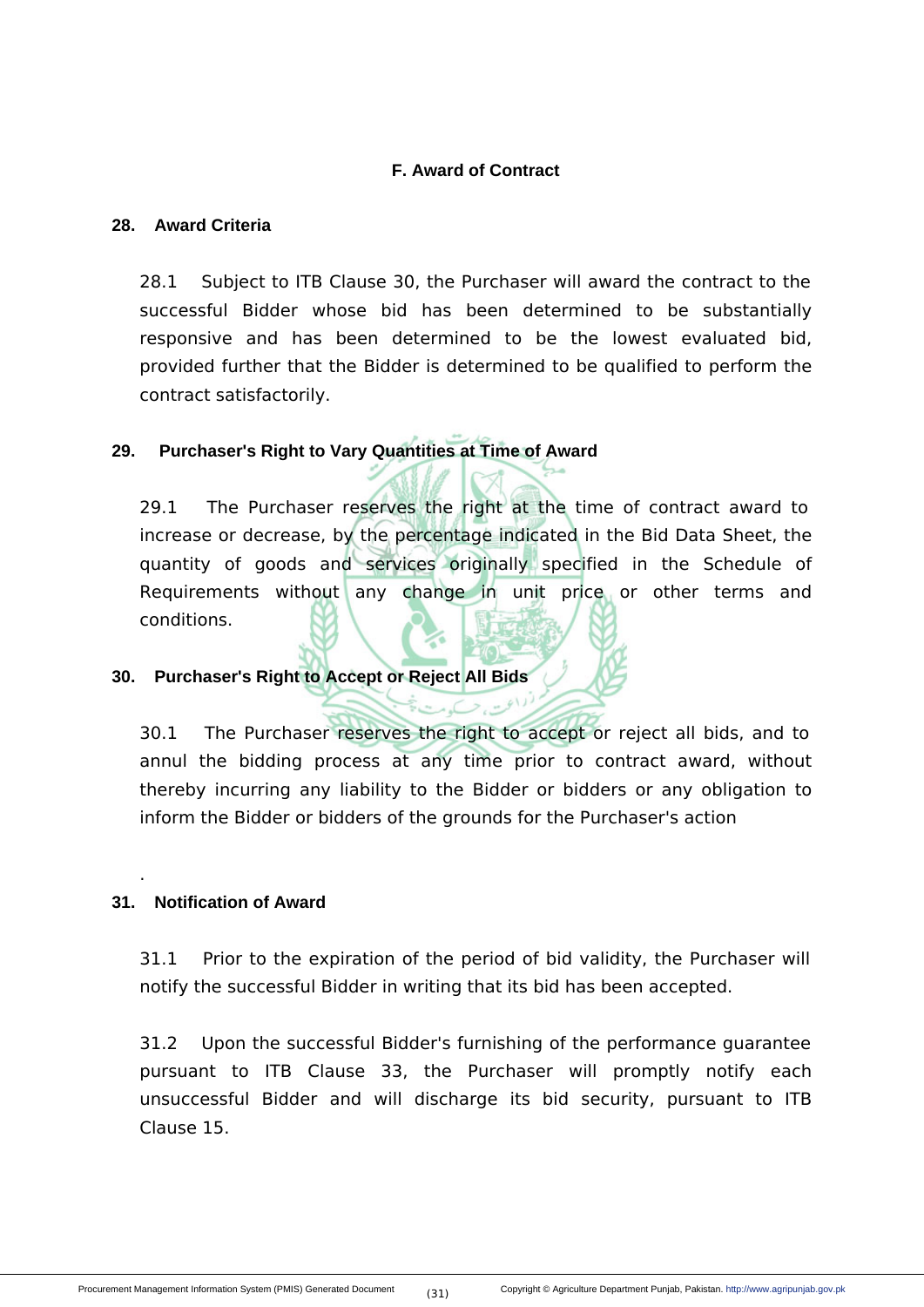## F. Award of Contract

### 28. Award Criteria

28.1 Subject to ITB Clause 30, the Purchaser will award the contract to the successful Bidder whose bid has been determined to be substantially responsive and has been determined to be the lowest evaluated bid, provided further that the Bidder is determined to be qualified to perform the contract satisfactorily.

### 29. Purchaser's Right to Vary Quantities at Time of Award

29.1 The Purchaser reserves the right at the time of contract award to increase or decrease, by the percentage indicated in the Bid Data Sheet, the quantity of goods and services originally specified in the Schedule of Requirements without any change in unit price or other terms and conditions.

### 30. Purchaser's Right to Accept or Reject All Bids

30.1 The Purchaser reserves the right to accept or reject all bids, and to annul the bidding process at any time prior to contract award, without thereby incurring any liability to the Bidder or bidders or any obligation to inform the Bidder or bidders of the grounds for the Purchaser's action

.

### 31. Notification of Award

31.1 Prior to the expiration of the period of bid validity, the Purchaser will notify the successful Bidder in writing that its bid has been accepted.

31.2 Upon the successful Bidder's furnishing of the performance guarantee pursuant to ITB Clause 33, the Purchaser will promptly notify each unsuccessful Bidder and will discharge its bid security, pursuant to ITB Clause 15.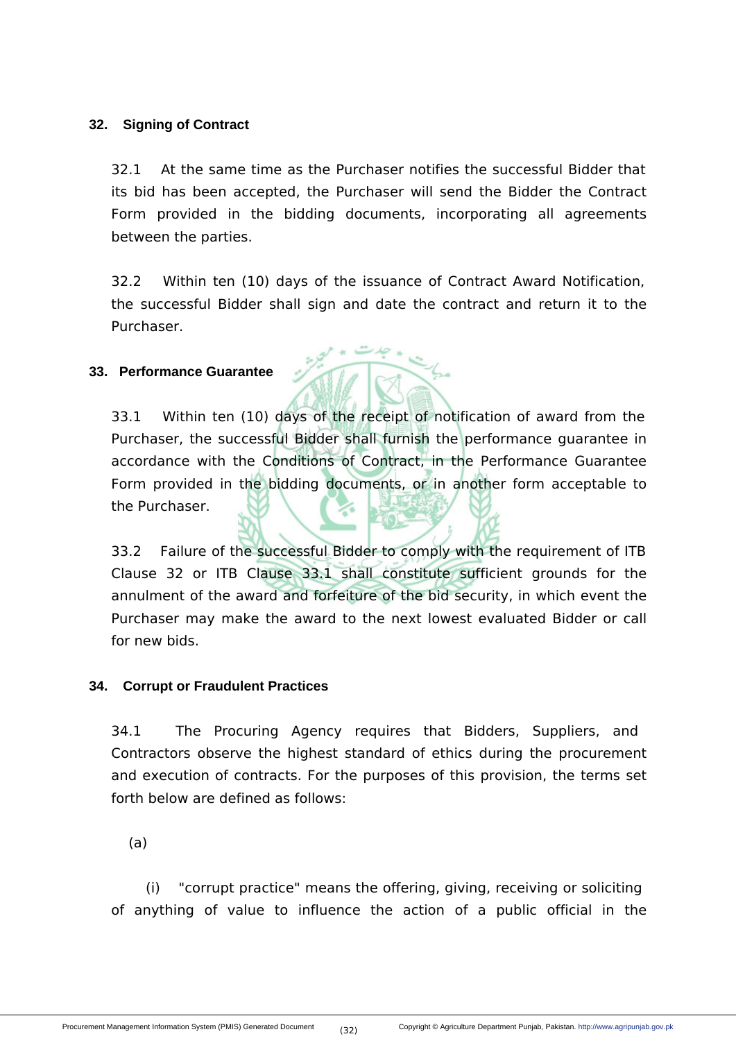## 32. Signing of Contract

32.1 At the same time as the Purchaser notifies the successful Bidder that its bid has been accepted, the Purchaser will send the Bidder the Contract Form provided in the bidding documents, incorporating all agreements between the parties.

32.2 Within ten (10) days of the issuance of Contract Award Notification, the successful Bidder shall sign and date the contract and return it to the Purchaser.

## 33. Performance Guarantee

33.1 Within ten (10) days of the receipt of notification of award from the Purchaser, the successful Bidder shall furnish the performance guarantee in accordance with the Conditions of Contract, in the Performance Guarantee Form provided in the bidding documents, or in another form acceptable to the Purchaser.

33.2 Failure of the successful Bidder to comply with the requirement of ITB Clause 32 or ITB Clause 33.1 shall constitute sufficient grounds for the annulment of the award and forfeiture of the bid security, in which event the Purchaser may make the award to the next lowest evaluated Bidder or call for new bids.

## 34. Corrupt or Fraudulent Practices

34.1 The Procuring Agency requires that Bidders, Suppliers, and Contractors observe the highest standard of ethics during the procurement and execution of contracts. For the purposes of this provision, the terms set forth below are defined as follows:

(a)

(i) "corrupt practice" means the offering, giving, receiving or soliciting of anything of value to influence the action of a public official in the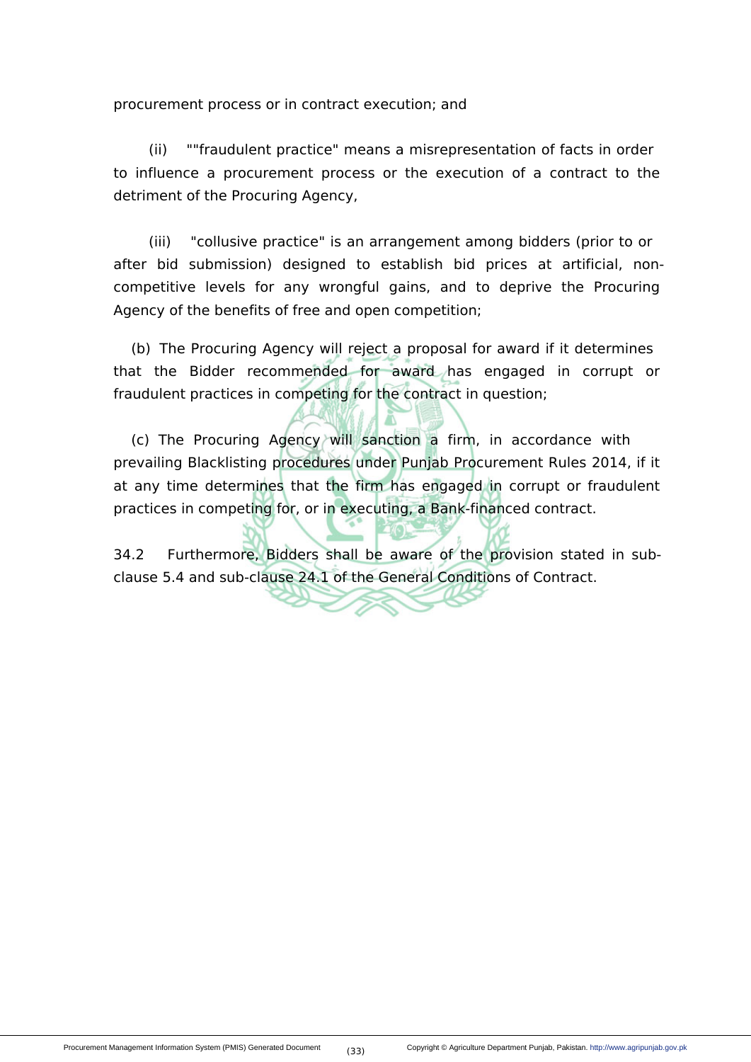procurement process or in contract execution; and

(ii) ""fraudulent practice" means a misrepresentation of facts in order to influence a procurement process or the execution of a contract to the detriment of the Procuring Agency,

(iii) "collusive practice" is an arrangement among bidders (prior to or after bid submission) designed to establish bid prices at artificial, non-competitive levels for any wrongful gains, and to deprive the Procuring Agency of the benefits of free and open competition;

(b) The Procuring Agency will reject a proposal for award if it determines that the Bidder recommended for award has engaged in corrupt or fraudulent practices in competing for the contract in question;

(c) The Procuring Agency will sanction a firm, in accordance with prevailing Blacklisting procedures under Punjab Procurement Rules 2014, if it at any time determines that the firm has engaged in corrupt or fraudulent practices in competing for, or in executing, a Bank-financed contract.

34.2 Furthermore, Bidders shall be aware of the provision stated in sub-clause 5.4 and sub-clause 24.1 of the General Conditions of Contract.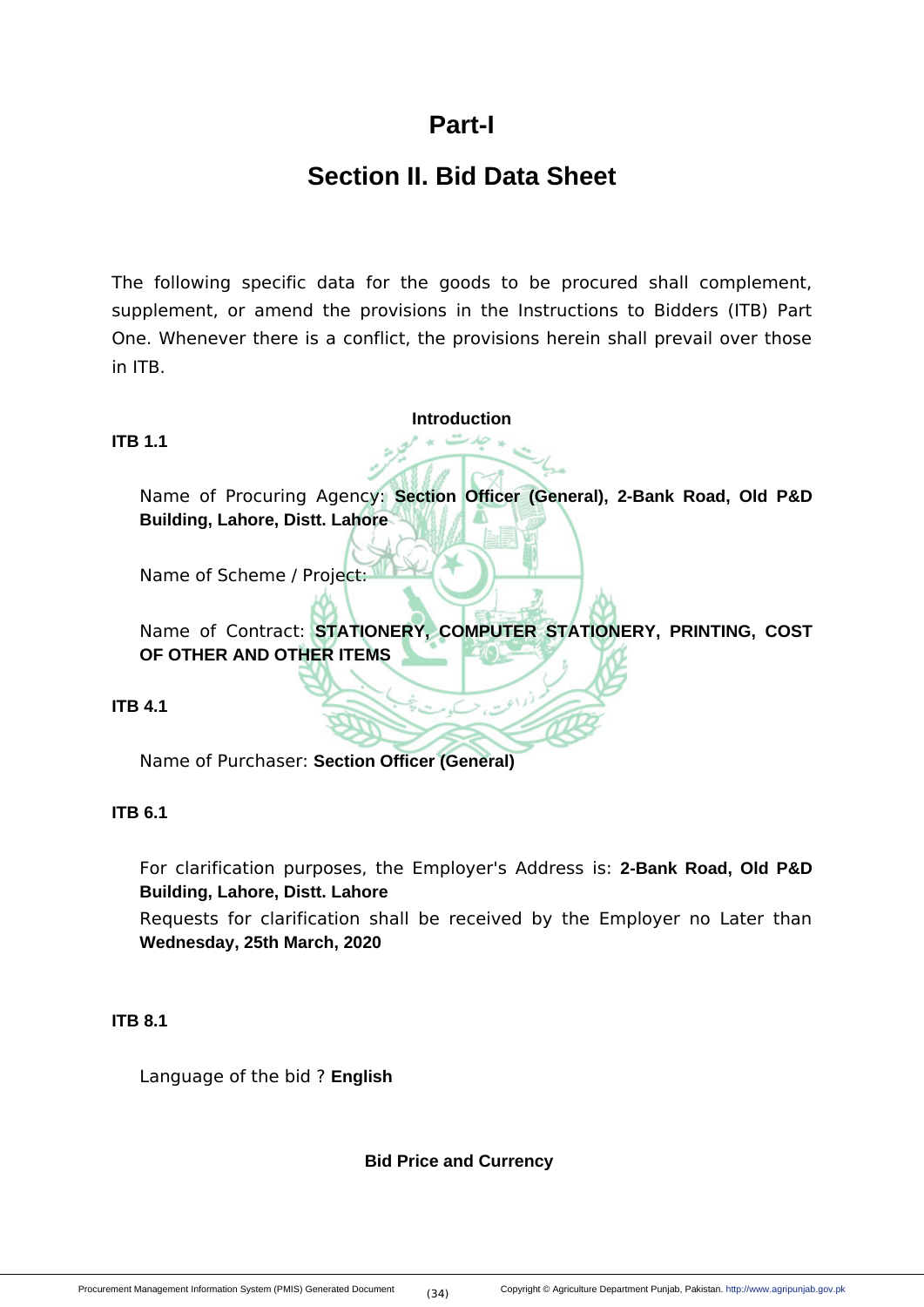# Part-I

## Section II. Bid Data Sheet

The following specific data for the goods to be procured shall complement, supplement, or amend the provisions in the Instructions to Bidders (ITB) Part One. Whenever there is a conflict, the provisions herein shall prevail over those in ITB.

**Introduction**

**ITB 1.1**

Name of Procuring Agency: **Section Officer (General), 2-Bank Road, Old P&D Building, Lahore, Distt. Lahore**

Name of Scheme / Project:

Name of Contract: **STATIONERY, COMPUTER STATIONERY, PRINTING, COST OF OTHER AND OTHER ITEMS**

**ITB 4.1**

Name of Purchaser: **Section Officer (General)**

**ITB 6.1**

For clarification purposes, the Employer's Address is: **2-Bank Road, Old P&D Building, Lahore, Distt. Lahore**

Requests for clarification shall be received by the Employer no Later than **Wednesday, 25th March, 2020**

**ITB 8.1**

Language of the bid ? **English**

**Bid Price and Currency**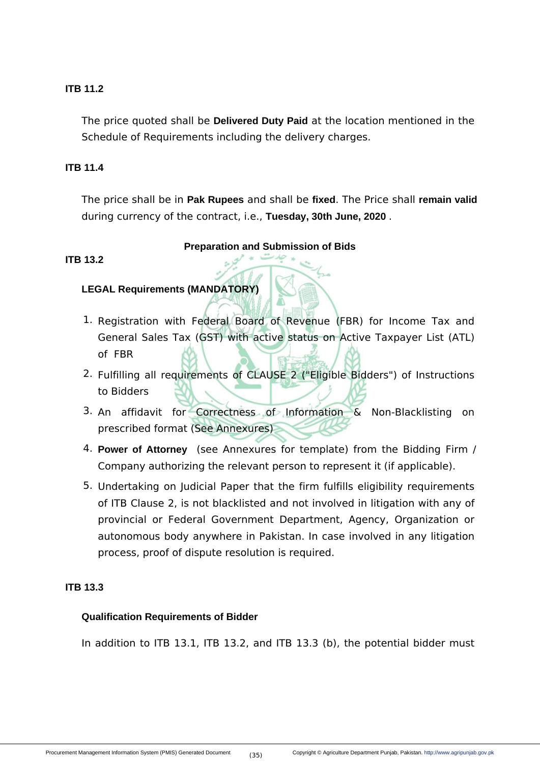**ITB 11.2**

The price quoted shall be **Delivered Duty Paid** at the location mentioned in the Schedule of Requirements including the delivery charges.

**ITB 11.4**

The price shall be in **Pak Rupees** and shall be **fixed**. The Price shall **remain valid** during currency of the contract, i.e., **Tuesday, 30th June, 2020** .

**Preparation and Submission of Bids**

**ITB 13.2**

**LEGAL Requirements (MANDATORY)**

1. Registration with Federal Board of Revenue (FBR) for Income Tax and General Sales Tax (GST) with active status on Active Taxpayer List (ATL) of FBR
2. Fulfilling all requirements of CLAUSE 2 ("Eligible Bidders") of Instructions to Bidders
3. An affidavit for Correctness of Information & Non-Blacklisting on prescribed format (See Annexures)
4. **Power of Attorney** (see Annexures for template) from the Bidding Firm / Company authorizing the relevant person to represent it (if applicable).
5. Undertaking on Judicial Paper that the firm fulfills eligibility requirements of ITB Clause 2, is not blacklisted and not involved in litigation with any of provincial or Federal Government Department, Agency, Organization or autonomous body anywhere in Pakistan. In case involved in any litigation process, proof of dispute resolution is required.

**ITB 13.3**

**Qualification Requirements of Bidder**

In addition to ITB 13.1, ITB 13.2, and ITB 13.3 (b), the potential bidder must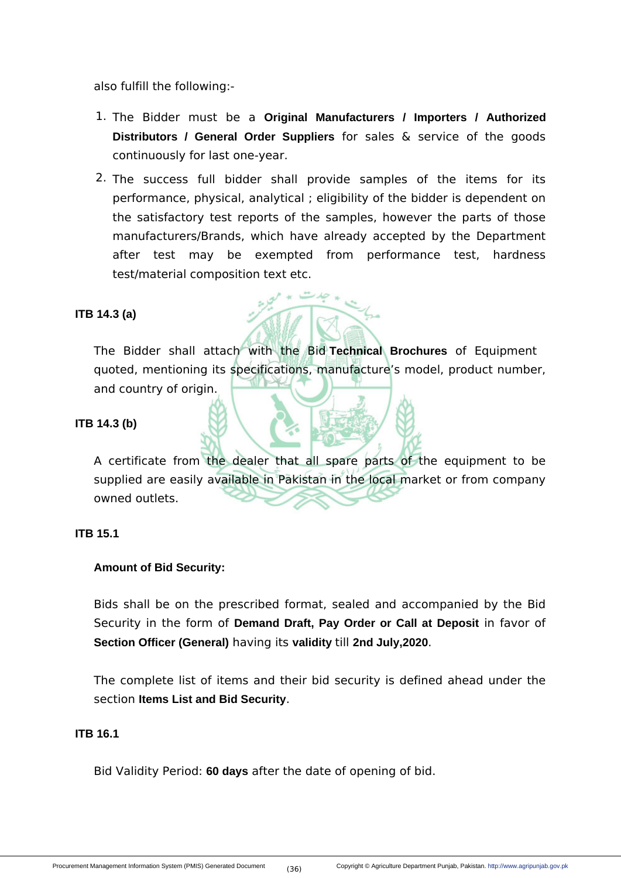also fulfill the following:-

1. The Bidder must be a **Original Manufacturers / Importers / Authorized Distributors / General Order Suppliers** for sales & service of the goods continuously for last one-year.
2. The success full bidder shall provide samples of the items for its performance, physical, analytical ; eligibility of the bidder is dependent on the satisfactory test reports of the samples, however the parts of those manufacturers/Brands, which have already accepted by the Department after test may be exempted from performance test, hardness test/material composition text etc.

**ITB 14.3 (a)**

The Bidder shall attach with the Bid **Technical Brochures** of Equipment quoted, mentioning its specifications, manufacture's model, product number, and country of origin.

**ITB 14.3 (b)**

A certificate from the dealer that all spare parts of the equipment to be supplied are easily available in Pakistan in the local market or from company owned outlets.

**ITB 15.1**

**Amount of Bid Security:**

Bids shall be on the prescribed format, sealed and accompanied by the Bid Security in the form of **Demand Draft, Pay Order or Call at Deposit** in favor of **Section Officer (General)** having its **validity** till **2nd July,2020**.

The complete list of items and their bid security is defined ahead under the section **Items List and Bid Security**.

**ITB 16.1**

Bid Validity Period: **60 days** after the date of opening of bid.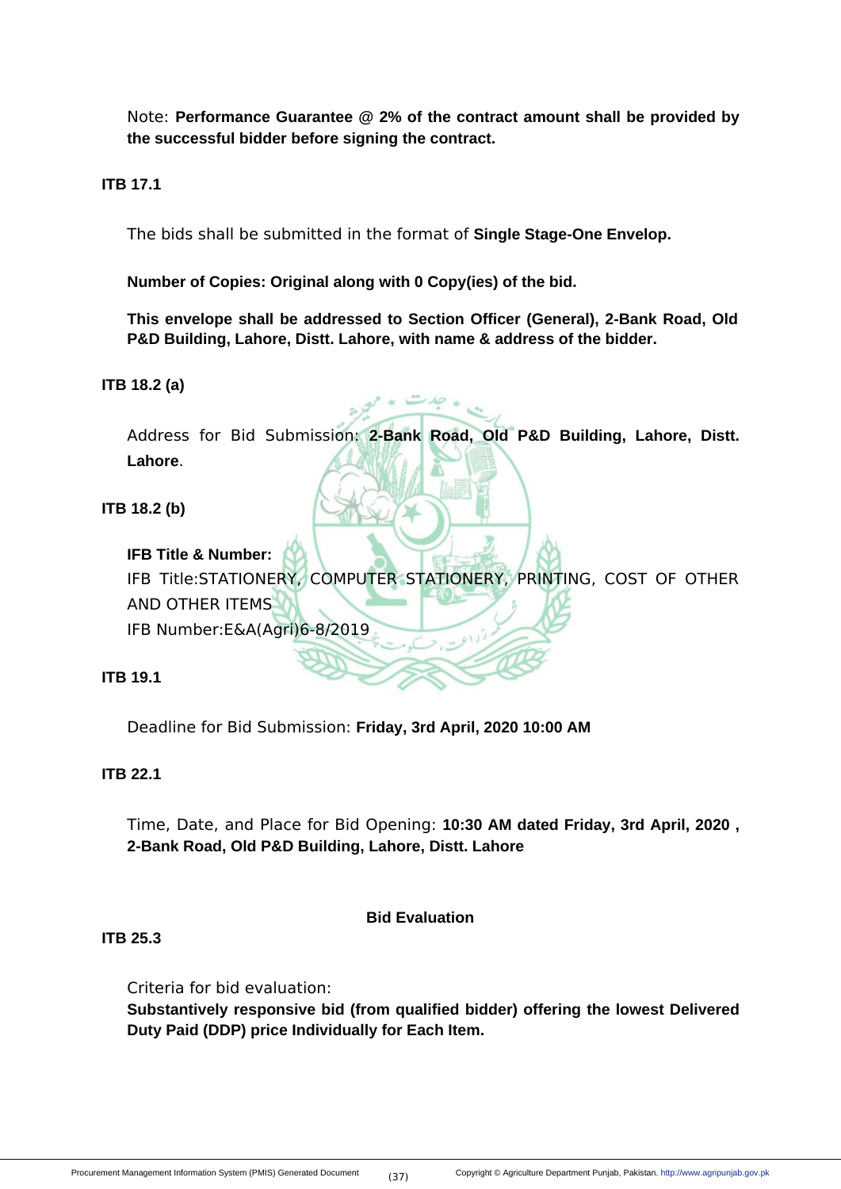Note: **Performance Guarantee @ 2% of the contract amount shall be provided by the successful bidder before signing the contract.**

**ITB 17.1**

The bids shall be submitted in the format of **Single Stage-One Envelop.**

**Number of Copies: Original along with 0 Copy(ies) of the bid.**

**This envelope shall be addressed to Section Officer (General), 2-Bank Road, Old P&D Building, Lahore, Distt. Lahore, with name & address of the bidder.**

**ITB 18.2 (a)**

Address for Bid Submission: **2-Bank Road, Old P&D Building, Lahore, Distt. Lahore**.

**ITB 18.2 (b)**

**IFB Title & Number:**

IFB Title:STATIONERY, COMPUTER STATIONERY, PRINTING, COST OF OTHER AND OTHER ITEMS

IFB Number:E&A(Agri)6-8/2019

**ITB 19.1**

Deadline for Bid Submission: **Friday, 3rd April, 2020 10:00 AM**

**ITB 22.1**

Time, Date, and Place for Bid Opening: **10:30 AM dated Friday, 3rd April, 2020 , 2-Bank Road, Old P&D Building, Lahore, Distt. Lahore**

**Bid Evaluation**

**ITB 25.3**

Criteria for bid evaluation:

**Substantively responsive bid (from qualified bidder) offering the lowest Delivered Duty Paid (DDP) price Individually for Each Item.**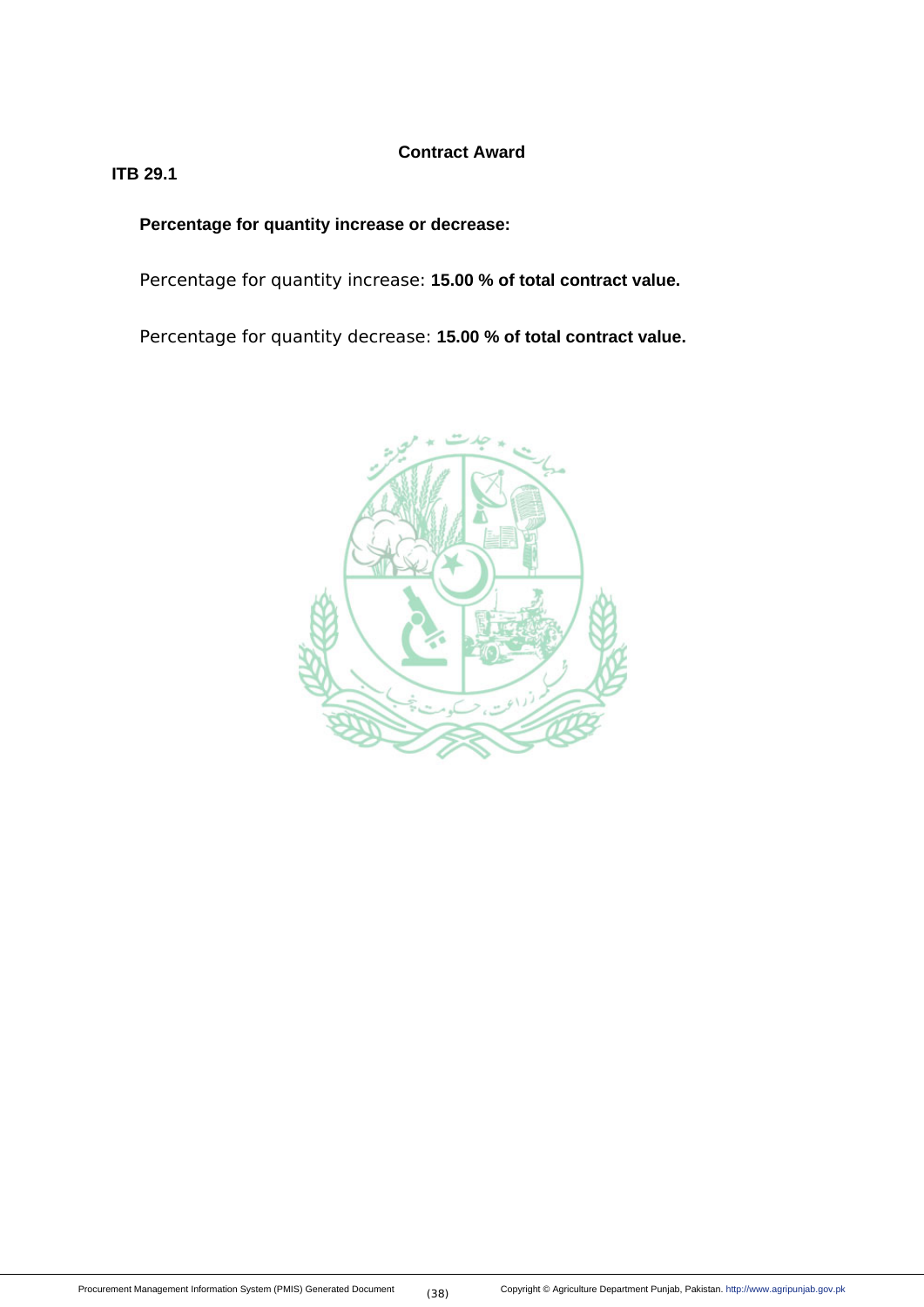## Contract Award

**ITB 29.1**

**Percentage for quantity increase or decrease:**

Percentage for quantity increase: **15.00 % of total contract value.**

Percentage for quantity decrease: **15.00 % of total contract value.**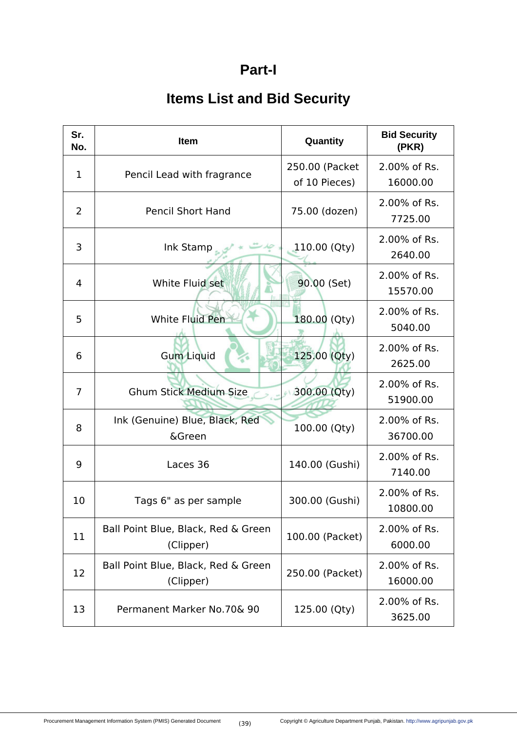# Part-I

## Items List and Bid Security

| Sr. No. | Item | Quantity | Bid Security (PKR) |
|---|---|---|---|
| 1 | Pencil Lead with fragrance | 250.00 (Packet of 10 Pieces) | 2.00% of Rs. 16000.00 |
| 2 | Pencil Short Hand | 75.00 (dozen) | 2.00% of Rs. 7725.00 |
| 3 | Ink Stamp | 110.00 (Qty) | 2.00% of Rs. 2640.00 |
| 4 | White Fluid set | 90.00 (Set) | 2.00% of Rs. 15570.00 |
| 5 | White Fluid Pen | 180.00 (Qty) | 2.00% of Rs. 5040.00 |
| 6 | Gum Liquid | 125.00 (Qty) | 2.00% of Rs. 2625.00 |
| 7 | Ghum Stick Medium Size | 300.00 (Qty) | 2.00% of Rs. 51900.00 |
| 8 | Ink (Genuine) Blue, Black, Red &Green | 100.00 (Qty) | 2.00% of Rs. 36700.00 |
| 9 | Laces 36 | 140.00 (Gushi) | 2.00% of Rs. 7140.00 |
| 10 | Tags 6" as per sample | 300.00 (Gushi) | 2.00% of Rs. 10800.00 |
| 11 | Ball Point Blue, Black, Red & Green (Clipper) | 100.00 (Packet) | 2.00% of Rs. 6000.00 |
| 12 | Ball Point Blue, Black, Red & Green (Clipper) | 250.00 (Packet) | 2.00% of Rs. 16000.00 |
| 13 | Permanent Marker No.70& 90 | 125.00 (Qty) | 2.00% of Rs. 3625.00 |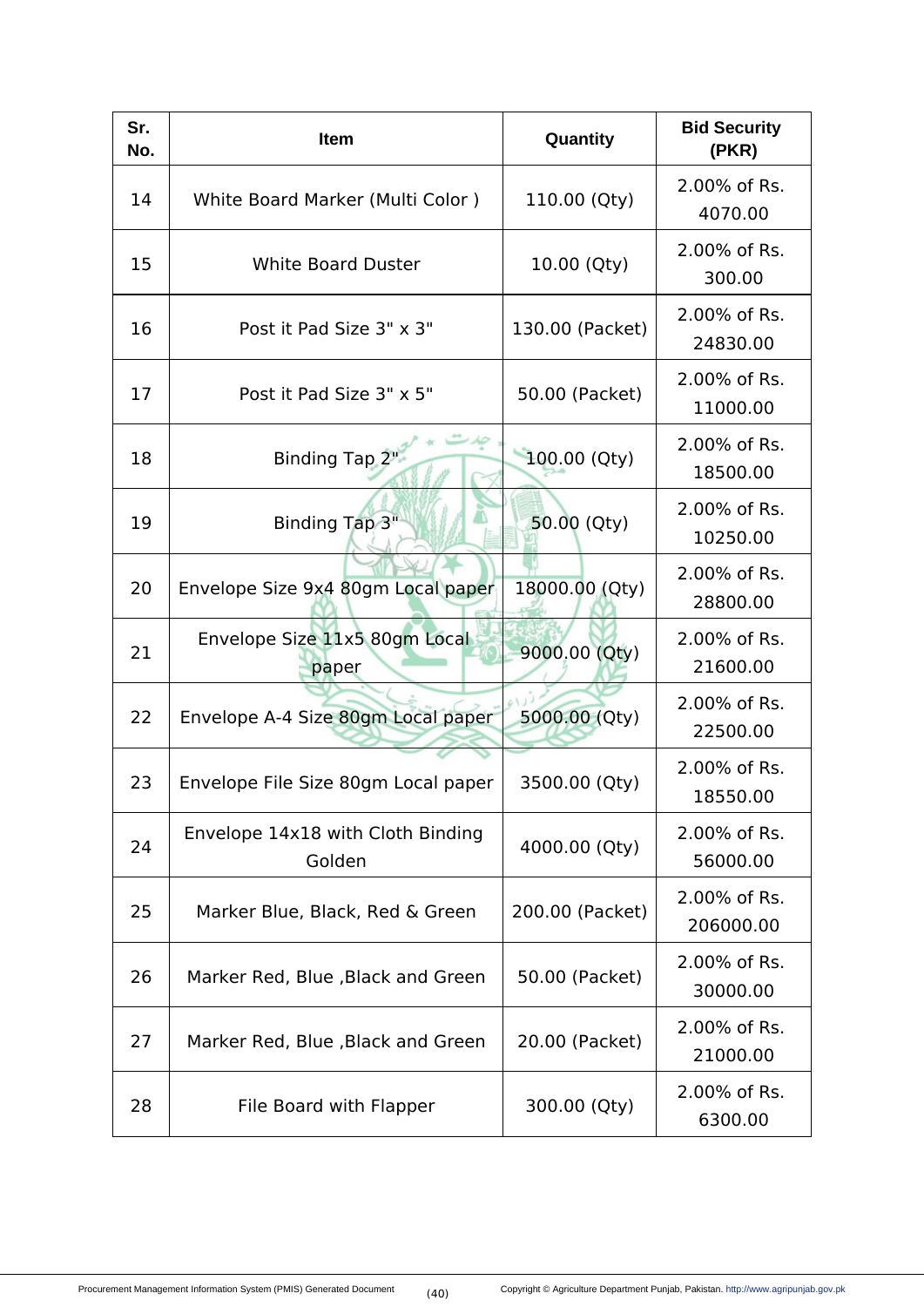| Sr. No. | Item | Quantity | Bid Security (PKR) |
|---|---|---|---|
| 14 | White Board Marker (Multi Color ) | 110.00 (Qty) | 2.00% of Rs. 4070.00 |
| 15 | White Board Duster | 10.00 (Qty) | 2.00% of Rs. 300.00 |
| 16 | Post it Pad Size 3" x 3" | 130.00 (Packet) | 2.00% of Rs. 24830.00 |
| 17 | Post it Pad Size 3" x 5" | 50.00 (Packet) | 2.00% of Rs. 11000.00 |
| 18 | Binding Tap 2" | 100.00 (Qty) | 2.00% of Rs. 18500.00 |
| 19 | Binding Tap 3" | 50.00 (Qty) | 2.00% of Rs. 10250.00 |
| 20 | Envelope Size 9x4 80gm Local paper | 18000.00 (Qty) | 2.00% of Rs. 28800.00 |
| 21 | Envelope Size 11x5 80gm Local paper | 9000.00 (Qty) | 2.00% of Rs. 21600.00 |
| 22 | Envelope A-4 Size 80gm Local paper | 5000.00 (Qty) | 2.00% of Rs. 22500.00 |
| 23 | Envelope File Size 80gm Local paper | 3500.00 (Qty) | 2.00% of Rs. 18550.00 |
| 24 | Envelope 14x18 with Cloth Binding Golden | 4000.00 (Qty) | 2.00% of Rs. 56000.00 |
| 25 | Marker Blue, Black, Red & Green | 200.00 (Packet) | 2.00% of Rs. 206000.00 |
| 26 | Marker Red, Blue ,Black and Green | 50.00 (Packet) | 2.00% of Rs. 30000.00 |
| 27 | Marker Red, Blue ,Black and Green | 20.00 (Packet) | 2.00% of Rs. 21000.00 |
| 28 | File Board with Flapper | 300.00 (Qty) | 2.00% of Rs. 6300.00 |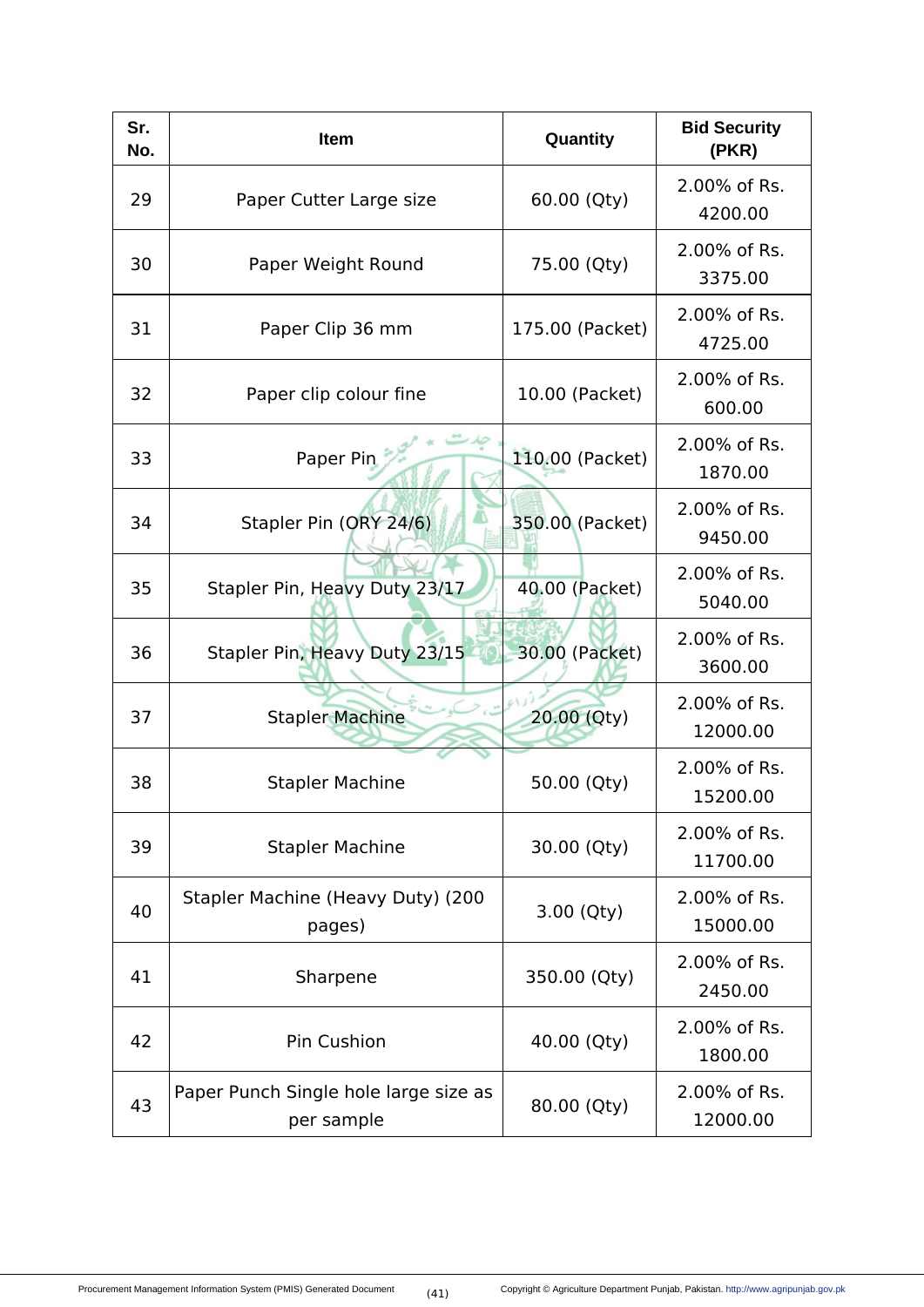| Sr. No. | Item | Quantity | Bid Security (PKR) |
|---|---|---|---|
| 29 | Paper Cutter Large size | 60.00 (Qty) | 2.00% of Rs. 4200.00 |
| 30 | Paper Weight Round | 75.00 (Qty) | 2.00% of Rs. 3375.00 |
| 31 | Paper Clip 36 mm | 175.00 (Packet) | 2.00% of Rs. 4725.00 |
| 32 | Paper clip colour fine | 10.00 (Packet) | 2.00% of Rs. 600.00 |
| 33 | Paper Pin | 110.00 (Packet) | 2.00% of Rs. 1870.00 |
| 34 | Stapler Pin (ORY 24/6) | 350.00 (Packet) | 2.00% of Rs. 9450.00 |
| 35 | Stapler Pin, Heavy Duty 23/17 | 40.00 (Packet) | 2.00% of Rs. 5040.00 |
| 36 | Stapler Pin, Heavy Duty 23/15 | 30.00 (Packet) | 2.00% of Rs. 3600.00 |
| 37 | Stapler Machine | 20.00 (Qty) | 2.00% of Rs. 12000.00 |
| 38 | Stapler Machine | 50.00 (Qty) | 2.00% of Rs. 15200.00 |
| 39 | Stapler Machine | 30.00 (Qty) | 2.00% of Rs. 11700.00 |
| 40 | Stapler Machine (Heavy Duty) (200 pages) | 3.00 (Qty) | 2.00% of Rs. 15000.00 |
| 41 | Sharpene | 350.00 (Qty) | 2.00% of Rs. 2450.00 |
| 42 | Pin Cushion | 40.00 (Qty) | 2.00% of Rs. 1800.00 |
| 43 | Paper Punch Single hole large size as per sample | 80.00 (Qty) | 2.00% of Rs. 12000.00 |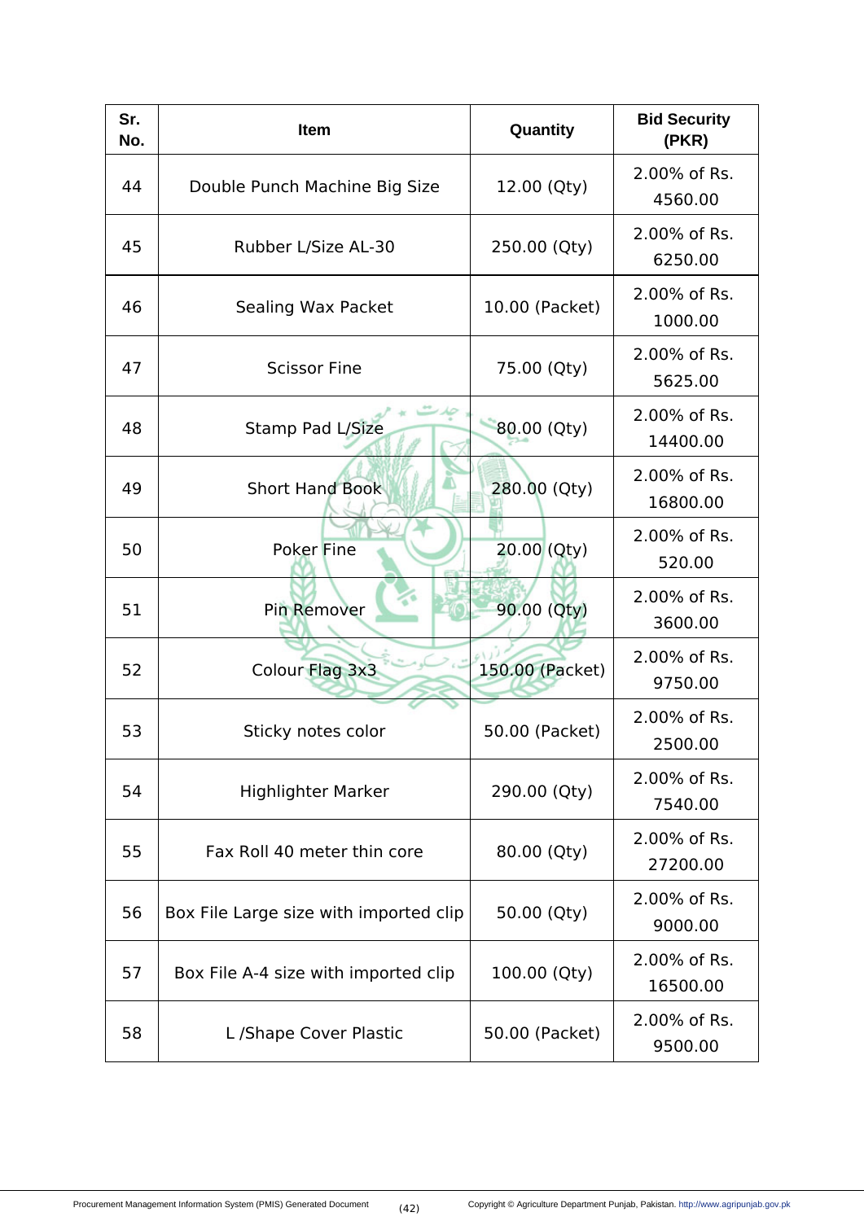| Sr. No. | Item | Quantity | Bid Security (PKR) |
|---|---|---|---|
| 44 | Double Punch Machine Big Size | 12.00 (Qty) | 2.00% of Rs. 4560.00 |
| 45 | Rubber L/Size AL-30 | 250.00 (Qty) | 2.00% of Rs. 6250.00 |
| 46 | Sealing Wax Packet | 10.00 (Packet) | 2.00% of Rs. 1000.00 |
| 47 | Scissor Fine | 75.00 (Qty) | 2.00% of Rs. 5625.00 |
| 48 | Stamp Pad L/Size | 80.00 (Qty) | 2.00% of Rs. 14400.00 |
| 49 | Short Hand Book | 280.00 (Qty) | 2.00% of Rs. 16800.00 |
| 50 | Poker Fine | 20.00 (Qty) | 2.00% of Rs. 520.00 |
| 51 | Pin Remover | 90.00 (Qty) | 2.00% of Rs. 3600.00 |
| 52 | Colour Flag 3x3 | 150.00 (Packet) | 2.00% of Rs. 9750.00 |
| 53 | Sticky notes color | 50.00 (Packet) | 2.00% of Rs. 2500.00 |
| 54 | Highlighter Marker | 290.00 (Qty) | 2.00% of Rs. 7540.00 |
| 55 | Fax Roll 40 meter thin core | 80.00 (Qty) | 2.00% of Rs. 27200.00 |
| 56 | Box File Large size with imported clip | 50.00 (Qty) | 2.00% of Rs. 9000.00 |
| 57 | Box File A-4 size with imported clip | 100.00 (Qty) | 2.00% of Rs. 16500.00 |
| 58 | L /Shape Cover Plastic | 50.00 (Packet) | 2.00% of Rs. 9500.00 |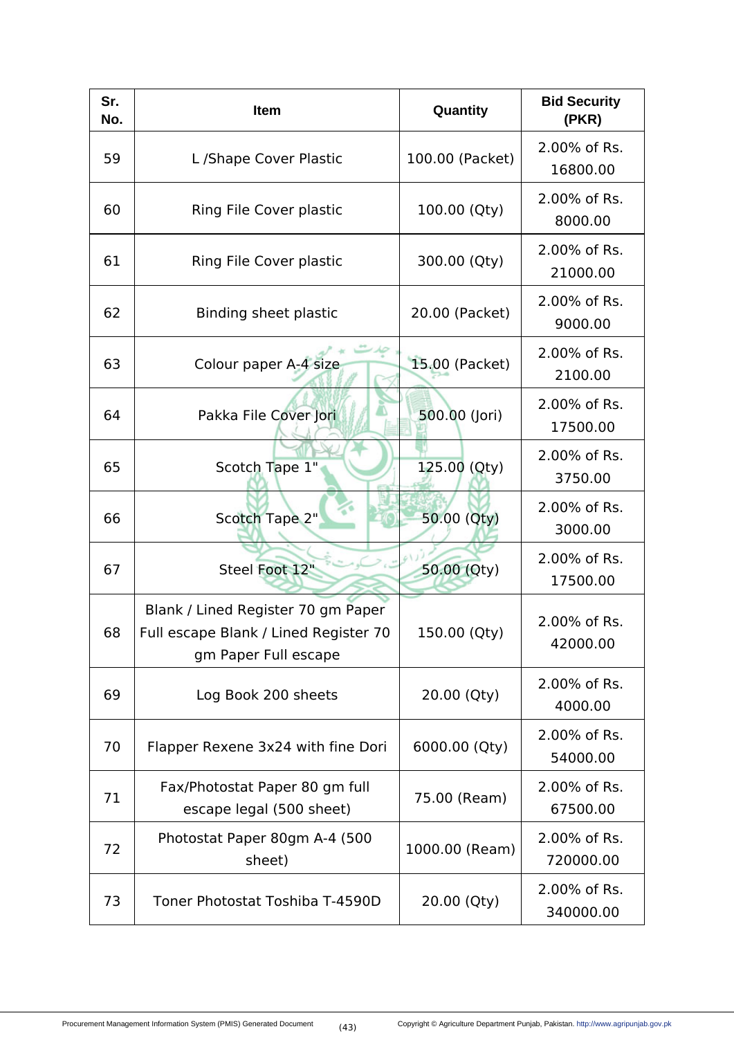| Sr. No. | Item | Quantity | Bid Security (PKR) |
|---|---|---|---|
| 59 | L /Shape Cover Plastic | 100.00 (Packet) | 2.00% of Rs. 16800.00 |
| 60 | Ring File Cover plastic | 100.00 (Qty) | 2.00% of Rs. 8000.00 |
| 61 | Ring File Cover plastic | 300.00 (Qty) | 2.00% of Rs. 21000.00 |
| 62 | Binding sheet plastic | 20.00 (Packet) | 2.00% of Rs. 9000.00 |
| 63 | Colour paper A-4 size | 15.00 (Packet) | 2.00% of Rs. 2100.00 |
| 64 | Pakka File Cover Jori | 500.00 (Jori) | 2.00% of Rs. 17500.00 |
| 65 | Scotch Tape 1" | 125.00 (Qty) | 2.00% of Rs. 3750.00 |
| 66 | Scotch Tape 2" | 50.00 (Qty) | 2.00% of Rs. 3000.00 |
| 67 | Steel Foot 12" | 50.00 (Qty) | 2.00% of Rs. 17500.00 |
| 68 | Blank / Lined Register 70 gm Paper Full escape Blank / Lined Register 70 gm Paper Full escape | 150.00 (Qty) | 2.00% of Rs. 42000.00 |
| 69 | Log Book 200 sheets | 20.00 (Qty) | 2.00% of Rs. 4000.00 |
| 70 | Flapper Rexene 3x24 with fine Dori | 6000.00 (Qty) | 2.00% of Rs. 54000.00 |
| 71 | Fax/Photostat Paper 80 gm full escape legal (500 sheet) | 75.00 (Ream) | 2.00% of Rs. 67500.00 |
| 72 | Photostat Paper 80gm A-4 (500 sheet) | 1000.00 (Ream) | 2.00% of Rs. 720000.00 |
| 73 | Toner Photostat Toshiba T-4590D | 20.00 (Qty) | 2.00% of Rs. 340000.00 |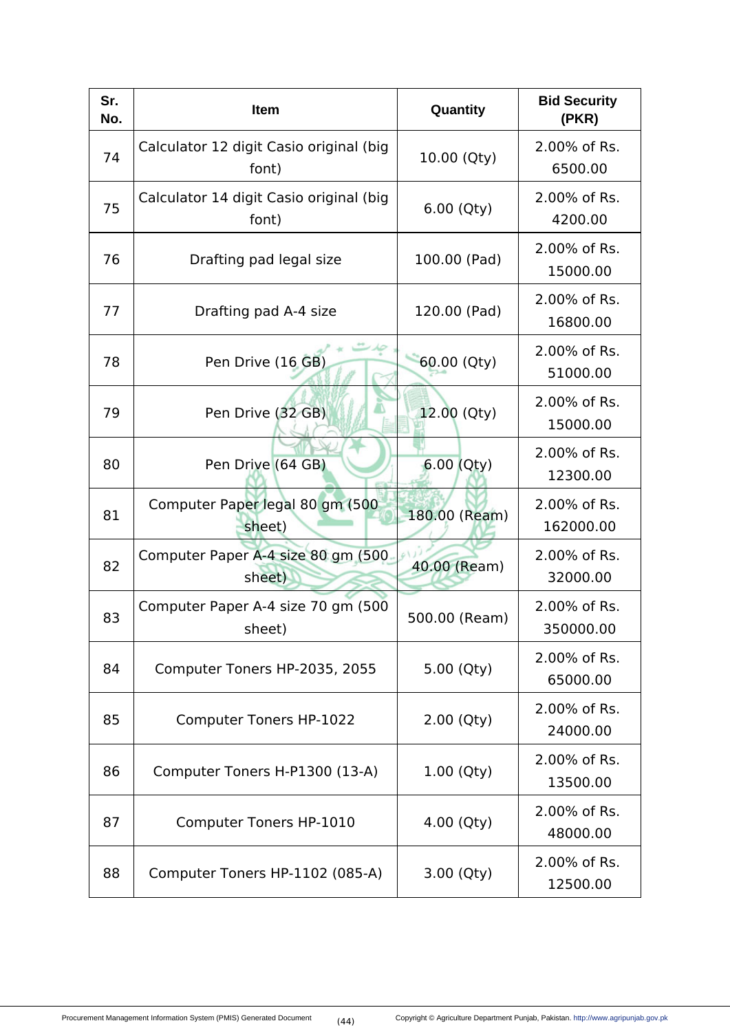| Sr. No. | Item | Quantity | Bid Security (PKR) |
|---|---|---|---|
| 74 | Calculator 12 digit Casio original (big font) | 10.00 (Qty) | 2.00% of Rs. 6500.00 |
| 75 | Calculator 14 digit Casio original (big font) | 6.00 (Qty) | 2.00% of Rs. 4200.00 |
| 76 | Drafting pad legal size | 100.00 (Pad) | 2.00% of Rs. 15000.00 |
| 77 | Drafting pad A-4 size | 120.00 (Pad) | 2.00% of Rs. 16800.00 |
| 78 | Pen Drive (16 GB) | 60.00 (Qty) | 2.00% of Rs. 51000.00 |
| 79 | Pen Drive (32 GB) | 12.00 (Qty) | 2.00% of Rs. 15000.00 |
| 80 | Pen Drive (64 GB) | 6.00 (Qty) | 2.00% of Rs. 12300.00 |
| 81 | Computer Paper legal 80 gm (500 sheet) | 180.00 (Ream) | 2.00% of Rs. 162000.00 |
| 82 | Computer Paper A-4 size 80 gm (500 sheet) | 40.00 (Ream) | 2.00% of Rs. 32000.00 |
| 83 | Computer Paper A-4 size 70 gm (500 sheet) | 500.00 (Ream) | 2.00% of Rs. 350000.00 |
| 84 | Computer Toners HP-2035, 2055 | 5.00 (Qty) | 2.00% of Rs. 65000.00 |
| 85 | Computer Toners HP-1022 | 2.00 (Qty) | 2.00% of Rs. 24000.00 |
| 86 | Computer Toners H-P1300 (13-A) | 1.00 (Qty) | 2.00% of Rs. 13500.00 |
| 87 | Computer Toners HP-1010 | 4.00 (Qty) | 2.00% of Rs. 48000.00 |
| 88 | Computer Toners HP-1102 (085-A) | 3.00 (Qty) | 2.00% of Rs. 12500.00 |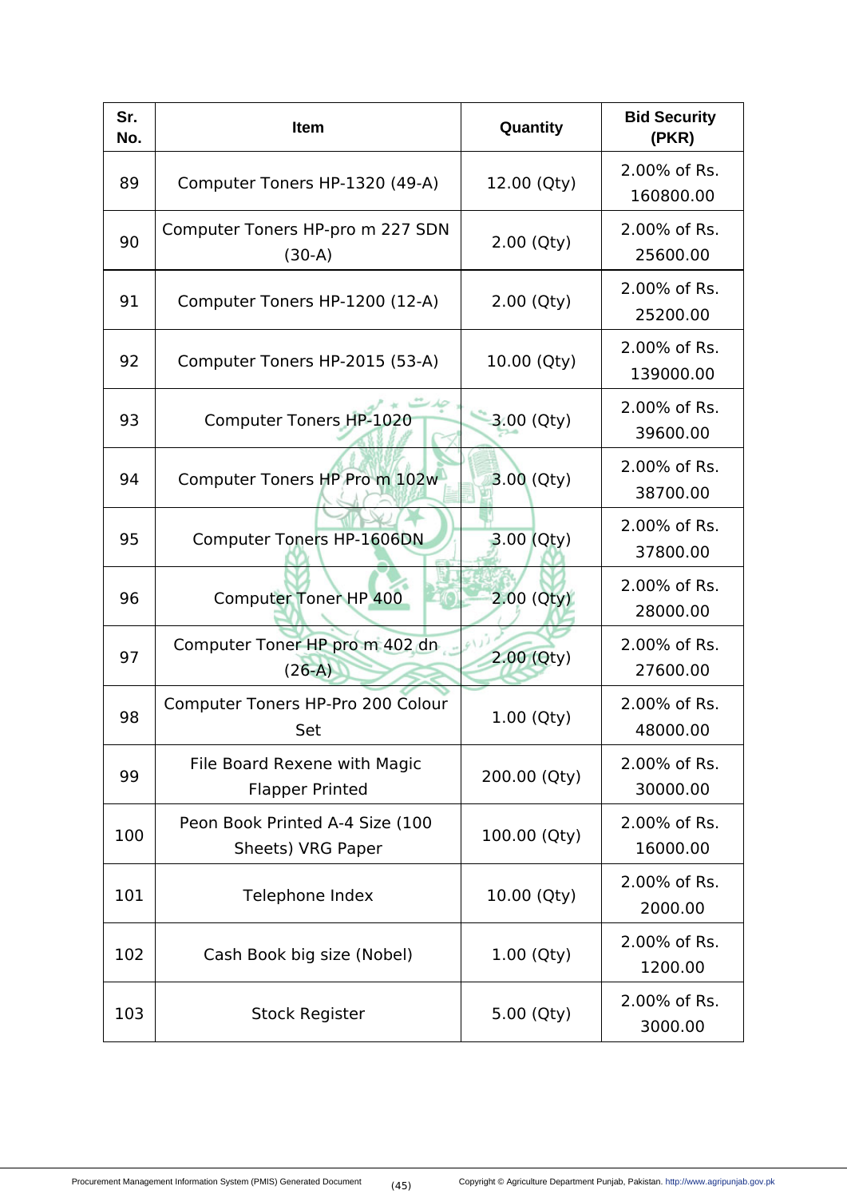| Sr. No. | Item | Quantity | Bid Security (PKR) |
|---|---|---|---|
| 89 | Computer Toners HP-1320 (49-A) | 12.00 (Qty) | 2.00% of Rs. 160800.00 |
| 90 | Computer Toners HP-pro m 227 SDN (30-A) | 2.00 (Qty) | 2.00% of Rs. 25600.00 |
| 91 | Computer Toners HP-1200 (12-A) | 2.00 (Qty) | 2.00% of Rs. 25200.00 |
| 92 | Computer Toners HP-2015 (53-A) | 10.00 (Qty) | 2.00% of Rs. 139000.00 |
| 93 | Computer Toners HP-1020 | 3.00 (Qty) | 2.00% of Rs. 39600.00 |
| 94 | Computer Toners HP Pro m 102w | 3.00 (Qty) | 2.00% of Rs. 38700.00 |
| 95 | Computer Toners HP-1606DN | 3.00 (Qty) | 2.00% of Rs. 37800.00 |
| 96 | Computer Toner HP 400 | 2.00 (Qty) | 2.00% of Rs. 28000.00 |
| 97 | Computer Toner HP pro m 402 dn (26-A) | 2.00 (Qty) | 2.00% of Rs. 27600.00 |
| 98 | Computer Toners HP-Pro 200 Colour Set | 1.00 (Qty) | 2.00% of Rs. 48000.00 |
| 99 | File Board Rexene with Magic Flapper Printed | 200.00 (Qty) | 2.00% of Rs. 30000.00 |
| 100 | Peon Book Printed A-4 Size (100 Sheets) VRG Paper | 100.00 (Qty) | 2.00% of Rs. 16000.00 |
| 101 | Telephone Index | 10.00 (Qty) | 2.00% of Rs. 2000.00 |
| 102 | Cash Book big size (Nobel) | 1.00 (Qty) | 2.00% of Rs. 1200.00 |
| 103 | Stock Register | 5.00 (Qty) | 2.00% of Rs. 3000.00 |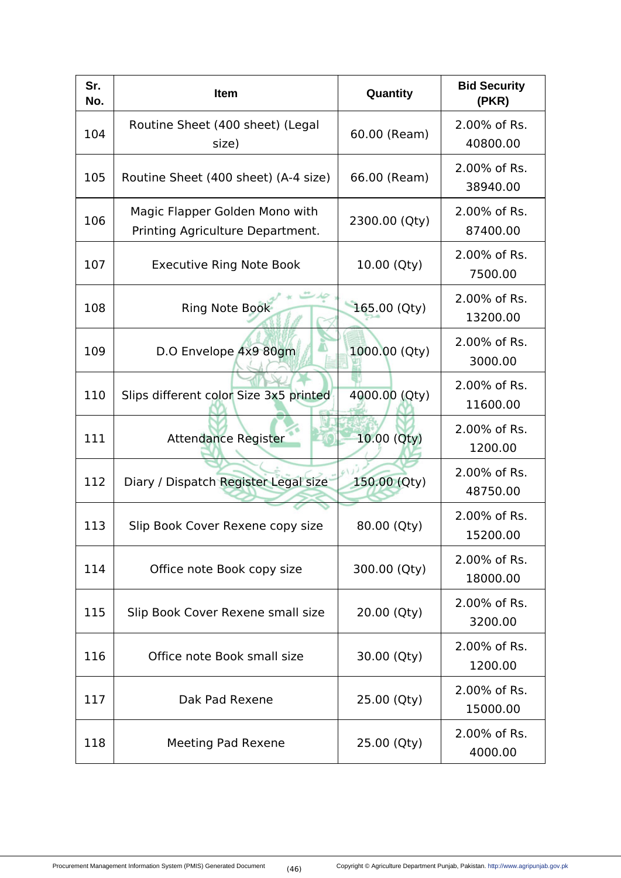| Sr. No. | Item | Quantity | Bid Security (PKR) |
|---|---|---|---|
| 104 | Routine Sheet (400 sheet) (Legal size) | 60.00 (Ream) | 2.00% of Rs. 40800.00 |
| 105 | Routine Sheet (400 sheet) (A-4 size) | 66.00 (Ream) | 2.00% of Rs. 38940.00 |
| 106 | Magic Flapper Golden Mono with Printing Agriculture Department. | 2300.00 (Qty) | 2.00% of Rs. 87400.00 |
| 107 | Executive Ring Note Book | 10.00 (Qty) | 2.00% of Rs. 7500.00 |
| 108 | Ring Note Book | 165.00 (Qty) | 2.00% of Rs. 13200.00 |
| 109 | D.O Envelope 4x9 80gm | 1000.00 (Qty) | 2.00% of Rs. 3000.00 |
| 110 | Slips different color Size 3x5 printed | 4000.00 (Qty) | 2.00% of Rs. 11600.00 |
| 111 | Attendance Register | 10.00 (Qty) | 2.00% of Rs. 1200.00 |
| 112 | Diary / Dispatch Register Legal size | 150.00 (Qty) | 2.00% of Rs. 48750.00 |
| 113 | Slip Book Cover Rexene copy size | 80.00 (Qty) | 2.00% of Rs. 15200.00 |
| 114 | Office note Book copy size | 300.00 (Qty) | 2.00% of Rs. 18000.00 |
| 115 | Slip Book Cover Rexene small size | 20.00 (Qty) | 2.00% of Rs. 3200.00 |
| 116 | Office note Book small size | 30.00 (Qty) | 2.00% of Rs. 1200.00 |
| 117 | Dak Pad Rexene | 25.00 (Qty) | 2.00% of Rs. 15000.00 |
| 118 | Meeting Pad Rexene | 25.00 (Qty) | 2.00% of Rs. 4000.00 |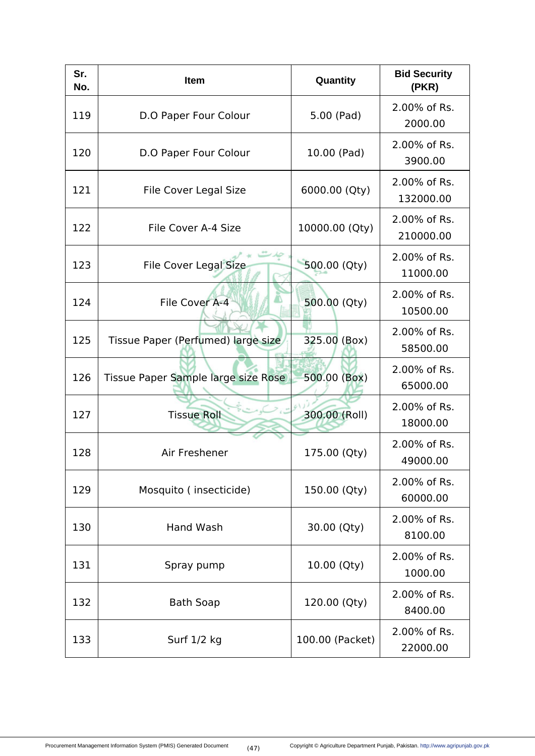| Sr. No. | Item | Quantity | Bid Security (PKR) |
|---|---|---|---|
| 119 | D.O Paper Four Colour | 5.00 (Pad) | 2.00% of Rs. 2000.00 |
| 120 | D.O Paper Four Colour | 10.00 (Pad) | 2.00% of Rs. 3900.00 |
| 121 | File Cover Legal Size | 6000.00 (Qty) | 2.00% of Rs. 132000.00 |
| 122 | File Cover A-4 Size | 10000.00 (Qty) | 2.00% of Rs. 210000.00 |
| 123 | File Cover Legal Size | 500.00 (Qty) | 2.00% of Rs. 11000.00 |
| 124 | File Cover A-4 | 500.00 (Qty) | 2.00% of Rs. 10500.00 |
| 125 | Tissue Paper (Perfumed) large size | 325.00 (Box) | 2.00% of Rs. 58500.00 |
| 126 | Tissue Paper Sample large size Rose | 500.00 (Box) | 2.00% of Rs. 65000.00 |
| 127 | Tissue Roll | 300.00 (Roll) | 2.00% of Rs. 18000.00 |
| 128 | Air Freshener | 175.00 (Qty) | 2.00% of Rs. 49000.00 |
| 129 | Mosquito ( insecticide) | 150.00 (Qty) | 2.00% of Rs. 60000.00 |
| 130 | Hand Wash | 30.00 (Qty) | 2.00% of Rs. 8100.00 |
| 131 | Spray pump | 10.00 (Qty) | 2.00% of Rs. 1000.00 |
| 132 | Bath Soap | 120.00 (Qty) | 2.00% of Rs. 8400.00 |
| 133 | Surf 1/2 kg | 100.00 (Packet) | 2.00% of Rs. 22000.00 |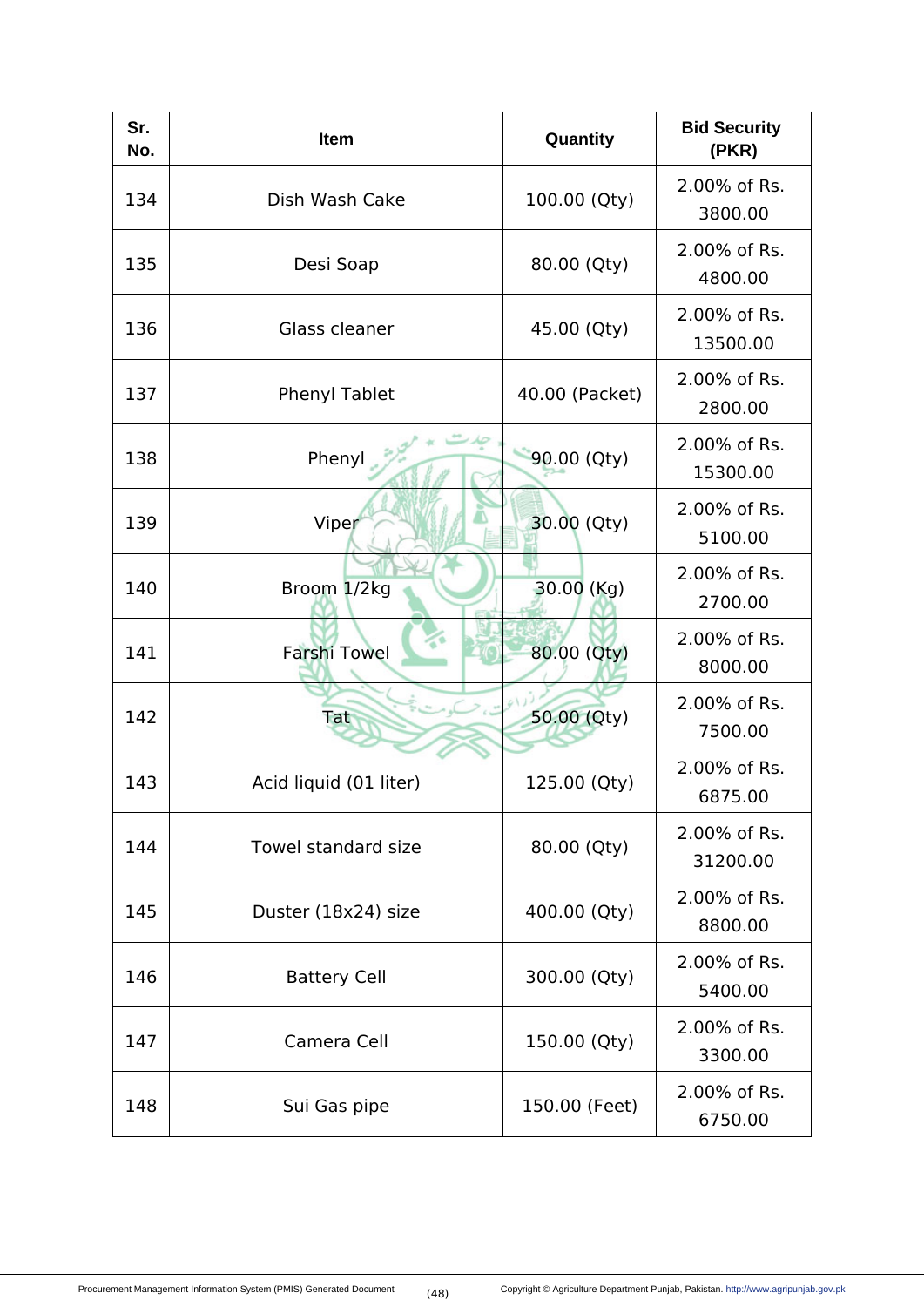| Sr. No. | Item | Quantity | Bid Security (PKR) |
|---|---|---|---|
| 134 | Dish Wash Cake | 100.00 (Qty) | 2.00% of Rs. 3800.00 |
| 135 | Desi Soap | 80.00 (Qty) | 2.00% of Rs. 4800.00 |
| 136 | Glass cleaner | 45.00 (Qty) | 2.00% of Rs. 13500.00 |
| 137 | Phenyl Tablet | 40.00 (Packet) | 2.00% of Rs. 2800.00 |
| 138 | Phenyl | 90.00 (Qty) | 2.00% of Rs. 15300.00 |
| 139 | Viper | 30.00 (Qty) | 2.00% of Rs. 5100.00 |
| 140 | Broom 1/2kg | 30.00 (Kg) | 2.00% of Rs. 2700.00 |
| 141 | Farshi Towel | 80.00 (Qty) | 2.00% of Rs. 8000.00 |
| 142 | Tat | 50.00 (Qty) | 2.00% of Rs. 7500.00 |
| 143 | Acid liquid (01 liter) | 125.00 (Qty) | 2.00% of Rs. 6875.00 |
| 144 | Towel standard size | 80.00 (Qty) | 2.00% of Rs. 31200.00 |
| 145 | Duster (18x24) size | 400.00 (Qty) | 2.00% of Rs. 8800.00 |
| 146 | Battery Cell | 300.00 (Qty) | 2.00% of Rs. 5400.00 |
| 147 | Camera Cell | 150.00 (Qty) | 2.00% of Rs. 3300.00 |
| 148 | Sui Gas pipe | 150.00 (Feet) | 2.00% of Rs. 6750.00 |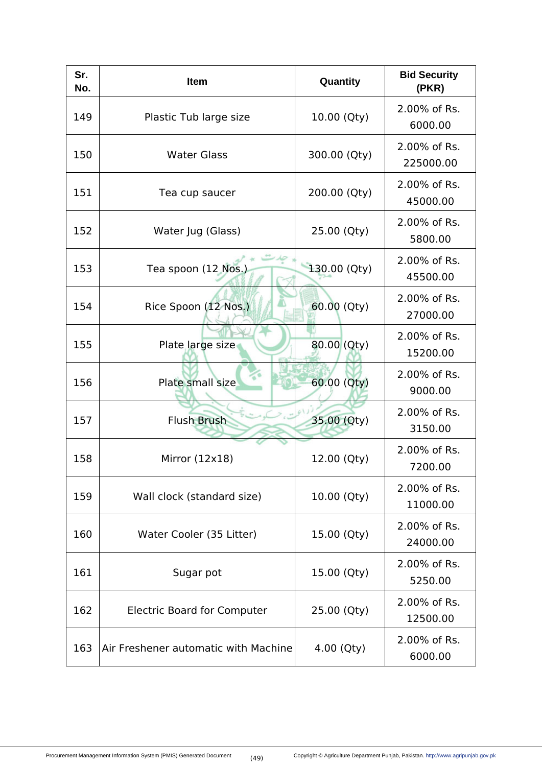| Sr. No. | Item | Quantity | Bid Security (PKR) |
|---|---|---|---|
| 149 | Plastic Tub large size | 10.00 (Qty) | 2.00% of Rs. 6000.00 |
| 150 | Water Glass | 300.00 (Qty) | 2.00% of Rs. 225000.00 |
| 151 | Tea cup saucer | 200.00 (Qty) | 2.00% of Rs. 45000.00 |
| 152 | Water Jug (Glass) | 25.00 (Qty) | 2.00% of Rs. 5800.00 |
| 153 | Tea spoon (12 Nos.) | 130.00 (Qty) | 2.00% of Rs. 45500.00 |
| 154 | Rice Spoon (12 Nos.) | 60.00 (Qty) | 2.00% of Rs. 27000.00 |
| 155 | Plate large size | 80.00 (Qty) | 2.00% of Rs. 15200.00 |
| 156 | Plate small size | 60.00 (Qty) | 2.00% of Rs. 9000.00 |
| 157 | Flush Brush | 35.00 (Qty) | 2.00% of Rs. 3150.00 |
| 158 | Mirror (12x18) | 12.00 (Qty) | 2.00% of Rs. 7200.00 |
| 159 | Wall clock (standard size) | 10.00 (Qty) | 2.00% of Rs. 11000.00 |
| 160 | Water Cooler (35 Litter) | 15.00 (Qty) | 2.00% of Rs. 24000.00 |
| 161 | Sugar pot | 15.00 (Qty) | 2.00% of Rs. 5250.00 |
| 162 | Electric Board for Computer | 25.00 (Qty) | 2.00% of Rs. 12500.00 |
| 163 | Air Freshener automatic with Machine | 4.00 (Qty) | 2.00% of Rs. 6000.00 |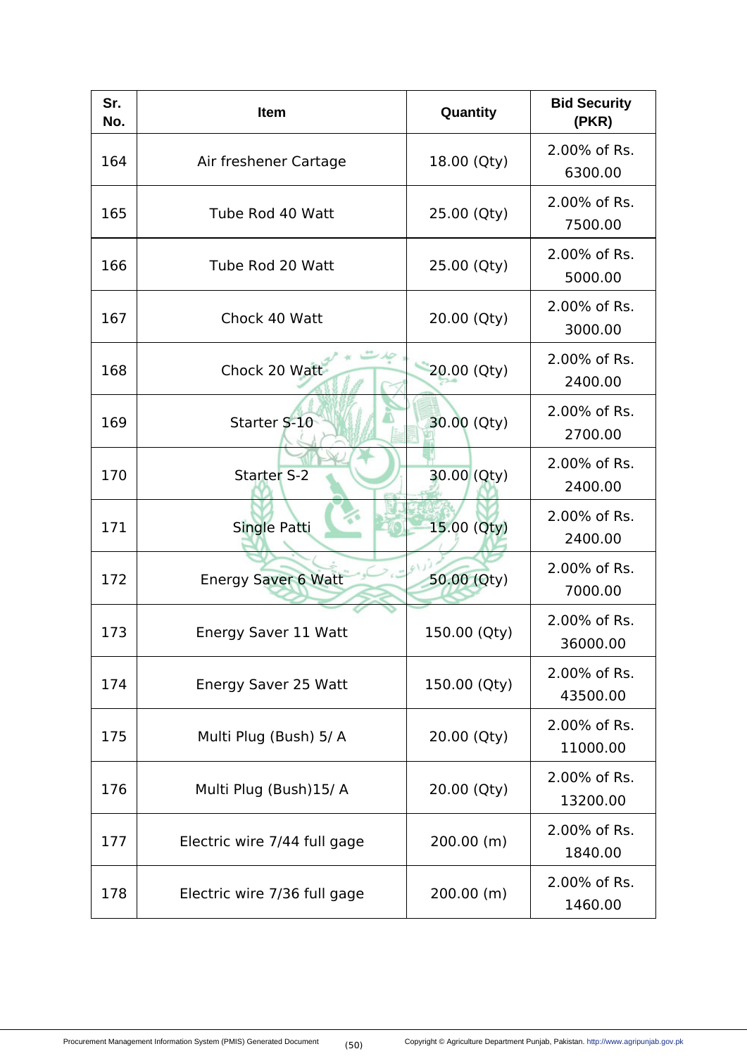| Sr. No. | Item | Quantity | Bid Security (PKR) |
|---|---|---|---|
| 164 | Air freshener Cartage | 18.00 (Qty) | 2.00% of Rs. 6300.00 |
| 165 | Tube Rod 40 Watt | 25.00 (Qty) | 2.00% of Rs. 7500.00 |
| 166 | Tube Rod 20 Watt | 25.00 (Qty) | 2.00% of Rs. 5000.00 |
| 167 | Chock 40 Watt | 20.00 (Qty) | 2.00% of Rs. 3000.00 |
| 168 | Chock 20 Watt | 20.00 (Qty) | 2.00% of Rs. 2400.00 |
| 169 | Starter S-10 | 30.00 (Qty) | 2.00% of Rs. 2700.00 |
| 170 | Starter S-2 | 30.00 (Qty) | 2.00% of Rs. 2400.00 |
| 171 | Single Patti | 15.00 (Qty) | 2.00% of Rs. 2400.00 |
| 172 | Energy Saver 6 Watt | 50.00 (Qty) | 2.00% of Rs. 7000.00 |
| 173 | Energy Saver 11 Watt | 150.00 (Qty) | 2.00% of Rs. 36000.00 |
| 174 | Energy Saver 25 Watt | 150.00 (Qty) | 2.00% of Rs. 43500.00 |
| 175 | Multi Plug (Bush) 5/ A | 20.00 (Qty) | 2.00% of Rs. 11000.00 |
| 176 | Multi Plug (Bush)15/ A | 20.00 (Qty) | 2.00% of Rs. 13200.00 |
| 177 | Electric wire 7/44 full gage | 200.00 (m) | 2.00% of Rs. 1840.00 |
| 178 | Electric wire 7/36 full gage | 200.00 (m) | 2.00% of Rs. 1460.00 |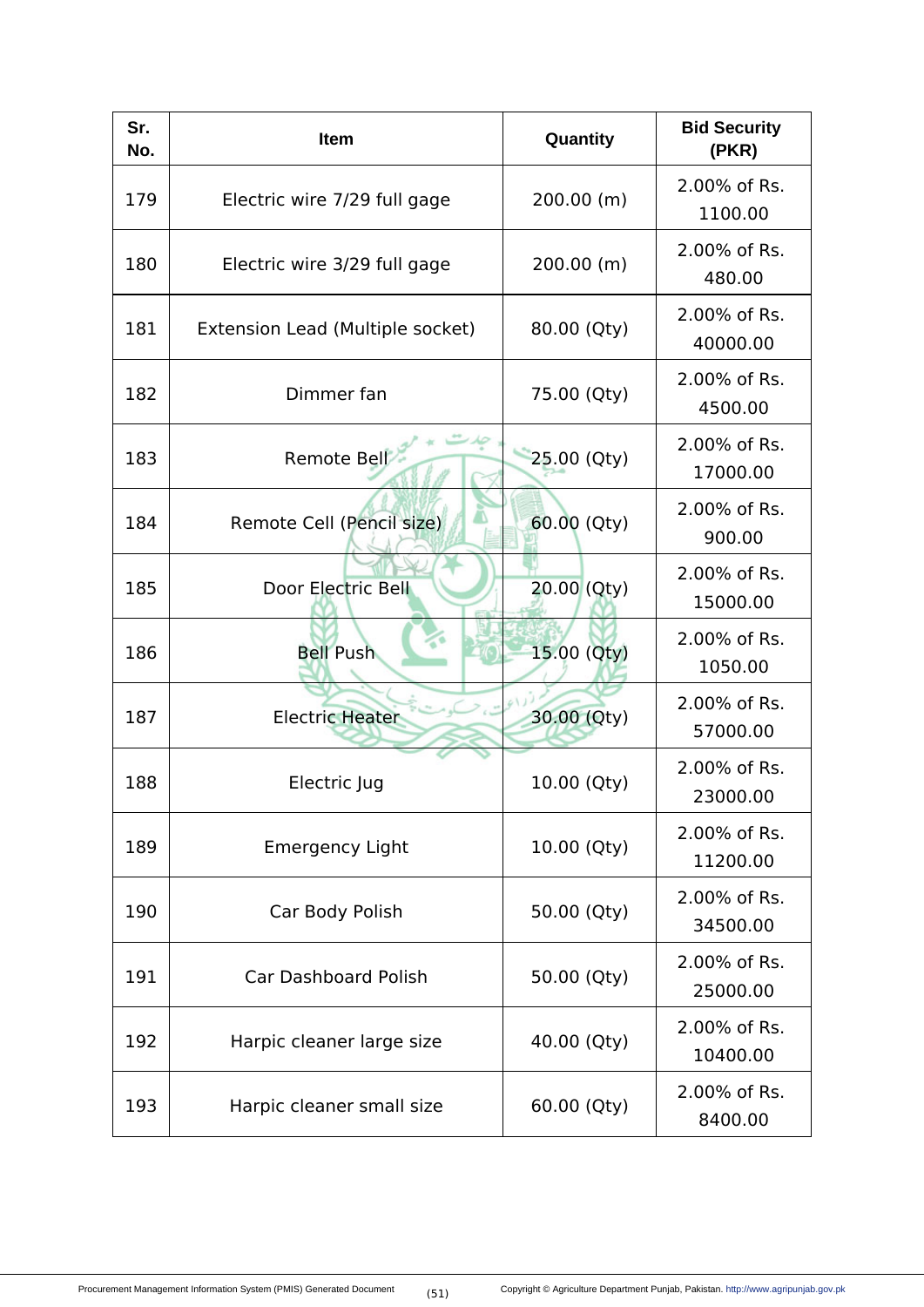| Sr. No. | Item | Quantity | Bid Security (PKR) |
|---|---|---|---|
| 179 | Electric wire 7/29 full gage | 200.00 (m) | 2.00% of Rs. 1100.00 |
| 180 | Electric wire 3/29 full gage | 200.00 (m) | 2.00% of Rs. 480.00 |
| 181 | Extension Lead (Multiple socket) | 80.00 (Qty) | 2.00% of Rs. 40000.00 |
| 182 | Dimmer fan | 75.00 (Qty) | 2.00% of Rs. 4500.00 |
| 183 | Remote Bell | 25.00 (Qty) | 2.00% of Rs. 17000.00 |
| 184 | Remote Cell (Pencil size) | 60.00 (Qty) | 2.00% of Rs. 900.00 |
| 185 | Door Electric Bell | 20.00 (Qty) | 2.00% of Rs. 15000.00 |
| 186 | Bell Push | 15.00 (Qty) | 2.00% of Rs. 1050.00 |
| 187 | Electric Heater | 30.00 (Qty) | 2.00% of Rs. 57000.00 |
| 188 | Electric Jug | 10.00 (Qty) | 2.00% of Rs. 23000.00 |
| 189 | Emergency Light | 10.00 (Qty) | 2.00% of Rs. 11200.00 |
| 190 | Car Body Polish | 50.00 (Qty) | 2.00% of Rs. 34500.00 |
| 191 | Car Dashboard Polish | 50.00 (Qty) | 2.00% of Rs. 25000.00 |
| 192 | Harpic cleaner large size | 40.00 (Qty) | 2.00% of Rs. 10400.00 |
| 193 | Harpic cleaner small size | 60.00 (Qty) | 2.00% of Rs. 8400.00 |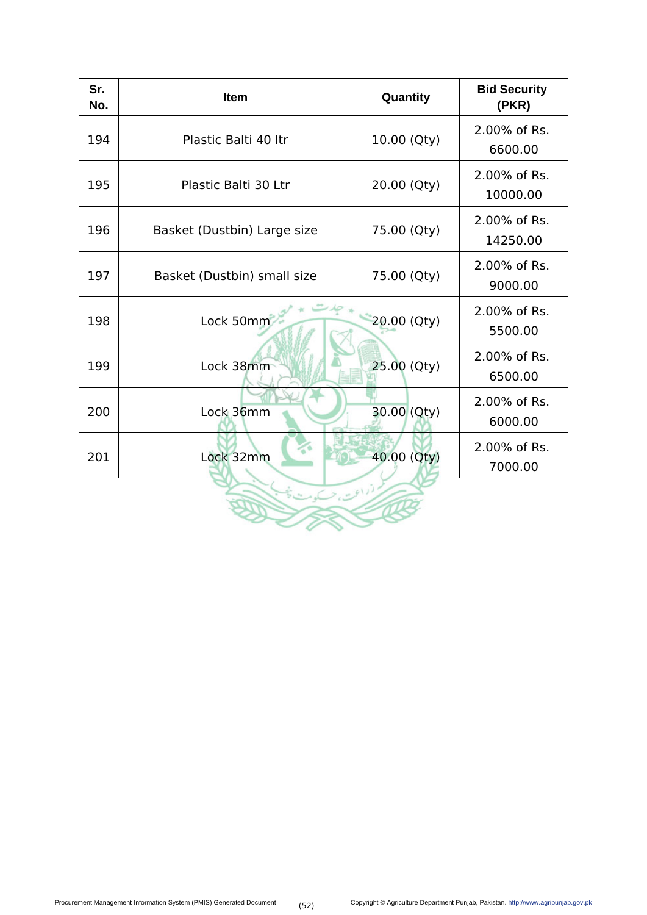| Sr. No. | Item | Quantity | Bid Security (PKR) |
|---|---|---|---|
| 194 | Plastic Balti 40 ltr | 10.00 (Qty) | 2.00% of Rs. 6600.00 |
| 195 | Plastic Balti 30 Ltr | 20.00 (Qty) | 2.00% of Rs. 10000.00 |
| 196 | Basket (Dustbin) Large size | 75.00 (Qty) | 2.00% of Rs. 14250.00 |
| 197 | Basket (Dustbin) small size | 75.00 (Qty) | 2.00% of Rs. 9000.00 |
| 198 | Lock 50mm | 20.00 (Qty) | 2.00% of Rs. 5500.00 |
| 199 | Lock 38mm | 25.00 (Qty) | 2.00% of Rs. 6500.00 |
| 200 | Lock 36mm | 30.00 (Qty) | 2.00% of Rs. 6000.00 |
| 201 | Lock 32mm | 40.00 (Qty) | 2.00% of Rs. 7000.00 |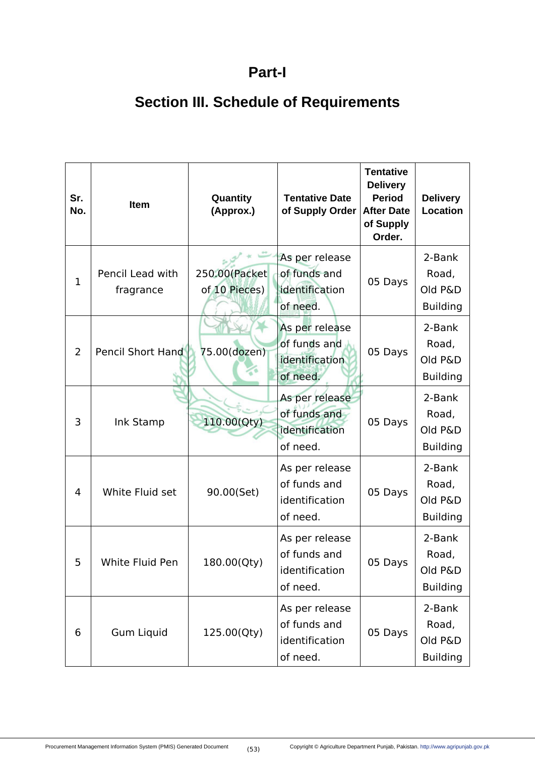# Part-I

## Section III. Schedule of Requirements

| Sr. No. | Item | Quantity (Approx.) | Tentative Date of Supply Order | Tentative Delivery Period After Date of Supply Order. | Delivery Location |
|---|---|---|---|---|---|
| 1 | Pencil Lead with fragrance | 250.00(Packet of 10 Pieces) | As per release of funds and identification of need. | 05 Days | 2-Bank Road, Old P&D Building |
| 2 | Pencil Short Hand | 75.00(dozen) | As per release of funds and identification of need. | 05 Days | 2-Bank Road, Old P&D Building |
| 3 | Ink Stamp | 110.00(Qty) | As per release of funds and identification of need. | 05 Days | 2-Bank Road, Old P&D Building |
| 4 | White Fluid set | 90.00(Set) | As per release of funds and identification of need. | 05 Days | 2-Bank Road, Old P&D Building |
| 5 | White Fluid Pen | 180.00(Qty) | As per release of funds and identification of need. | 05 Days | 2-Bank Road, Old P&D Building |
| 6 | Gum Liquid | 125.00(Qty) | As per release of funds and identification of need. | 05 Days | 2-Bank Road, Old P&D Building |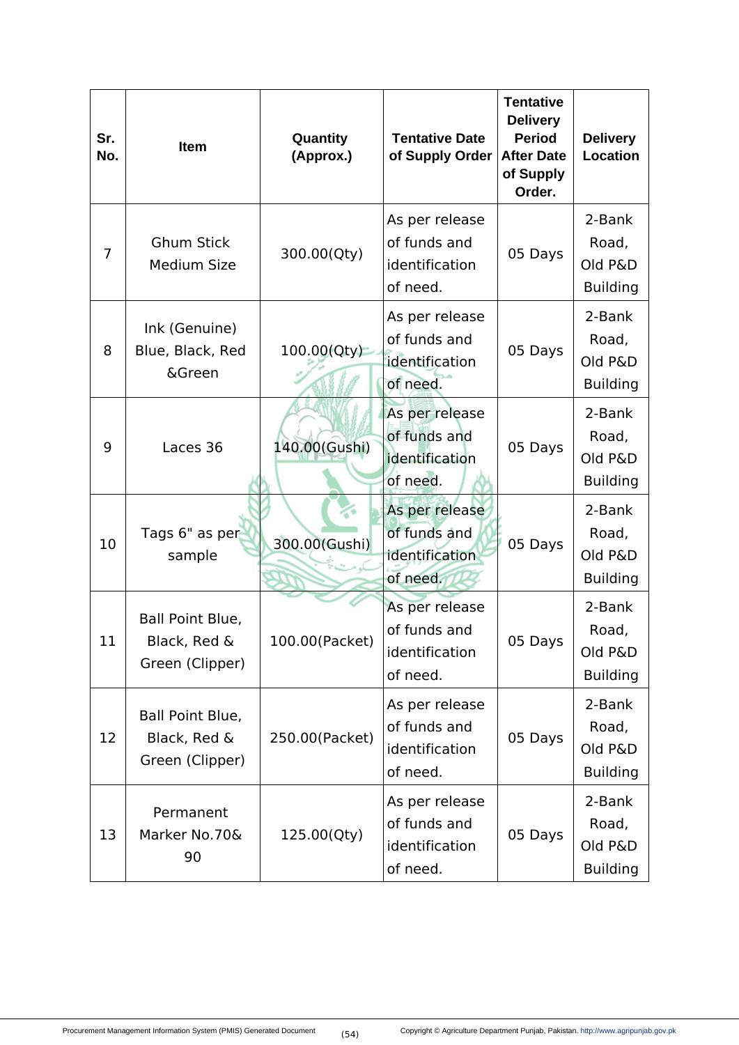| Sr. No. | Item | Quantity (Approx.) | Tentative Date of Supply Order | Tentative Delivery Period After Date of Supply Order. | Delivery Location |
|---|---|---|---|---|---|
| 7 | Ghum Stick Medium Size | 300.00(Qty) | As per release of funds and identification of need. | 05 Days | 2-Bank Road, Old P&D Building |
| 8 | Ink (Genuine) Blue, Black, Red &Green | 100.00(Qty) | As per release of funds and identification of need. | 05 Days | 2-Bank Road, Old P&D Building |
| 9 | Laces 36 | 140.00(Gushi) | As per release of funds and identification of need. | 05 Days | 2-Bank Road, Old P&D Building |
| 10 | Tags 6" as per sample | 300.00(Gushi) | As per release of funds and identification of need. | 05 Days | 2-Bank Road, Old P&D Building |
| 11 | Ball Point Blue, Black, Red & Green (Clipper) | 100.00(Packet) | As per release of funds and identification of need. | 05 Days | 2-Bank Road, Old P&D Building |
| 12 | Ball Point Blue, Black, Red & Green (Clipper) | 250.00(Packet) | As per release of funds and identification of need. | 05 Days | 2-Bank Road, Old P&D Building |
| 13 | Permanent Marker No.70& 90 | 125.00(Qty) | As per release of funds and identification of need. | 05 Days | 2-Bank Road, Old P&D Building |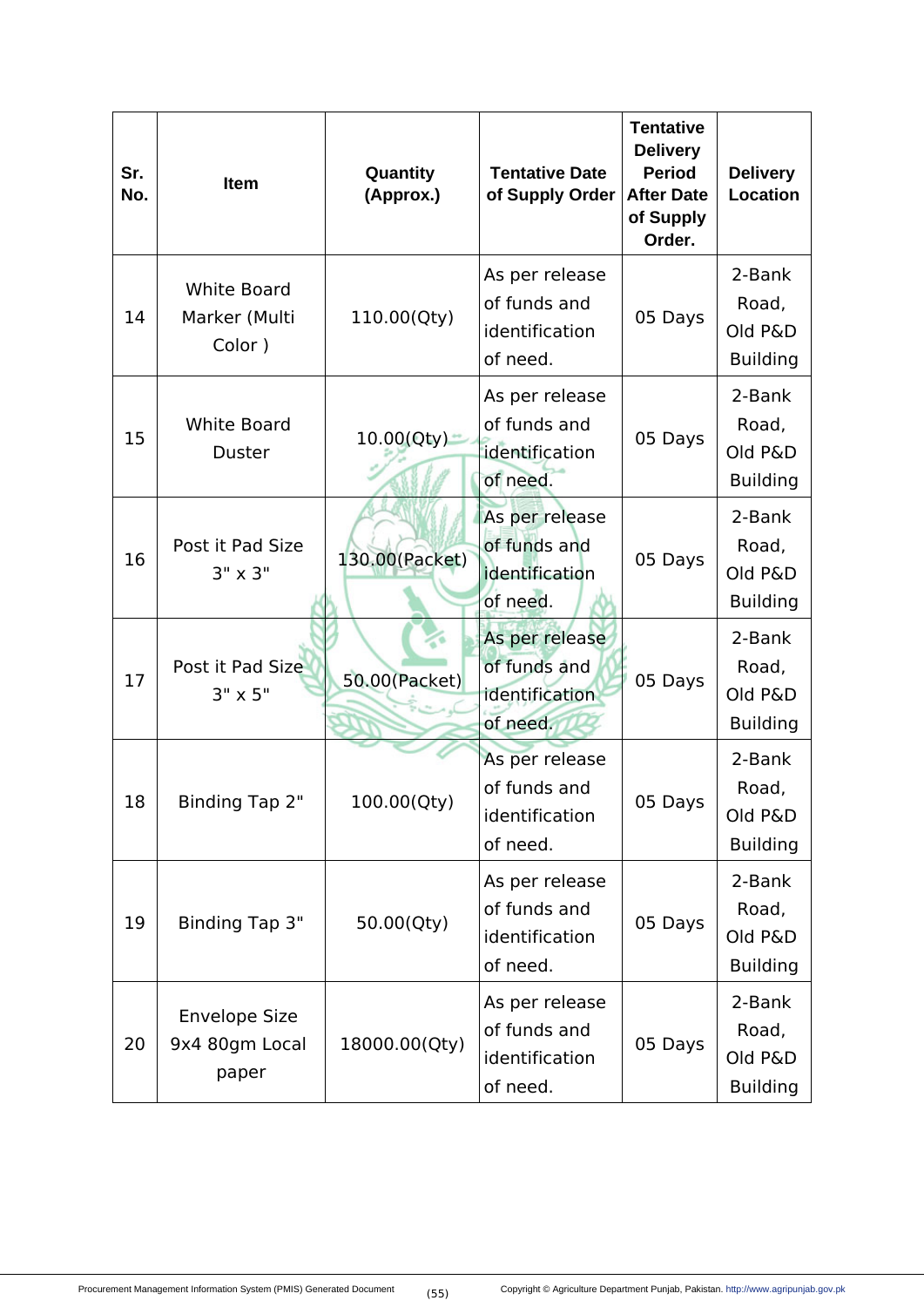| Sr. No. | Item | Quantity (Approx.) | Tentative Date of Supply Order | Tentative Delivery Period After Date of Supply Order. | Delivery Location |
|---|---|---|---|---|---|
| 14 | White Board Marker (Multi Color ) | 110.00(Qty) | As per release of funds and identification of need. | 05 Days | 2-Bank Road, Old P&D Building |
| 15 | White Board Duster | 10.00(Qty) | As per release of funds and identification of need. | 05 Days | 2-Bank Road, Old P&D Building |
| 16 | Post it Pad Size 3" x 3" | 130.00(Packet) | As per release of funds and identification of need. | 05 Days | 2-Bank Road, Old P&D Building |
| 17 | Post it Pad Size 3" x 5" | 50.00(Packet) | As per release of funds and identification of need. | 05 Days | 2-Bank Road, Old P&D Building |
| 18 | Binding Tap 2" | 100.00(Qty) | As per release of funds and identification of need. | 05 Days | 2-Bank Road, Old P&D Building |
| 19 | Binding Tap 3" | 50.00(Qty) | As per release of funds and identification of need. | 05 Days | 2-Bank Road, Old P&D Building |
| 20 | Envelope Size 9x4 80gm Local paper | 18000.00(Qty) | As per release of funds and identification of need. | 05 Days | 2-Bank Road, Old P&D Building |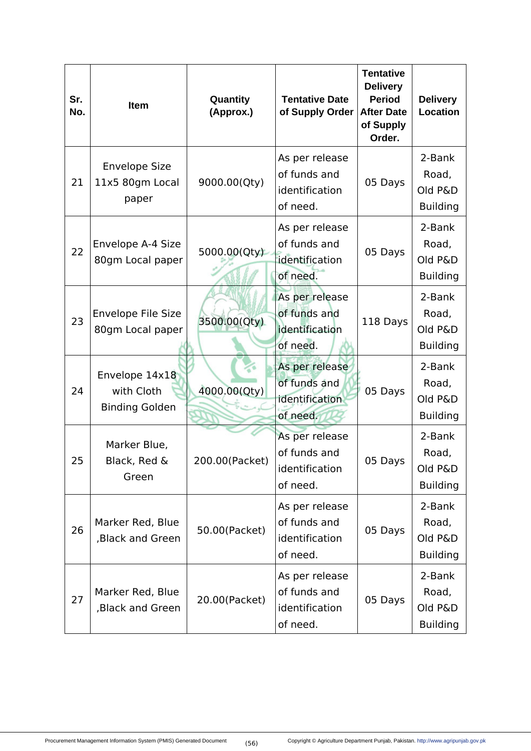| Sr. No. | Item | Quantity (Approx.) | Tentative Date of Supply Order | Tentative Delivery Period After Date of Supply Order. | Delivery Location |
|---|---|---|---|---|---|
| 21 | Envelope Size 11x5 80gm Local paper | 9000.00(Qty) | As per release of funds and identification of need. | 05 Days | 2-Bank Road, Old P&D Building |
| 22 | Envelope A-4 Size 80gm Local paper | 5000.00(Qty) | As per release of funds and identification of need. | 05 Days | 2-Bank Road, Old P&D Building |
| 23 | Envelope File Size 80gm Local paper | 3500.00(Qty) | As per release of funds and identification of need. | 118 Days | 2-Bank Road, Old P&D Building |
| 24 | Envelope 14x18 with Cloth Binding Golden | 4000.00(Qty) | As per release of funds and identification of need. | 05 Days | 2-Bank Road, Old P&D Building |
| 25 | Marker Blue, Black, Red & Green | 200.00(Packet) | As per release of funds and identification of need. | 05 Days | 2-Bank Road, Old P&D Building |
| 26 | Marker Red, Blue ,Black and Green | 50.00(Packet) | As per release of funds and identification of need. | 05 Days | 2-Bank Road, Old P&D Building |
| 27 | Marker Red, Blue ,Black and Green | 20.00(Packet) | As per release of funds and identification of need. | 05 Days | 2-Bank Road, Old P&D Building |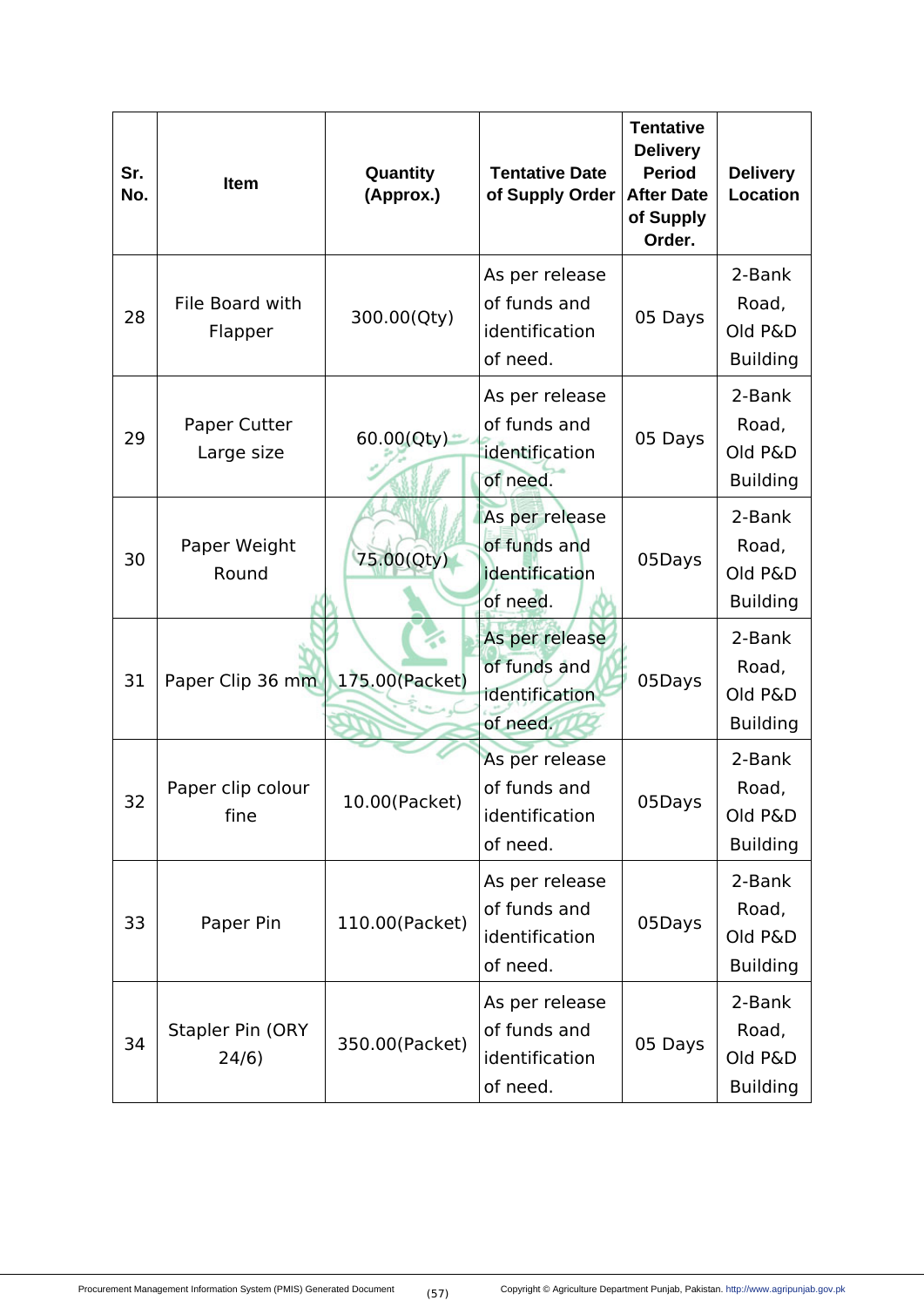| Sr. No. | Item | Quantity (Approx.) | Tentative Date of Supply Order | Tentative Delivery Period After Date of Supply Order. | Delivery Location |
|---|---|---|---|---|---|
| 28 | File Board with Flapper | 300.00(Qty) | As per release of funds and identification of need. | 05 Days | 2-Bank Road, Old P&D Building |
| 29 | Paper Cutter Large size | 60.00(Qty) | As per release of funds and identification of need. | 05 Days | 2-Bank Road, Old P&D Building |
| 30 | Paper Weight Round | 75.00(Qty) | As per release of funds and identification of need. | 05Days | 2-Bank Road, Old P&D Building |
| 31 | Paper Clip 36 mm | 175.00(Packet) | As per release of funds and identification of need. | 05Days | 2-Bank Road, Old P&D Building |
| 32 | Paper clip colour fine | 10.00(Packet) | As per release of funds and identification of need. | 05Days | 2-Bank Road, Old P&D Building |
| 33 | Paper Pin | 110.00(Packet) | As per release of funds and identification of need. | 05Days | 2-Bank Road, Old P&D Building |
| 34 | Stapler Pin (ORY 24/6) | 350.00(Packet) | As per release of funds and identification of need. | 05 Days | 2-Bank Road, Old P&D Building |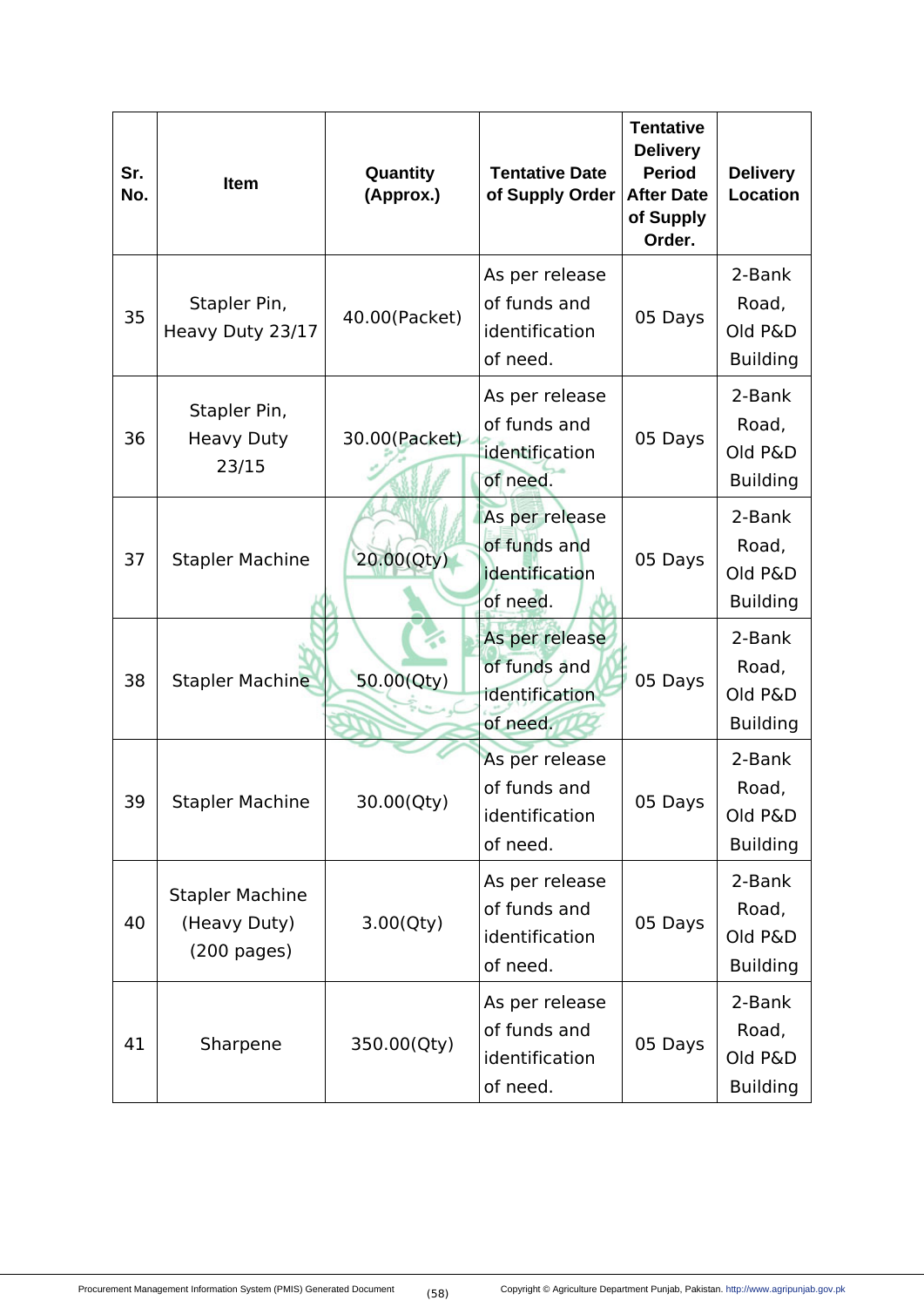| Sr. No. | Item | Quantity (Approx.) | Tentative Date of Supply Order | Tentative Delivery Period After Date of Supply Order. | Delivery Location |
|---|---|---|---|---|---|
| 35 | Stapler Pin, Heavy Duty 23/17 | 40.00(Packet) | As per release of funds and identification of need. | 05 Days | 2-Bank Road, Old P&D Building |
| 36 | Stapler Pin, Heavy Duty 23/15 | 30.00(Packet) | As per release of funds and identification of need. | 05 Days | 2-Bank Road, Old P&D Building |
| 37 | Stapler Machine | 20.00(Qty) | As per release of funds and identification of need. | 05 Days | 2-Bank Road, Old P&D Building |
| 38 | Stapler Machine | 50.00(Qty) | As per release of funds and identification of need. | 05 Days | 2-Bank Road, Old P&D Building |
| 39 | Stapler Machine | 30.00(Qty) | As per release of funds and identification of need. | 05 Days | 2-Bank Road, Old P&D Building |
| 40 | Stapler Machine (Heavy Duty) (200 pages) | 3.00(Qty) | As per release of funds and identification of need. | 05 Days | 2-Bank Road, Old P&D Building |
| 41 | Sharpene | 350.00(Qty) | As per release of funds and identification of need. | 05 Days | 2-Bank Road, Old P&D Building |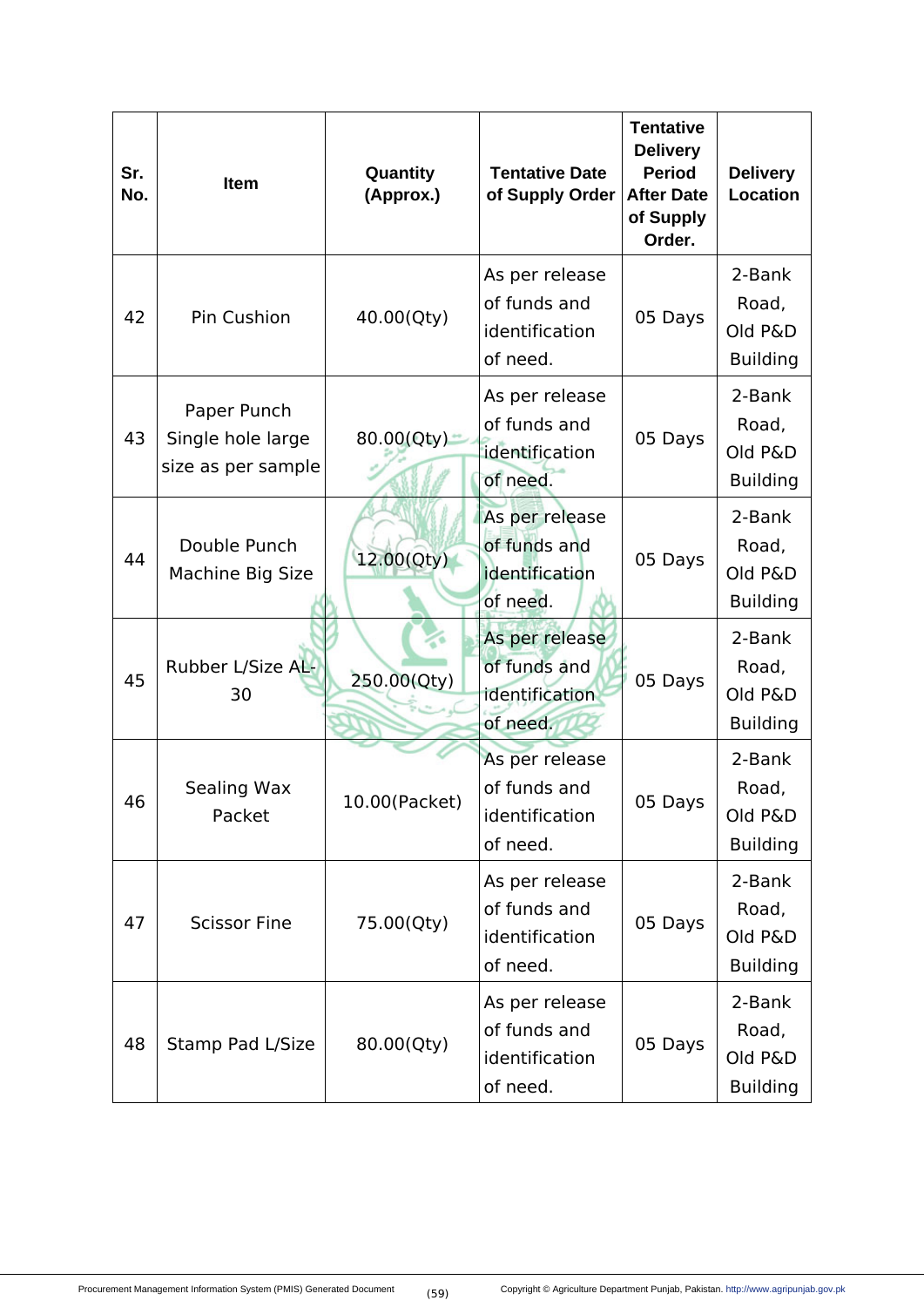| Sr. No. | Item | Quantity (Approx.) | Tentative Date of Supply Order | Tentative Delivery Period After Date of Supply Order. | Delivery Location |
|---|---|---|---|---|---|
| 42 | Pin Cushion | 40.00(Qty) | As per release of funds and identification of need. | 05 Days | 2-Bank Road, Old P&D Building |
| 43 | Paper Punch Single hole large size as per sample | 80.00(Qty) | As per release of funds and identification of need. | 05 Days | 2-Bank Road, Old P&D Building |
| 44 | Double Punch Machine Big Size | 12.00(Qty) | As per release of funds and identification of need. | 05 Days | 2-Bank Road, Old P&D Building |
| 45 | Rubber L/Size AL-30 | 250.00(Qty) | As per release of funds and identification of need. | 05 Days | 2-Bank Road, Old P&D Building |
| 46 | Sealing Wax Packet | 10.00(Packet) | As per release of funds and identification of need. | 05 Days | 2-Bank Road, Old P&D Building |
| 47 | Scissor Fine | 75.00(Qty) | As per release of funds and identification of need. | 05 Days | 2-Bank Road, Old P&D Building |
| 48 | Stamp Pad L/Size | 80.00(Qty) | As per release of funds and identification of need. | 05 Days | 2-Bank Road, Old P&D Building |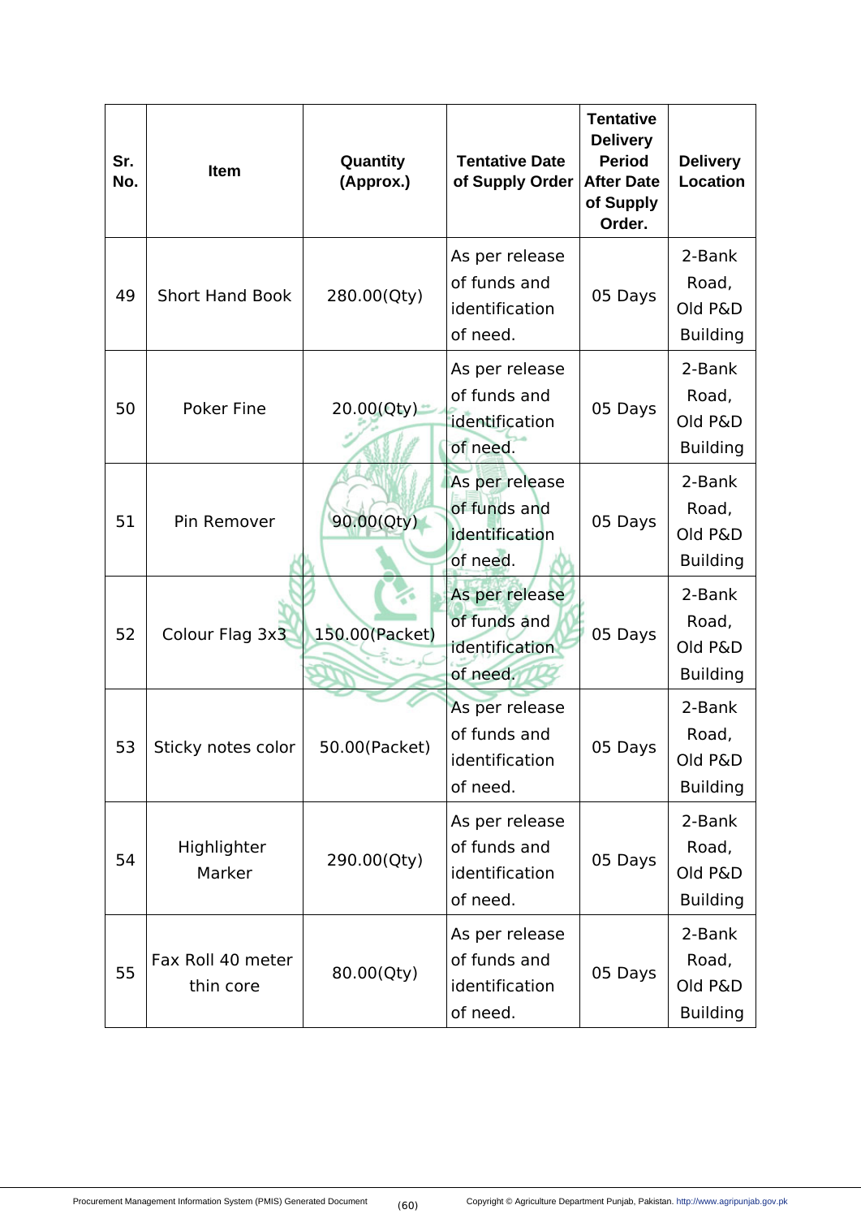| Sr. No. | Item | Quantity (Approx.) | Tentative Date of Supply Order | Tentative Delivery Period After Date of Supply Order. | Delivery Location |
|---|---|---|---|---|---|
| 49 | Short Hand Book | 280.00(Qty) | As per release of funds and identification of need. | 05 Days | 2-Bank Road, Old P&D Building |
| 50 | Poker Fine | 20.00(Qty) | As per release of funds and identification of need. | 05 Days | 2-Bank Road, Old P&D Building |
| 51 | Pin Remover | 90.00(Qty) | As per release of funds and identification of need. | 05 Days | 2-Bank Road, Old P&D Building |
| 52 | Colour Flag 3x3 | 150.00(Packet) | As per release of funds and identification of need. | 05 Days | 2-Bank Road, Old P&D Building |
| 53 | Sticky notes color | 50.00(Packet) | As per release of funds and identification of need. | 05 Days | 2-Bank Road, Old P&D Building |
| 54 | Highlighter Marker | 290.00(Qty) | As per release of funds and identification of need. | 05 Days | 2-Bank Road, Old P&D Building |
| 55 | Fax Roll 40 meter thin core | 80.00(Qty) | As per release of funds and identification of need. | 05 Days | 2-Bank Road, Old P&D Building |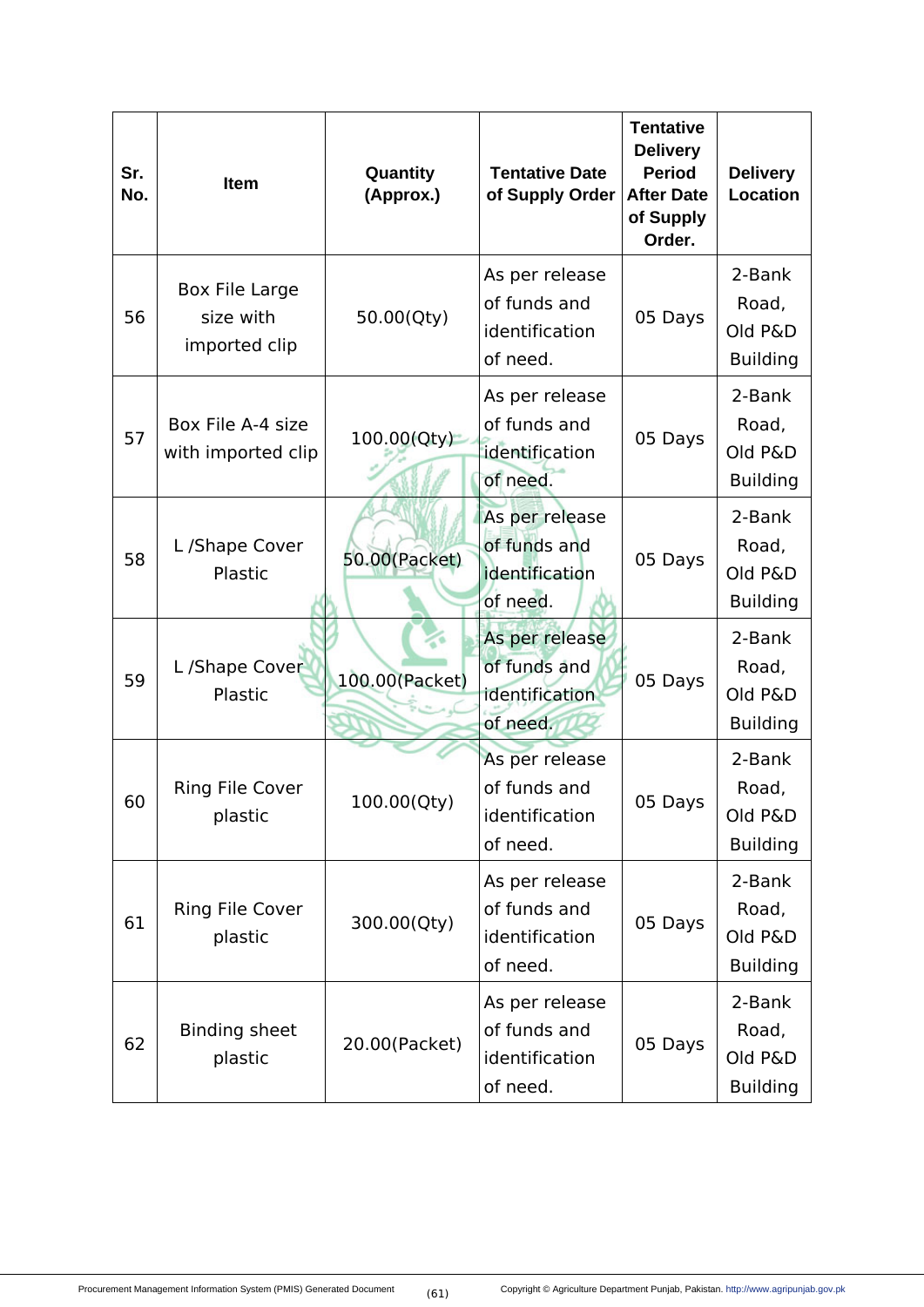| Sr. No. | Item | Quantity (Approx.) | Tentative Date of Supply Order | Tentative Delivery Period After Date of Supply Order. | Delivery Location |
|---|---|---|---|---|---|
| 56 | Box File Large size with imported clip | 50.00(Qty) | As per release of funds and identification of need. | 05 Days | 2-Bank Road, Old P&D Building |
| 57 | Box File A-4 size with imported clip | 100.00(Qty) | As per release of funds and identification of need. | 05 Days | 2-Bank Road, Old P&D Building |
| 58 | L /Shape Cover Plastic | 50.00(Packet) | As per release of funds and identification of need. | 05 Days | 2-Bank Road, Old P&D Building |
| 59 | L /Shape Cover Plastic | 100.00(Packet) | As per release of funds and identification of need. | 05 Days | 2-Bank Road, Old P&D Building |
| 60 | Ring File Cover plastic | 100.00(Qty) | As per release of funds and identification of need. | 05 Days | 2-Bank Road, Old P&D Building |
| 61 | Ring File Cover plastic | 300.00(Qty) | As per release of funds and identification of need. | 05 Days | 2-Bank Road, Old P&D Building |
| 62 | Binding sheet plastic | 20.00(Packet) | As per release of funds and identification of need. | 05 Days | 2-Bank Road, Old P&D Building |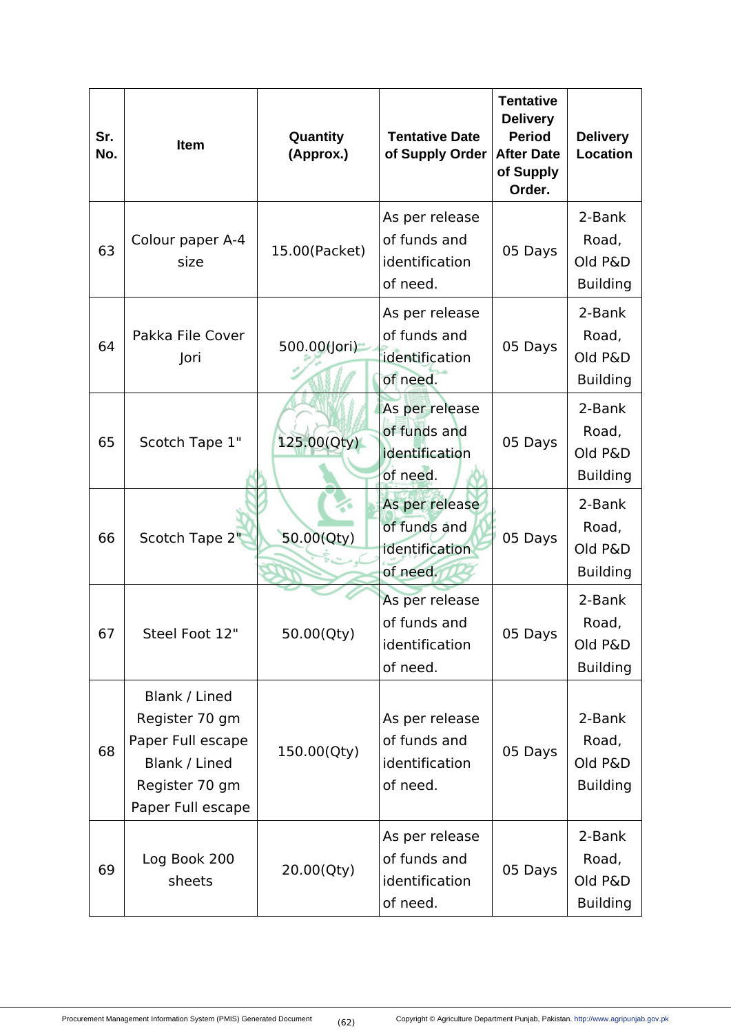| Sr. No. | Item | Quantity (Approx.) | Tentative Date of Supply Order | Tentative Delivery Period After Date of Supply Order. | Delivery Location |
|---|---|---|---|---|---|
| 63 | Colour paper A-4 size | 15.00(Packet) | As per release of funds and identification of need. | 05 Days | 2-Bank Road, Old P&D Building |
| 64 | Pakka File Cover Jori | 500.00(Jori) | As per release of funds and identification of need. | 05 Days | 2-Bank Road, Old P&D Building |
| 65 | Scotch Tape 1" | 125.00(Qty) | As per release of funds and identification of need. | 05 Days | 2-Bank Road, Old P&D Building |
| 66 | Scotch Tape 2" | 50.00(Qty) | As per release of funds and identification of need. | 05 Days | 2-Bank Road, Old P&D Building |
| 67 | Steel Foot 12" | 50.00(Qty) | As per release of funds and identification of need. | 05 Days | 2-Bank Road, Old P&D Building |
| 68 | Blank / Lined Register 70 gm Paper Full escape Blank / Lined Register 70 gm Paper Full escape | 150.00(Qty) | As per release of funds and identification of need. | 05 Days | 2-Bank Road, Old P&D Building |
| 69 | Log Book 200 sheets | 20.00(Qty) | As per release of funds and identification of need. | 05 Days | 2-Bank Road, Old P&D Building |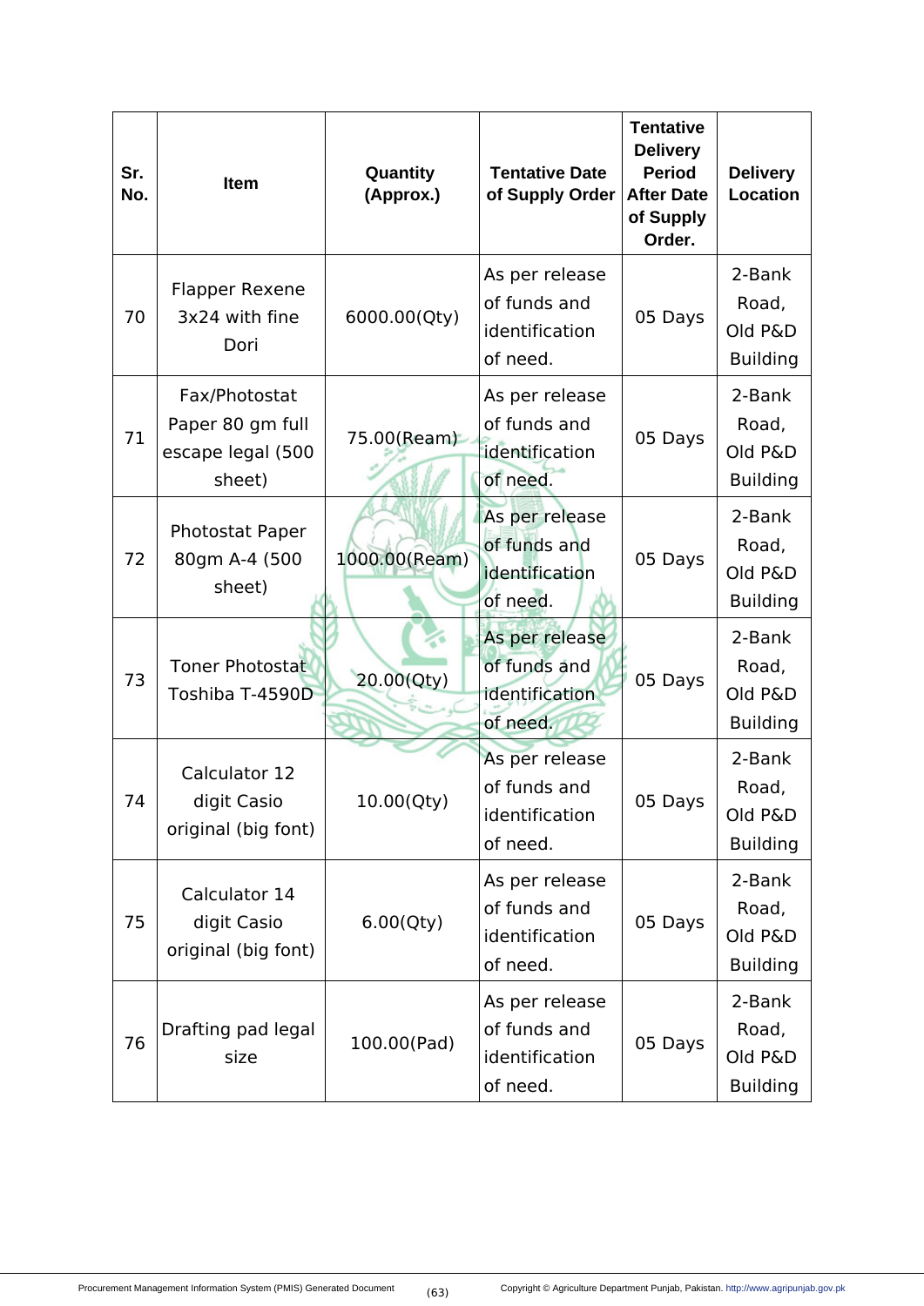| Sr. No. | Item | Quantity (Approx.) | Tentative Date of Supply Order | Tentative Delivery Period After Date of Supply Order. | Delivery Location |
|---|---|---|---|---|---|
| 70 | Flapper Rexene 3x24 with fine Dori | 6000.00(Qty) | As per release of funds and identification of need. | 05 Days | 2-Bank Road, Old P&D Building |
| 71 | Fax/Photostat Paper 80 gm full escape legal (500 sheet) | 75.00(Ream) | As per release of funds and identification of need. | 05 Days | 2-Bank Road, Old P&D Building |
| 72 | Photostat Paper 80gm A-4 (500 sheet) | 1000.00(Ream) | As per release of funds and identification of need. | 05 Days | 2-Bank Road, Old P&D Building |
| 73 | Toner Photostat Toshiba T-4590D | 20.00(Qty) | As per release of funds and identification of need. | 05 Days | 2-Bank Road, Old P&D Building |
| 74 | Calculator 12 digit Casio original (big font) | 10.00(Qty) | As per release of funds and identification of need. | 05 Days | 2-Bank Road, Old P&D Building |
| 75 | Calculator 14 digit Casio original (big font) | 6.00(Qty) | As per release of funds and identification of need. | 05 Days | 2-Bank Road, Old P&D Building |
| 76 | Drafting pad legal size | 100.00(Pad) | As per release of funds and identification of need. | 05 Days | 2-Bank Road, Old P&D Building |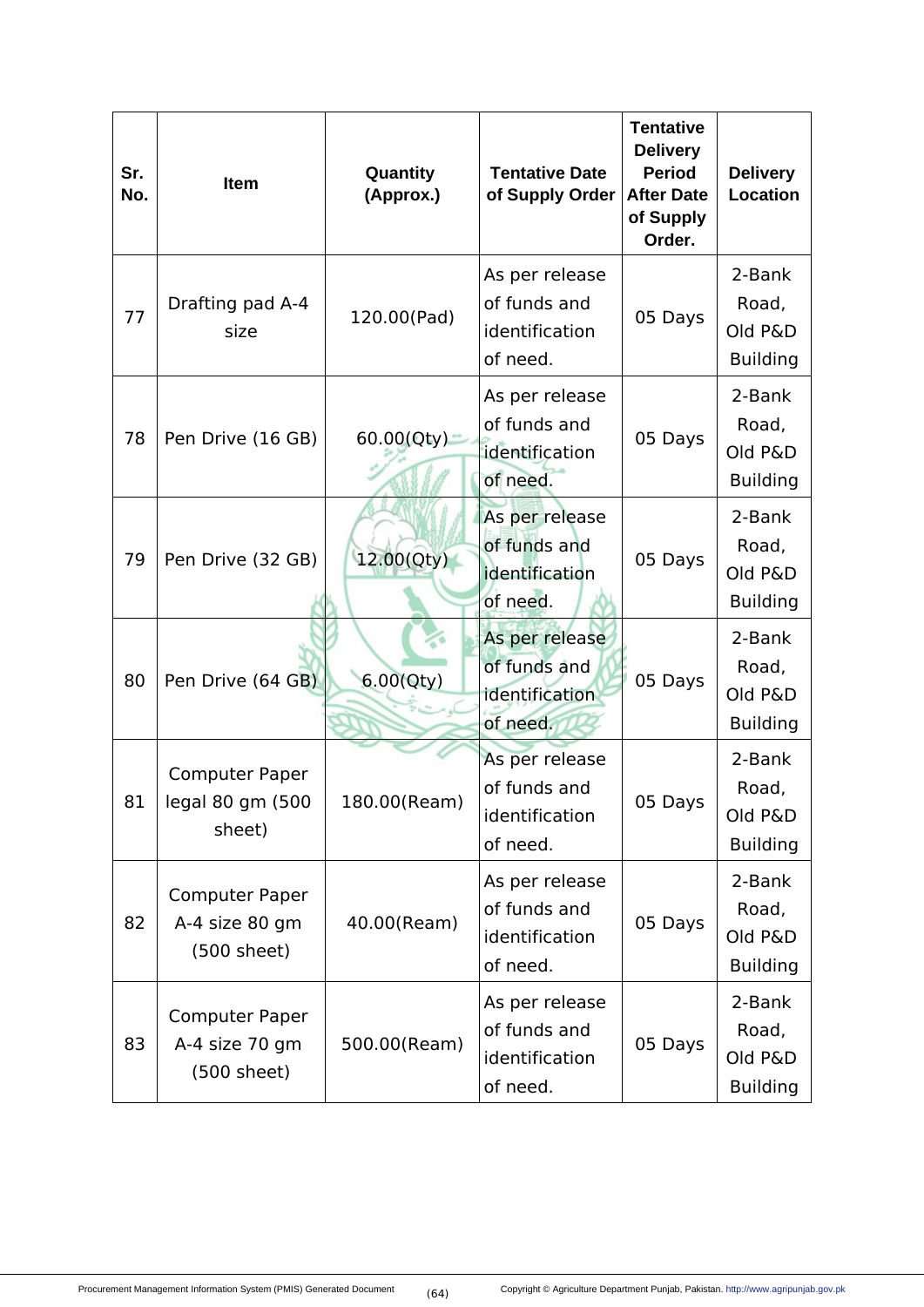| Sr. No. | Item | Quantity (Approx.) | Tentative Date of Supply Order | Tentative Delivery Period After Date of Supply Order. | Delivery Location |
|---|---|---|---|---|---|
| 77 | Drafting pad A-4 size | 120.00(Pad) | As per release of funds and identification of need. | 05 Days | 2-Bank Road, Old P&D Building |
| 78 | Pen Drive (16 GB) | 60.00(Qty) | As per release of funds and identification of need. | 05 Days | 2-Bank Road, Old P&D Building |
| 79 | Pen Drive (32 GB) | 12.00(Qty) | As per release of funds and identification of need. | 05 Days | 2-Bank Road, Old P&D Building |
| 80 | Pen Drive (64 GB) | 6.00(Qty) | As per release of funds and identification of need. | 05 Days | 2-Bank Road, Old P&D Building |
| 81 | Computer Paper legal 80 gm (500 sheet) | 180.00(Ream) | As per release of funds and identification of need. | 05 Days | 2-Bank Road, Old P&D Building |
| 82 | Computer Paper A-4 size 80 gm (500 sheet) | 40.00(Ream) | As per release of funds and identification of need. | 05 Days | 2-Bank Road, Old P&D Building |
| 83 | Computer Paper A-4 size 70 gm (500 sheet) | 500.00(Ream) | As per release of funds and identification of need. | 05 Days | 2-Bank Road, Old P&D Building |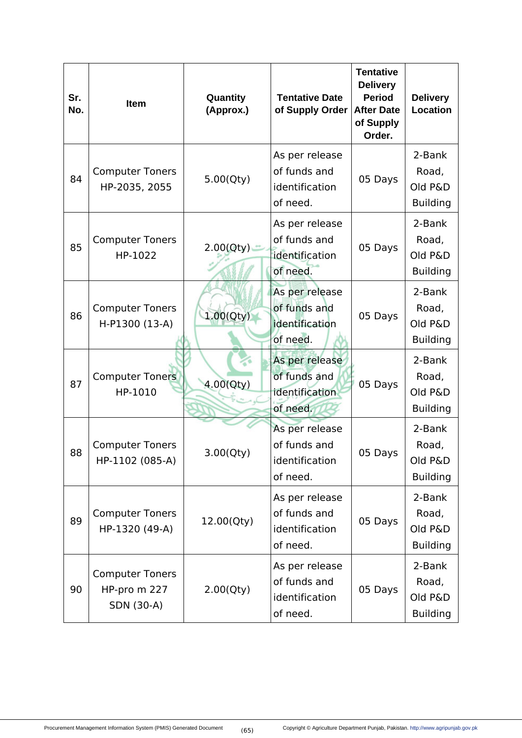| Sr. No. | Item | Quantity (Approx.) | Tentative Date of Supply Order | Tentative Delivery Period After Date of Supply Order. | Delivery Location |
|---|---|---|---|---|---|
| 84 | Computer Toners HP-2035, 2055 | 5.00(Qty) | As per release of funds and identification of need. | 05 Days | 2-Bank Road, Old P&D Building |
| 85 | Computer Toners HP-1022 | 2.00(Qty) | As per release of funds and identification of need. | 05 Days | 2-Bank Road, Old P&D Building |
| 86 | Computer Toners H-P1300 (13-A) | 1.00(Qty) | As per release of funds and identification of need. | 05 Days | 2-Bank Road, Old P&D Building |
| 87 | Computer Toners HP-1010 | 4.00(Qty) | As per release of funds and identification of need. | 05 Days | 2-Bank Road, Old P&D Building |
| 88 | Computer Toners HP-1102 (085-A) | 3.00(Qty) | As per release of funds and identification of need. | 05 Days | 2-Bank Road, Old P&D Building |
| 89 | Computer Toners HP-1320 (49-A) | 12.00(Qty) | As per release of funds and identification of need. | 05 Days | 2-Bank Road, Old P&D Building |
| 90 | Computer Toners HP-pro m 227 SDN (30-A) | 2.00(Qty) | As per release of funds and identification of need. | 05 Days | 2-Bank Road, Old P&D Building |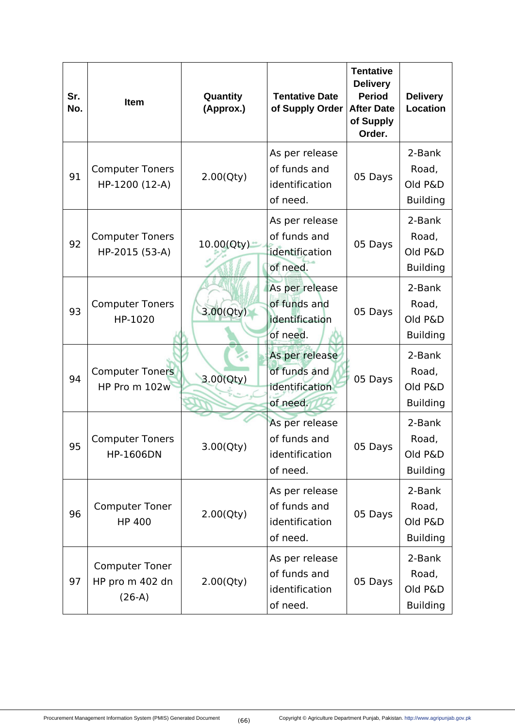| Sr. No. | Item | Quantity (Approx.) | Tentative Date of Supply Order | Tentative Delivery Period After Date of Supply Order. | Delivery Location |
|---|---|---|---|---|---|
| 91 | Computer Toners HP-1200 (12-A) | 2.00(Qty) | As per release of funds and identification of need. | 05 Days | 2-Bank Road, Old P&D Building |
| 92 | Computer Toners HP-2015 (53-A) | 10.00(Qty) | As per release of funds and identification of need. | 05 Days | 2-Bank Road, Old P&D Building |
| 93 | Computer Toners HP-1020 | 3.00(Qty) | As per release of funds and identification of need. | 05 Days | 2-Bank Road, Old P&D Building |
| 94 | Computer Toners HP Pro m 102w | 3.00(Qty) | As per release of funds and identification of need. | 05 Days | 2-Bank Road, Old P&D Building |
| 95 | Computer Toners HP-1606DN | 3.00(Qty) | As per release of funds and identification of need. | 05 Days | 2-Bank Road, Old P&D Building |
| 96 | Computer Toner HP 400 | 2.00(Qty) | As per release of funds and identification of need. | 05 Days | 2-Bank Road, Old P&D Building |
| 97 | Computer Toner HP pro m 402 dn (26-A) | 2.00(Qty) | As per release of funds and identification of need. | 05 Days | 2-Bank Road, Old P&D Building |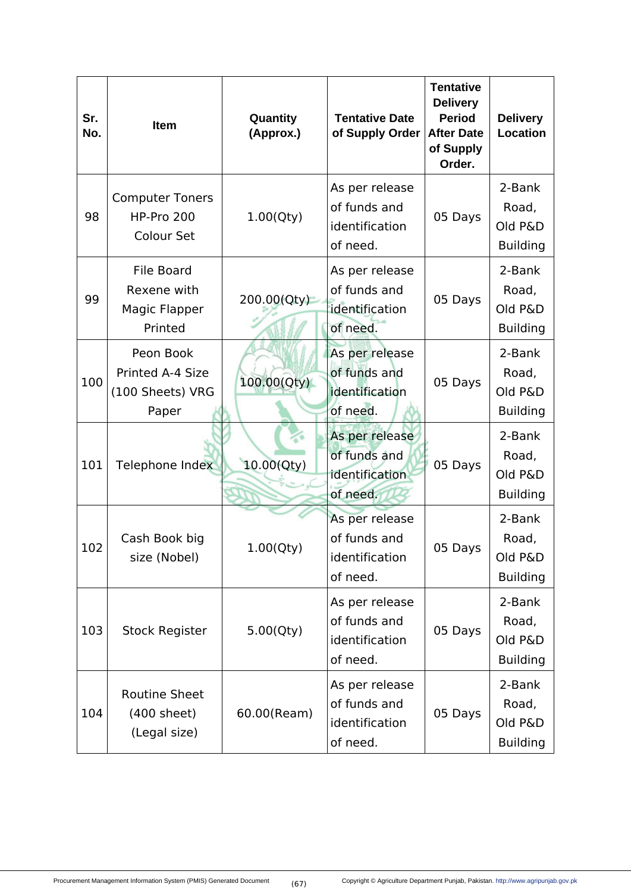| Sr. No. | Item | Quantity (Approx.) | Tentative Date of Supply Order | Tentative Delivery Period After Date of Supply Order. | Delivery Location |
|---|---|---|---|---|---|
| 98 | Computer Toners HP-Pro 200 Colour Set | 1.00(Qty) | As per release of funds and identification of need. | 05 Days | 2-Bank Road, Old P&D Building |
| 99 | File Board Rexene with Magic Flapper Printed | 200.00(Qty) | As per release of funds and identification of need. | 05 Days | 2-Bank Road, Old P&D Building |
| 100 | Peon Book Printed A-4 Size (100 Sheets) VRG Paper | 100.00(Qty) | As per release of funds and identification of need. | 05 Days | 2-Bank Road, Old P&D Building |
| 101 | Telephone Index | 10.00(Qty) | As per release of funds and identification of need. | 05 Days | 2-Bank Road, Old P&D Building |
| 102 | Cash Book big size (Nobel) | 1.00(Qty) | As per release of funds and identification of need. | 05 Days | 2-Bank Road, Old P&D Building |
| 103 | Stock Register | 5.00(Qty) | As per release of funds and identification of need. | 05 Days | 2-Bank Road, Old P&D Building |
| 104 | Routine Sheet (400 sheet) (Legal size) | 60.00(Ream) | As per release of funds and identification of need. | 05 Days | 2-Bank Road, Old P&D Building |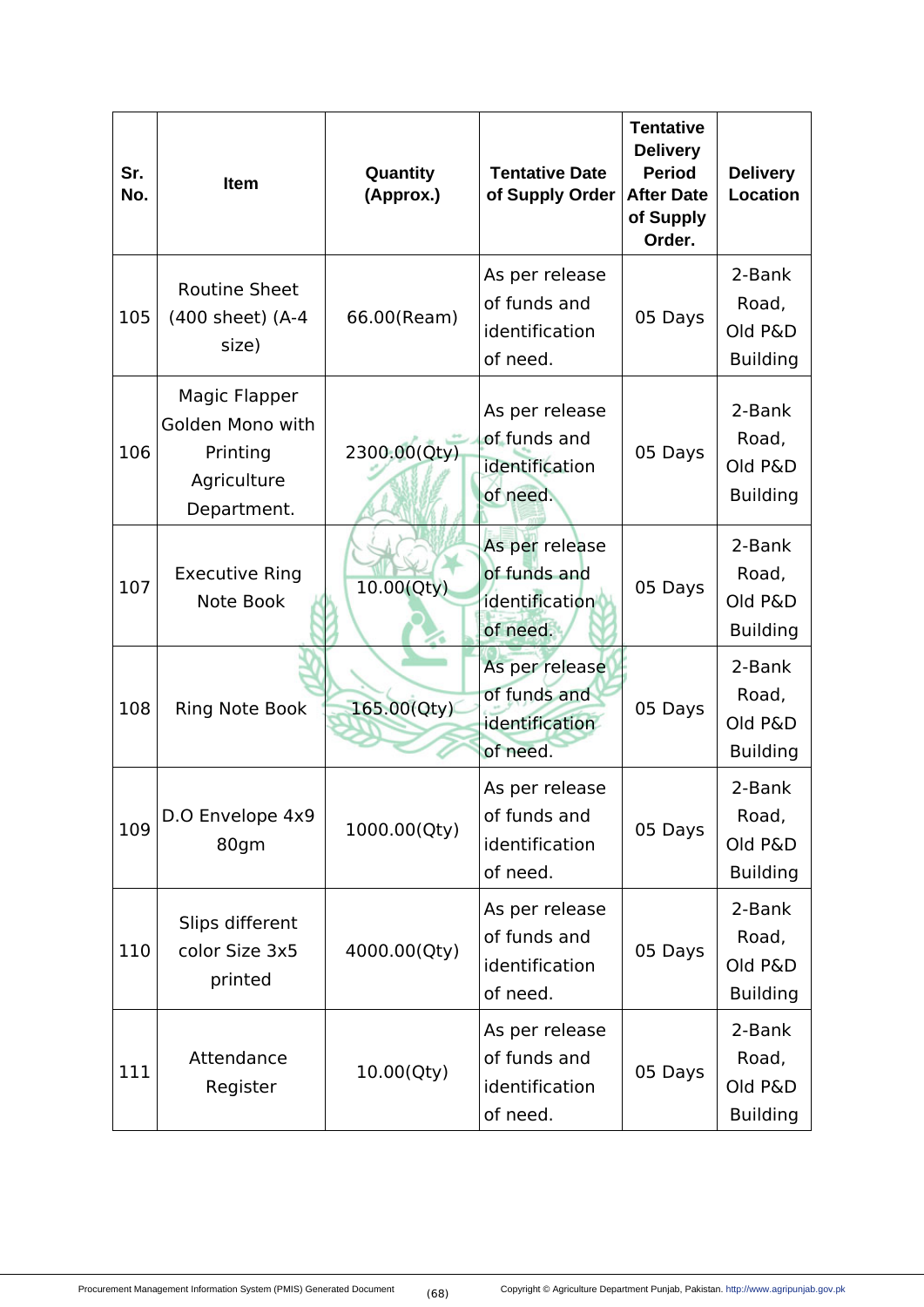| Sr. No. | Item | Quantity (Approx.) | Tentative Date of Supply Order | Tentative Delivery Period After Date of Supply Order. | Delivery Location |
|---|---|---|---|---|---|
| 105 | Routine Sheet (400 sheet) (A-4 size) | 66.00(Ream) | As per release of funds and identification of need. | 05 Days | 2-Bank Road, Old P&D Building |
| 106 | Magic Flapper Golden Mono with Printing Agriculture Department. | 2300.00(Qty) | As per release of funds and identification of need. | 05 Days | 2-Bank Road, Old P&D Building |
| 107 | Executive Ring Note Book | 10.00(Qty) | As per release of funds and identification of need. | 05 Days | 2-Bank Road, Old P&D Building |
| 108 | Ring Note Book | 165.00(Qty) | As per release of funds and identification of need. | 05 Days | 2-Bank Road, Old P&D Building |
| 109 | D.O Envelope 4x9 80gm | 1000.00(Qty) | As per release of funds and identification of need. | 05 Days | 2-Bank Road, Old P&D Building |
| 110 | Slips different color Size 3x5 printed | 4000.00(Qty) | As per release of funds and identification of need. | 05 Days | 2-Bank Road, Old P&D Building |
| 111 | Attendance Register | 10.00(Qty) | As per release of funds and identification of need. | 05 Days | 2-Bank Road, Old P&D Building |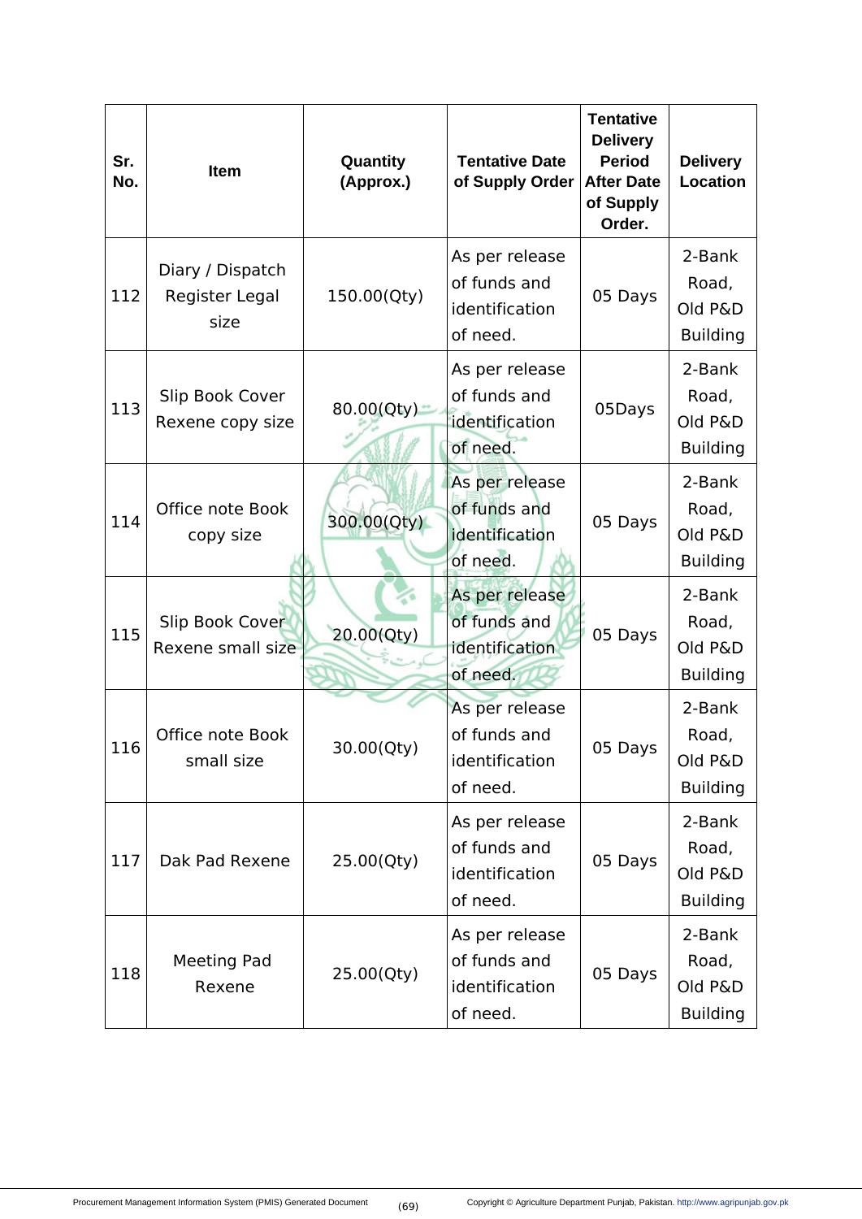| Sr. No. | Item | Quantity (Approx.) | Tentative Date of Supply Order | Tentative Delivery Period After Date of Supply Order. | Delivery Location |
|---|---|---|---|---|---|
| 112 | Diary / Dispatch Register Legal size | 150.00(Qty) | As per release of funds and identification of need. | 05 Days | 2-Bank Road, Old P&D Building |
| 113 | Slip Book Cover Rexene copy size | 80.00(Qty) | As per release of funds and identification of need. | 05Days | 2-Bank Road, Old P&D Building |
| 114 | Office note Book copy size | 300.00(Qty) | As per release of funds and identification of need. | 05 Days | 2-Bank Road, Old P&D Building |
| 115 | Slip Book Cover Rexene small size | 20.00(Qty) | As per release of funds and identification of need. | 05 Days | 2-Bank Road, Old P&D Building |
| 116 | Office note Book small size | 30.00(Qty) | As per release of funds and identification of need. | 05 Days | 2-Bank Road, Old P&D Building |
| 117 | Dak Pad Rexene | 25.00(Qty) | As per release of funds and identification of need. | 05 Days | 2-Bank Road, Old P&D Building |
| 118 | Meeting Pad Rexene | 25.00(Qty) | As per release of funds and identification of need. | 05 Days | 2-Bank Road, Old P&D Building |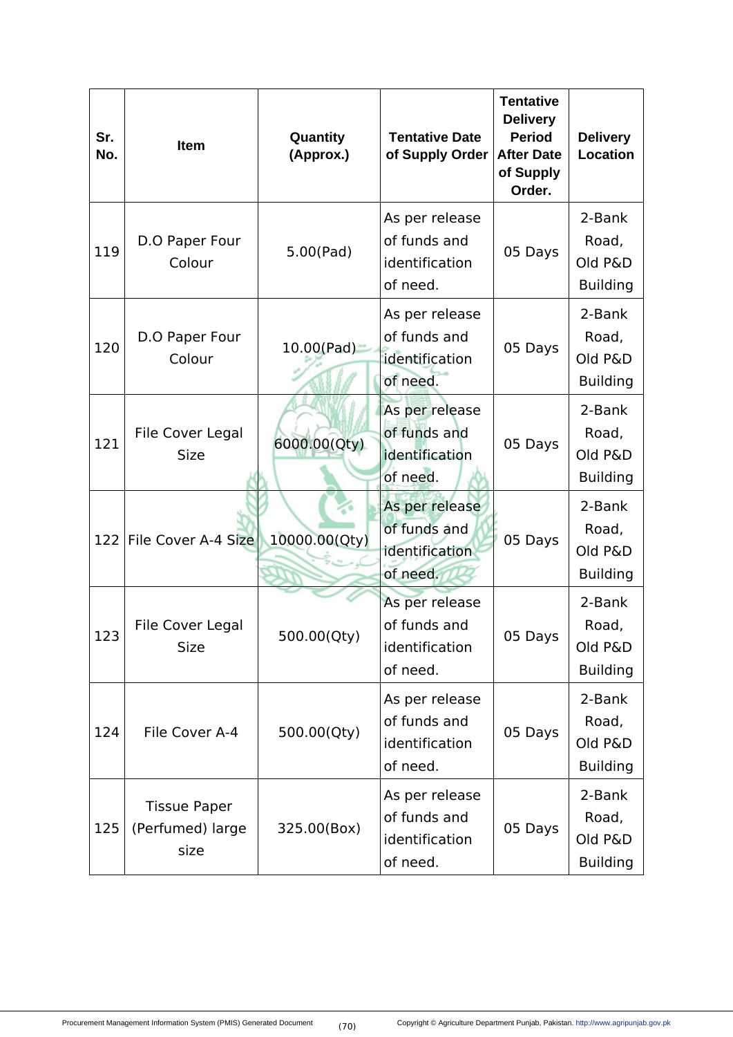| Sr. No. | Item | Quantity (Approx.) | Tentative Date of Supply Order | Tentative Delivery Period After Date of Supply Order. | Delivery Location |
|---|---|---|---|---|---|
| 119 | D.O Paper Four Colour | 5.00(Pad) | As per release of funds and identification of need. | 05 Days | 2-Bank Road, Old P&D Building |
| 120 | D.O Paper Four Colour | 10.00(Pad) | As per release of funds and identification of need. | 05 Days | 2-Bank Road, Old P&D Building |
| 121 | File Cover Legal Size | 6000.00(Qty) | As per release of funds and identification of need. | 05 Days | 2-Bank Road, Old P&D Building |
| 122 | File Cover A-4 Size | 10000.00(Qty) | As per release of funds and identification of need. | 05 Days | 2-Bank Road, Old P&D Building |
| 123 | File Cover Legal Size | 500.00(Qty) | As per release of funds and identification of need. | 05 Days | 2-Bank Road, Old P&D Building |
| 124 | File Cover A-4 | 500.00(Qty) | As per release of funds and identification of need. | 05 Days | 2-Bank Road, Old P&D Building |
| 125 | Tissue Paper (Perfumed) large size | 325.00(Box) | As per release of funds and identification of need. | 05 Days | 2-Bank Road, Old P&D Building |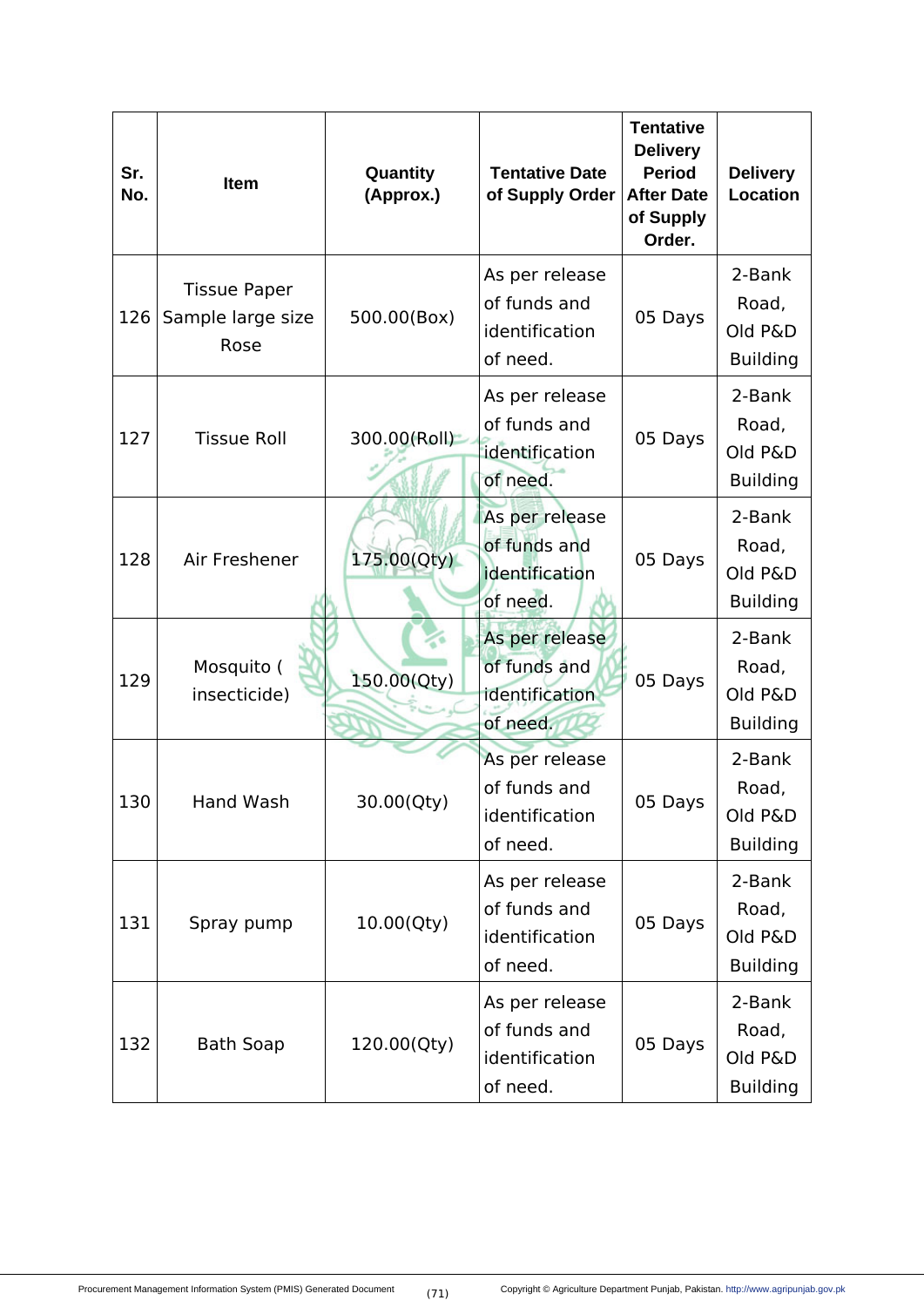| Sr. No. | Item | Quantity (Approx.) | Tentative Date of Supply Order | Tentative Delivery Period After Date of Supply Order. | Delivery Location |
|---|---|---|---|---|---|
| 126 | Tissue Paper Sample large size Rose | 500.00(Box) | As per release of funds and identification of need. | 05 Days | 2-Bank Road, Old P&D Building |
| 127 | Tissue Roll | 300.00(Roll) | As per release of funds and identification of need. | 05 Days | 2-Bank Road, Old P&D Building |
| 128 | Air Freshener | 175.00(Qty) | As per release of funds and identification of need. | 05 Days | 2-Bank Road, Old P&D Building |
| 129 | Mosquito ( insecticide) | 150.00(Qty) | As per release of funds and identification of need. | 05 Days | 2-Bank Road, Old P&D Building |
| 130 | Hand Wash | 30.00(Qty) | As per release of funds and identification of need. | 05 Days | 2-Bank Road, Old P&D Building |
| 131 | Spray pump | 10.00(Qty) | As per release of funds and identification of need. | 05 Days | 2-Bank Road, Old P&D Building |
| 132 | Bath Soap | 120.00(Qty) | As per release of funds and identification of need. | 05 Days | 2-Bank Road, Old P&D Building |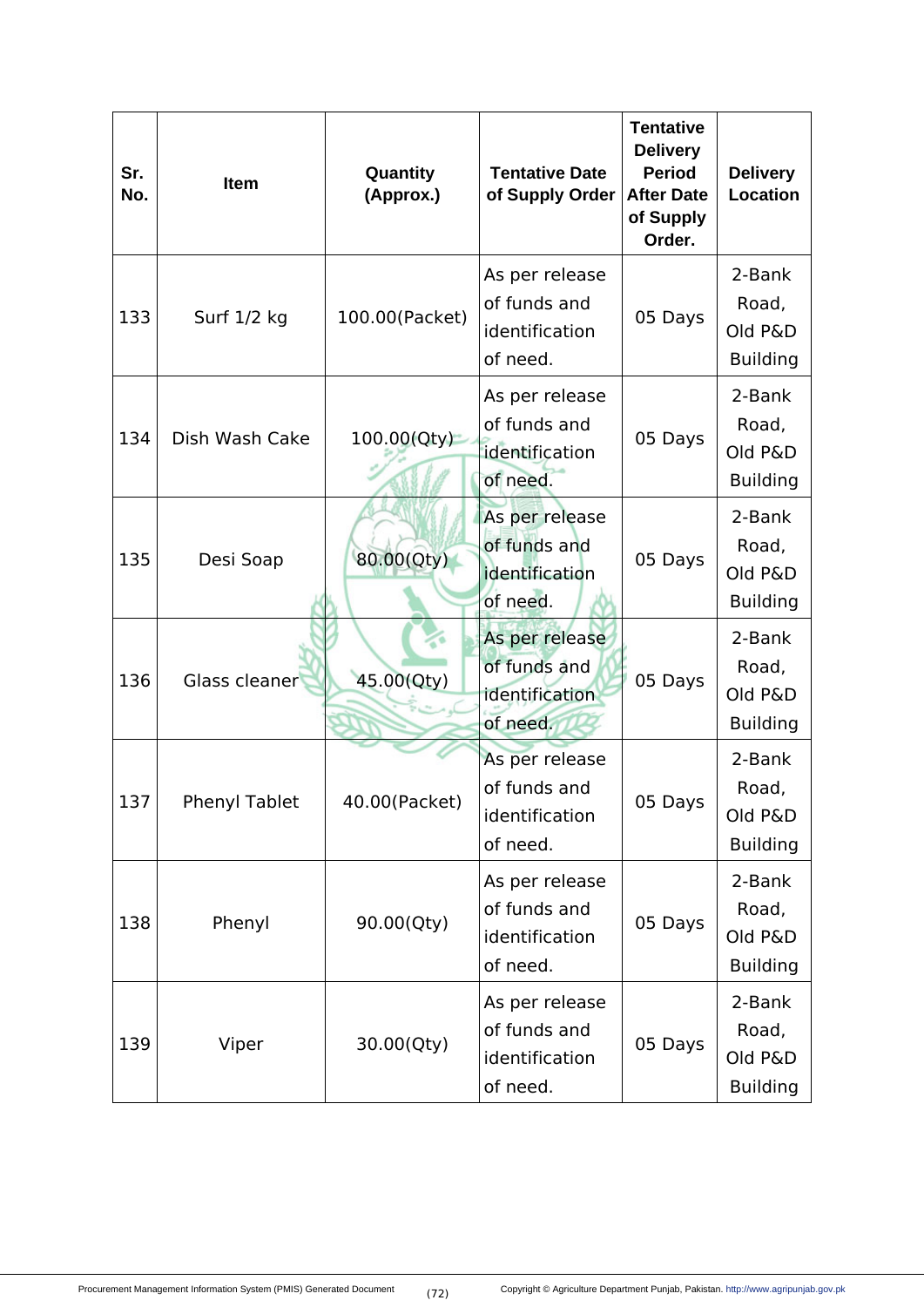| Sr. No. | Item | Quantity (Approx.) | Tentative Date of Supply Order | Tentative Delivery Period After Date of Supply Order. | Delivery Location |
|---|---|---|---|---|---|
| 133 | Surf 1/2 kg | 100.00(Packet) | As per release of funds and identification of need. | 05 Days | 2-Bank Road, Old P&D Building |
| 134 | Dish Wash Cake | 100.00(Qty) | As per release of funds and identification of need. | 05 Days | 2-Bank Road, Old P&D Building |
| 135 | Desi Soap | 80.00(Qty) | As per release of funds and identification of need. | 05 Days | 2-Bank Road, Old P&D Building |
| 136 | Glass cleaner | 45.00(Qty) | As per release of funds and identification of need. | 05 Days | 2-Bank Road, Old P&D Building |
| 137 | Phenyl Tablet | 40.00(Packet) | As per release of funds and identification of need. | 05 Days | 2-Bank Road, Old P&D Building |
| 138 | Phenyl | 90.00(Qty) | As per release of funds and identification of need. | 05 Days | 2-Bank Road, Old P&D Building |
| 139 | Viper | 30.00(Qty) | As per release of funds and identification of need. | 05 Days | 2-Bank Road, Old P&D Building |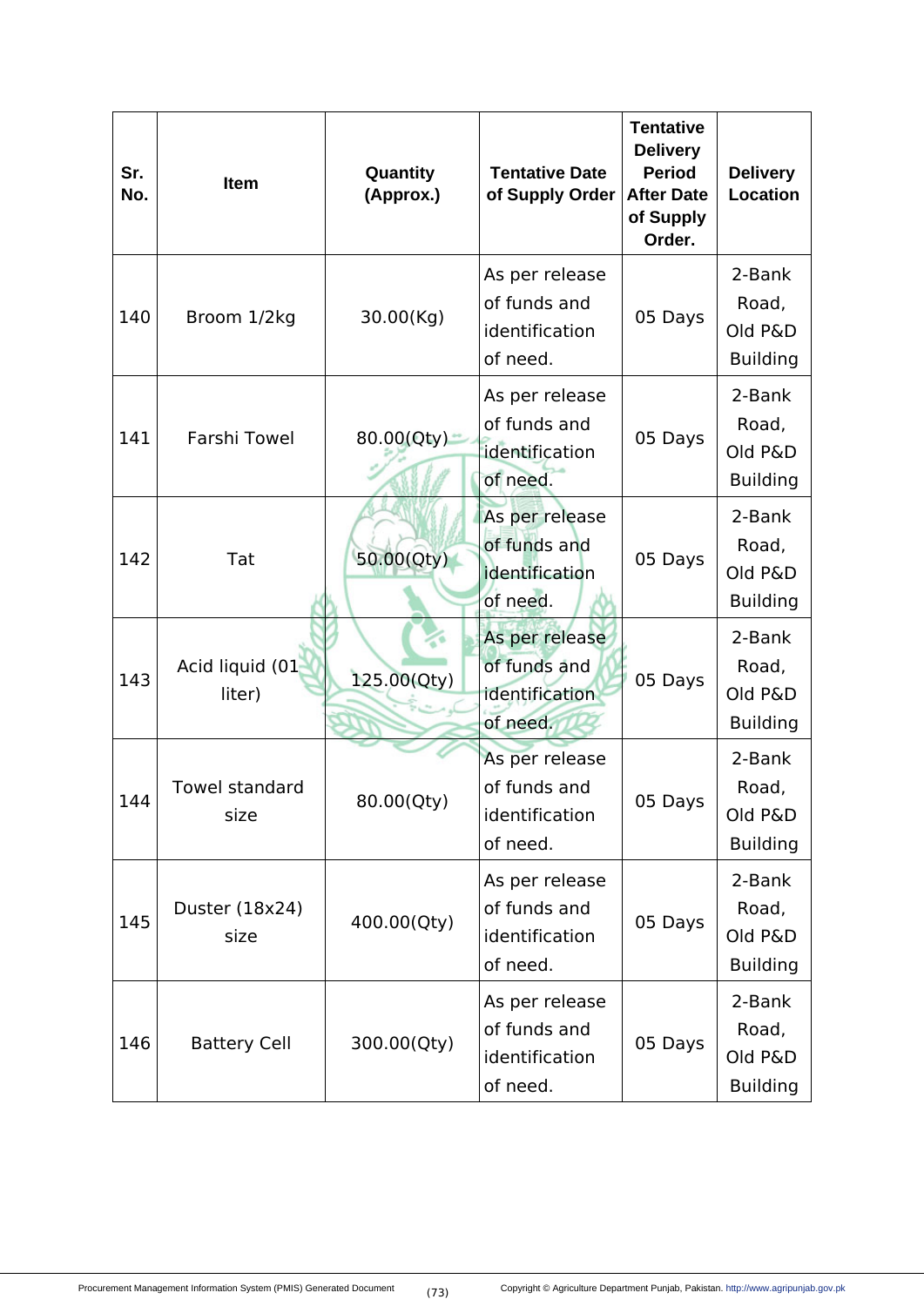| Sr. No. | Item | Quantity (Approx.) | Tentative Date of Supply Order | Tentative Delivery Period After Date of Supply Order. | Delivery Location |
|---|---|---|---|---|---|
| 140 | Broom 1/2kg | 30.00(Kg) | As per release of funds and identification of need. | 05 Days | 2-Bank Road, Old P&D Building |
| 141 | Farshi Towel | 80.00(Qty) | As per release of funds and identification of need. | 05 Days | 2-Bank Road, Old P&D Building |
| 142 | Tat | 50.00(Qty) | As per release of funds and identification of need. | 05 Days | 2-Bank Road, Old P&D Building |
| 143 | Acid liquid (01 liter) | 125.00(Qty) | As per release of funds and identification of need. | 05 Days | 2-Bank Road, Old P&D Building |
| 144 | Towel standard size | 80.00(Qty) | As per release of funds and identification of need. | 05 Days | 2-Bank Road, Old P&D Building |
| 145 | Duster (18x24) size | 400.00(Qty) | As per release of funds and identification of need. | 05 Days | 2-Bank Road, Old P&D Building |
| 146 | Battery Cell | 300.00(Qty) | As per release of funds and identification of need. | 05 Days | 2-Bank Road, Old P&D Building |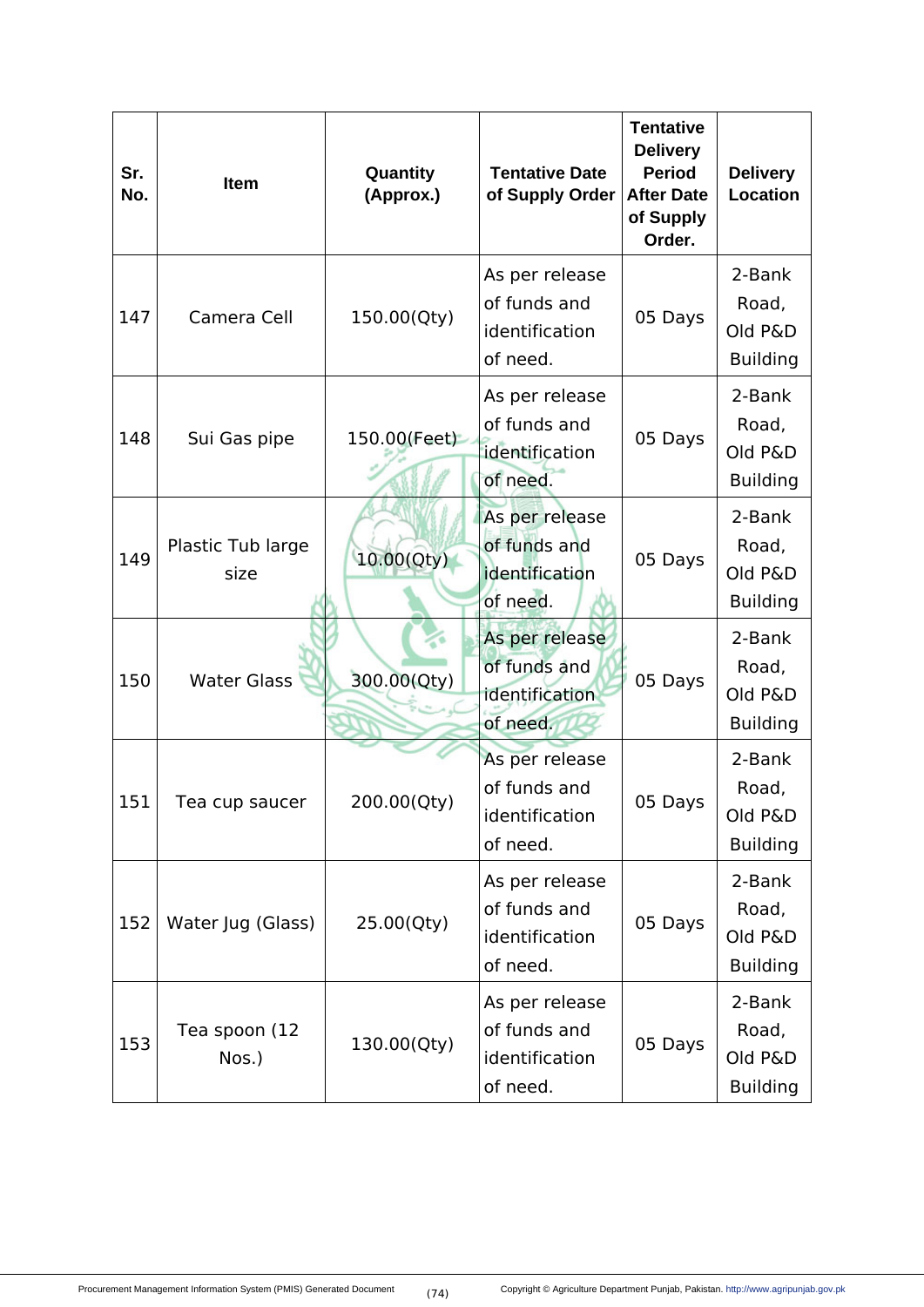| Sr. No. | Item | Quantity (Approx.) | Tentative Date of Supply Order | Tentative Delivery Period After Date of Supply Order. | Delivery Location |
|---|---|---|---|---|---|
| 147 | Camera Cell | 150.00(Qty) | As per release of funds and identification of need. | 05 Days | 2-Bank Road, Old P&D Building |
| 148 | Sui Gas pipe | 150.00(Feet) | As per release of funds and identification of need. | 05 Days | 2-Bank Road, Old P&D Building |
| 149 | Plastic Tub large size | 10.00(Qty) | As per release of funds and identification of need. | 05 Days | 2-Bank Road, Old P&D Building |
| 150 | Water Glass | 300.00(Qty) | As per release of funds and identification of need. | 05 Days | 2-Bank Road, Old P&D Building |
| 151 | Tea cup saucer | 200.00(Qty) | As per release of funds and identification of need. | 05 Days | 2-Bank Road, Old P&D Building |
| 152 | Water Jug (Glass) | 25.00(Qty) | As per release of funds and identification of need. | 05 Days | 2-Bank Road, Old P&D Building |
| 153 | Tea spoon (12 Nos.) | 130.00(Qty) | As per release of funds and identification of need. | 05 Days | 2-Bank Road, Old P&D Building |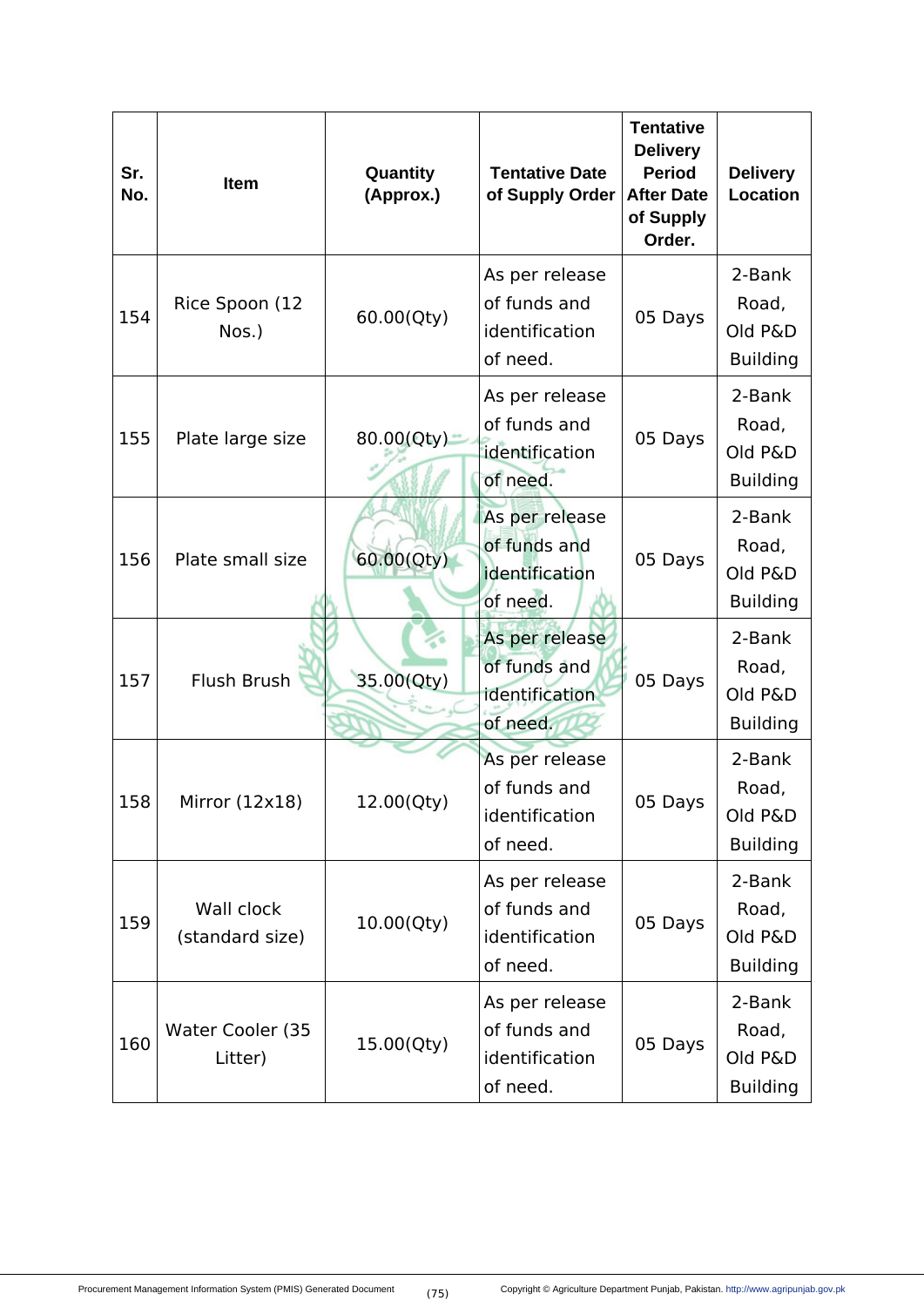| Sr. No. | Item | Quantity (Approx.) | Tentative Date of Supply Order | Tentative Delivery Period After Date of Supply Order. | Delivery Location |
|---|---|---|---|---|---|
| 154 | Rice Spoon (12 Nos.) | 60.00(Qty) | As per release of funds and identification of need. | 05 Days | 2-Bank Road, Old P&D Building |
| 155 | Plate large size | 80.00(Qty) | As per release of funds and identification of need. | 05 Days | 2-Bank Road, Old P&D Building |
| 156 | Plate small size | 60.00(Qty) | As per release of funds and identification of need. | 05 Days | 2-Bank Road, Old P&D Building |
| 157 | Flush Brush | 35.00(Qty) | As per release of funds and identification of need. | 05 Days | 2-Bank Road, Old P&D Building |
| 158 | Mirror (12x18) | 12.00(Qty) | As per release of funds and identification of need. | 05 Days | 2-Bank Road, Old P&D Building |
| 159 | Wall clock (standard size) | 10.00(Qty) | As per release of funds and identification of need. | 05 Days | 2-Bank Road, Old P&D Building |
| 160 | Water Cooler (35 Litter) | 15.00(Qty) | As per release of funds and identification of need. | 05 Days | 2-Bank Road, Old P&D Building |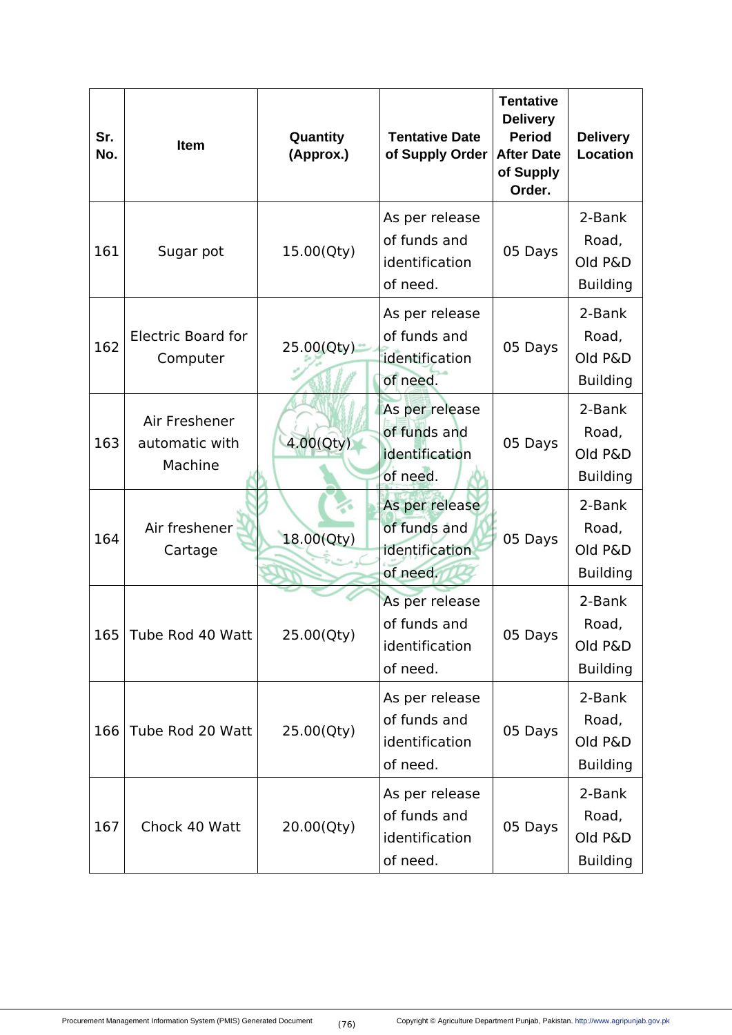| Sr. No. | Item | Quantity (Approx.) | Tentative Date of Supply Order | Tentative Delivery Period After Date of Supply Order. | Delivery Location |
|---|---|---|---|---|---|
| 161 | Sugar pot | 15.00(Qty) | As per release of funds and identification of need. | 05 Days | 2-Bank Road, Old P&D Building |
| 162 | Electric Board for Computer | 25.00(Qty) | As per release of funds and identification of need. | 05 Days | 2-Bank Road, Old P&D Building |
| 163 | Air Freshener automatic with Machine | 4.00(Qty) | As per release of funds and identification of need. | 05 Days | 2-Bank Road, Old P&D Building |
| 164 | Air freshener Cartage | 18.00(Qty) | As per release of funds and identification of need. | 05 Days | 2-Bank Road, Old P&D Building |
| 165 | Tube Rod 40 Watt | 25.00(Qty) | As per release of funds and identification of need. | 05 Days | 2-Bank Road, Old P&D Building |
| 166 | Tube Rod 20 Watt | 25.00(Qty) | As per release of funds and identification of need. | 05 Days | 2-Bank Road, Old P&D Building |
| 167 | Chock 40 Watt | 20.00(Qty) | As per release of funds and identification of need. | 05 Days | 2-Bank Road, Old P&D Building |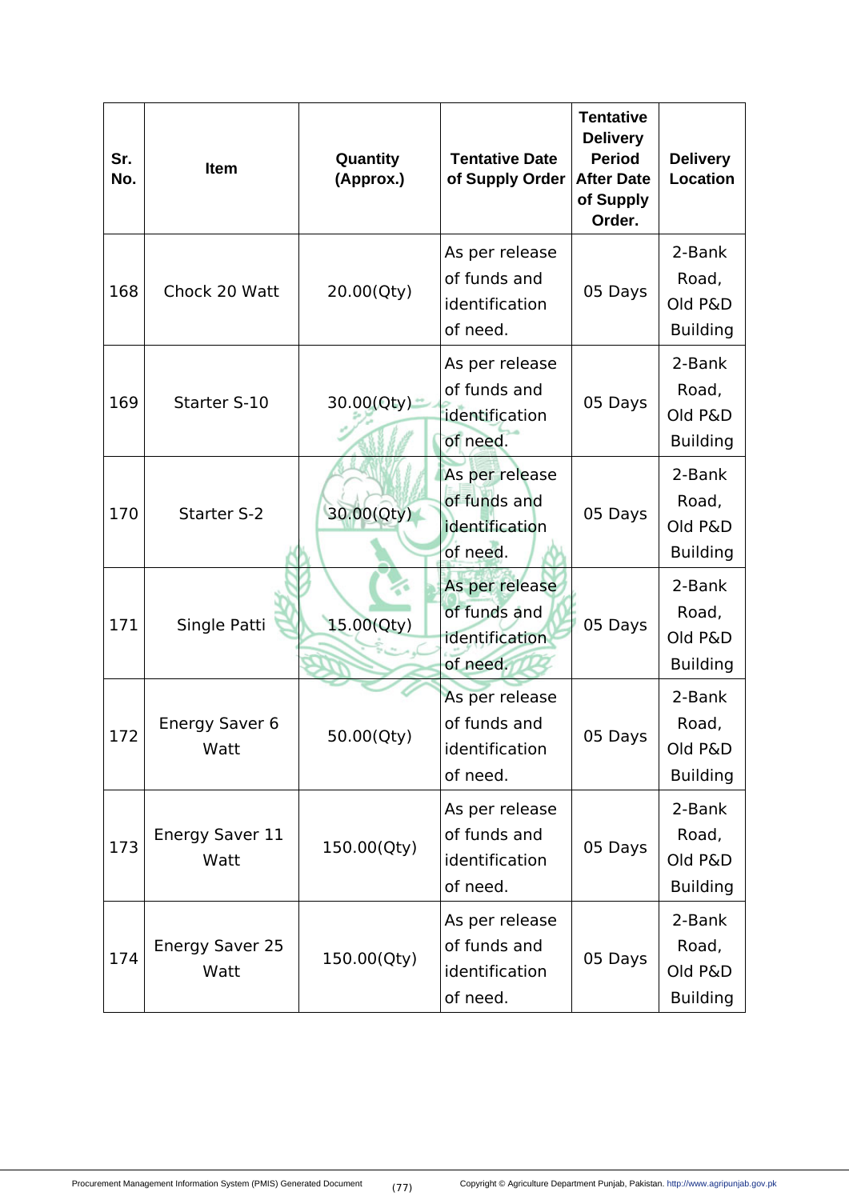| Sr. No. | Item | Quantity (Approx.) | Tentative Date of Supply Order | Tentative Delivery Period After Date of Supply Order. | Delivery Location |
|---|---|---|---|---|---|
| 168 | Chock 20 Watt | 20.00(Qty) | As per release of funds and identification of need. | 05 Days | 2-Bank Road, Old P&D Building |
| 169 | Starter S-10 | 30.00(Qty) | As per release of funds and identification of need. | 05 Days | 2-Bank Road, Old P&D Building |
| 170 | Starter S-2 | 30.00(Qty) | As per release of funds and identification of need. | 05 Days | 2-Bank Road, Old P&D Building |
| 171 | Single Patti | 15.00(Qty) | As per release of funds and identification of need. | 05 Days | 2-Bank Road, Old P&D Building |
| 172 | Energy Saver 6 Watt | 50.00(Qty) | As per release of funds and identification of need. | 05 Days | 2-Bank Road, Old P&D Building |
| 173 | Energy Saver 11 Watt | 150.00(Qty) | As per release of funds and identification of need. | 05 Days | 2-Bank Road, Old P&D Building |
| 174 | Energy Saver 25 Watt | 150.00(Qty) | As per release of funds and identification of need. | 05 Days | 2-Bank Road, Old P&D Building |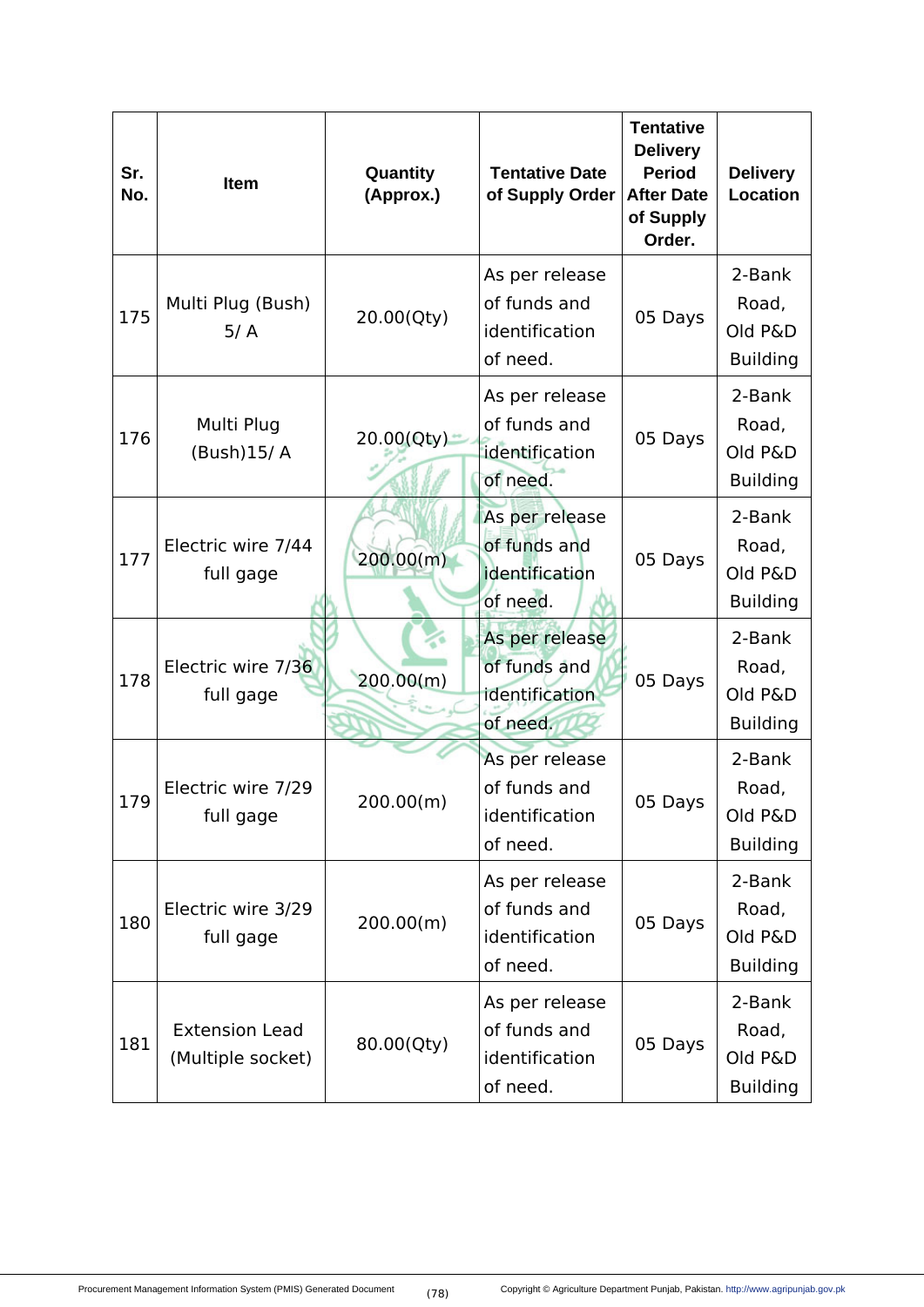| Sr. No. | Item | Quantity (Approx.) | Tentative Date of Supply Order | Tentative Delivery Period After Date of Supply Order. | Delivery Location |
|---|---|---|---|---|---|
| 175 | Multi Plug (Bush) 5/ A | 20.00(Qty) | As per release of funds and identification of need. | 05 Days | 2-Bank Road, Old P&D Building |
| 176 | Multi Plug (Bush)15/ A | 20.00(Qty) | As per release of funds and identification of need. | 05 Days | 2-Bank Road, Old P&D Building |
| 177 | Electric wire 7/44 full gage | 200.00(m) | As per release of funds and identification of need. | 05 Days | 2-Bank Road, Old P&D Building |
| 178 | Electric wire 7/36 full gage | 200.00(m) | As per release of funds and identification of need. | 05 Days | 2-Bank Road, Old P&D Building |
| 179 | Electric wire 7/29 full gage | 200.00(m) | As per release of funds and identification of need. | 05 Days | 2-Bank Road, Old P&D Building |
| 180 | Electric wire 3/29 full gage | 200.00(m) | As per release of funds and identification of need. | 05 Days | 2-Bank Road, Old P&D Building |
| 181 | Extension Lead (Multiple socket) | 80.00(Qty) | As per release of funds and identification of need. | 05 Days | 2-Bank Road, Old P&D Building |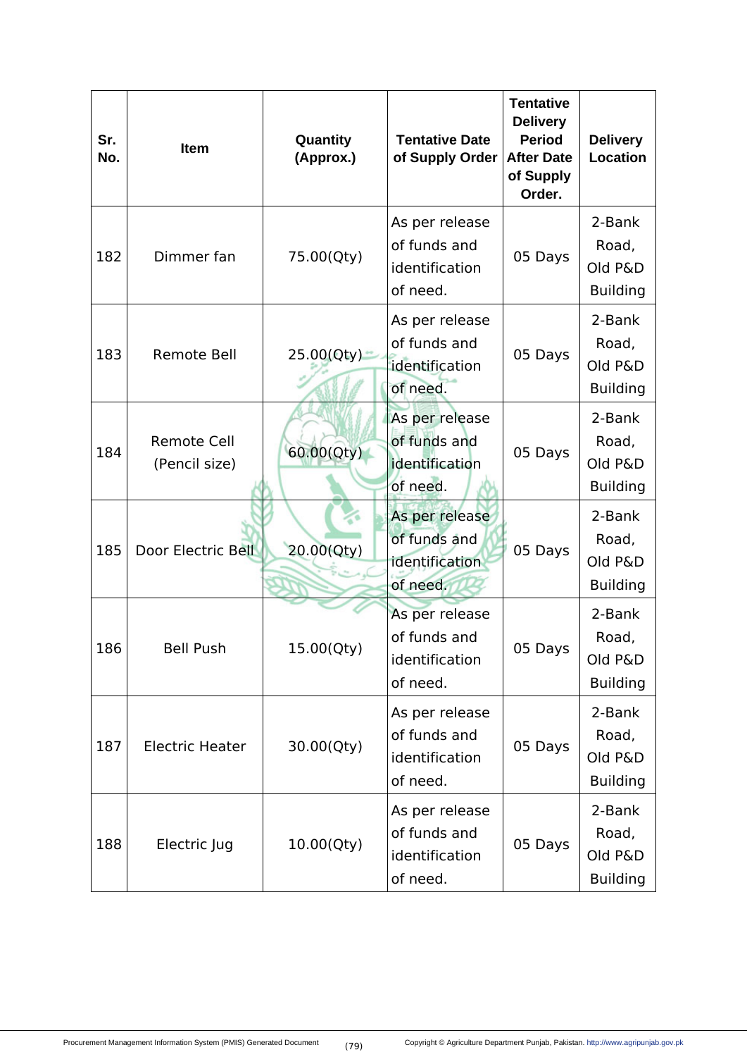| Sr. No. | Item | Quantity (Approx.) | Tentative Date of Supply Order | Tentative Delivery Period After Date of Supply Order. | Delivery Location |
|---|---|---|---|---|---|
| 182 | Dimmer fan | 75.00(Qty) | As per release of funds and identification of need. | 05 Days | 2-Bank Road, Old P&D Building |
| 183 | Remote Bell | 25.00(Qty) | As per release of funds and identification of need. | 05 Days | 2-Bank Road, Old P&D Building |
| 184 | Remote Cell (Pencil size) | 60.00(Qty) | As per release of funds and identification of need. | 05 Days | 2-Bank Road, Old P&D Building |
| 185 | Door Electric Bell | 20.00(Qty) | As per release of funds and identification of need. | 05 Days | 2-Bank Road, Old P&D Building |
| 186 | Bell Push | 15.00(Qty) | As per release of funds and identification of need. | 05 Days | 2-Bank Road, Old P&D Building |
| 187 | Electric Heater | 30.00(Qty) | As per release of funds and identification of need. | 05 Days | 2-Bank Road, Old P&D Building |
| 188 | Electric Jug | 10.00(Qty) | As per release of funds and identification of need. | 05 Days | 2-Bank Road, Old P&D Building |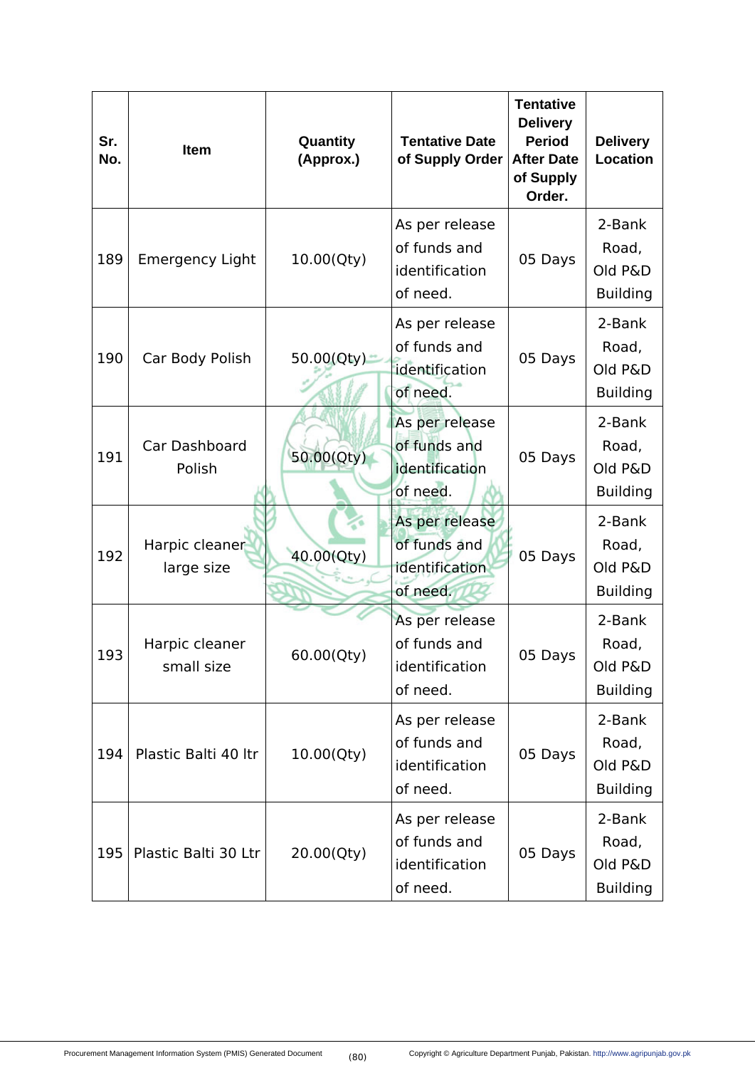| Sr. No. | Item | Quantity (Approx.) | Tentative Date of Supply Order | Tentative Delivery Period After Date of Supply Order. | Delivery Location |
|---|---|---|---|---|---|
| 189 | Emergency Light | 10.00(Qty) | As per release of funds and identification of need. | 05 Days | 2-Bank Road, Old P&D Building |
| 190 | Car Body Polish | 50.00(Qty) | As per release of funds and identification of need. | 05 Days | 2-Bank Road, Old P&D Building |
| 191 | Car Dashboard Polish | 50.00(Qty) | As per release of funds and identification of need. | 05 Days | 2-Bank Road, Old P&D Building |
| 192 | Harpic cleaner large size | 40.00(Qty) | As per release of funds and identification of need. | 05 Days | 2-Bank Road, Old P&D Building |
| 193 | Harpic cleaner small size | 60.00(Qty) | As per release of funds and identification of need. | 05 Days | 2-Bank Road, Old P&D Building |
| 194 | Plastic Balti 40 ltr | 10.00(Qty) | As per release of funds and identification of need. | 05 Days | 2-Bank Road, Old P&D Building |
| 195 | Plastic Balti 30 Ltr | 20.00(Qty) | As per release of funds and identification of need. | 05 Days | 2-Bank Road, Old P&D Building |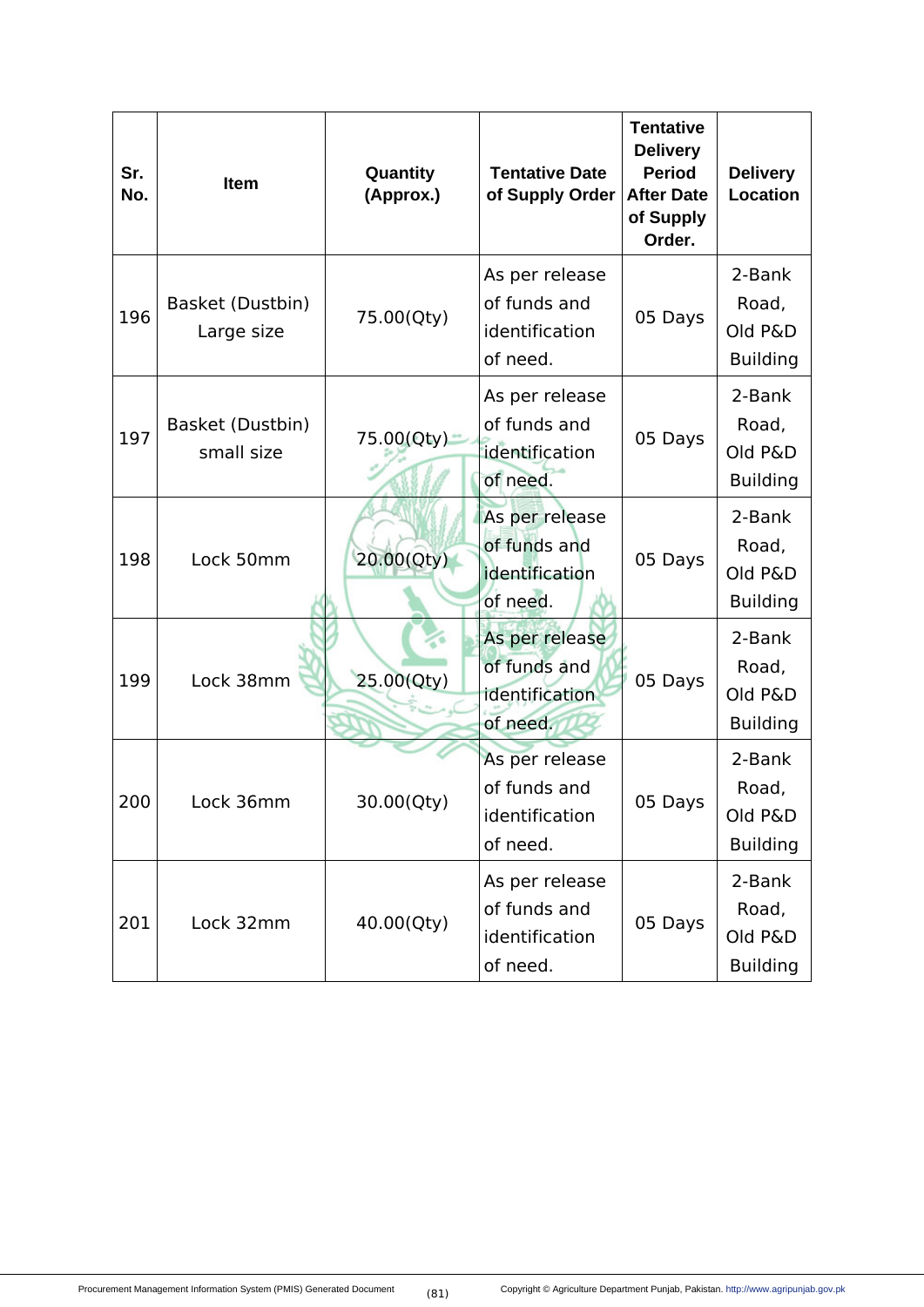| Sr. No. | Item | Quantity (Approx.) | Tentative Date of Supply Order | Tentative Delivery Period After Date of Supply Order. | Delivery Location |
|---|---|---|---|---|---|
| 196 | Basket (Dustbin) Large size | 75.00(Qty) | As per release of funds and identification of need. | 05 Days | 2-Bank Road, Old P&D Building |
| 197 | Basket (Dustbin) small size | 75.00(Qty) | As per release of funds and identification of need. | 05 Days | 2-Bank Road, Old P&D Building |
| 198 | Lock 50mm | 20.00(Qty) | As per release of funds and identification of need. | 05 Days | 2-Bank Road, Old P&D Building |
| 199 | Lock 38mm | 25.00(Qty) | As per release of funds and identification of need. | 05 Days | 2-Bank Road, Old P&D Building |
| 200 | Lock 36mm | 30.00(Qty) | As per release of funds and identification of need. | 05 Days | 2-Bank Road, Old P&D Building |
| 201 | Lock 32mm | 40.00(Qty) | As per release of funds and identification of need. | 05 Days | 2-Bank Road, Old P&D Building |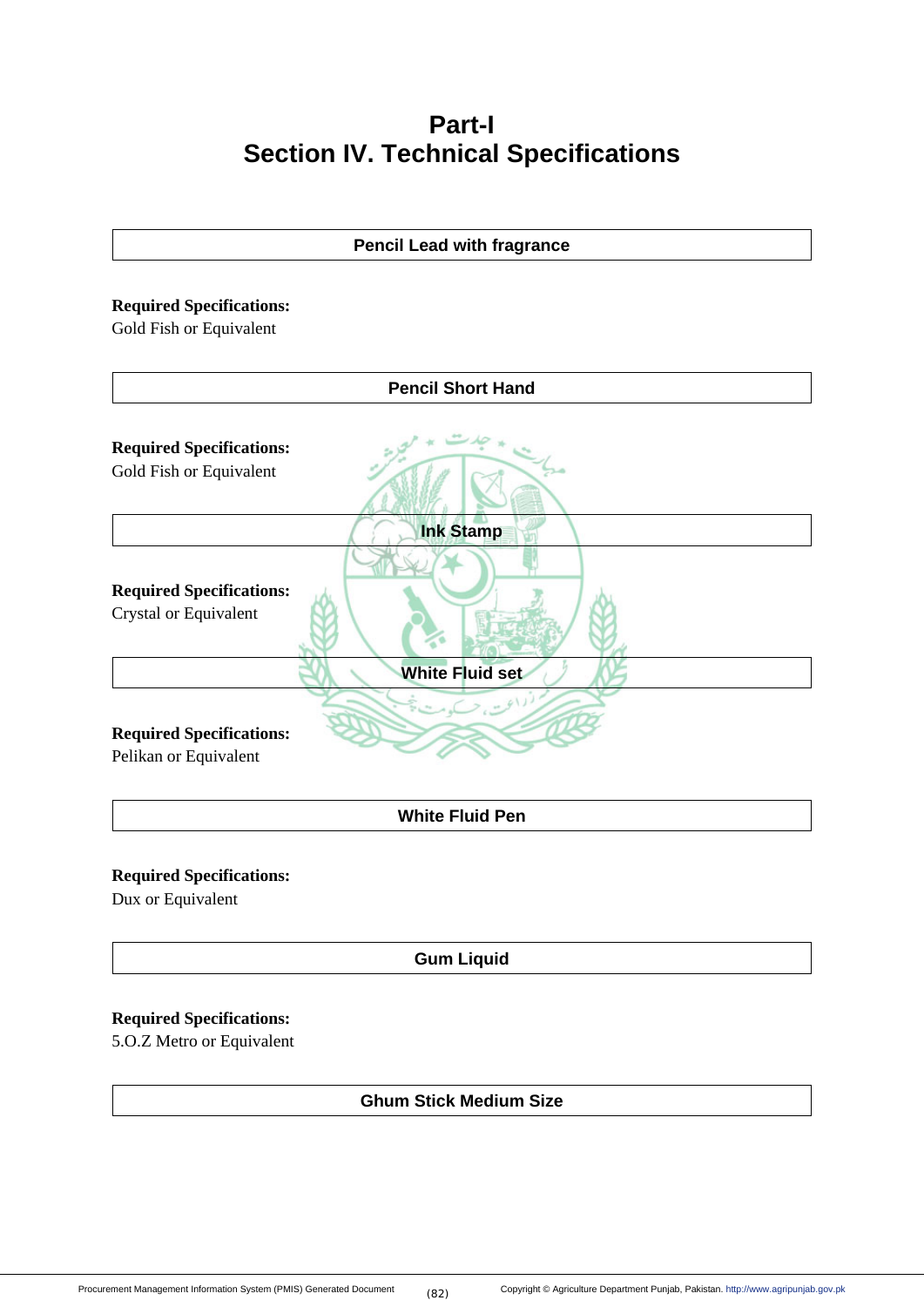# Part-I
# Section IV. Technical Specifications

| Pencil Lead with fragrance |
|---|

**Required Specifications:**
Gold Fish or Equivalent

| Pencil Short Hand |
|---|

**Required Specifications:**
Gold Fish or Equivalent

| Ink Stamp |
|---|

**Required Specifications:**
Crystal or Equivalent

| White Fluid set |
|---|

**Required Specifications:**
Pelikan or Equivalent

| White Fluid Pen |
|---|

**Required Specifications:**
Dux or Equivalent

| Gum Liquid |
|---|

**Required Specifications:**
5.O.Z Metro or Equivalent

| Ghum Stick Medium Size |
|---|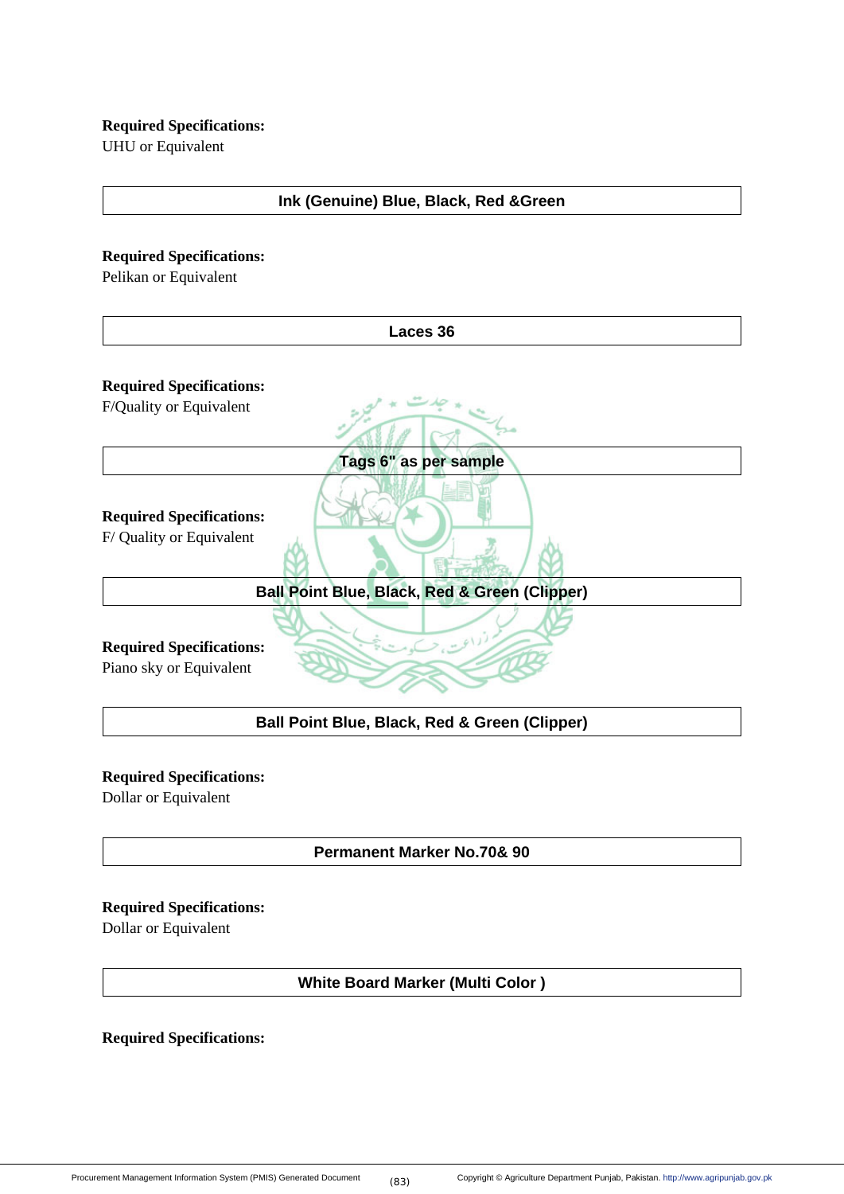**Required Specifications:**
UHU or Equivalent

| Ink (Genuine) Blue, Black, Red &Green |
|---|

**Required Specifications:**
Pelikan or Equivalent

| Laces 36 |
|---|

**Required Specifications:**
F/Quality or Equivalent

| Tags 6" as per sample |
|---|

**Required Specifications:**
F/ Quality or Equivalent

| Ball Point Blue, Black, Red & Green (Clipper) |
|---|

**Required Specifications:**
Piano sky or Equivalent

| Ball Point Blue, Black, Red & Green (Clipper) |
|---|

**Required Specifications:**
Dollar or Equivalent

| Permanent Marker No.70& 90 |
|---|

**Required Specifications:**
Dollar or Equivalent

| White Board Marker (Multi Color ) |
|---|

**Required Specifications:**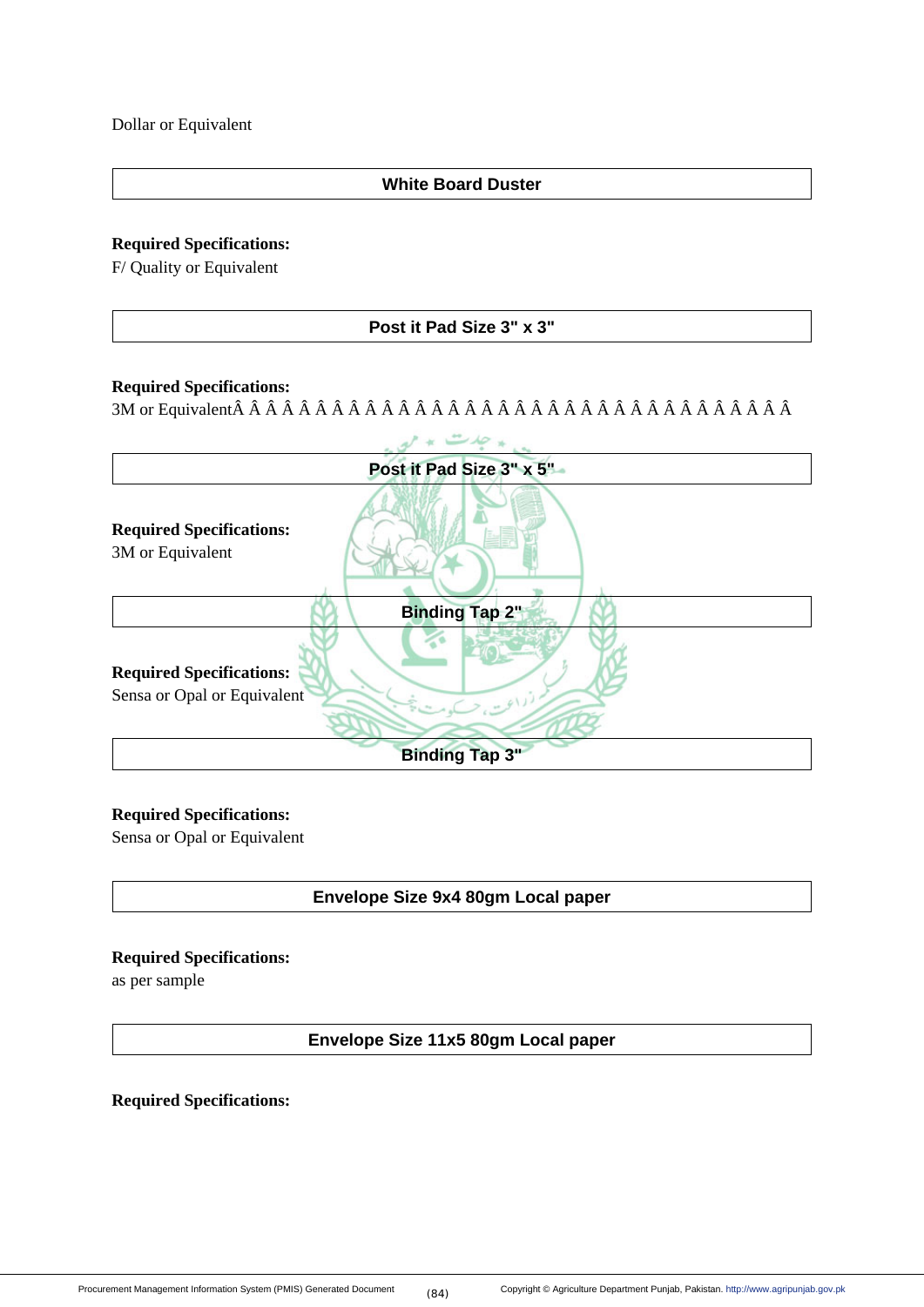Dollar or Equivalent

| White Board Duster |
|---|

**Required Specifications:**
F/ Quality or Equivalent

| Post it Pad Size 3" x 3" |
|---|

**Required Specifications:**
3M or EquivalentÂ Â Â Â Â Â Â Â Â Â Â Â Â Â Â Â Â Â Â Â Â Â Â Â Â Â Â Â Â Â Â Â Â Â Â

| Post it Pad Size 3" x 5" |
|---|

**Required Specifications:**
3M or Equivalent

| Binding Tap 2" |
|---|

**Required Specifications:**
Sensa or Opal or Equivalent

| Binding Tap 3" |
|---|

**Required Specifications:**
Sensa or Opal or Equivalent

| Envelope Size 9x4 80gm Local paper |
|---|

**Required Specifications:**
as per sample

| Envelope Size 11x5 80gm Local paper |
|---|

**Required Specifications:**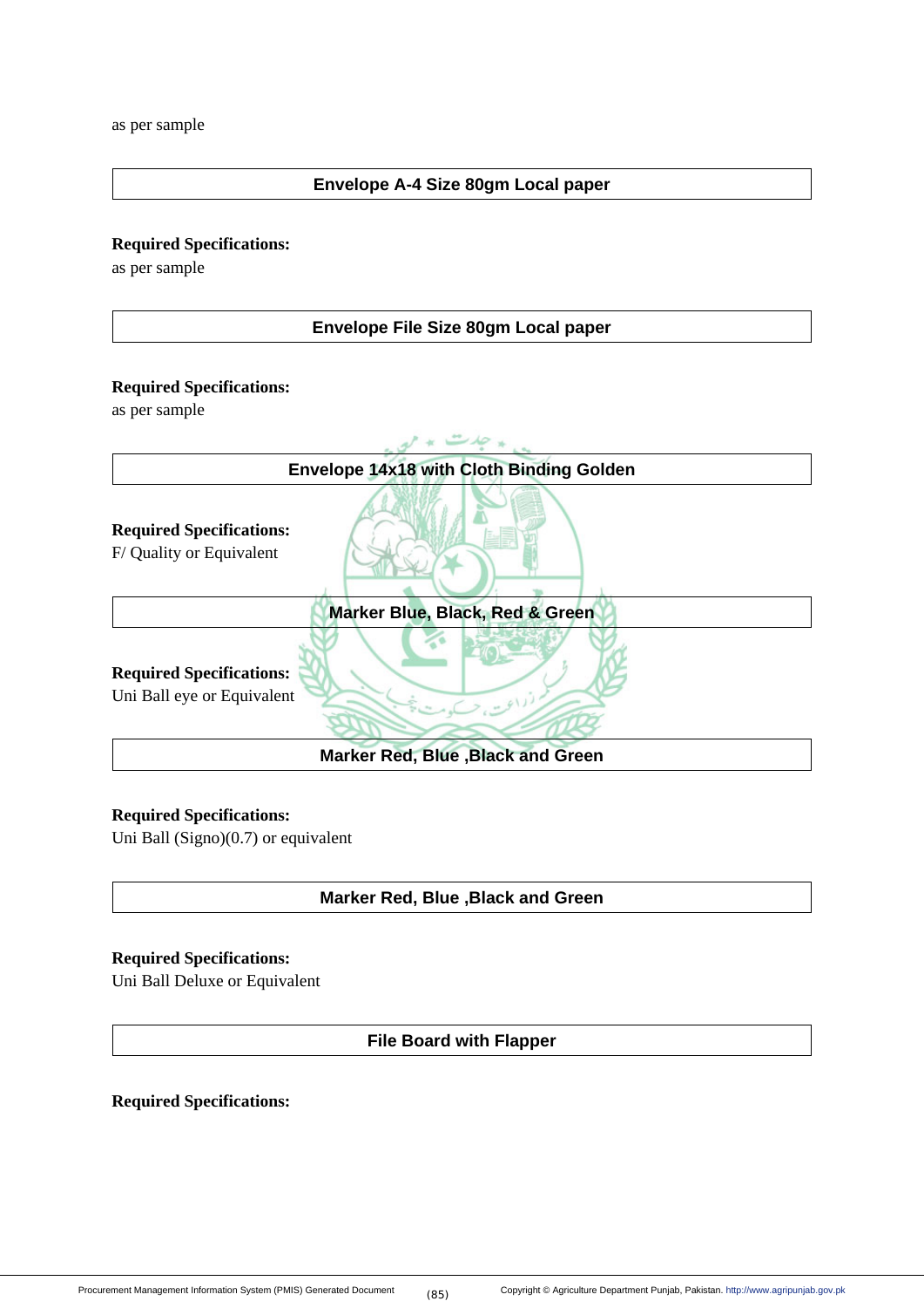as per sample

| Envelope A-4 Size 80gm Local paper |
|---|

**Required Specifications:**
as per sample

| Envelope File Size 80gm Local paper |
|---|

**Required Specifications:**
as per sample

| Envelope 14x18 with Cloth Binding Golden |
|---|

**Required Specifications:**
F/ Quality or Equivalent

| Marker Blue, Black, Red & Green |
|---|

**Required Specifications:**
Uni Ball eye or Equivalent

| Marker Red, Blue ,Black and Green |
|---|

**Required Specifications:**
Uni Ball (Signo)(0.7) or equivalent

| Marker Red, Blue ,Black and Green |
|---|

**Required Specifications:**
Uni Ball Deluxe or Equivalent

| File Board with Flapper |
|---|

**Required Specifications:**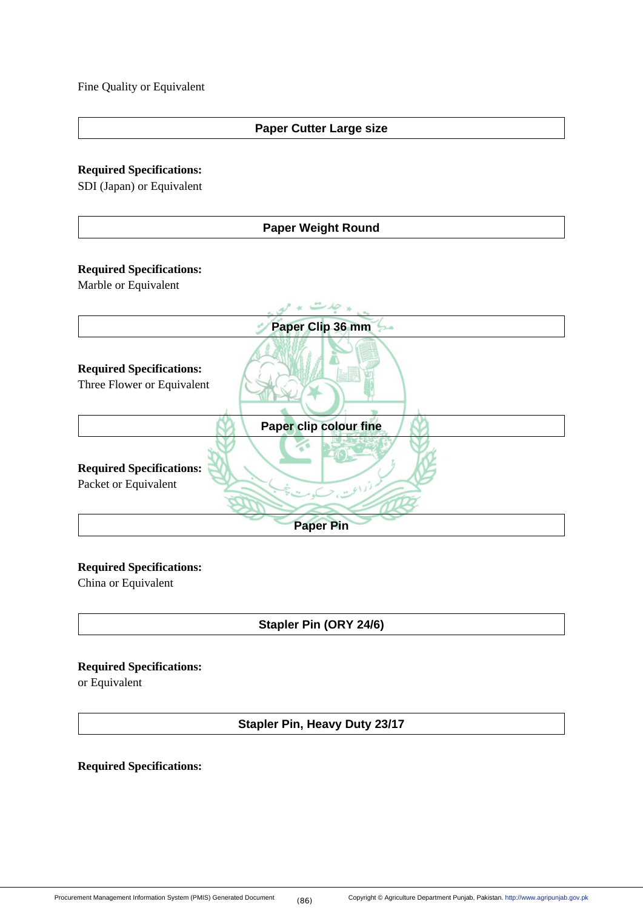Fine Quality or Equivalent

| Paper Cutter Large size |
|---|

**Required Specifications:**
SDI (Japan) or Equivalent

| Paper Weight Round |
|---|

**Required Specifications:**
Marble or Equivalent

| Paper Clip 36 mm |
|---|

**Required Specifications:**
Three Flower or Equivalent

| Paper clip colour fine |
|---|

**Required Specifications:**
Packet or Equivalent

| Paper Pin |
|---|

**Required Specifications:**
China or Equivalent

| Stapler Pin (ORY 24/6) |
|---|

**Required Specifications:**
or Equivalent

| Stapler Pin, Heavy Duty 23/17 |
|---|

**Required Specifications:**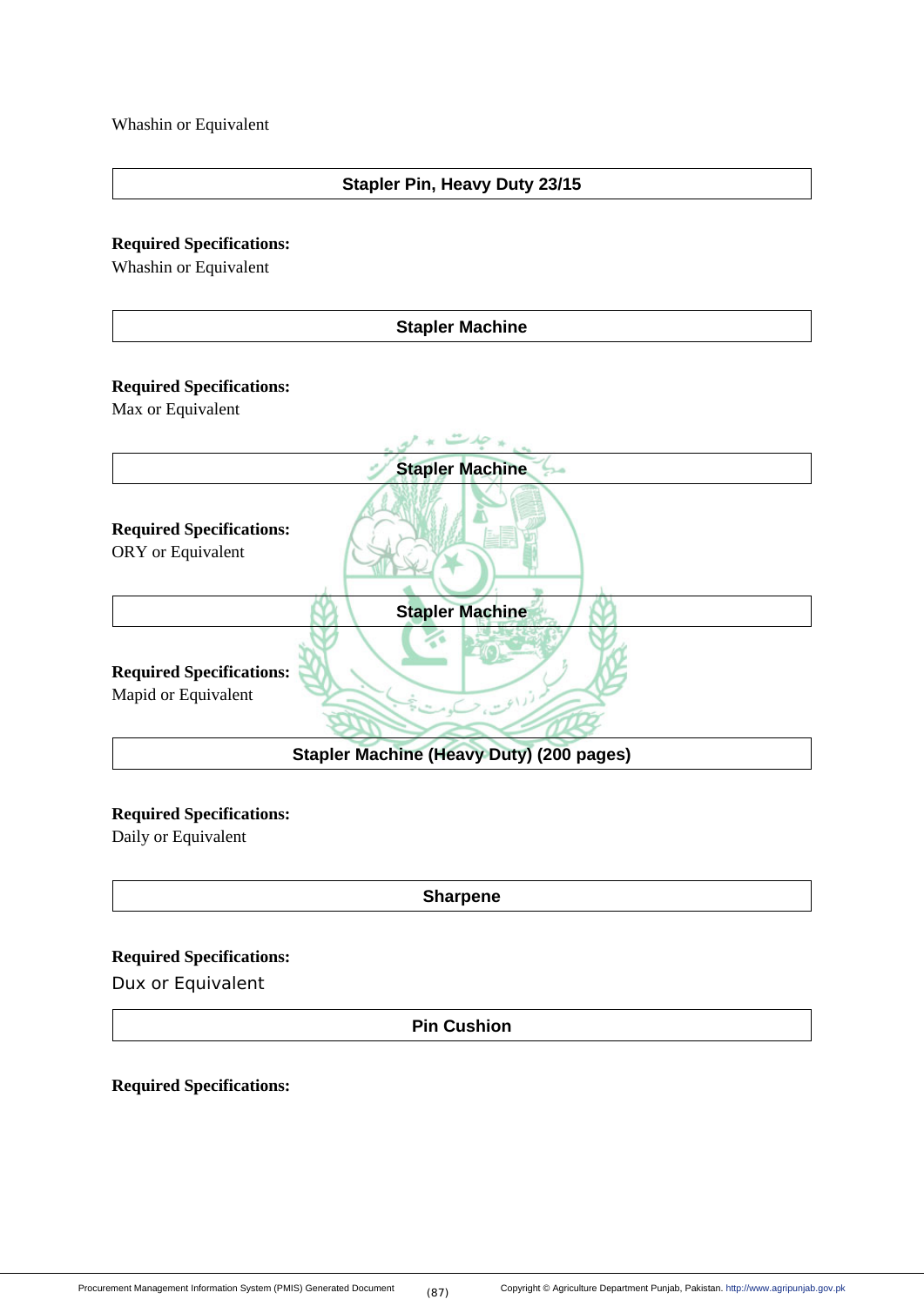Whashin or Equivalent

| Stapler Pin, Heavy Duty 23/15 |
|---|

**Required Specifications:**
Whashin or Equivalent

| Stapler Machine |
|---|

**Required Specifications:**
Max or Equivalent

| Stapler Machine |
|---|

**Required Specifications:**
ORY or Equivalent

| Stapler Machine |
|---|

**Required Specifications:**
Mapid or Equivalent

| Stapler Machine (Heavy Duty) (200 pages) |
|---|

**Required Specifications:**
Daily or Equivalent

| Sharpene |
|---|

**Required Specifications:**
Dux or Equivalent

| Pin Cushion |
|---|

**Required Specifications:**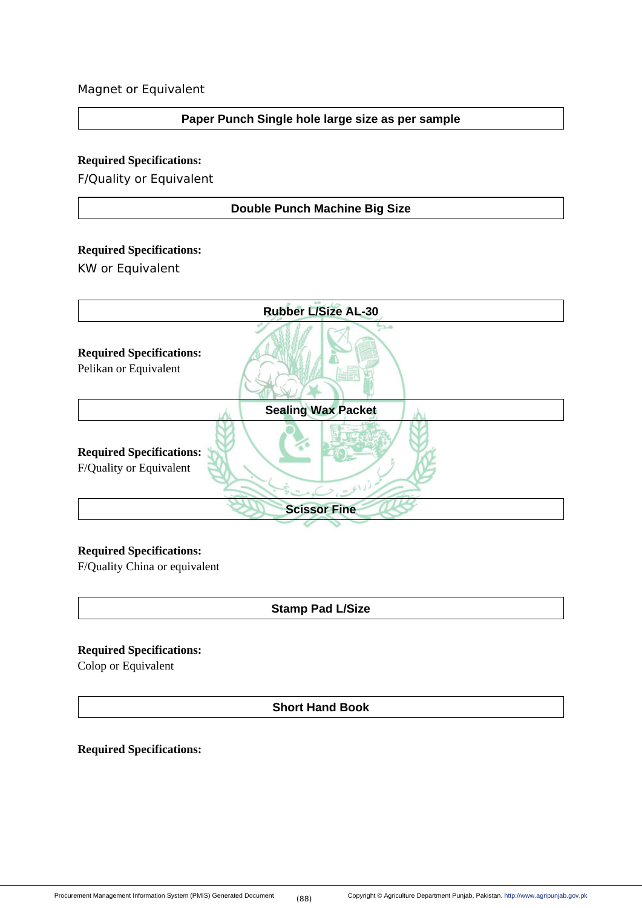Magnet or Equivalent

| Paper Punch Single hole large size as per sample |
|---|

**Required Specifications:**

F/Quality or Equivalent

| Double Punch Machine Big Size |
|---|

**Required Specifications:**

KW or Equivalent

| Rubber L/Size AL-30 |
|---|

**Required Specifications:**

Pelikan or Equivalent

| Sealing Wax Packet |
|---|

**Required Specifications:**

F/Quality or Equivalent

| Scissor Fine |
|---|

**Required Specifications:**

F/Quality China or equivalent

| Stamp Pad L/Size |
|---|

**Required Specifications:**

Colop or Equivalent

| Short Hand Book |
|---|

**Required Specifications:**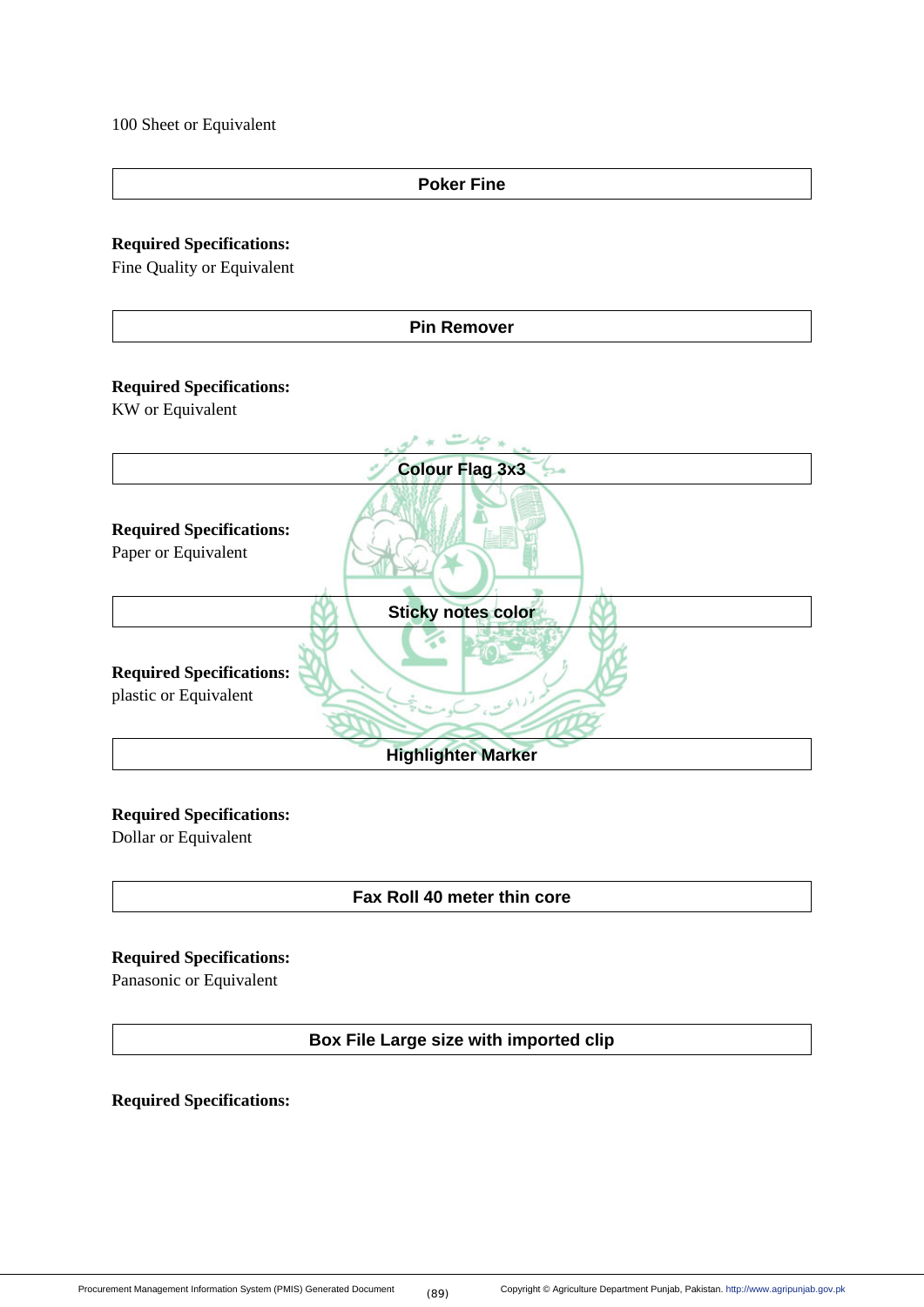100 Sheet or Equivalent

### Poker Fine

**Required Specifications:**
Fine Quality or Equivalent

### Pin Remover

**Required Specifications:**
KW or Equivalent

### Colour Flag 3x3

**Required Specifications:**
Paper or Equivalent

### Sticky notes color

**Required Specifications:**
plastic or Equivalent

### Highlighter Marker

**Required Specifications:**
Dollar or Equivalent

### Fax Roll 40 meter thin core

**Required Specifications:**
Panasonic or Equivalent

### Box File Large size with imported clip

**Required Specifications:**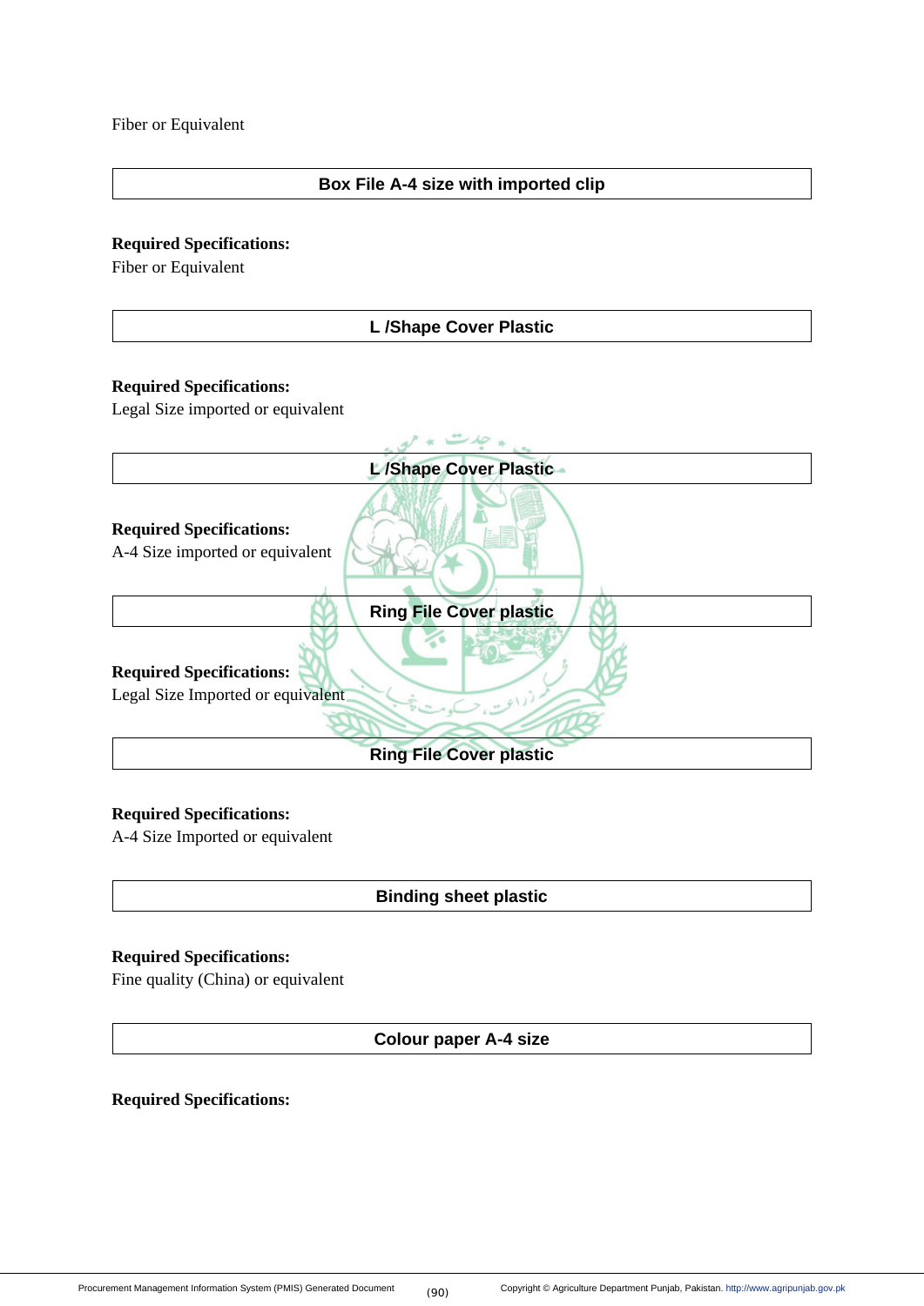Fiber or Equivalent

| Box File A-4 size with imported clip |
|---|

**Required Specifications:**
Fiber or Equivalent

| L /Shape Cover Plastic |
|---|

**Required Specifications:**
Legal Size imported or equivalent

| L /Shape Cover Plastic |
|---|

**Required Specifications:**
A-4 Size imported or equivalent

| Ring File Cover plastic |
|---|

**Required Specifications:**
Legal Size Imported or equivalent

| Ring File Cover plastic |
|---|

**Required Specifications:**
A-4 Size Imported or equivalent

| Binding sheet plastic |
|---|

**Required Specifications:**
Fine quality (China) or equivalent

| Colour paper A-4 size |
|---|

**Required Specifications:**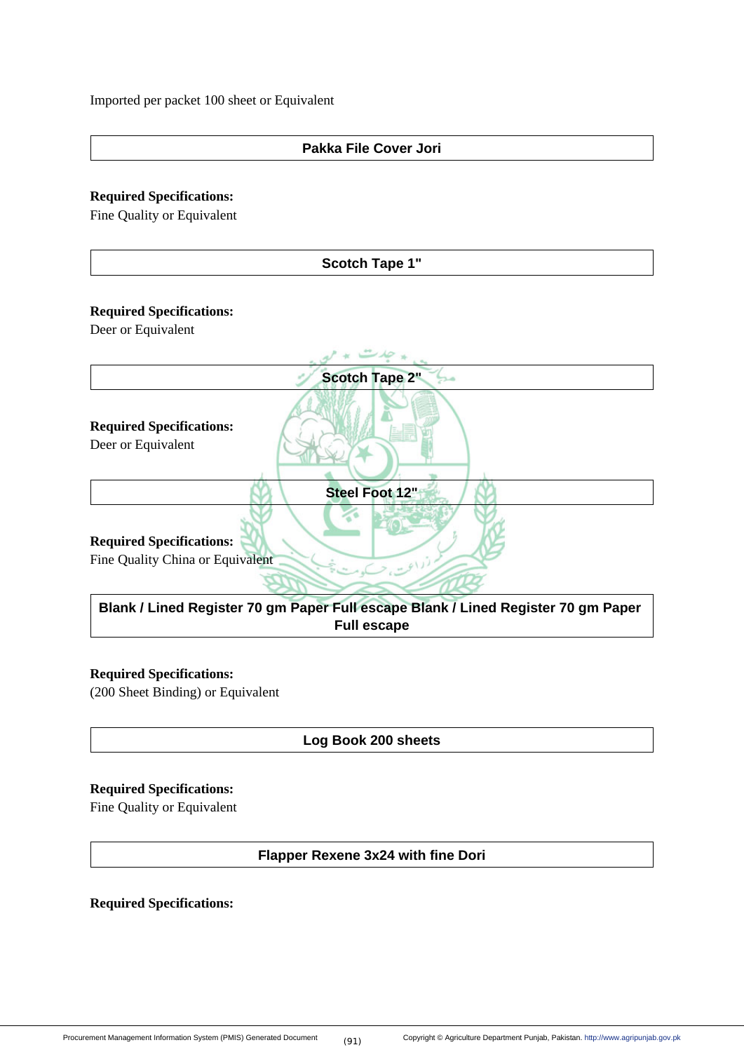Imported per packet 100 sheet or Equivalent

## Pakka File Cover Jori

**Required Specifications:**
Fine Quality or Equivalent

## Scotch Tape 1"

**Required Specifications:**
Deer or Equivalent

## Scotch Tape 2"

**Required Specifications:**
Deer or Equivalent

## Steel Foot 12"

**Required Specifications:**
Fine Quality China or Equivalent

## Blank / Lined Register 70 gm Paper Full escape Blank / Lined Register 70 gm Paper Full escape

**Required Specifications:**
(200 Sheet Binding) or Equivalent

## Log Book 200 sheets

**Required Specifications:**
Fine Quality or Equivalent

## Flapper Rexene 3x24 with fine Dori

**Required Specifications:**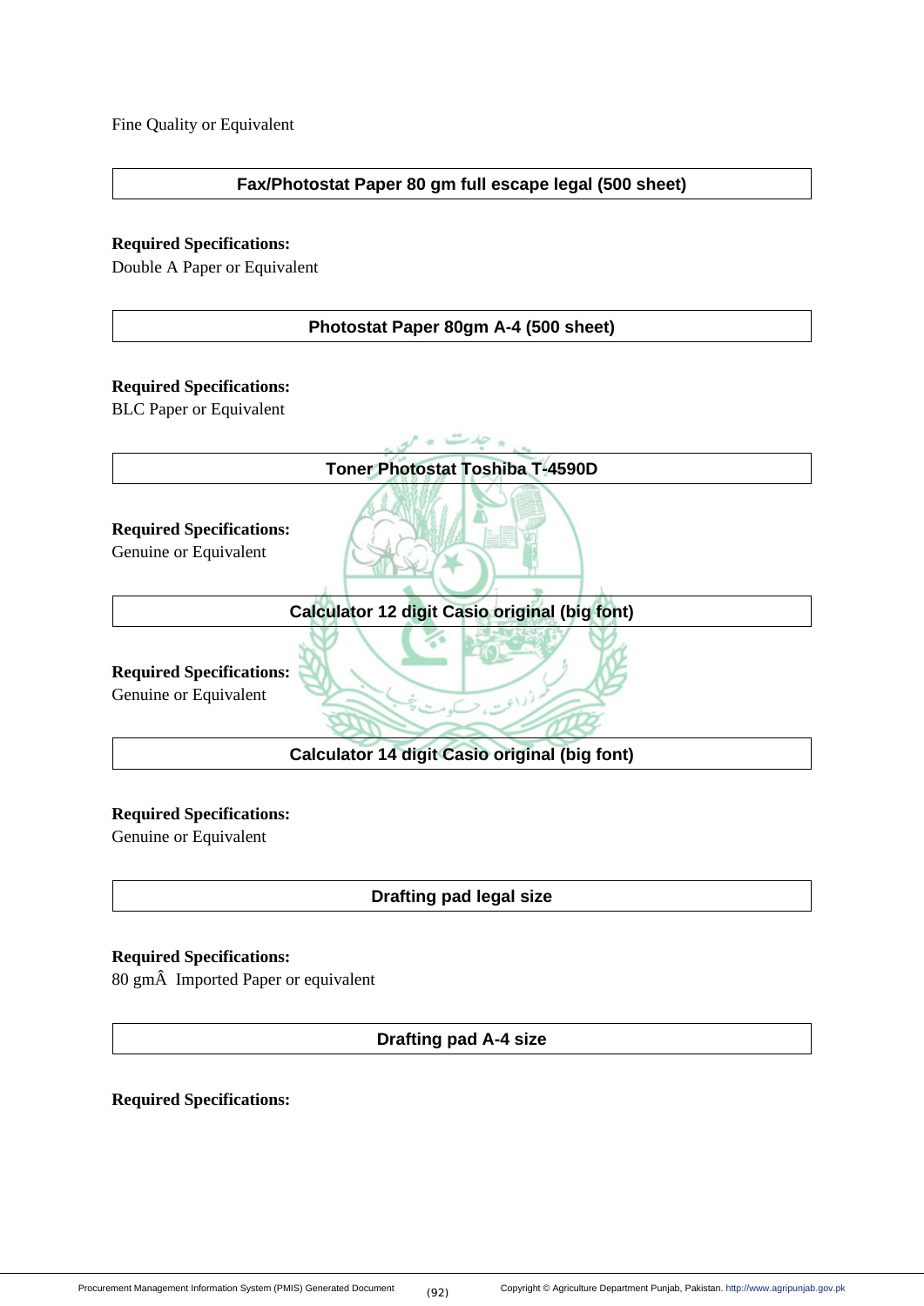Fine Quality or Equivalent

| Fax/Photostat Paper 80 gm full escape legal (500 sheet) |
| --- |

**Required Specifications:**
Double A Paper or Equivalent

| Photostat Paper 80gm A-4 (500 sheet) |
| --- |

**Required Specifications:**
BLC Paper or Equivalent

| Toner Photostat Toshiba T-4590D |
| --- |

**Required Specifications:**
Genuine or Equivalent

| Calculator 12 digit Casio original (big font) |
| --- |

**Required Specifications:**
Genuine or Equivalent

| Calculator 14 digit Casio original (big font) |
| --- |

**Required Specifications:**
Genuine or Equivalent

| Drafting pad legal size |
| --- |

**Required Specifications:**
80 gmÂ  Imported Paper or equivalent

| Drafting pad A-4 size |
| --- |

**Required Specifications:**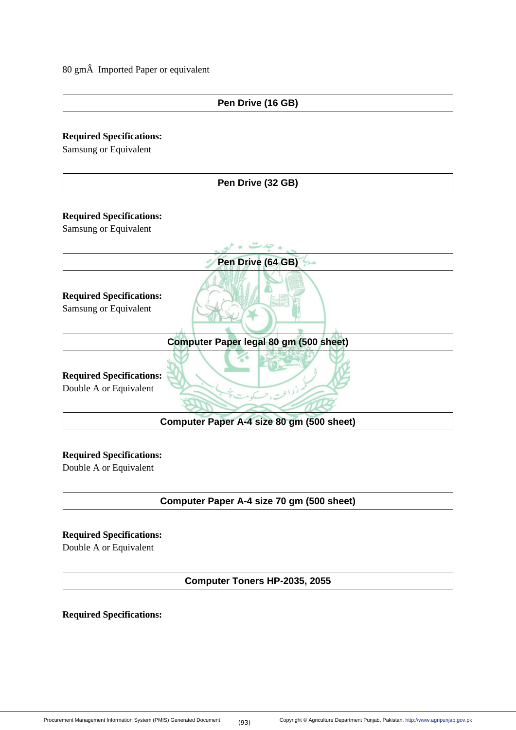80 gmÂ  Imported Paper or equivalent

| Pen Drive (16 GB) |
|---|

**Required Specifications:**
Samsung or Equivalent

| Pen Drive (32 GB) |
|---|

**Required Specifications:**
Samsung or Equivalent

| Pen Drive (64 GB) |
|---|

**Required Specifications:**
Samsung or Equivalent

| Computer Paper legal 80 gm (500 sheet) |
|---|

**Required Specifications:**
Double A or Equivalent

| Computer Paper A-4 size 80 gm (500 sheet) |
|---|

**Required Specifications:**
Double A or Equivalent

| Computer Paper A-4 size 70 gm (500 sheet) |
|---|

**Required Specifications:**
Double A or Equivalent

| Computer Toners HP-2035, 2055 |
|---|

**Required Specifications:**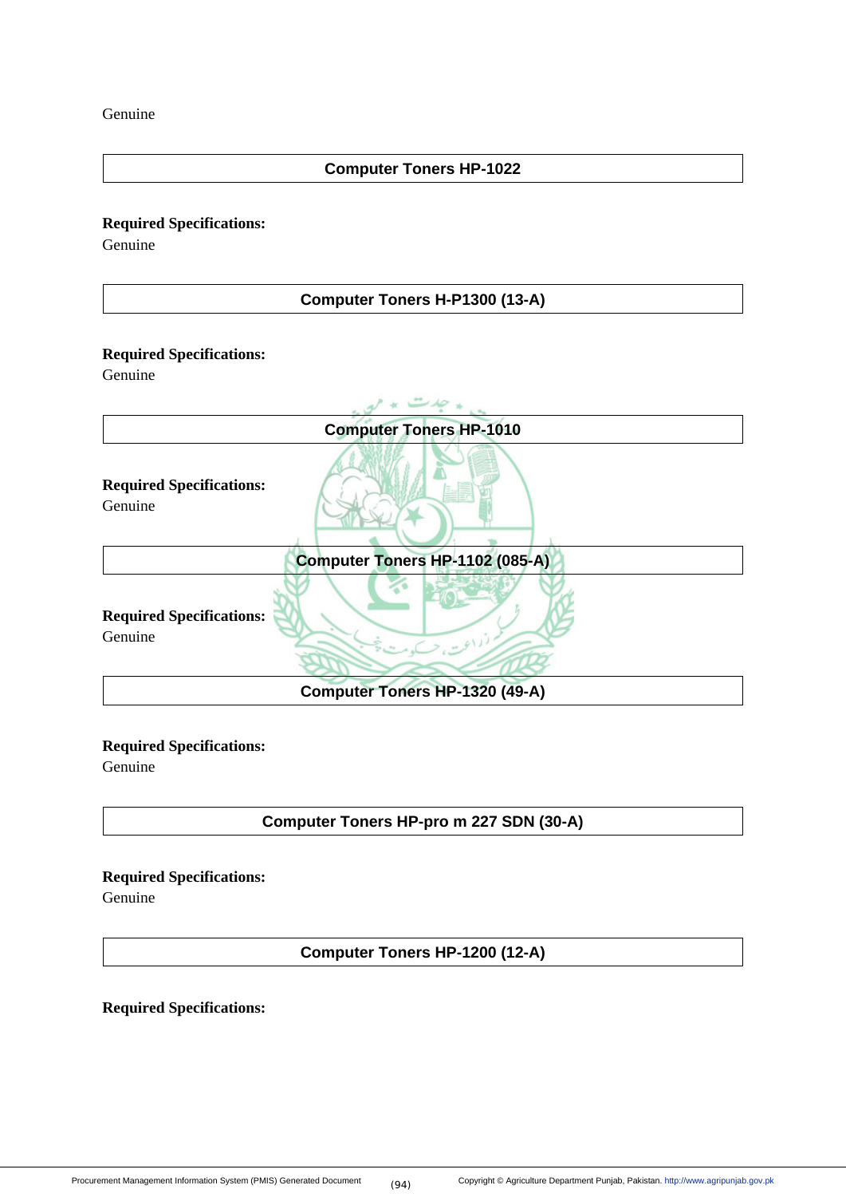Genuine

| Computer Toners HP-1022 |
|---|

**Required Specifications:**
Genuine

| Computer Toners H-P1300 (13-A) |
|---|

**Required Specifications:**
Genuine

| Computer Toners HP-1010 |
|---|

**Required Specifications:**
Genuine

| Computer Toners HP-1102 (085-A) |
|---|

**Required Specifications:**
Genuine

| Computer Toners HP-1320 (49-A) |
|---|

**Required Specifications:**
Genuine

| Computer Toners HP-pro m 227 SDN (30-A) |
|---|

**Required Specifications:**
Genuine

| Computer Toners HP-1200 (12-A) |
|---|

**Required Specifications:**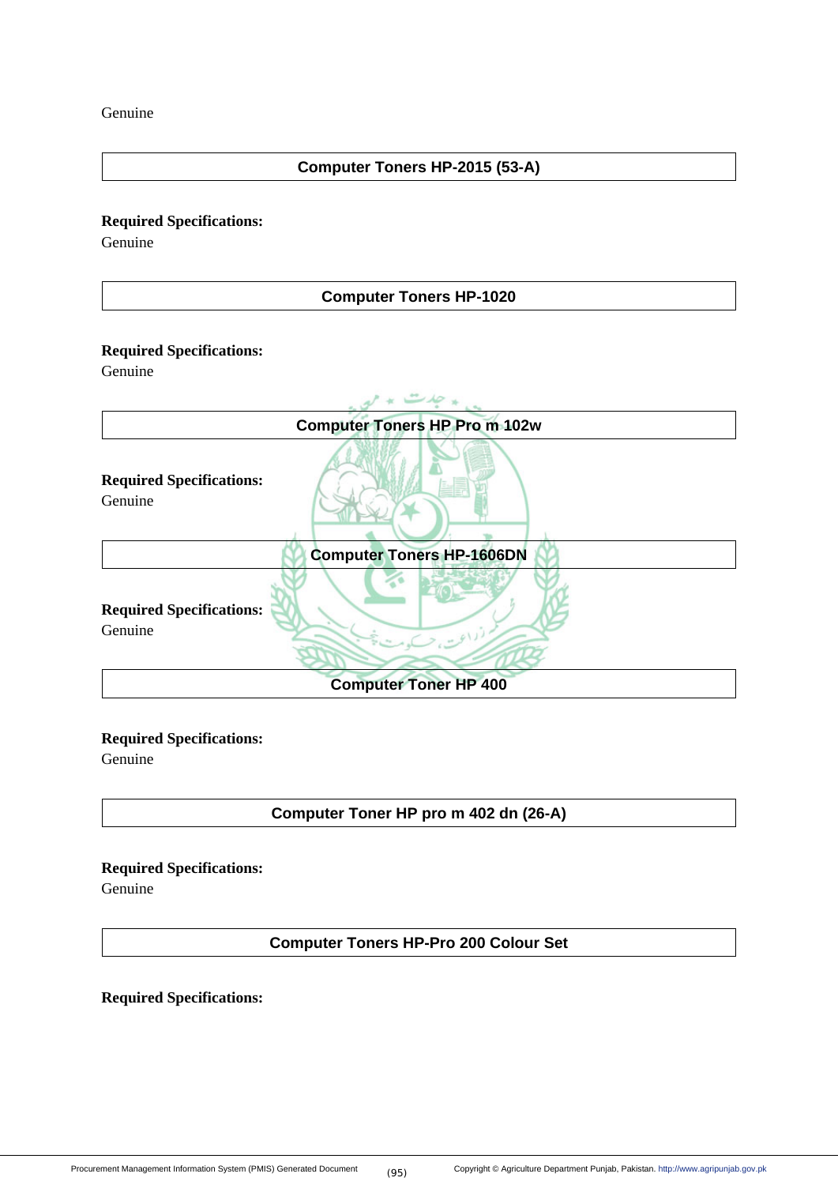Genuine

| Computer Toners HP-2015 (53-A) |
|---|

**Required Specifications:**
Genuine

| Computer Toners HP-1020 |
|---|

**Required Specifications:**
Genuine

| Computer Toners HP Pro m 102w |
|---|

**Required Specifications:**
Genuine

| Computer Toners HP-1606DN |
|---|

**Required Specifications:**
Genuine

| Computer Toner HP 400 |
|---|

**Required Specifications:**
Genuine

| Computer Toner HP pro m 402 dn (26-A) |
|---|

**Required Specifications:**
Genuine

| Computer Toners HP-Pro 200 Colour Set |
|---|

**Required Specifications:**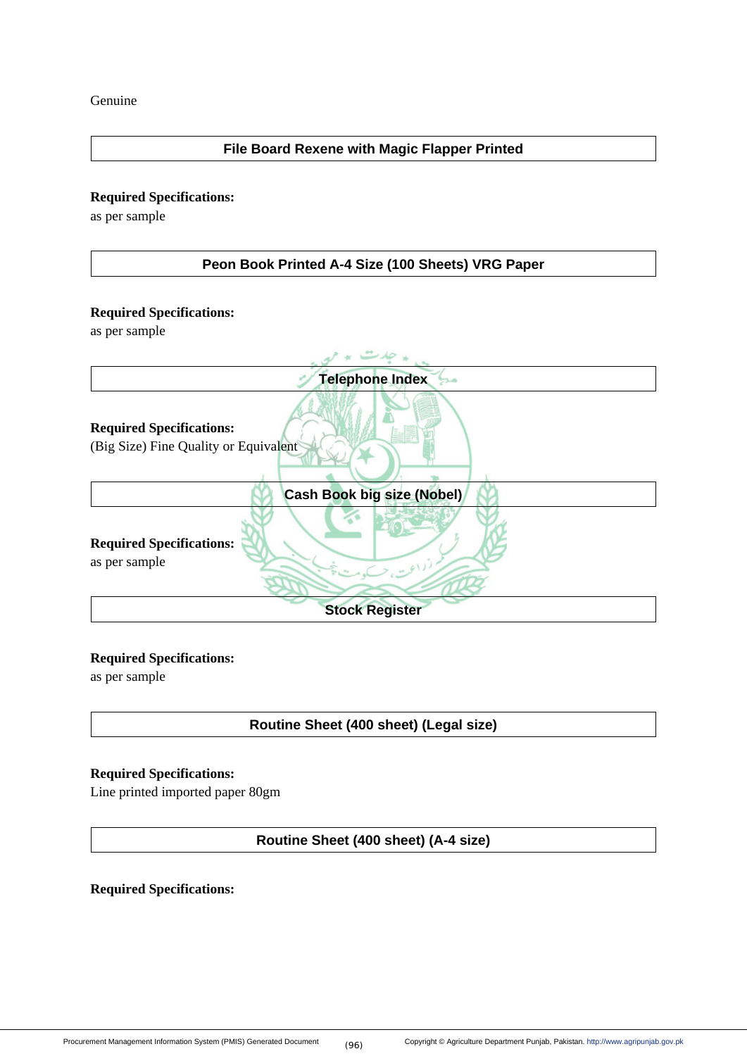Genuine

## File Board Rexene with Magic Flapper Printed

**Required Specifications:**
as per sample

## Peon Book Printed A-4 Size (100 Sheets) VRG Paper

**Required Specifications:**
as per sample

## Telephone Index

**Required Specifications:**
(Big Size) Fine Quality or Equivalent

## Cash Book big size (Nobel)

**Required Specifications:**
as per sample

## Stock Register

**Required Specifications:**
as per sample

## Routine Sheet (400 sheet) (Legal size)

**Required Specifications:**
Line printed imported paper 80gm

## Routine Sheet (400 sheet) (A-4 size)

**Required Specifications:**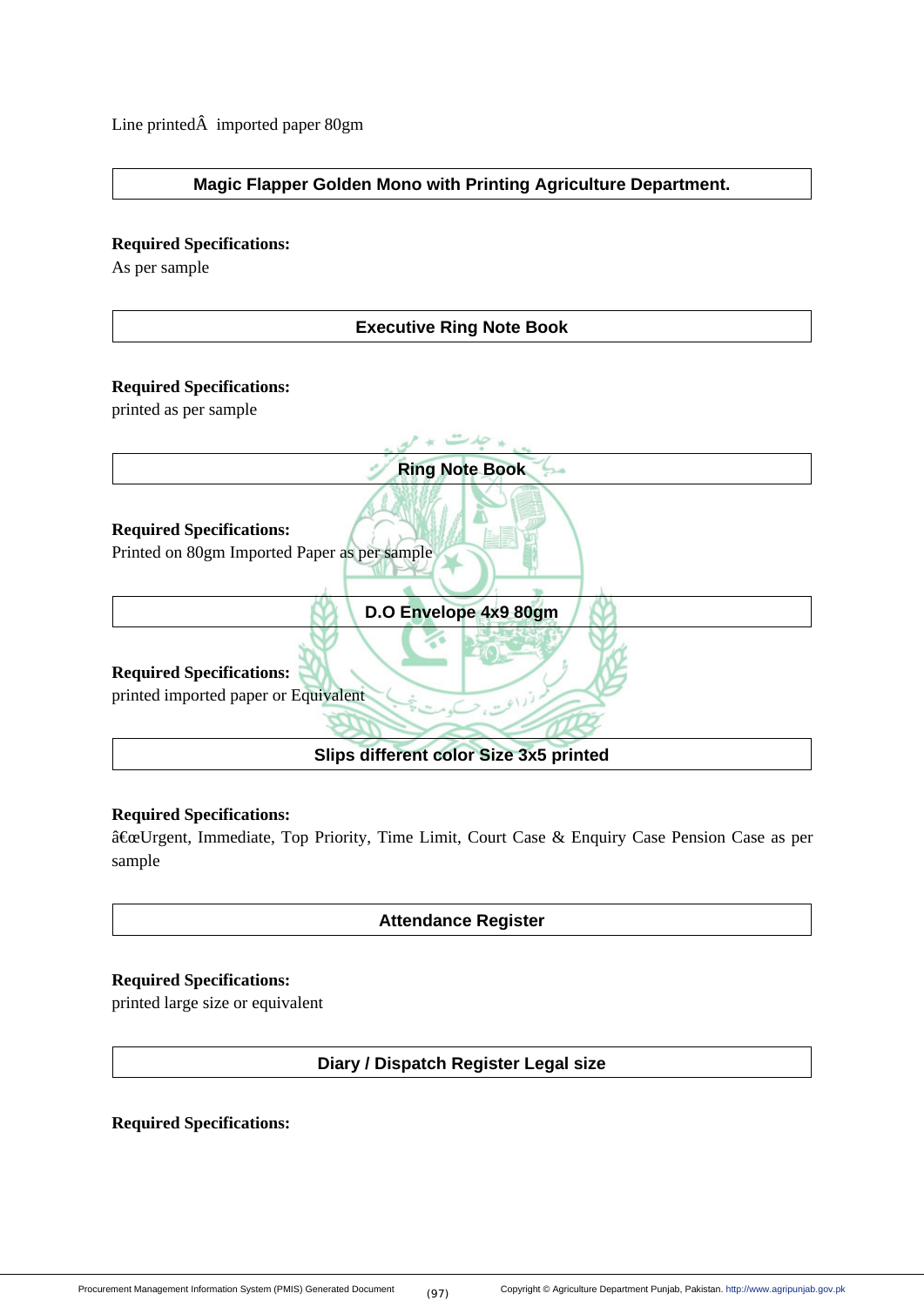Line printedÂ  imported paper 80gm

| Magic Flapper Golden Mono with Printing Agriculture Department. |
|---|

**Required Specifications:**
As per sample

| Executive Ring Note Book |
|---|

**Required Specifications:**
printed as per sample

| Ring Note Book |
|---|

**Required Specifications:**
Printed on 80gm Imported Paper as per sample

| D.O Envelope 4x9 80gm |
|---|

**Required Specifications:**
printed imported paper or Equivalent

| Slips different color Size 3x5 printed |
|---|

**Required Specifications:**
â€œUrgent, Immediate, Top Priority, Time Limit, Court Case & Enquiry Case Pension Case as per sample

| Attendance Register |
|---|

**Required Specifications:**
printed large size or equivalent

| Diary / Dispatch Register Legal size |
|---|

**Required Specifications:**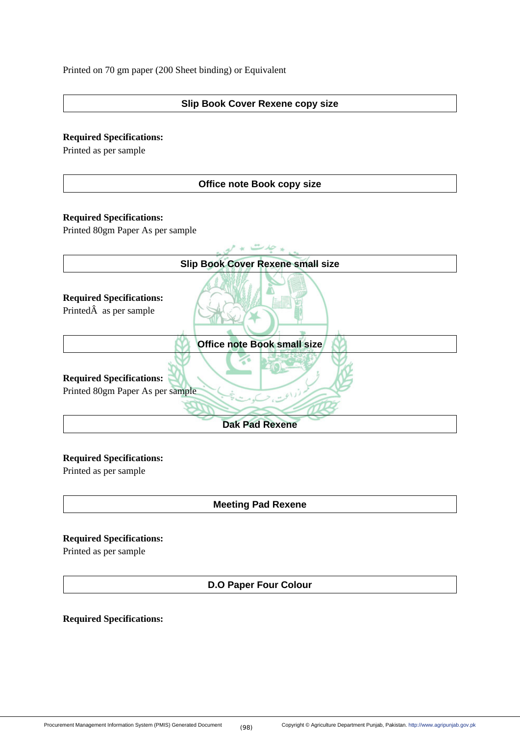Printed on 70 gm paper (200 Sheet binding) or Equivalent

| Slip Book Cover Rexene copy size |
|---|

**Required Specifications:**
Printed as per sample

| Office note Book copy size |
|---|

**Required Specifications:**
Printed 80gm Paper As per sample

| Slip Book Cover Rexene small size |
|---|

**Required Specifications:**
PrintedÂ  as per sample

| Office note Book small size |
|---|

**Required Specifications:**
Printed 80gm Paper As per sample

| Dak Pad Rexene |
|---|

**Required Specifications:**
Printed as per sample

| Meeting Pad Rexene |
|---|

**Required Specifications:**
Printed as per sample

| D.O Paper Four Colour |
|---|

**Required Specifications:**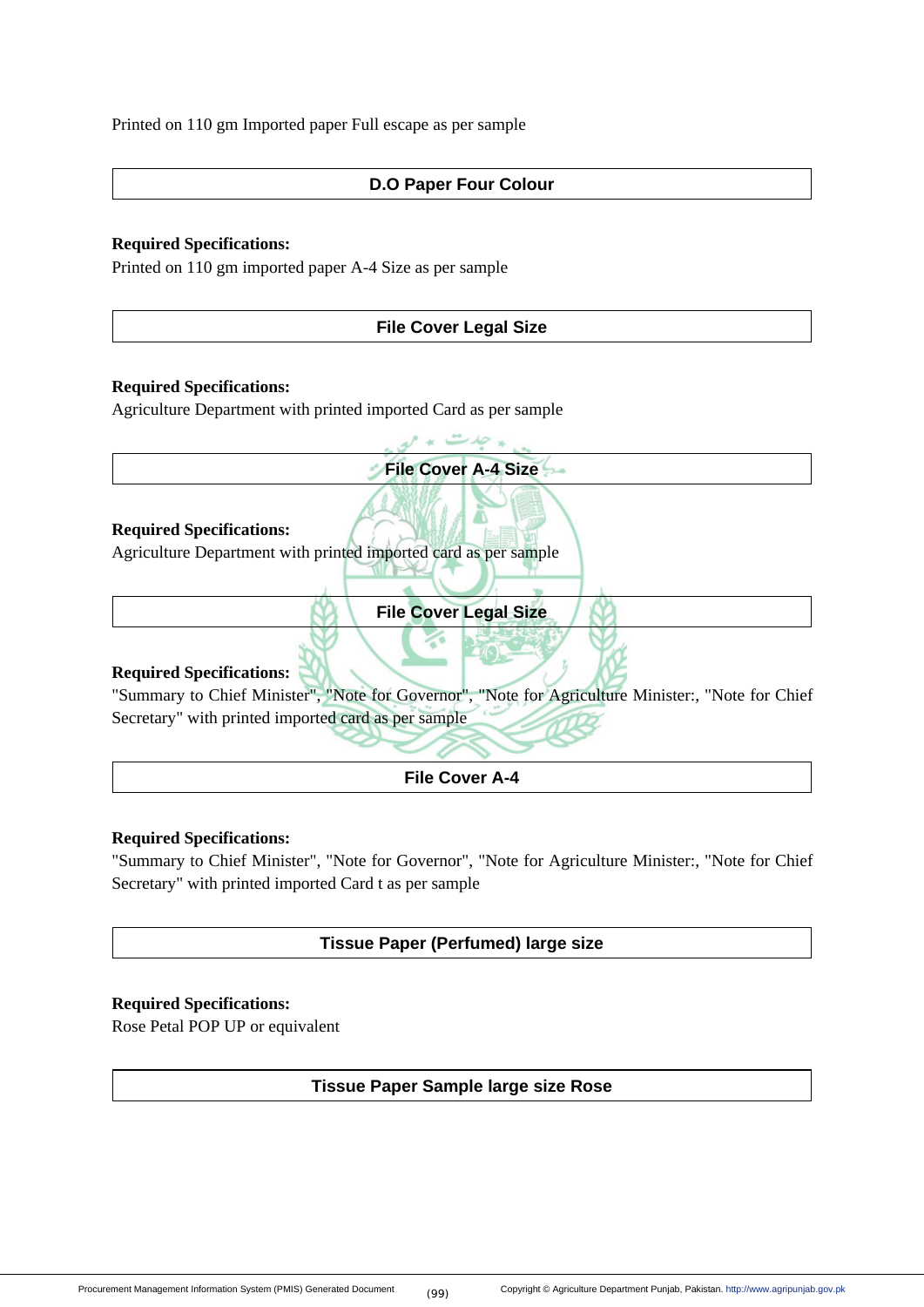Printed on 110 gm Imported paper Full escape as per sample

## D.O Paper Four Colour

**Required Specifications:**
Printed on 110 gm imported paper A-4 Size as per sample

## File Cover Legal Size

**Required Specifications:**
Agriculture Department with printed imported Card as per sample

## File Cover A-4 Size

**Required Specifications:**
Agriculture Department with printed imported card as per sample

## File Cover Legal Size

**Required Specifications:**
"Summary to Chief Minister", "Note for Governor", "Note for Agriculture Minister:, "Note for Chief Secretary" with printed imported card as per sample

## File Cover A-4

**Required Specifications:**
"Summary to Chief Minister", "Note for Governor", "Note for Agriculture Minister:, "Note for Chief Secretary" with printed imported Card t as per sample

## Tissue Paper (Perfumed) large size

**Required Specifications:**
Rose Petal POP UP or equivalent

## Tissue Paper Sample large size Rose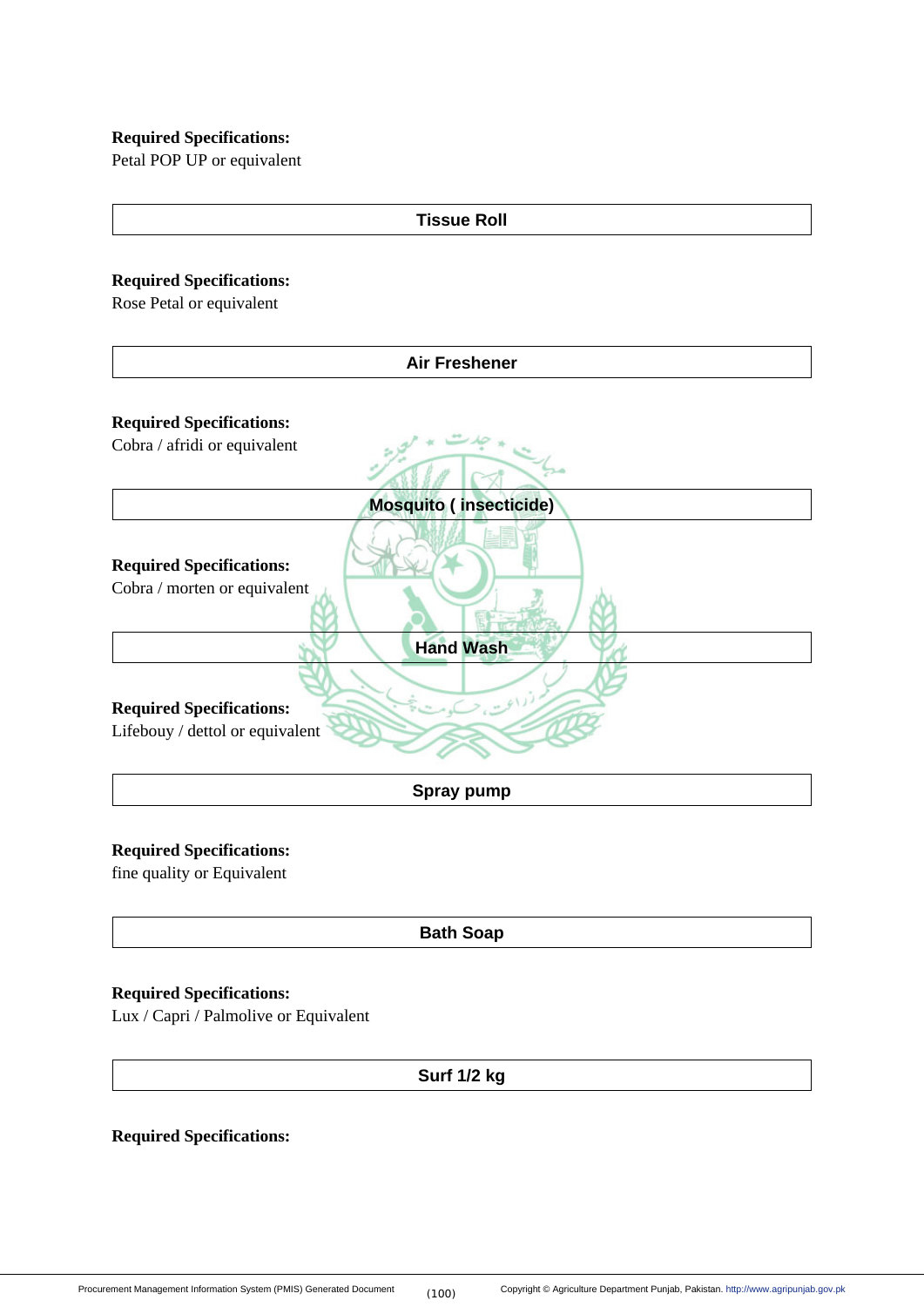**Required Specifications:**
Petal POP UP or equivalent

## Tissue Roll

**Required Specifications:**
Rose Petal or equivalent

## Air Freshener

**Required Specifications:**
Cobra / afridi or equivalent

## Mosquito ( insecticide)

**Required Specifications:**
Cobra / morten or equivalent

## Hand Wash

**Required Specifications:**
Lifebouy / dettol or equivalent

## Spray pump

**Required Specifications:**
fine quality or Equivalent

## Bath Soap

**Required Specifications:**
Lux / Capri / Palmolive or Equivalent

## Surf 1/2 kg

**Required Specifications:**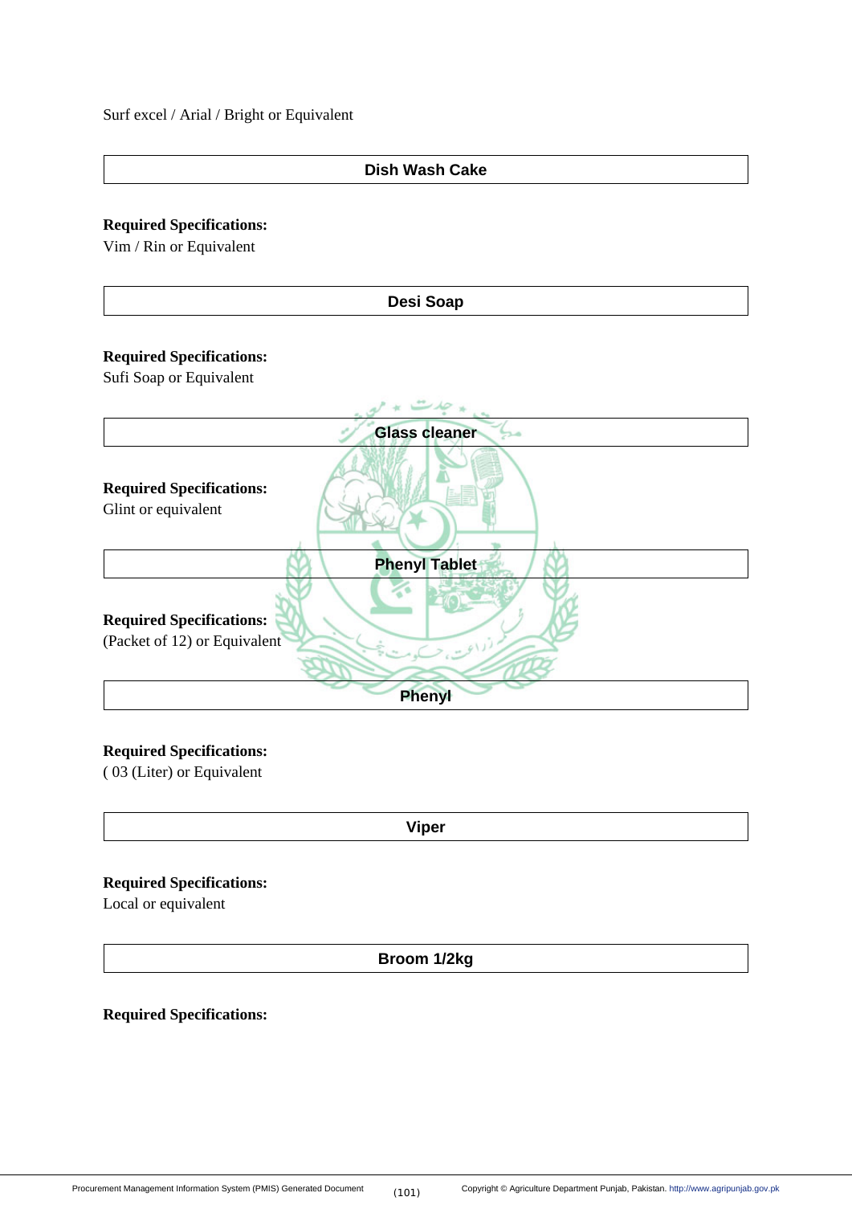Surf excel / Arial / Bright or Equivalent

| Dish Wash Cake |
|---|

**Required Specifications:**
Vim / Rin or Equivalent

| Desi Soap |
|---|

**Required Specifications:**
Sufi Soap or Equivalent

| Glass cleaner |
|---|

**Required Specifications:**
Glint or equivalent

| Phenyl Tablet |
|---|

**Required Specifications:**
(Packet of 12) or Equivalent

| Phenyl |
|---|

**Required Specifications:**
( 03 (Liter) or Equivalent

| Viper |
|---|

**Required Specifications:**
Local or equivalent

| Broom 1/2kg |
|---|

**Required Specifications:**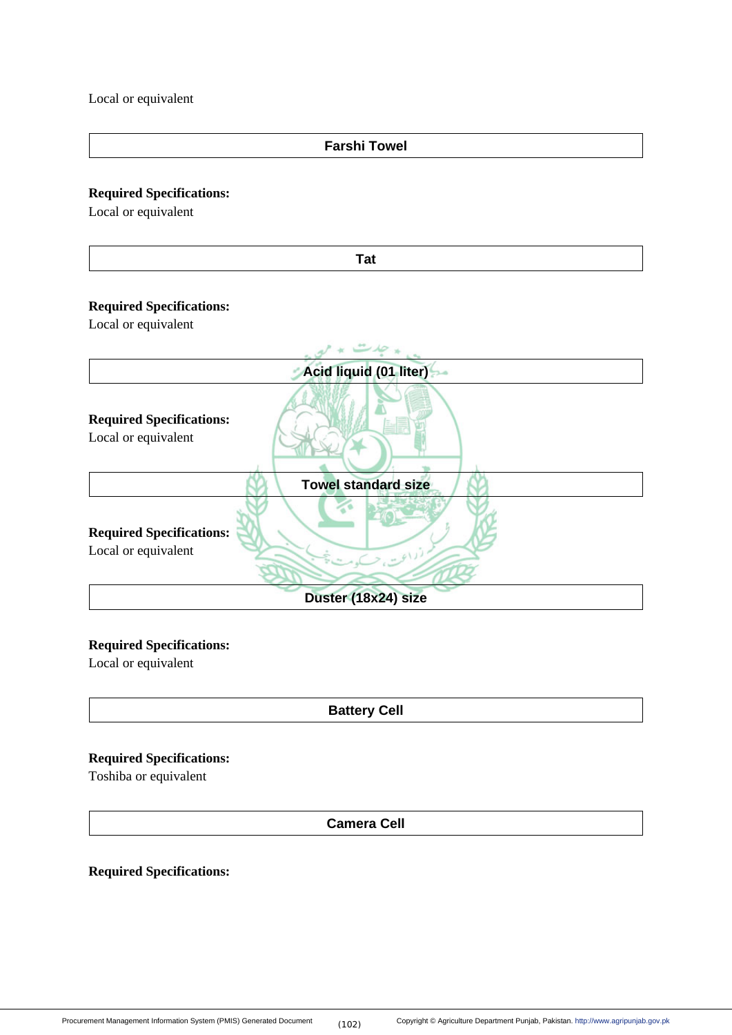Local or equivalent

| Farshi Towel |
| --- |

**Required Specifications:**
Local or equivalent

| Tat |
| --- |

**Required Specifications:**
Local or equivalent

| Acid liquid (01 liter) |
| --- |

**Required Specifications:**
Local or equivalent

| Towel standard size |
| --- |

**Required Specifications:**
Local or equivalent

| Duster (18x24) size |
| --- |

**Required Specifications:**
Local or equivalent

| Battery Cell |
| --- |

**Required Specifications:**
Toshiba or equivalent

| Camera Cell |
| --- |

**Required Specifications:**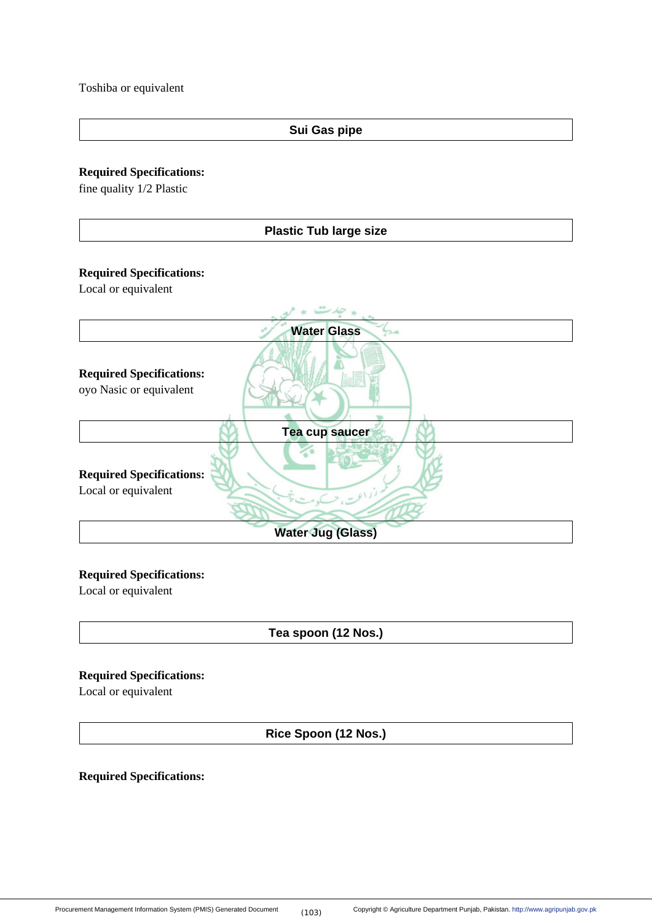Toshiba or equivalent

**Sui Gas pipe**

**Required Specifications:**
fine quality 1/2 Plastic

**Plastic Tub large size**

**Required Specifications:**
Local or equivalent

**Water Glass**

**Required Specifications:**
oyo Nasic or equivalent

**Tea cup saucer**

**Required Specifications:**
Local or equivalent

**Water Jug (Glass)**

**Required Specifications:**
Local or equivalent

**Tea spoon (12 Nos.)**

**Required Specifications:**
Local or equivalent

**Rice Spoon (12 Nos.)**

**Required Specifications:**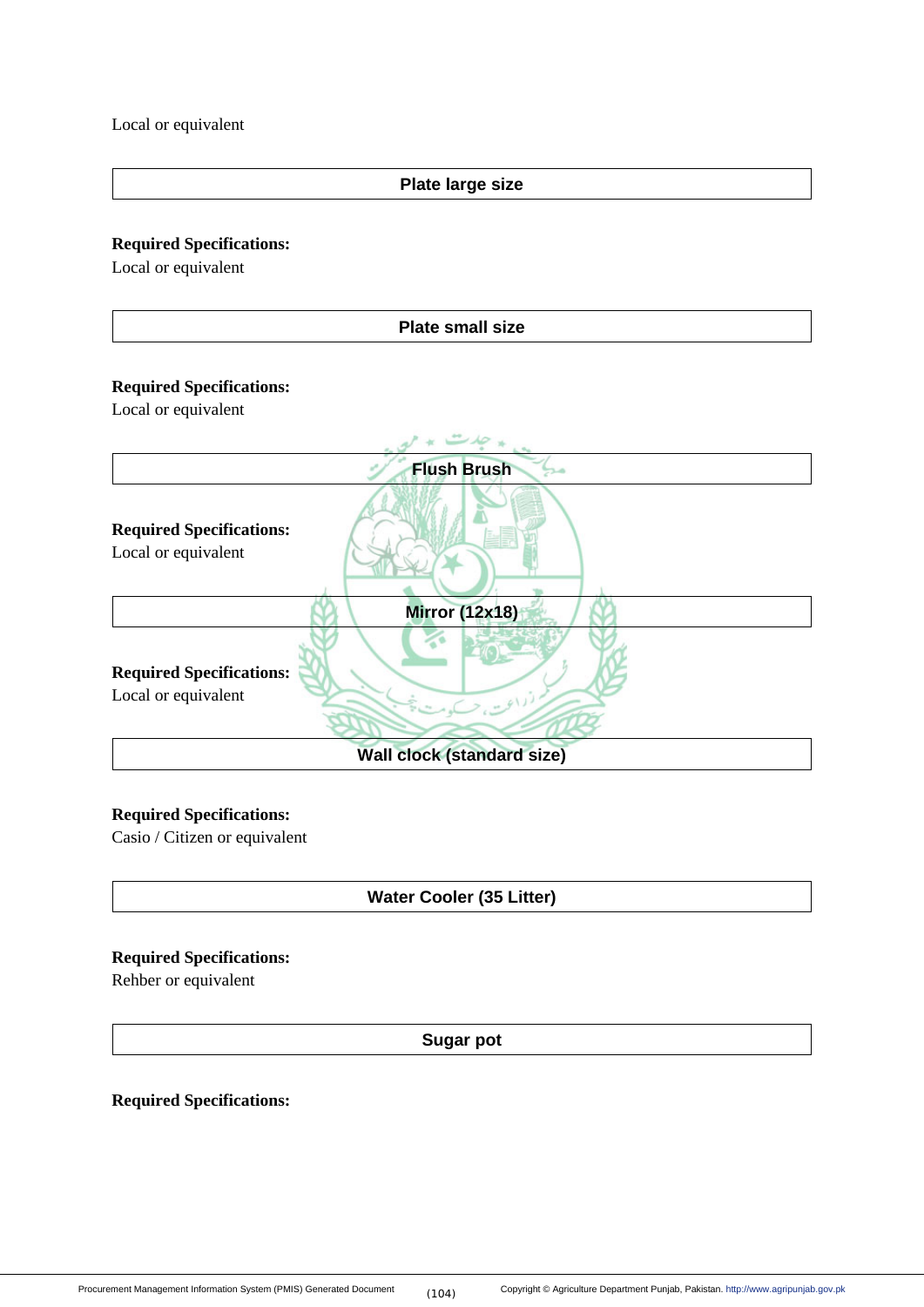Local or equivalent

| Plate large size |
|---|

**Required Specifications:**
Local or equivalent

| Plate small size |
|---|

**Required Specifications:**
Local or equivalent

| Flush Brush |
|---|

**Required Specifications:**
Local or equivalent

| Mirror (12x18) |
|---|

**Required Specifications:**
Local or equivalent

| Wall clock (standard size) |
|---|

**Required Specifications:**
Casio / Citizen or equivalent

| Water Cooler (35 Litter) |
|---|

**Required Specifications:**
Rehber or equivalent

| Sugar pot |
|---|

**Required Specifications:**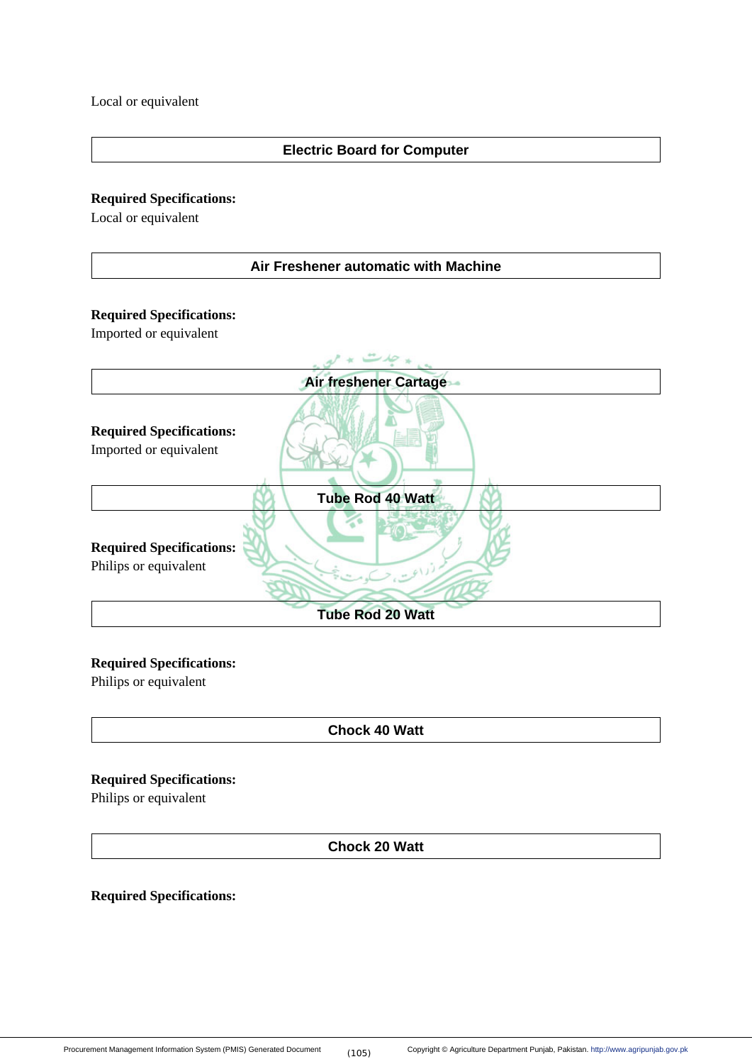Local or equivalent

| Electric Board for Computer |
|---|

**Required Specifications:**
Local or equivalent

| Air Freshener automatic with Machine |
|---|

**Required Specifications:**
Imported or equivalent

| Air freshener Cartage |
|---|

**Required Specifications:**
Imported or equivalent

| Tube Rod 40 Watt |
|---|

**Required Specifications:**
Philips or equivalent

| Tube Rod 20 Watt |
|---|

**Required Specifications:**
Philips or equivalent

| Chock 40 Watt |
|---|

**Required Specifications:**
Philips or equivalent

| Chock 20 Watt |
|---|

**Required Specifications:**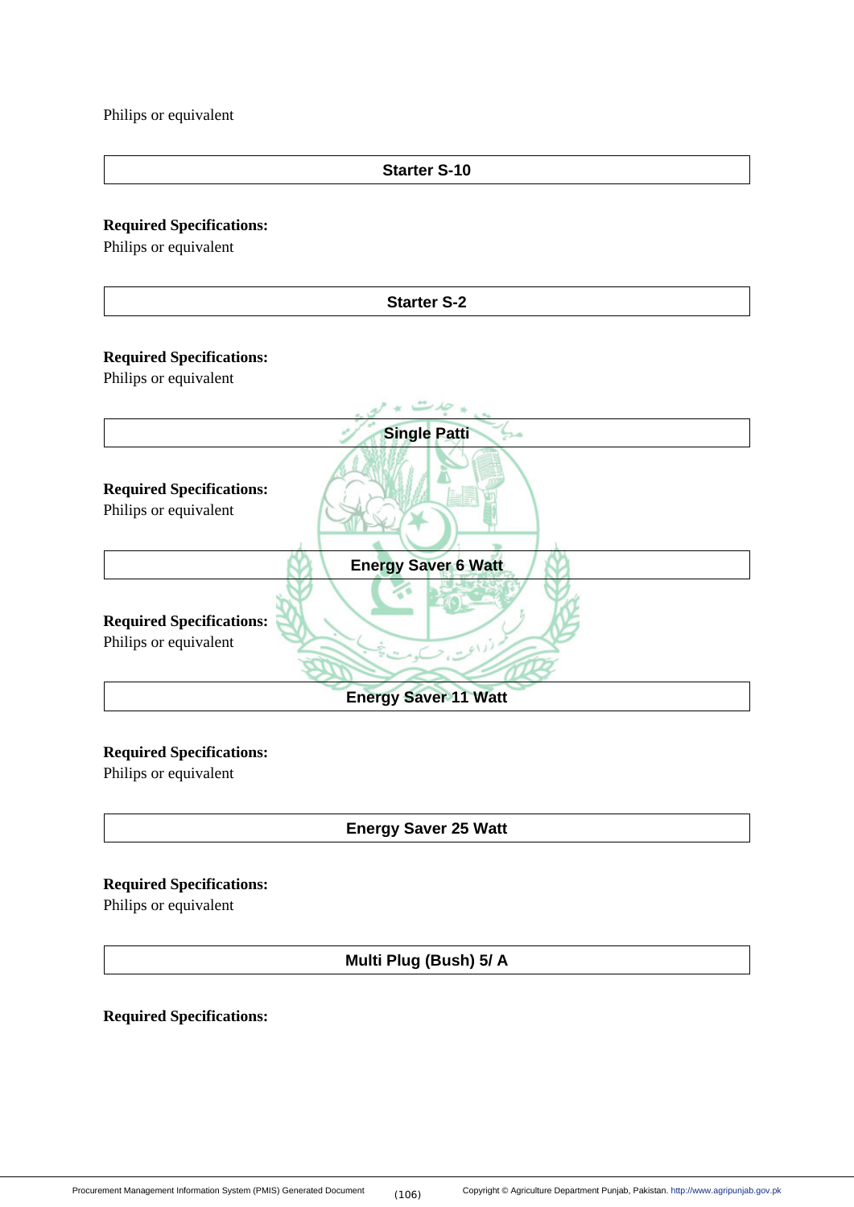Philips or equivalent

## Starter S-10

**Required Specifications:**
Philips or equivalent

## Starter S-2

**Required Specifications:**
Philips or equivalent

## Single Patti

**Required Specifications:**
Philips or equivalent

## Energy Saver 6 Watt

**Required Specifications:**
Philips or equivalent

## Energy Saver 11 Watt

**Required Specifications:**
Philips or equivalent

## Energy Saver 25 Watt

**Required Specifications:**
Philips or equivalent

## Multi Plug (Bush) 5/ A

**Required Specifications:**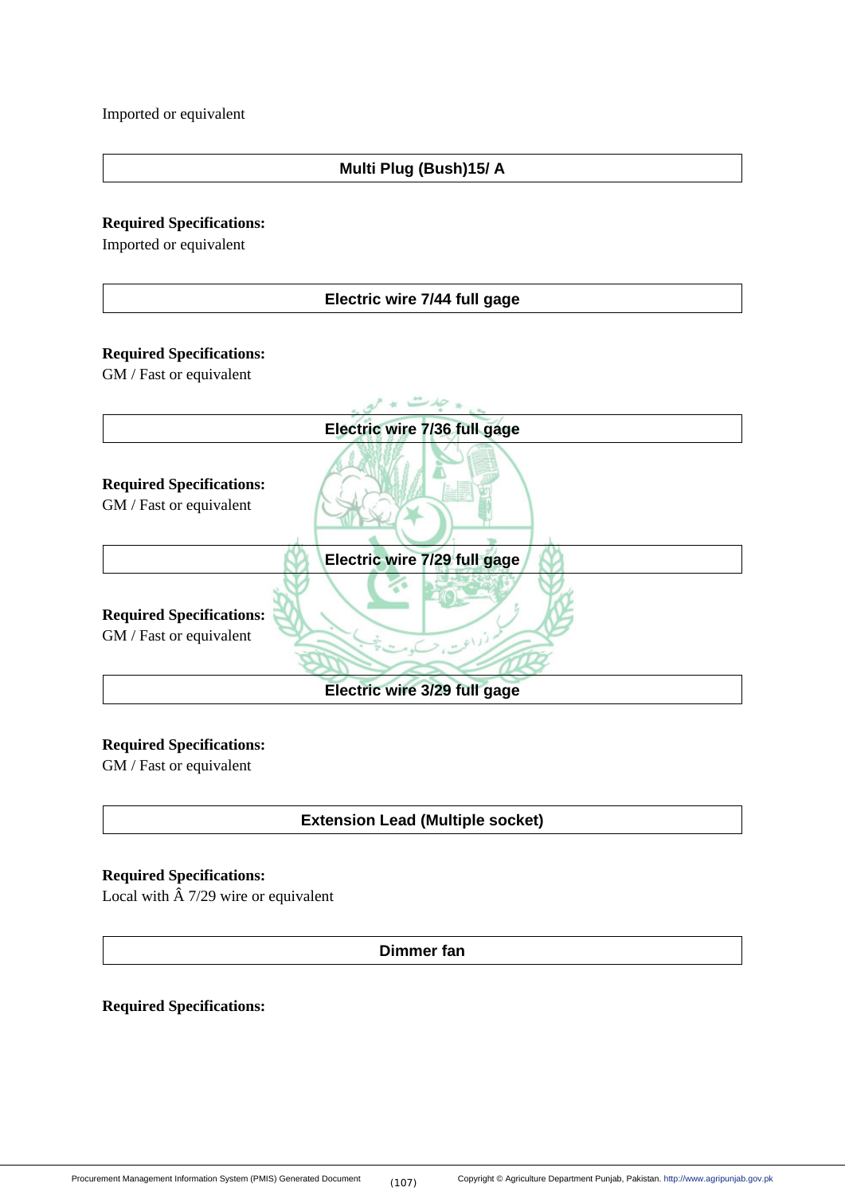Imported or equivalent

| Multi Plug (Bush)15/ A |
|---|

**Required Specifications:**
Imported or equivalent

| Electric wire 7/44 full gage |
|---|

**Required Specifications:**
GM / Fast or equivalent

| Electric wire 7/36 full gage |
|---|

**Required Specifications:**
GM / Fast or equivalent

| Electric wire 7/29 full gage |
|---|

**Required Specifications:**
GM / Fast or equivalent

| Electric wire 3/29 full gage |
|---|

**Required Specifications:**
GM / Fast or equivalent

| Extension Lead (Multiple socket) |
|---|

**Required Specifications:**
Local with Â 7/29 wire or equivalent

| Dimmer fan |
|---|

**Required Specifications:**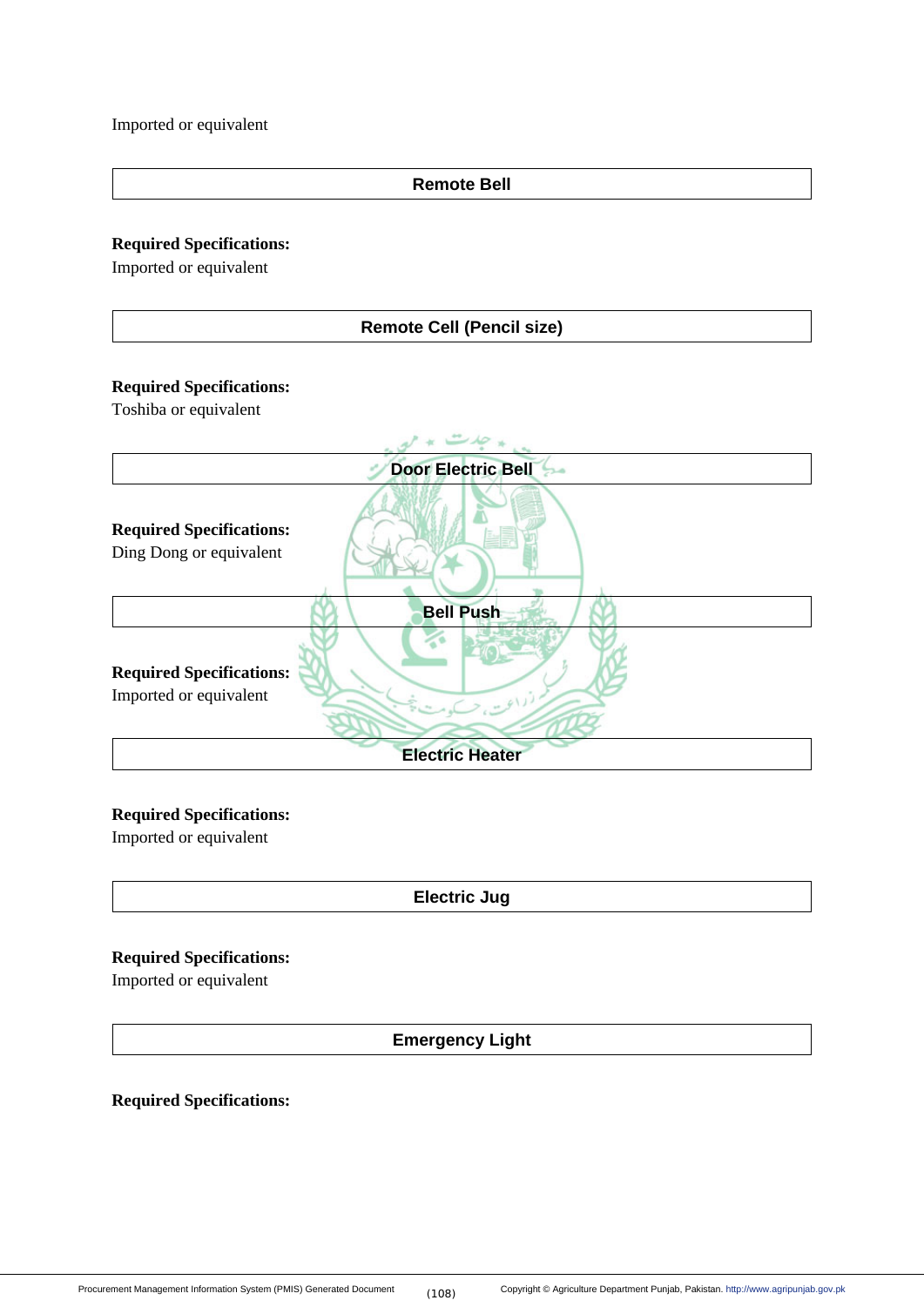Imported or equivalent

| Remote Bell |
|---|

**Required Specifications:**
Imported or equivalent

| Remote Cell (Pencil size) |
|---|

**Required Specifications:**
Toshiba or equivalent

| Door Electric Bell |
|---|

**Required Specifications:**
Ding Dong or equivalent

| Bell Push |
|---|

**Required Specifications:**
Imported or equivalent

| Electric Heater |
|---|

**Required Specifications:**
Imported or equivalent

| Electric Jug |
|---|

**Required Specifications:**
Imported or equivalent

| Emergency Light |
|---|

**Required Specifications:**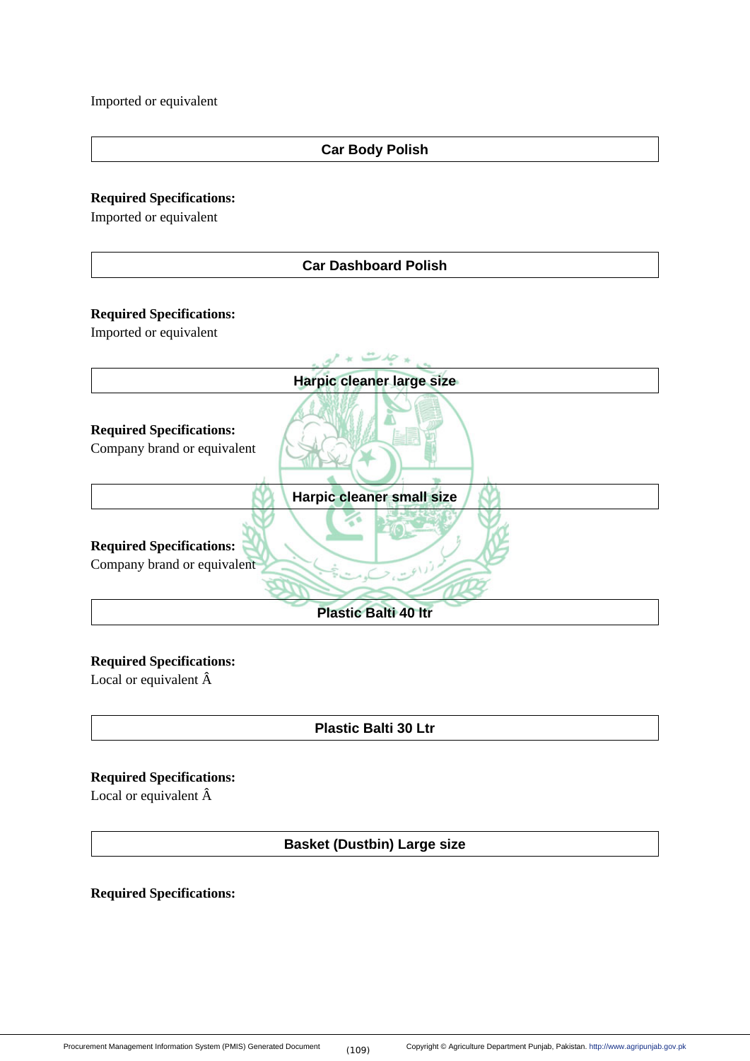Imported or equivalent

| Car Body Polish |
| --- |

**Required Specifications:**
Imported or equivalent

| Car Dashboard Polish |
| --- |

**Required Specifications:**
Imported or equivalent

| Harpic cleaner large size |
| --- |

**Required Specifications:**
Company brand or equivalent

| Harpic cleaner small size |
| --- |

**Required Specifications:**
Company brand or equivalent

| Plastic Balti 40 ltr |
| --- |

**Required Specifications:**
Local or equivalent Â

| Plastic Balti 30 Ltr |
| --- |

**Required Specifications:**
Local or equivalent Â

| Basket (Dustbin) Large size |
| --- |

**Required Specifications:**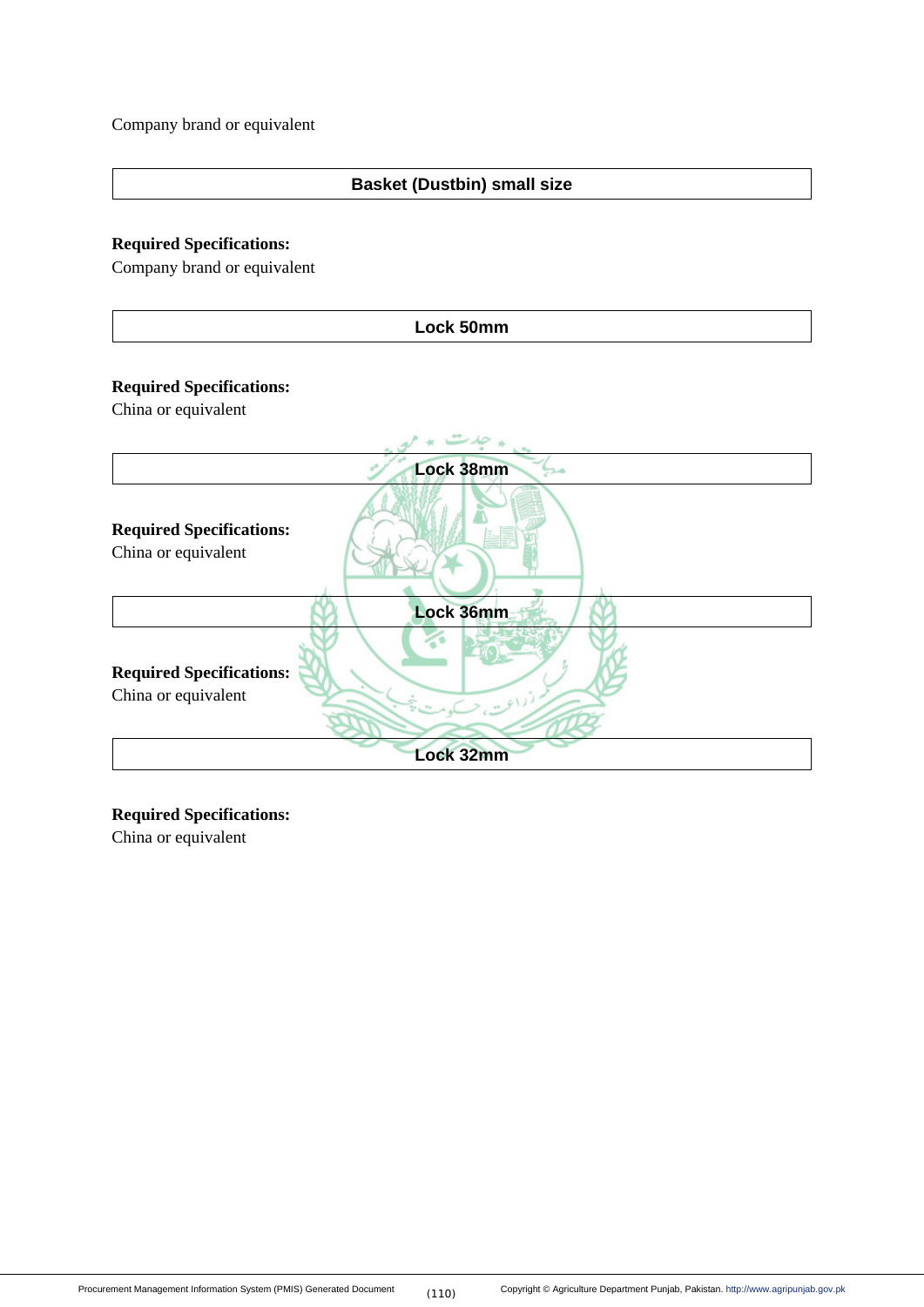Company brand or equivalent

| Basket (Dustbin) small size |
|---|

**Required Specifications:**
Company brand or equivalent

| Lock 50mm |
|---|

**Required Specifications:**
China or equivalent

| Lock 38mm |
|---|

**Required Specifications:**
China or equivalent

| Lock 36mm |
|---|

**Required Specifications:**
China or equivalent

| Lock 32mm |
|---|

**Required Specifications:**
China or equivalent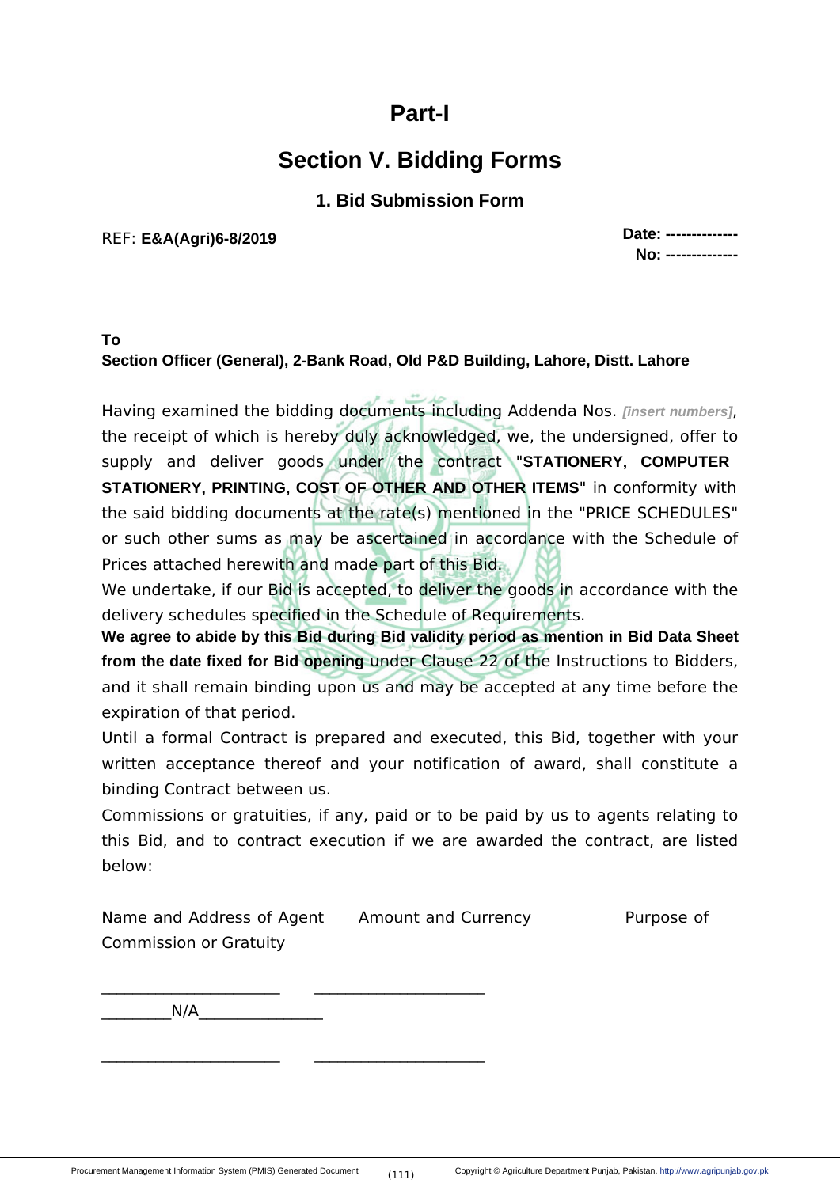# Part-I

# Section V. Bidding Forms

## 1. Bid Submission Form

REF: **E&A(Agri)6-8/2019**

**Date: --------------**
**No: --------------**

**To**
**Section Officer (General), 2-Bank Road, Old P&D Building, Lahore, Distt. Lahore**

Having examined the bidding documents including Addenda Nos. *[insert numbers]*, the receipt of which is hereby duly acknowledged, we, the undersigned, offer to supply and deliver goods under the contract "**STATIONERY, COMPUTER STATIONERY, PRINTING, COST OF OTHER AND OTHER ITEMS**" in conformity with the said bidding documents at the rate(s) mentioned in the "PRICE SCHEDULES" or such other sums as may be ascertained in accordance with the Schedule of Prices attached herewith and made part of this Bid.

We undertake, if our Bid is accepted, to deliver the goods in accordance with the delivery schedules specified in the Schedule of Requirements.

**We agree to abide by this Bid during Bid validity period as mention in Bid Data Sheet from the date fixed for Bid opening** under Clause 22 of the Instructions to Bidders, and it shall remain binding upon us and may be accepted at any time before the expiration of that period.

Until a formal Contract is prepared and executed, this Bid, together with your written acceptance thereof and your notification of award, shall constitute a binding Contract between us.

Commissions or gratuities, if any, paid or to be paid by us to agents relating to this Bid, and to contract execution if we are awarded the contract, are listed below:

| Name and Address of Agent | Amount and Currency | Purpose of Commission or Gratuity |
|---|---|---|
| ______________________ | _____________________ | ________N/A_______________ |
| ______________________ | _____________________ | |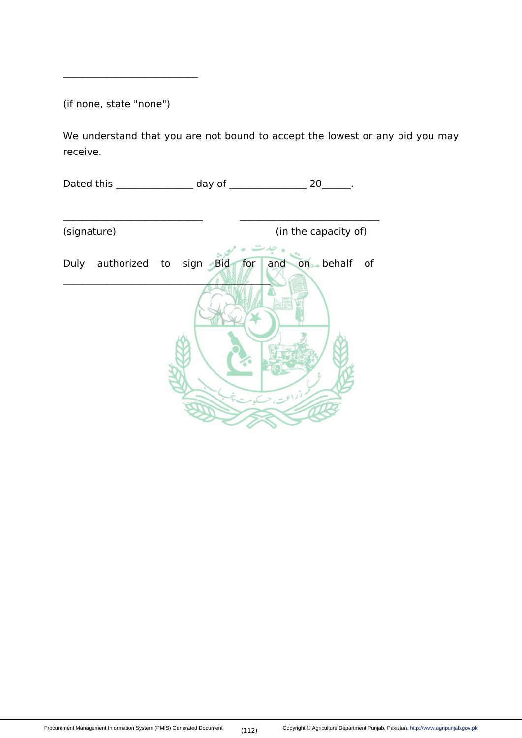_________________________

(if none, state "none")

We understand that you are not bound to accept the lowest or any bid you may receive.

Dated this _______________ day of _______________ 20______.

___________________________     ___________________________

(signature)     (in the capacity of)

Duly authorized to sign Bid for and on behalf of ________________________________________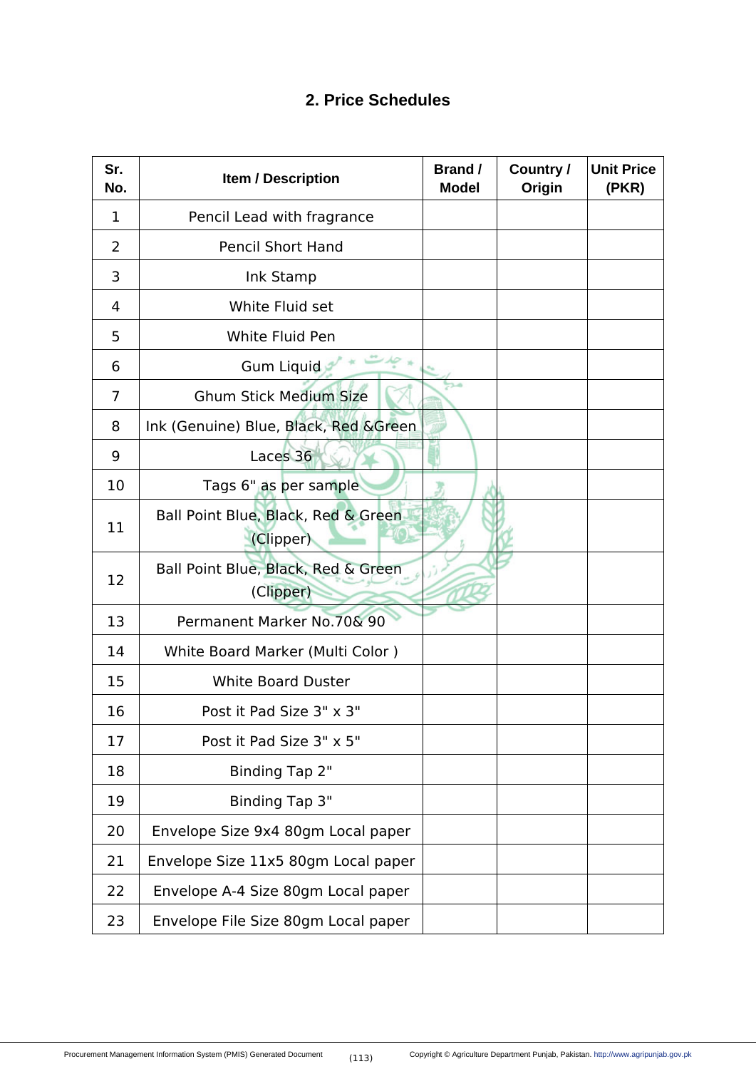## 2. Price Schedules

| Sr. No. | Item / Description | Brand / Model | Country / Origin | Unit Price (PKR) |
|---|---|---|---|---|
| 1 | Pencil Lead with fragrance | | | |
| 2 | Pencil Short Hand | | | |
| 3 | Ink Stamp | | | |
| 4 | White Fluid set | | | |
| 5 | White Fluid Pen | | | |
| 6 | Gum Liquid | | | |
| 7 | Ghum Stick Medium Size | | | |
| 8 | Ink (Genuine) Blue, Black, Red &Green | | | |
| 9 | Laces 36 | | | |
| 10 | Tags 6" as per sample | | | |
| 11 | Ball Point Blue, Black, Red & Green (Clipper) | | | |
| 12 | Ball Point Blue, Black, Red & Green (Clipper) | | | |
| 13 | Permanent Marker No.70& 90 | | | |
| 14 | White Board Marker (Multi Color ) | | | |
| 15 | White Board Duster | | | |
| 16 | Post it Pad Size 3" x 3" | | | |
| 17 | Post it Pad Size 3" x 5" | | | |
| 18 | Binding Tap 2" | | | |
| 19 | Binding Tap 3" | | | |
| 20 | Envelope Size 9x4 80gm Local paper | | | |
| 21 | Envelope Size 11x5 80gm Local paper | | | |
| 22 | Envelope A-4 Size 80gm Local paper | | | |
| 23 | Envelope File Size 80gm Local paper | | | |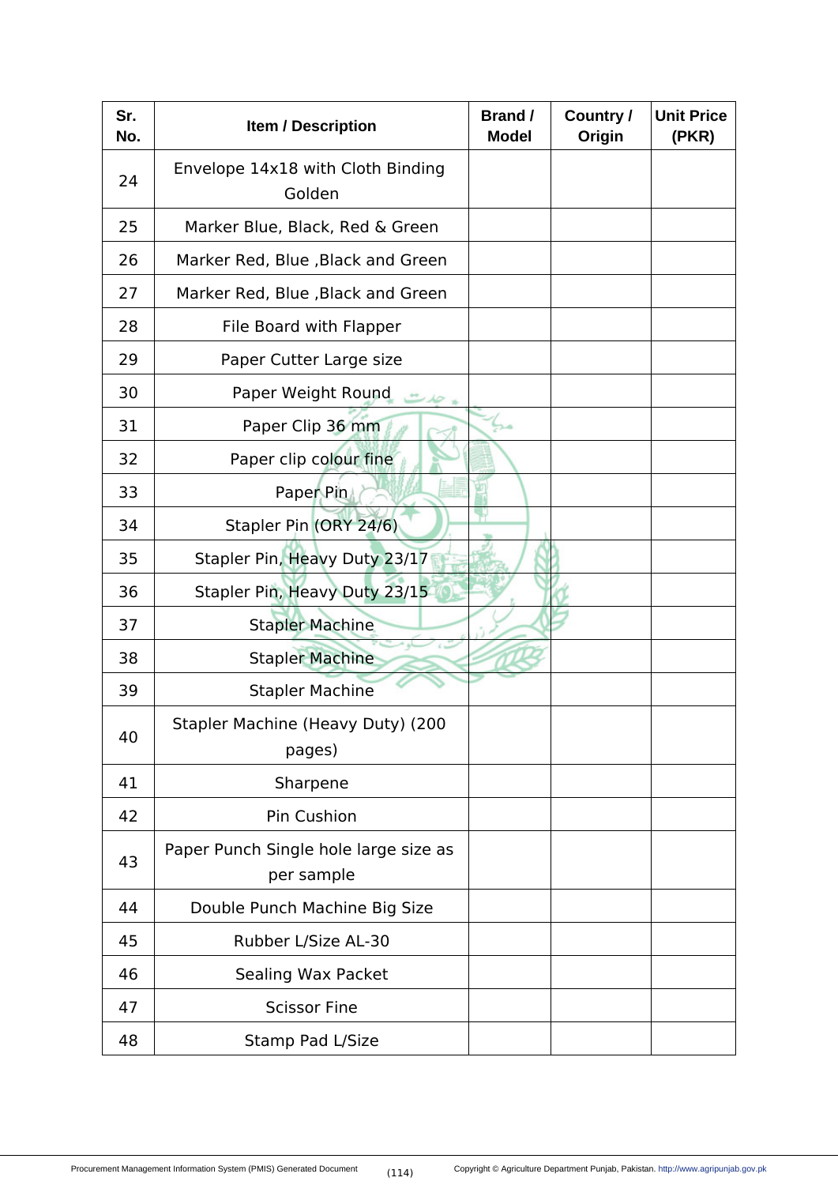| Sr. No. | Item / Description | Brand / Model | Country / Origin | Unit Price (PKR) |
|---|---|---|---|---|
| 24 | Envelope 14x18 with Cloth Binding Golden | | | |
| 25 | Marker Blue, Black, Red & Green | | | |
| 26 | Marker Red, Blue ,Black and Green | | | |
| 27 | Marker Red, Blue ,Black and Green | | | |
| 28 | File Board with Flapper | | | |
| 29 | Paper Cutter Large size | | | |
| 30 | Paper Weight Round | | | |
| 31 | Paper Clip 36 mm | | | |
| 32 | Paper clip colour fine | | | |
| 33 | Paper Pin | | | |
| 34 | Stapler Pin (ORY 24/6) | | | |
| 35 | Stapler Pin, Heavy Duty 23/17 | | | |
| 36 | Stapler Pin, Heavy Duty 23/15 | | | |
| 37 | Stapler Machine | | | |
| 38 | Stapler Machine | | | |
| 39 | Stapler Machine | | | |
| 40 | Stapler Machine (Heavy Duty) (200 pages) | | | |
| 41 | Sharpene | | | |
| 42 | Pin Cushion | | | |
| 43 | Paper Punch Single hole large size as per sample | | | |
| 44 | Double Punch Machine Big Size | | | |
| 45 | Rubber L/Size AL-30 | | | |
| 46 | Sealing Wax Packet | | | |
| 47 | Scissor Fine | | | |
| 48 | Stamp Pad L/Size | | | |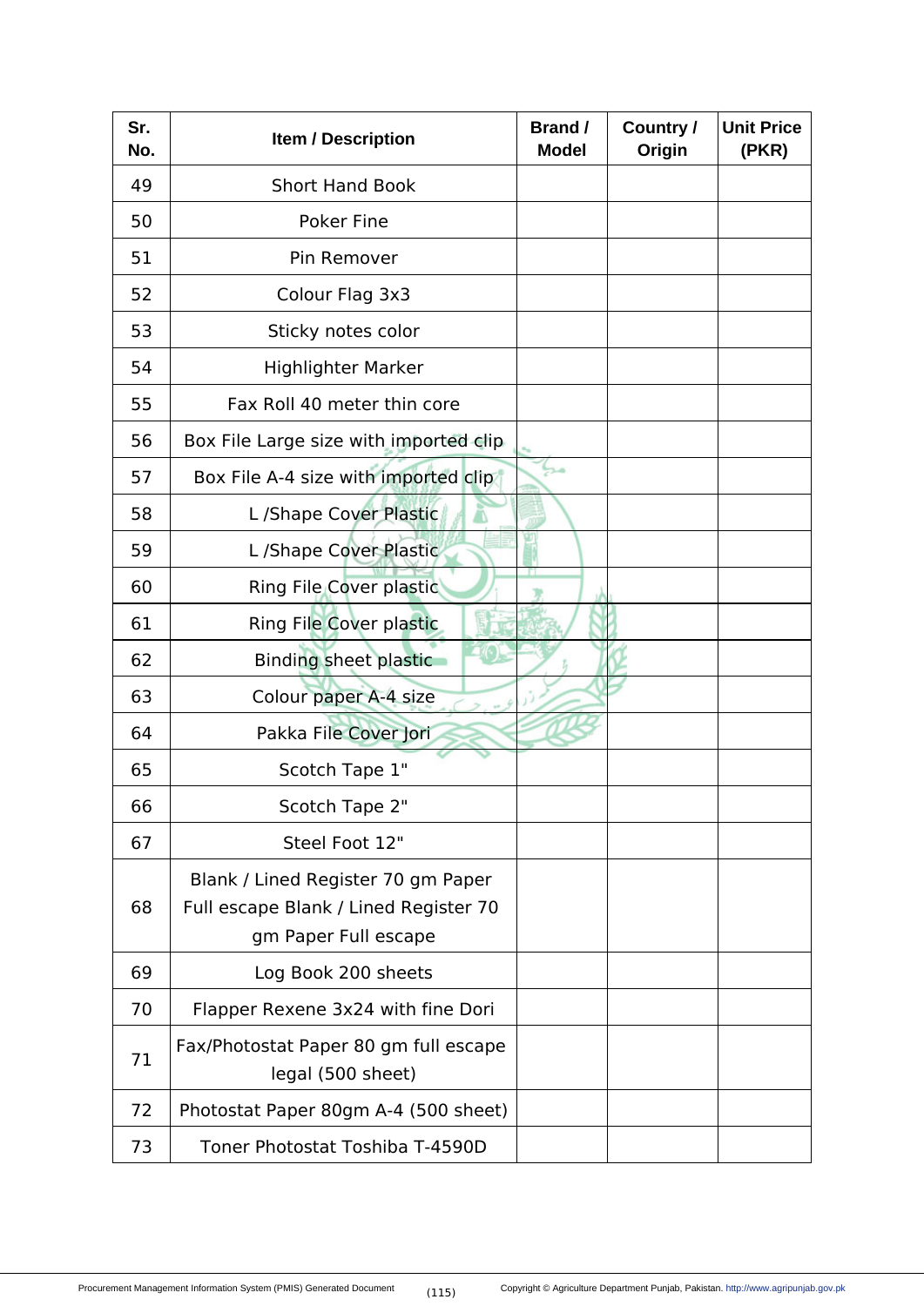| Sr. No. | Item / Description | Brand / Model | Country / Origin | Unit Price (PKR) |
|---|---|---|---|---|
| 49 | Short Hand Book | | | |
| 50 | Poker Fine | | | |
| 51 | Pin Remover | | | |
| 52 | Colour Flag 3x3 | | | |
| 53 | Sticky notes color | | | |
| 54 | Highlighter Marker | | | |
| 55 | Fax Roll 40 meter thin core | | | |
| 56 | Box File Large size with imported clip | | | |
| 57 | Box File A-4 size with imported clip | | | |
| 58 | L /Shape Cover Plastic | | | |
| 59 | L /Shape Cover Plastic | | | |
| 60 | Ring File Cover plastic | | | |
| 61 | Ring File Cover plastic | | | |
| 62 | Binding sheet plastic | | | |
| 63 | Colour paper A-4 size | | | |
| 64 | Pakka File Cover Jori | | | |
| 65 | Scotch Tape 1" | | | |
| 66 | Scotch Tape 2" | | | |
| 67 | Steel Foot 12" | | | |
| 68 | Blank / Lined Register 70 gm Paper Full escape Blank / Lined Register 70 gm Paper Full escape | | | |
| 69 | Log Book 200 sheets | | | |
| 70 | Flapper Rexene 3x24 with fine Dori | | | |
| 71 | Fax/Photostat Paper 80 gm full escape legal (500 sheet) | | | |
| 72 | Photostat Paper 80gm A-4 (500 sheet) | | | |
| 73 | Toner Photostat Toshiba T-4590D | | | |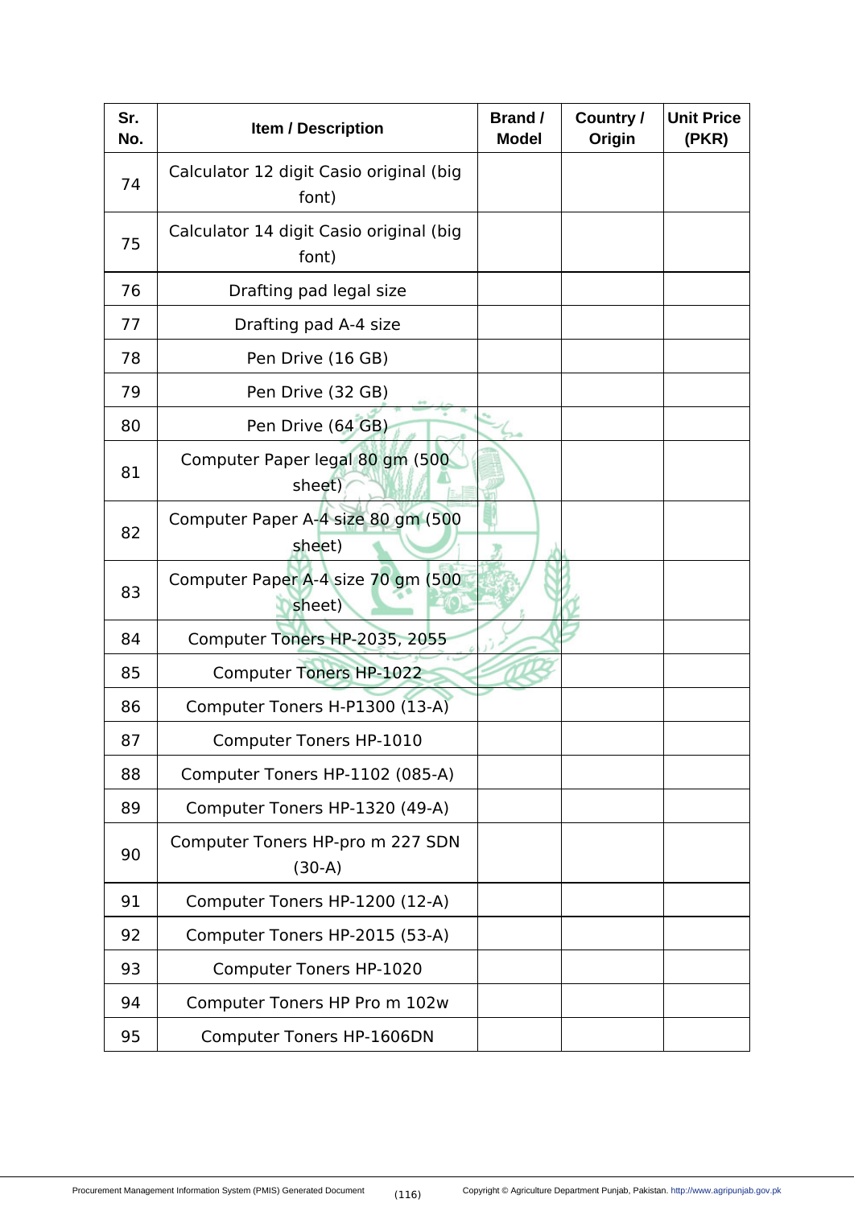| Sr. No. | Item / Description | Brand / Model | Country / Origin | Unit Price (PKR) |
|---|---|---|---|---|
| 74 | Calculator 12 digit Casio original (big font) | | | |
| 75 | Calculator 14 digit Casio original (big font) | | | |
| 76 | Drafting pad legal size | | | |
| 77 | Drafting pad A-4 size | | | |
| 78 | Pen Drive (16 GB) | | | |
| 79 | Pen Drive (32 GB) | | | |
| 80 | Pen Drive (64 GB) | | | |
| 81 | Computer Paper legal 80 gm (500 sheet) | | | |
| 82 | Computer Paper A-4 size 80 gm (500 sheet) | | | |
| 83 | Computer Paper A-4 size 70 gm (500 sheet) | | | |
| 84 | Computer Toners HP-2035, 2055 | | | |
| 85 | Computer Toners HP-1022 | | | |
| 86 | Computer Toners H-P1300 (13-A) | | | |
| 87 | Computer Toners HP-1010 | | | |
| 88 | Computer Toners HP-1102 (085-A) | | | |
| 89 | Computer Toners HP-1320 (49-A) | | | |
| 90 | Computer Toners HP-pro m 227 SDN (30-A) | | | |
| 91 | Computer Toners HP-1200 (12-A) | | | |
| 92 | Computer Toners HP-2015 (53-A) | | | |
| 93 | Computer Toners HP-1020 | | | |
| 94 | Computer Toners HP Pro m 102w | | | |
| 95 | Computer Toners HP-1606DN | | | |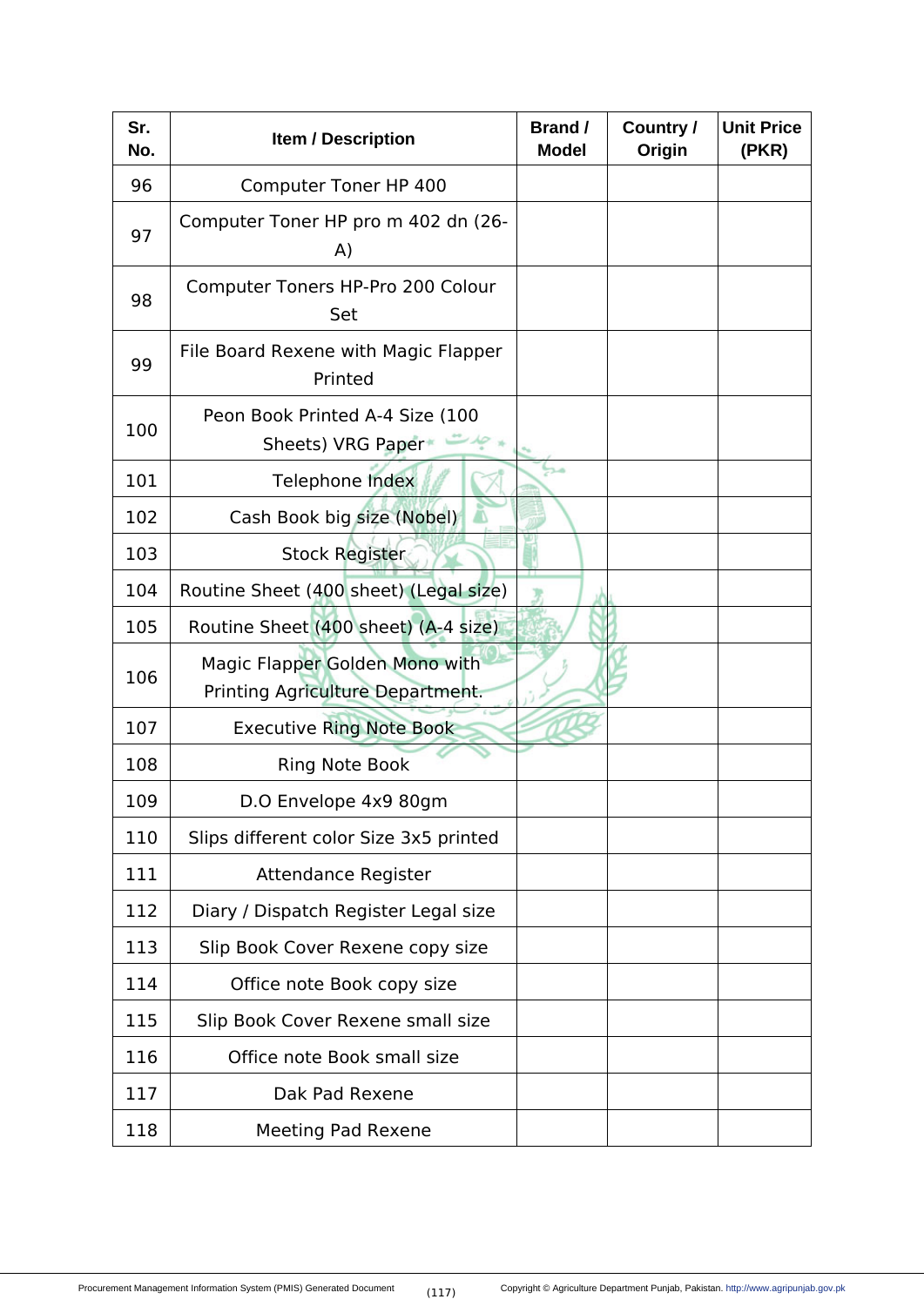| Sr. No. | Item / Description | Brand / Model | Country / Origin | Unit Price (PKR) |
|---|---|---|---|---|
| 96 | Computer Toner HP 400 | | | |
| 97 | Computer Toner HP pro m 402 dn (26-A) | | | |
| 98 | Computer Toners HP-Pro 200 Colour Set | | | |
| 99 | File Board Rexene with Magic Flapper Printed | | | |
| 100 | Peon Book Printed A-4 Size (100 Sheets) VRG Paper | | | |
| 101 | Telephone Index | | | |
| 102 | Cash Book big size (Nobel) | | | |
| 103 | Stock Register | | | |
| 104 | Routine Sheet (400 sheet) (Legal size) | | | |
| 105 | Routine Sheet (400 sheet) (A-4 size) | | | |
| 106 | Magic Flapper Golden Mono with Printing Agriculture Department. | | | |
| 107 | Executive Ring Note Book | | | |
| 108 | Ring Note Book | | | |
| 109 | D.O Envelope 4x9 80gm | | | |
| 110 | Slips different color Size 3x5 printed | | | |
| 111 | Attendance Register | | | |
| 112 | Diary / Dispatch Register Legal size | | | |
| 113 | Slip Book Cover Rexene copy size | | | |
| 114 | Office note Book copy size | | | |
| 115 | Slip Book Cover Rexene small size | | | |
| 116 | Office note Book small size | | | |
| 117 | Dak Pad Rexene | | | |
| 118 | Meeting Pad Rexene | | | |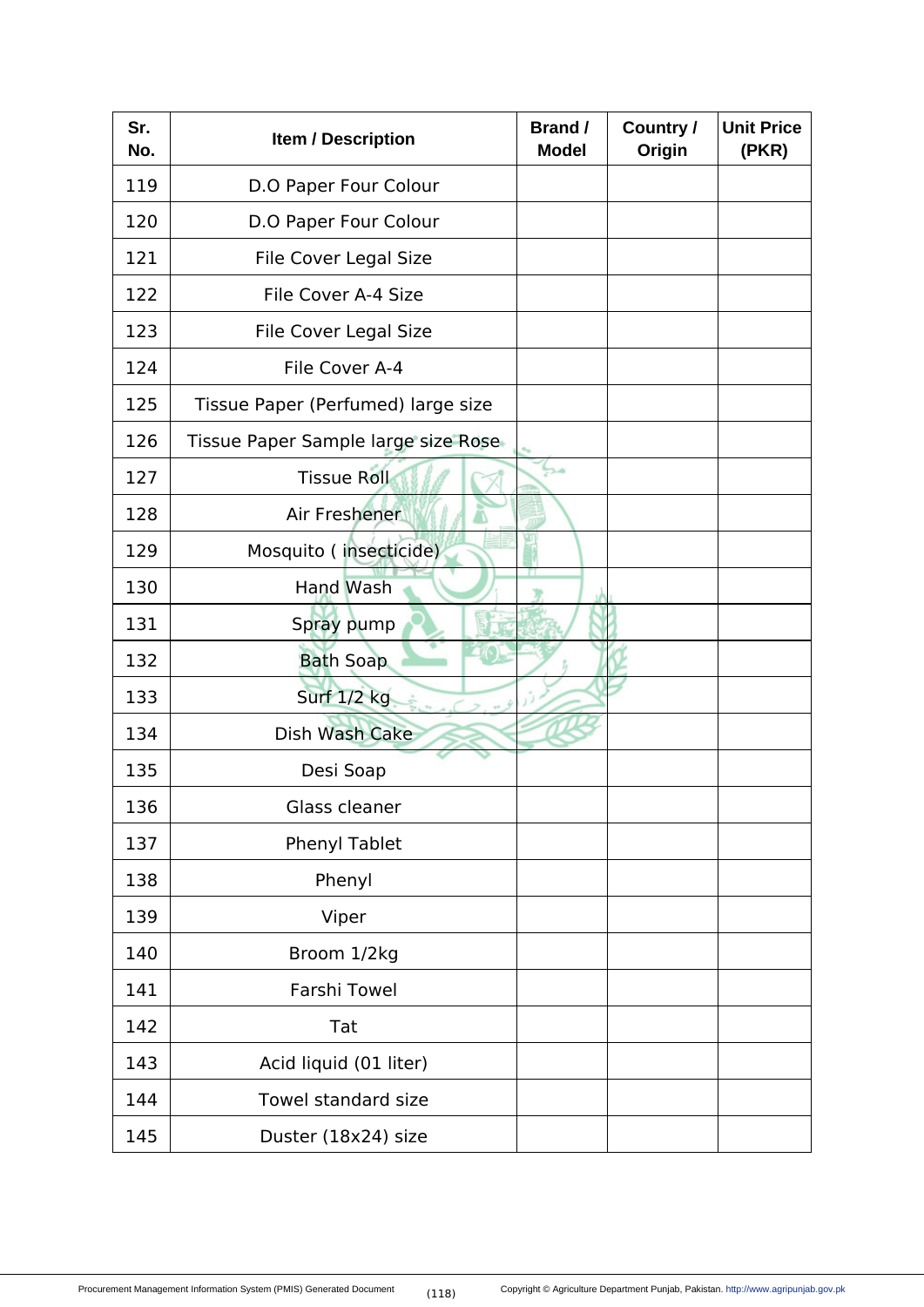| Sr. No. | Item / Description | Brand / Model | Country / Origin | Unit Price (PKR) |
|---|---|---|---|---|
| 119 | D.O Paper Four Colour | | | |
| 120 | D.O Paper Four Colour | | | |
| 121 | File Cover Legal Size | | | |
| 122 | File Cover A-4 Size | | | |
| 123 | File Cover Legal Size | | | |
| 124 | File Cover A-4 | | | |
| 125 | Tissue Paper (Perfumed) large size | | | |
| 126 | Tissue Paper Sample large size Rose | | | |
| 127 | Tissue Roll | | | |
| 128 | Air Freshener | | | |
| 129 | Mosquito ( insecticide) | | | |
| 130 | Hand Wash | | | |
| 131 | Spray pump | | | |
| 132 | Bath Soap | | | |
| 133 | Surf 1/2 kg | | | |
| 134 | Dish Wash Cake | | | |
| 135 | Desi Soap | | | |
| 136 | Glass cleaner | | | |
| 137 | Phenyl Tablet | | | |
| 138 | Phenyl | | | |
| 139 | Viper | | | |
| 140 | Broom 1/2kg | | | |
| 141 | Farshi Towel | | | |
| 142 | Tat | | | |
| 143 | Acid liquid (01 liter) | | | |
| 144 | Towel standard size | | | |
| 145 | Duster (18x24) size | | | |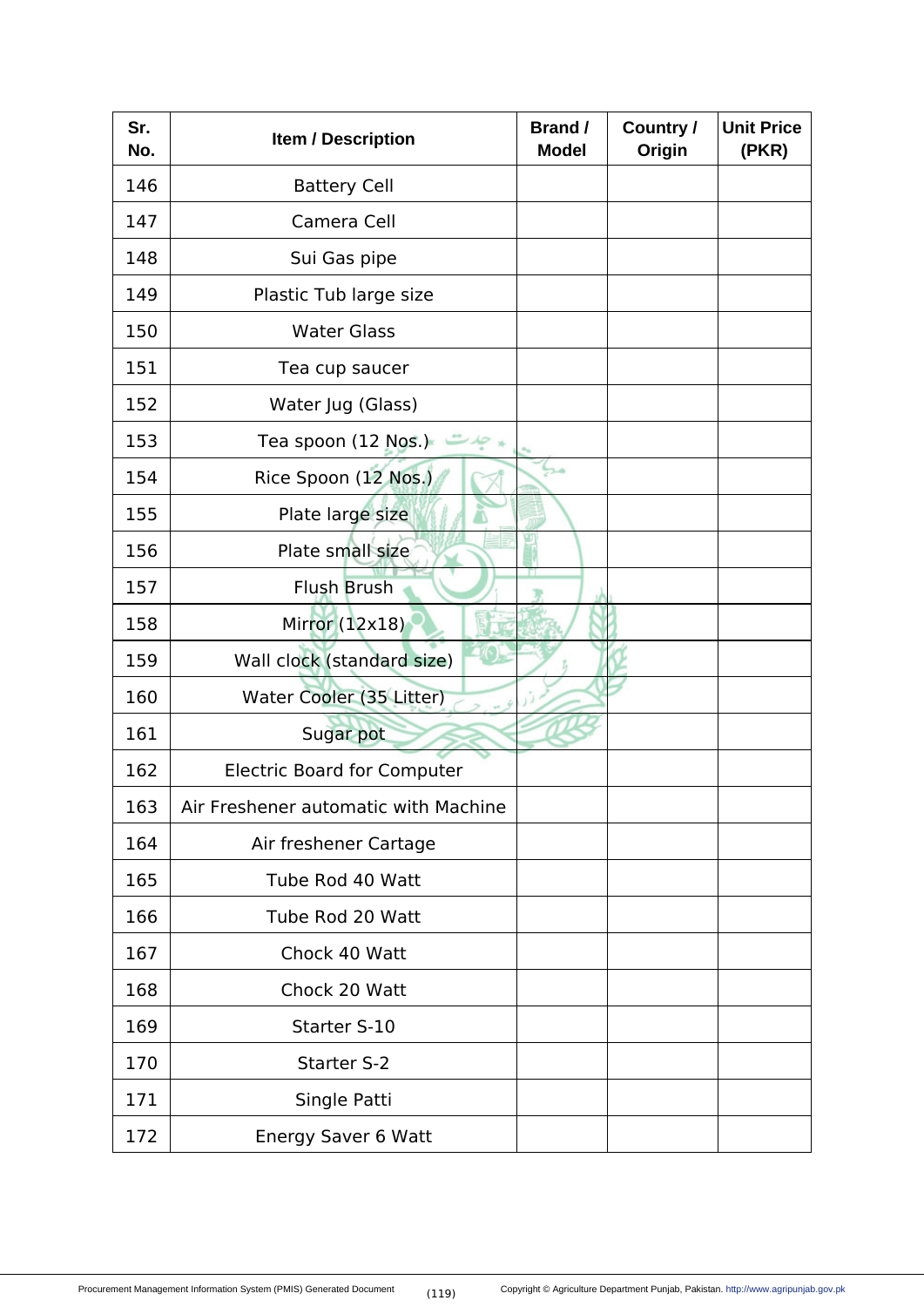| Sr. No. | Item / Description | Brand / Model | Country / Origin | Unit Price (PKR) |
|---|---|---|---|---|
| 146 | Battery Cell | | | |
| 147 | Camera Cell | | | |
| 148 | Sui Gas pipe | | | |
| 149 | Plastic Tub large size | | | |
| 150 | Water Glass | | | |
| 151 | Tea cup saucer | | | |
| 152 | Water Jug (Glass) | | | |
| 153 | Tea spoon (12 Nos.) | | | |
| 154 | Rice Spoon (12 Nos.) | | | |
| 155 | Plate large size | | | |
| 156 | Plate small size | | | |
| 157 | Flush Brush | | | |
| 158 | Mirror (12x18) | | | |
| 159 | Wall clock (standard size) | | | |
| 160 | Water Cooler (35 Litter) | | | |
| 161 | Sugar pot | | | |
| 162 | Electric Board for Computer | | | |
| 163 | Air Freshener automatic with Machine | | | |
| 164 | Air freshener Cartage | | | |
| 165 | Tube Rod 40 Watt | | | |
| 166 | Tube Rod 20 Watt | | | |
| 167 | Chock 40 Watt | | | |
| 168 | Chock 20 Watt | | | |
| 169 | Starter S-10 | | | |
| 170 | Starter S-2 | | | |
| 171 | Single Patti | | | |
| 172 | Energy Saver 6 Watt | | | |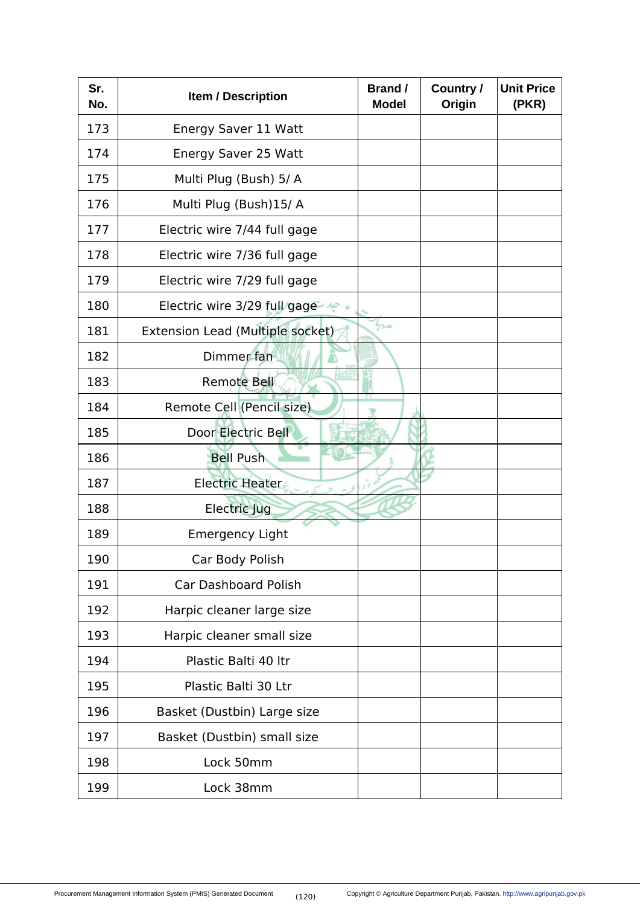| Sr. No. | Item / Description | Brand / Model | Country / Origin | Unit Price (PKR) |
|---|---|---|---|---|
| 173 | Energy Saver 11 Watt | | | |
| 174 | Energy Saver 25 Watt | | | |
| 175 | Multi Plug (Bush) 5/ A | | | |
| 176 | Multi Plug (Bush)15/ A | | | |
| 177 | Electric wire 7/44 full gage | | | |
| 178 | Electric wire 7/36 full gage | | | |
| 179 | Electric wire 7/29 full gage | | | |
| 180 | Electric wire 3/29 full gage | | | |
| 181 | Extension Lead (Multiple socket) | | | |
| 182 | Dimmer fan | | | |
| 183 | Remote Bell | | | |
| 184 | Remote Cell (Pencil size) | | | |
| 185 | Door Electric Bell | | | |
| 186 | Bell Push | | | |
| 187 | Electric Heater | | | |
| 188 | Electric Jug | | | |
| 189 | Emergency Light | | | |
| 190 | Car Body Polish | | | |
| 191 | Car Dashboard Polish | | | |
| 192 | Harpic cleaner large size | | | |
| 193 | Harpic cleaner small size | | | |
| 194 | Plastic Balti 40 ltr | | | |
| 195 | Plastic Balti 30 Ltr | | | |
| 196 | Basket (Dustbin) Large size | | | |
| 197 | Basket (Dustbin) small size | | | |
| 198 | Lock 50mm | | | |
| 199 | Lock 38mm | | | |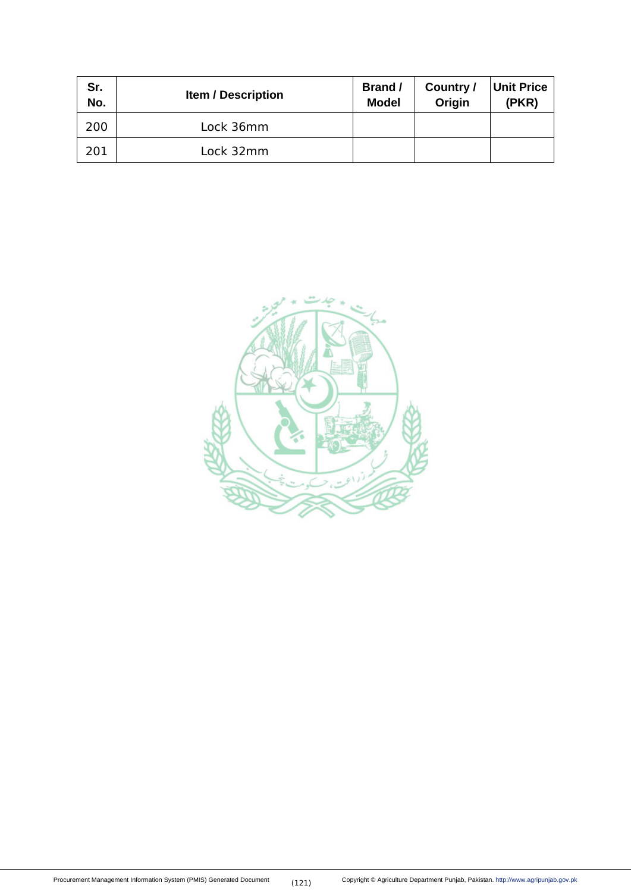| Sr. No. | Item / Description | Brand / Model | Country / Origin | Unit Price (PKR) |
|---|---|---|---|---|
| 200 | Lock 36mm | | | |
| 201 | Lock 32mm | | | |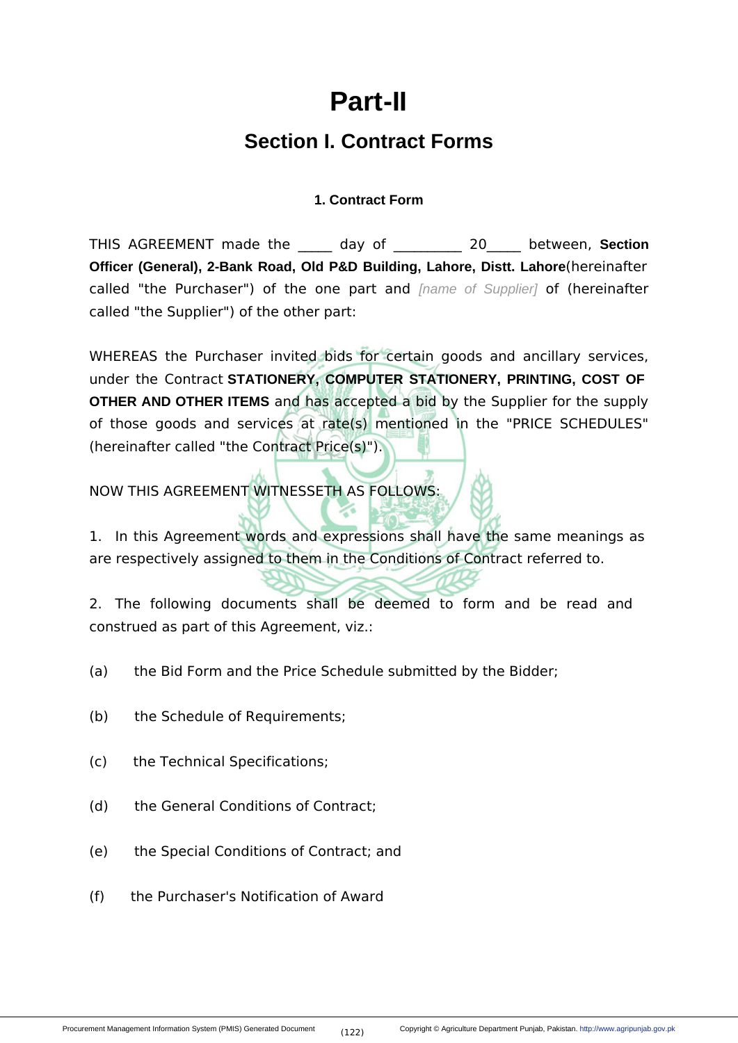# Part-II

## Section I. Contract Forms

### 1. Contract Form

THIS AGREEMENT made the _____ day of __________ 20_____ between, **Section Officer (General), 2-Bank Road, Old P&D Building, Lahore, Distt. Lahore**(hereinafter called "the Purchaser") of the one part and *[name of Supplier]* of (hereinafter called "the Supplier") of the other part:

WHEREAS the Purchaser invited bids for certain goods and ancillary services, under the Contract **STATIONERY, COMPUTER STATIONERY, PRINTING, COST OF OTHER AND OTHER ITEMS** and has accepted a bid by the Supplier for the supply of those goods and services at rate(s) mentioned in the "PRICE SCHEDULES" (hereinafter called "the Contract Price(s)").

NOW THIS AGREEMENT WITNESSETH AS FOLLOWS:

1. In this Agreement words and expressions shall have the same meanings as are respectively assigned to them in the Conditions of Contract referred to.

2. The following documents shall be deemed to form and be read and construed as part of this Agreement, viz.:

(a) the Bid Form and the Price Schedule submitted by the Bidder;

(b) the Schedule of Requirements;

(c) the Technical Specifications;

(d) the General Conditions of Contract;

(e) the Special Conditions of Contract; and

(f) the Purchaser's Notification of Award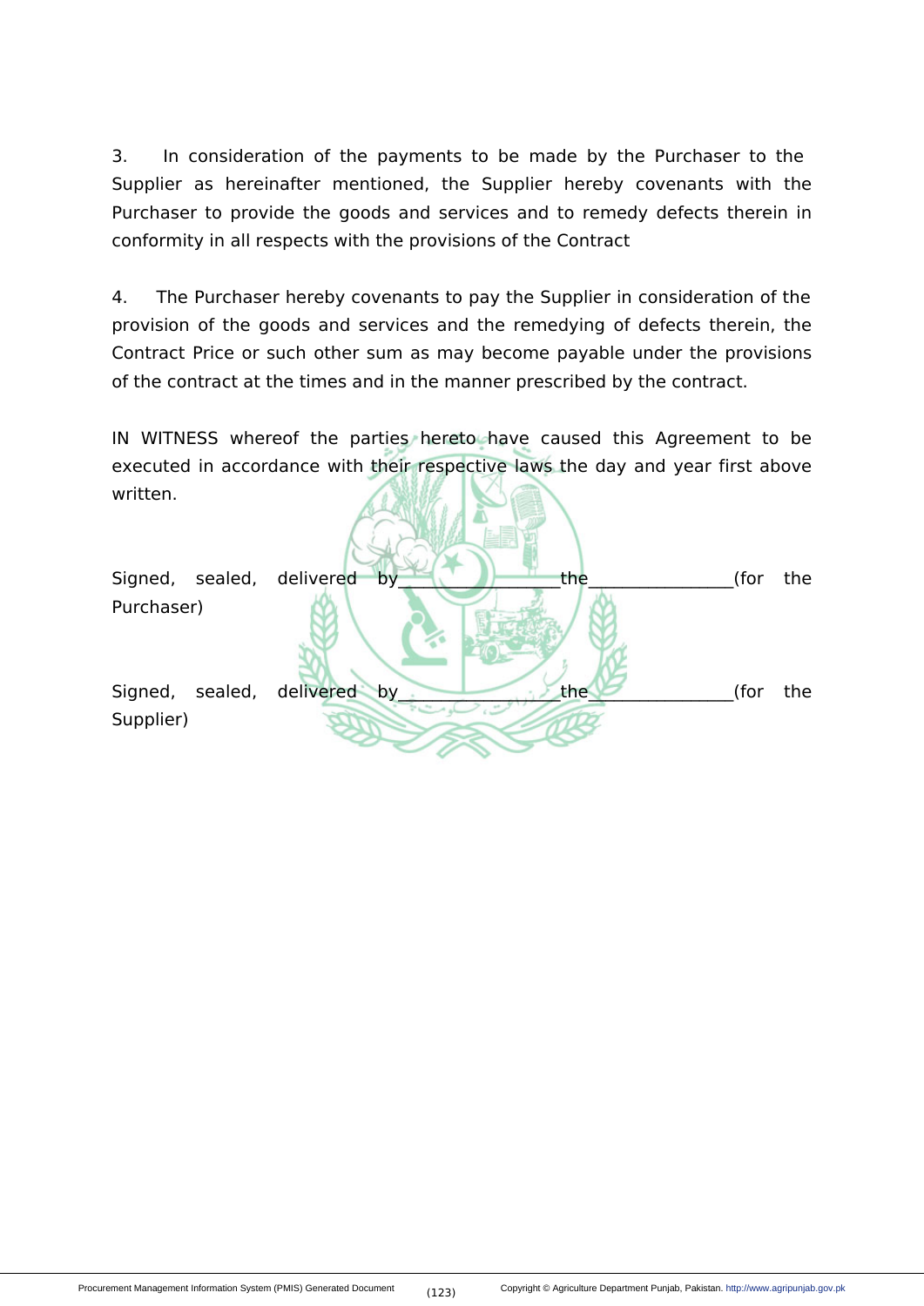3. In consideration of the payments to be made by the Purchaser to the Supplier as hereinafter mentioned, the Supplier hereby covenants with the Purchaser to provide the goods and services and to remedy defects therein in conformity in all respects with the provisions of the Contract

4. The Purchaser hereby covenants to pay the Supplier in consideration of the provision of the goods and services and the remedying of defects therein, the Contract Price or such other sum as may become payable under the provisions of the contract at the times and in the manner prescribed by the contract.

IN WITNESS whereof the parties hereto have caused this Agreement to be executed in accordance with their respective laws the day and year first above written.

Signed, sealed, delivered by_________________the_______________(for the Purchaser)

Signed, sealed, delivered by_________________the_______________(for the Supplier)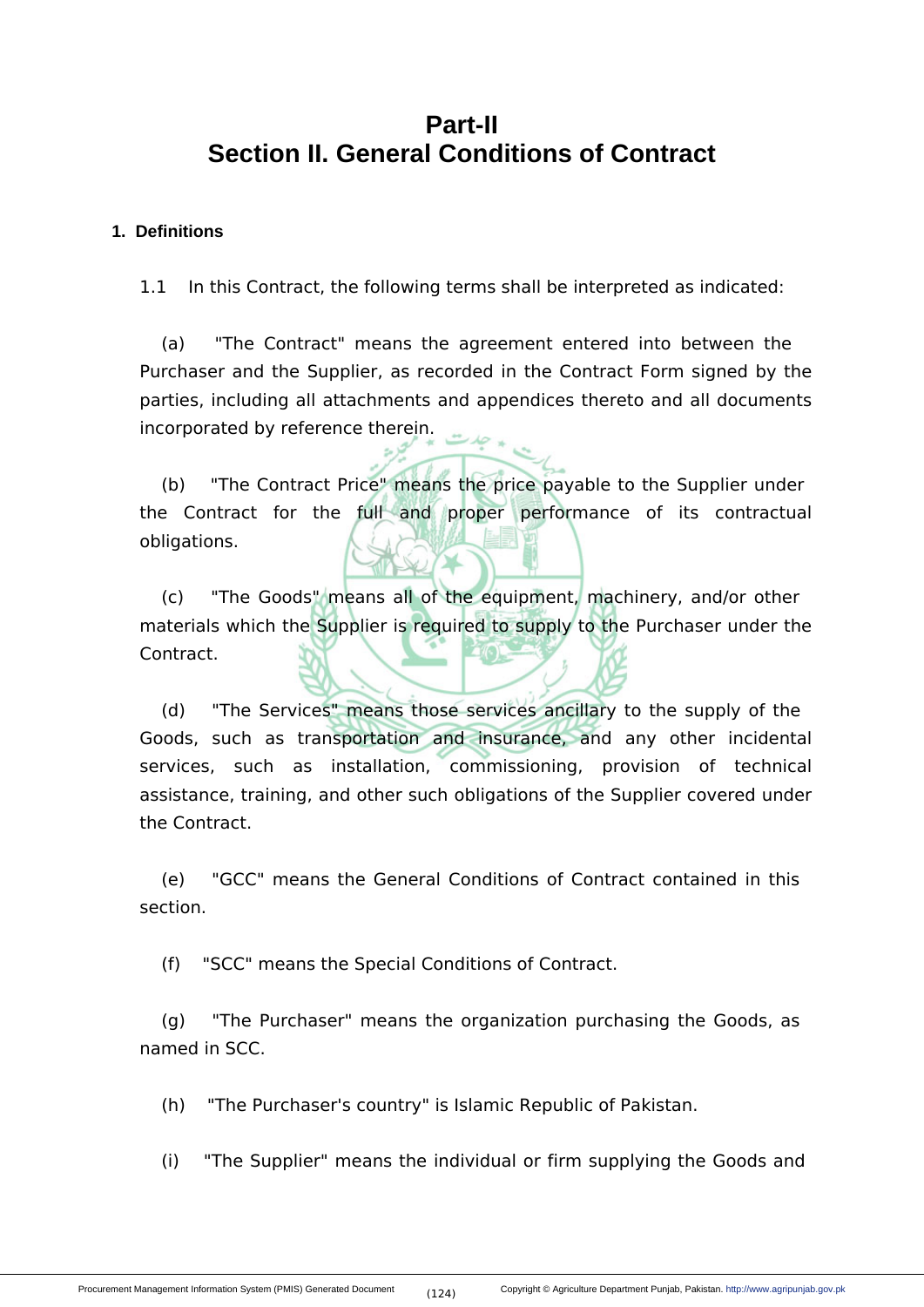# Part-II

# Section II. General Conditions of Contract

**1. Definitions**

1.1 In this Contract, the following terms shall be interpreted as indicated:

(a) "The Contract" means the agreement entered into between the Purchaser and the Supplier, as recorded in the Contract Form signed by the parties, including all attachments and appendices thereto and all documents incorporated by reference therein.

(b) "The Contract Price" means the price payable to the Supplier under the Contract for the full and proper performance of its contractual obligations.

(c) "The Goods" means all of the equipment, machinery, and/or other materials which the Supplier is required to supply to the Purchaser under the Contract.

(d) "The Services" means those services ancillary to the supply of the Goods, such as transportation and insurance, and any other incidental services, such as installation, commissioning, provision of technical assistance, training, and other such obligations of the Supplier covered under the Contract.

(e) "GCC" means the General Conditions of Contract contained in this section.

(f) "SCC" means the Special Conditions of Contract.

(g) "The Purchaser" means the organization purchasing the Goods, as named in SCC.

(h) "The Purchaser's country" is Islamic Republic of Pakistan.

(i) "The Supplier" means the individual or firm supplying the Goods and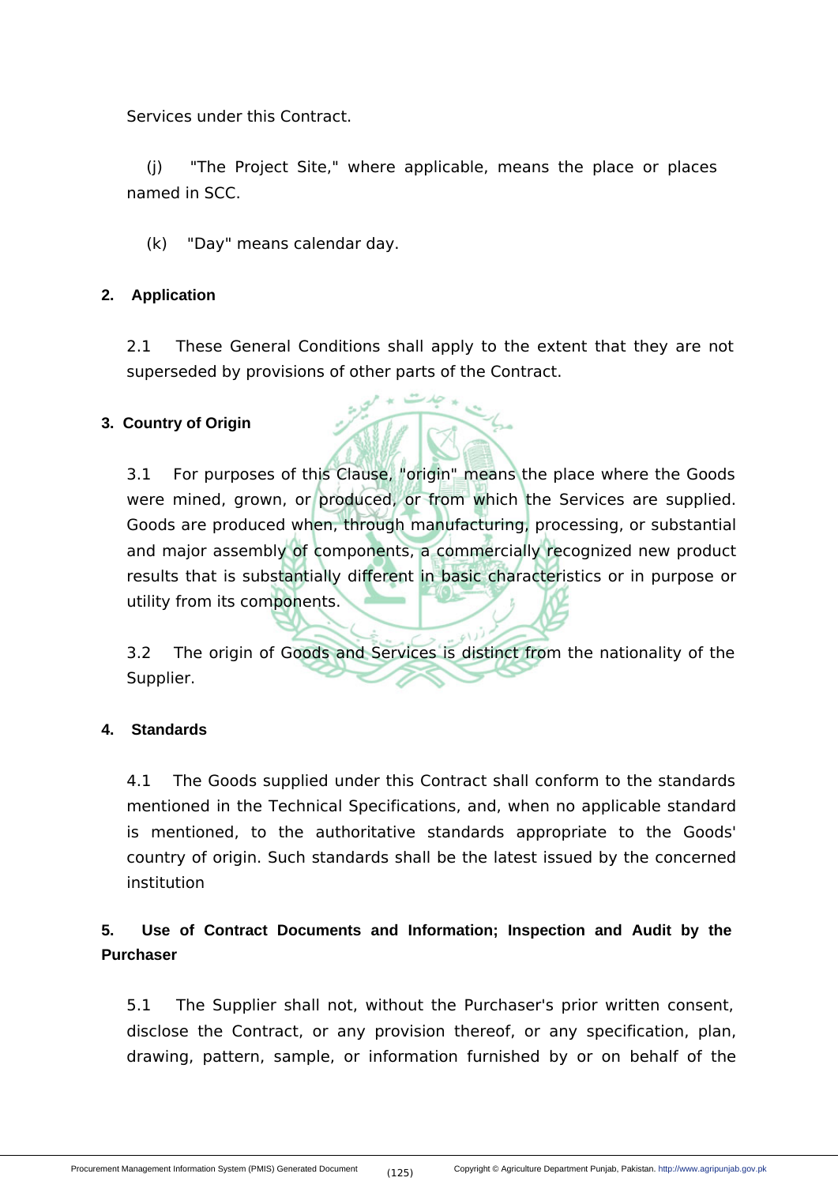Services under this Contract.

(j) "The Project Site," where applicable, means the place or places named in SCC.

(k) "Day" means calendar day.

**2. Application**

2.1 These General Conditions shall apply to the extent that they are not superseded by provisions of other parts of the Contract.

**3. Country of Origin**

3.1 For purposes of this Clause, "origin" means the place where the Goods were mined, grown, or produced, or from which the Services are supplied. Goods are produced when, through manufacturing, processing, or substantial and major assembly of components, a commercially recognized new product results that is substantially different in basic characteristics or in purpose or utility from its components.

3.2 The origin of Goods and Services is distinct from the nationality of the Supplier.

**4. Standards**

4.1 The Goods supplied under this Contract shall conform to the standards mentioned in the Technical Specifications, and, when no applicable standard is mentioned, to the authoritative standards appropriate to the Goods' country of origin. Such standards shall be the latest issued by the concerned institution

**5. Use of Contract Documents and Information; Inspection and Audit by the Purchaser**

5.1 The Supplier shall not, without the Purchaser's prior written consent, disclose the Contract, or any provision thereof, or any specification, plan, drawing, pattern, sample, or information furnished by or on behalf of the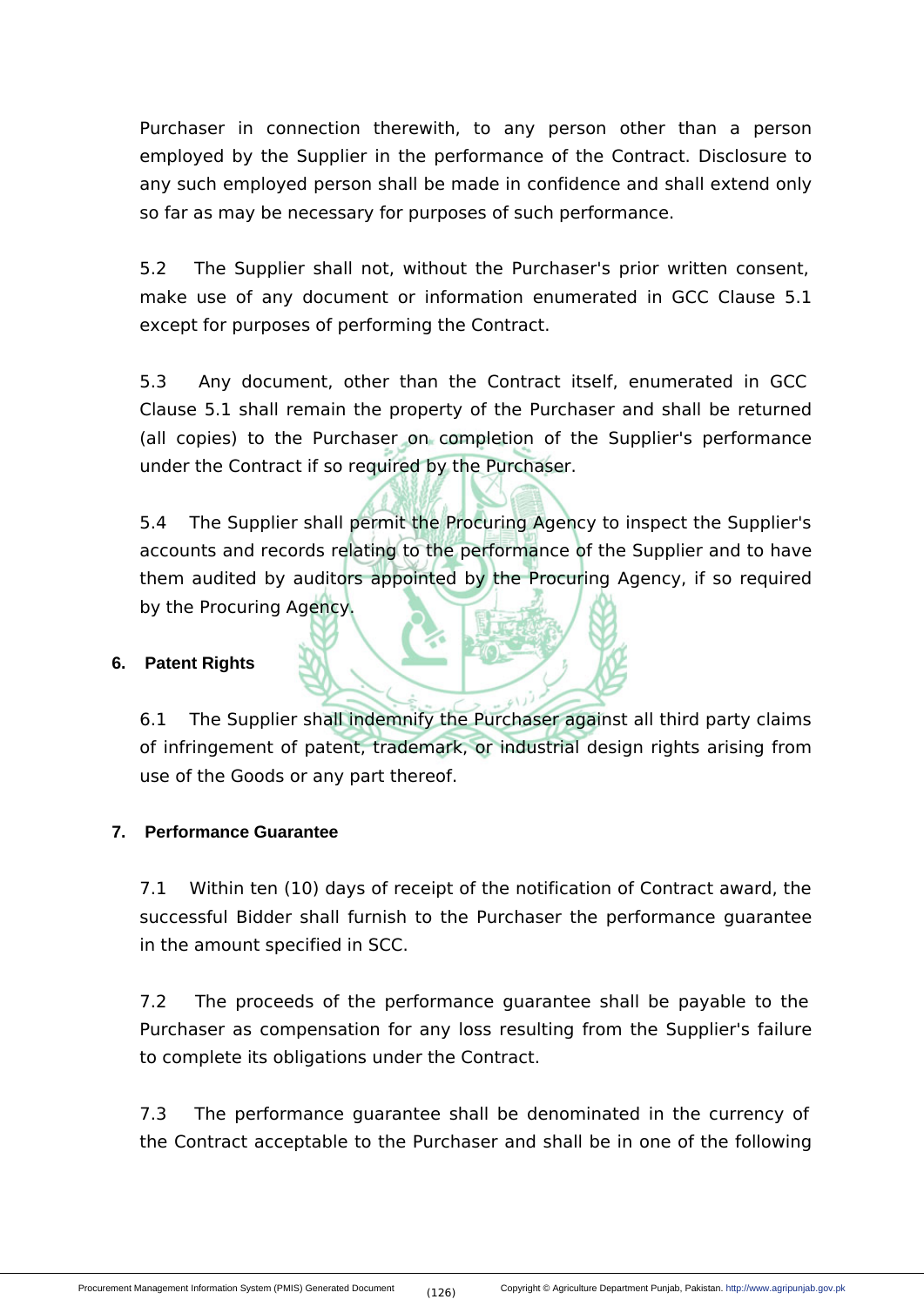Purchaser in connection therewith, to any person other than a person employed by the Supplier in the performance of the Contract. Disclosure to any such employed person shall be made in confidence and shall extend only so far as may be necessary for purposes of such performance.

5.2 The Supplier shall not, without the Purchaser's prior written consent, make use of any document or information enumerated in GCC Clause 5.1 except for purposes of performing the Contract.

5.3 Any document, other than the Contract itself, enumerated in GCC Clause 5.1 shall remain the property of the Purchaser and shall be returned (all copies) to the Purchaser on completion of the Supplier's performance under the Contract if so required by the Purchaser.

5.4 The Supplier shall permit the Procuring Agency to inspect the Supplier's accounts and records relating to the performance of the Supplier and to have them audited by auditors appointed by the Procuring Agency, if so required by the Procuring Agency.

## 6. Patent Rights

6.1 The Supplier shall indemnify the Purchaser against all third party claims of infringement of patent, trademark, or industrial design rights arising from use of the Goods or any part thereof.

## 7. Performance Guarantee

7.1 Within ten (10) days of receipt of the notification of Contract award, the successful Bidder shall furnish to the Purchaser the performance guarantee in the amount specified in SCC.

7.2 The proceeds of the performance guarantee shall be payable to the Purchaser as compensation for any loss resulting from the Supplier's failure to complete its obligations under the Contract.

7.3 The performance guarantee shall be denominated in the currency of the Contract acceptable to the Purchaser and shall be in one of the following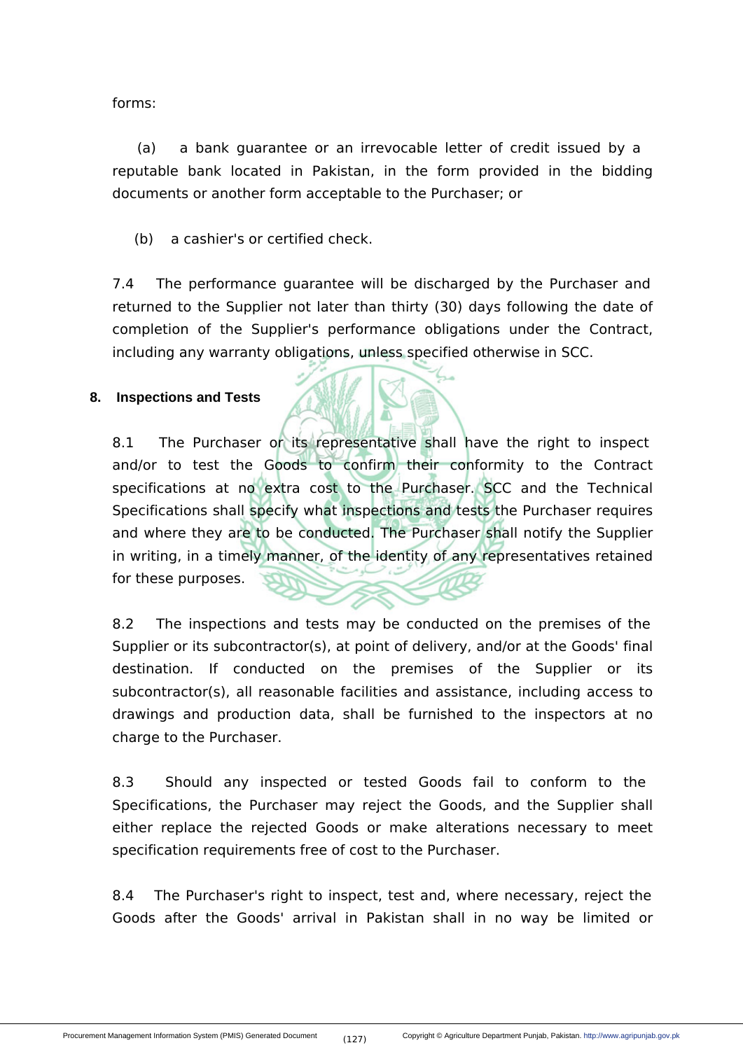forms:

(a) a bank guarantee or an irrevocable letter of credit issued by a reputable bank located in Pakistan, in the form provided in the bidding documents or another form acceptable to the Purchaser; or

(b) a cashier's or certified check.

7.4 The performance guarantee will be discharged by the Purchaser and returned to the Supplier not later than thirty (30) days following the date of completion of the Supplier's performance obligations under the Contract, including any warranty obligations, unless specified otherwise in SCC.

**8. Inspections and Tests**

8.1 The Purchaser or its representative shall have the right to inspect and/or to test the Goods to confirm their conformity to the Contract specifications at no extra cost to the Purchaser. SCC and the Technical Specifications shall specify what inspections and tests the Purchaser requires and where they are to be conducted. The Purchaser shall notify the Supplier in writing, in a timely manner, of the identity of any representatives retained for these purposes.

8.2 The inspections and tests may be conducted on the premises of the Supplier or its subcontractor(s), at point of delivery, and/or at the Goods' final destination. If conducted on the premises of the Supplier or its subcontractor(s), all reasonable facilities and assistance, including access to drawings and production data, shall be furnished to the inspectors at no charge to the Purchaser.

8.3 Should any inspected or tested Goods fail to conform to the Specifications, the Purchaser may reject the Goods, and the Supplier shall either replace the rejected Goods or make alterations necessary to meet specification requirements free of cost to the Purchaser.

8.4 The Purchaser's right to inspect, test and, where necessary, reject the Goods after the Goods' arrival in Pakistan shall in no way be limited or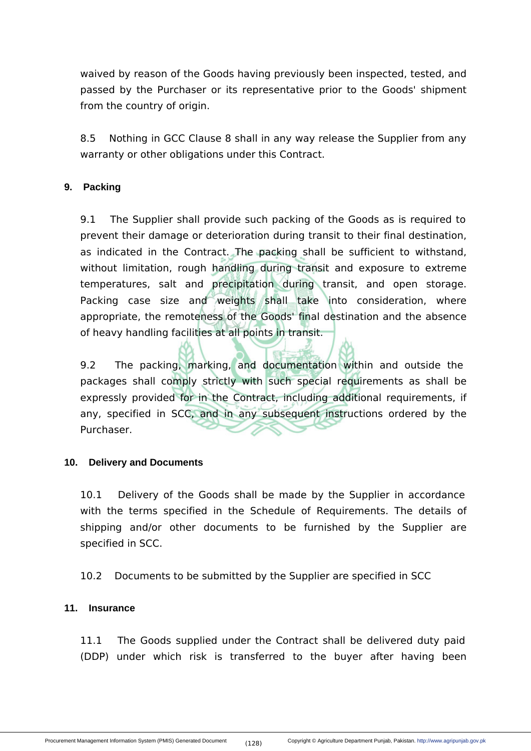waived by reason of the Goods having previously been inspected, tested, and passed by the Purchaser or its representative prior to the Goods' shipment from the country of origin.

8.5 Nothing in GCC Clause 8 shall in any way release the Supplier from any warranty or other obligations under this Contract.

## 9. Packing

9.1 The Supplier shall provide such packing of the Goods as is required to prevent their damage or deterioration during transit to their final destination, as indicated in the Contract. The packing shall be sufficient to withstand, without limitation, rough handling during transit and exposure to extreme temperatures, salt and precipitation during transit, and open storage. Packing case size and weights shall take into consideration, where appropriate, the remoteness of the Goods' final destination and the absence of heavy handling facilities at all points in transit.

9.2 The packing, marking, and documentation within and outside the packages shall comply strictly with such special requirements as shall be expressly provided for in the Contract, including additional requirements, if any, specified in SCC, and in any subsequent instructions ordered by the Purchaser.

## 10. Delivery and Documents

10.1 Delivery of the Goods shall be made by the Supplier in accordance with the terms specified in the Schedule of Requirements. The details of shipping and/or other documents to be furnished by the Supplier are specified in SCC.

10.2 Documents to be submitted by the Supplier are specified in SCC

## 11. Insurance

11.1 The Goods supplied under the Contract shall be delivered duty paid (DDP) under which risk is transferred to the buyer after having been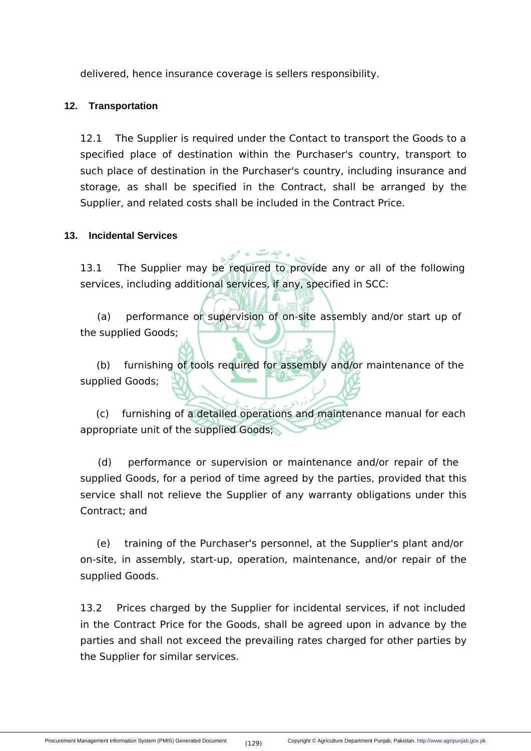delivered, hence insurance coverage is sellers responsibility.

**12. Transportation**

12.1 The Supplier is required under the Contact to transport the Goods to a specified place of destination within the Purchaser's country, transport to such place of destination in the Purchaser's country, including insurance and storage, as shall be specified in the Contract, shall be arranged by the Supplier, and related costs shall be included in the Contract Price.

**13. Incidental Services**

13.1 The Supplier may be required to provide any or all of the following services, including additional services, if any, specified in SCC:

(a) performance or supervision of on-site assembly and/or start up of the supplied Goods;

(b) furnishing of tools required for assembly and/or maintenance of the supplied Goods;

(c) furnishing of a detailed operations and maintenance manual for each appropriate unit of the supplied Goods;

(d) performance or supervision or maintenance and/or repair of the supplied Goods, for a period of time agreed by the parties, provided that this service shall not relieve the Supplier of any warranty obligations under this Contract; and

(e) training of the Purchaser's personnel, at the Supplier's plant and/or on-site, in assembly, start-up, operation, maintenance, and/or repair of the supplied Goods.

13.2 Prices charged by the Supplier for incidental services, if not included in the Contract Price for the Goods, shall be agreed upon in advance by the parties and shall not exceed the prevailing rates charged for other parties by the Supplier for similar services.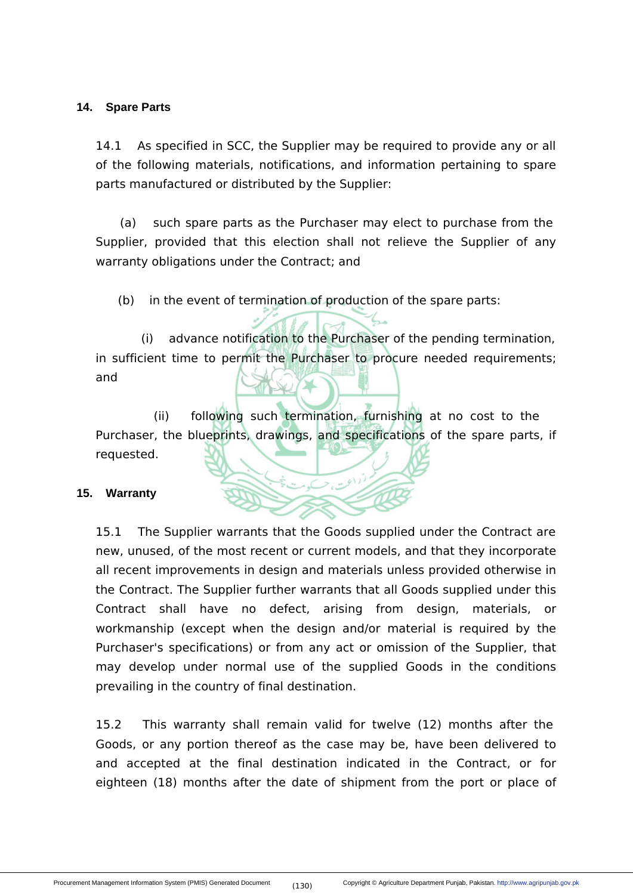### 14. Spare Parts

14.1 As specified in SCC, the Supplier may be required to provide any or all of the following materials, notifications, and information pertaining to spare parts manufactured or distributed by the Supplier:

(a) such spare parts as the Purchaser may elect to purchase from the Supplier, provided that this election shall not relieve the Supplier of any warranty obligations under the Contract; and

(b) in the event of termination of production of the spare parts:

(i) advance notification to the Purchaser of the pending termination, in sufficient time to permit the Purchaser to procure needed requirements; and

(ii) following such termination, furnishing at no cost to the Purchaser, the blueprints, drawings, and specifications of the spare parts, if requested.

### 15. Warranty

15.1 The Supplier warrants that the Goods supplied under the Contract are new, unused, of the most recent or current models, and that they incorporate all recent improvements in design and materials unless provided otherwise in the Contract. The Supplier further warrants that all Goods supplied under this Contract shall have no defect, arising from design, materials, or workmanship (except when the design and/or material is required by the Purchaser's specifications) or from any act or omission of the Supplier, that may develop under normal use of the supplied Goods in the conditions prevailing in the country of final destination.

15.2 This warranty shall remain valid for twelve (12) months after the Goods, or any portion thereof as the case may be, have been delivered to and accepted at the final destination indicated in the Contract, or for eighteen (18) months after the date of shipment from the port or place of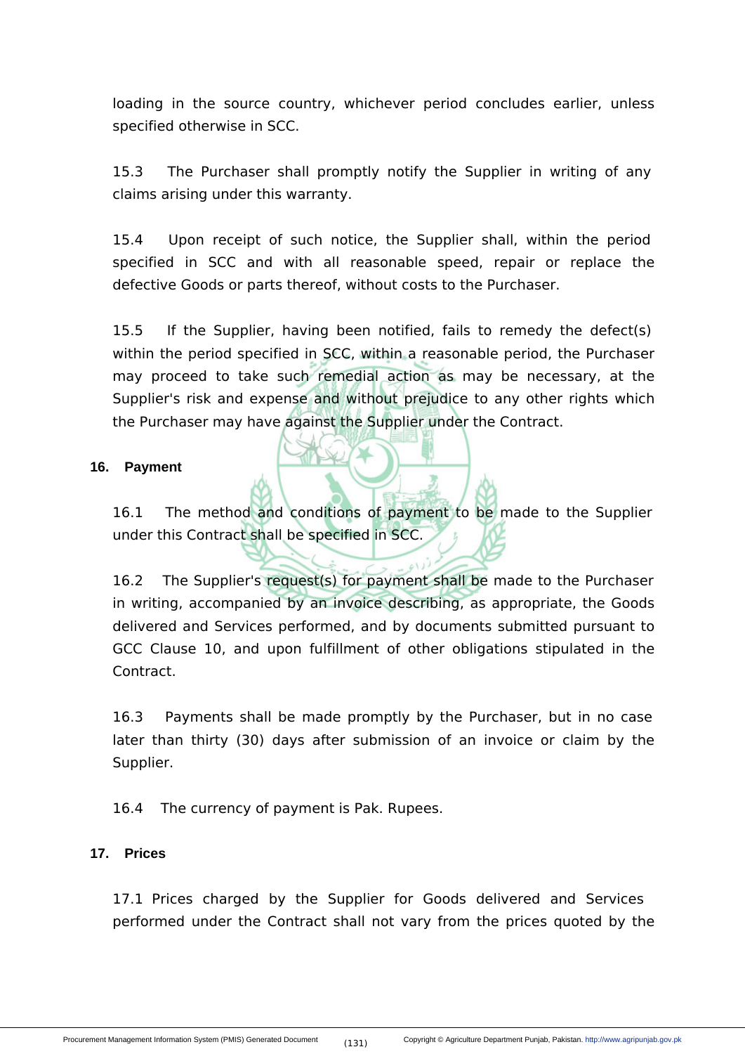loading in the source country, whichever period concludes earlier, unless specified otherwise in SCC.

15.3 The Purchaser shall promptly notify the Supplier in writing of any claims arising under this warranty.

15.4 Upon receipt of such notice, the Supplier shall, within the period specified in SCC and with all reasonable speed, repair or replace the defective Goods or parts thereof, without costs to the Purchaser.

15.5 If the Supplier, having been notified, fails to remedy the defect(s) within the period specified in SCC, within a reasonable period, the Purchaser may proceed to take such remedial action as may be necessary, at the Supplier's risk and expense and without prejudice to any other rights which the Purchaser may have against the Supplier under the Contract.

## 16. Payment

16.1 The method and conditions of payment to be made to the Supplier under this Contract shall be specified in SCC.

16.2 The Supplier's request(s) for payment shall be made to the Purchaser in writing, accompanied by an invoice describing, as appropriate, the Goods delivered and Services performed, and by documents submitted pursuant to GCC Clause 10, and upon fulfillment of other obligations stipulated in the Contract.

16.3 Payments shall be made promptly by the Purchaser, but in no case later than thirty (30) days after submission of an invoice or claim by the Supplier.

16.4 The currency of payment is Pak. Rupees.

## 17. Prices

17.1 Prices charged by the Supplier for Goods delivered and Services performed under the Contract shall not vary from the prices quoted by the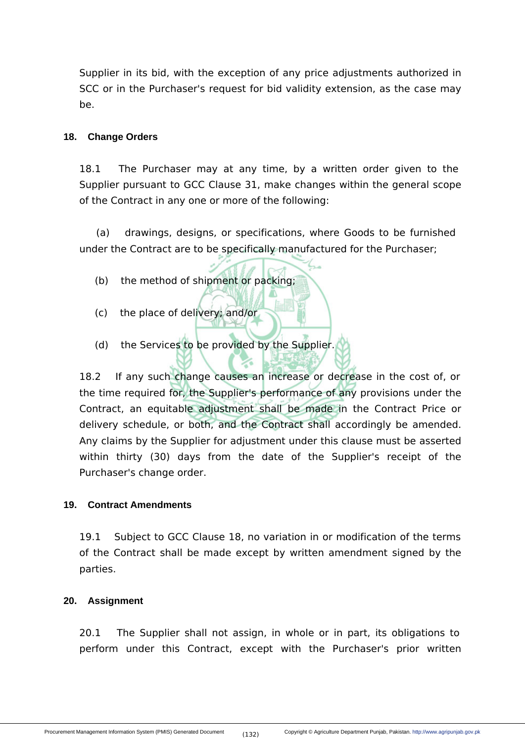Supplier in its bid, with the exception of any price adjustments authorized in SCC or in the Purchaser's request for bid validity extension, as the case may be.

**18. Change Orders**

18.1 The Purchaser may at any time, by a written order given to the Supplier pursuant to GCC Clause 31, make changes within the general scope of the Contract in any one or more of the following:

(a) drawings, designs, or specifications, where Goods to be furnished under the Contract are to be specifically manufactured for the Purchaser;

(b) the method of shipment or packing;

(c) the place of delivery; and/or

(d) the Services to be provided by the Supplier.

18.2 If any such change causes an increase or decrease in the cost of, or the time required for, the Supplier's performance of any provisions under the Contract, an equitable adjustment shall be made in the Contract Price or delivery schedule, or both, and the Contract shall accordingly be amended. Any claims by the Supplier for adjustment under this clause must be asserted within thirty (30) days from the date of the Supplier's receipt of the Purchaser's change order.

**19. Contract Amendments**

19.1 Subject to GCC Clause 18, no variation in or modification of the terms of the Contract shall be made except by written amendment signed by the parties.

**20. Assignment**

20.1 The Supplier shall not assign, in whole or in part, its obligations to perform under this Contract, except with the Purchaser's prior written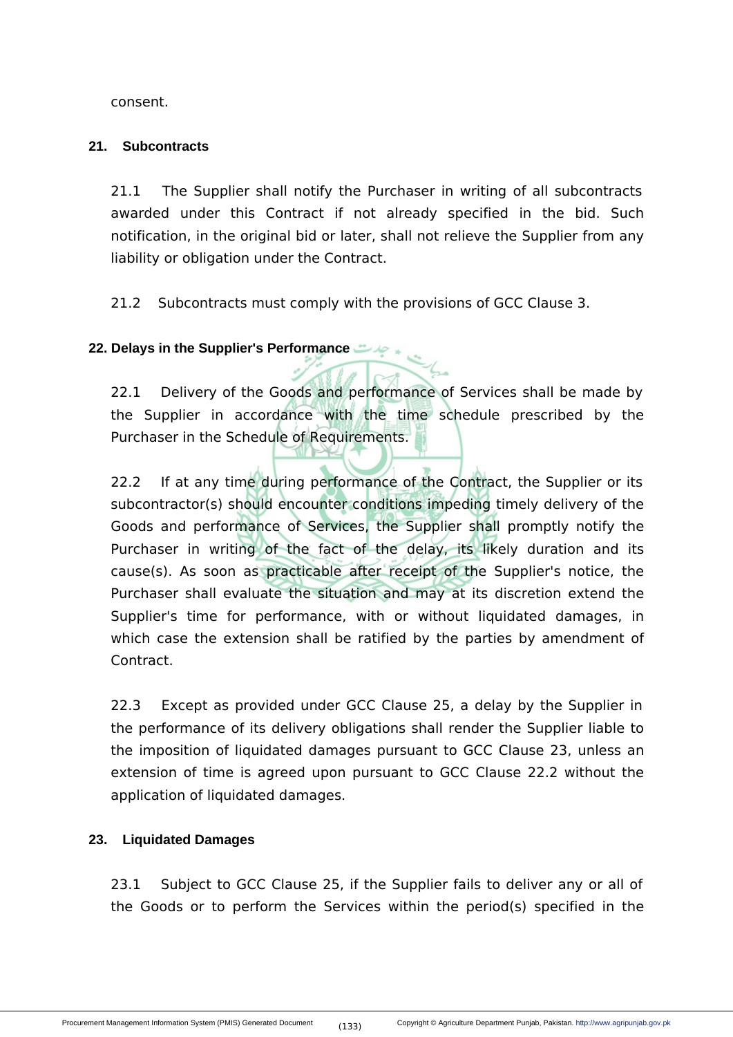consent.

## 21. Subcontracts

21.1 The Supplier shall notify the Purchaser in writing of all subcontracts awarded under this Contract if not already specified in the bid. Such notification, in the original bid or later, shall not relieve the Supplier from any liability or obligation under the Contract.

21.2 Subcontracts must comply with the provisions of GCC Clause 3.

## 22. Delays in the Supplier's Performance

22.1 Delivery of the Goods and performance of Services shall be made by the Supplier in accordance with the time schedule prescribed by the Purchaser in the Schedule of Requirements.

22.2 If at any time during performance of the Contract, the Supplier or its subcontractor(s) should encounter conditions impeding timely delivery of the Goods and performance of Services, the Supplier shall promptly notify the Purchaser in writing of the fact of the delay, its likely duration and its cause(s). As soon as practicable after receipt of the Supplier's notice, the Purchaser shall evaluate the situation and may at its discretion extend the Supplier's time for performance, with or without liquidated damages, in which case the extension shall be ratified by the parties by amendment of Contract.

22.3 Except as provided under GCC Clause 25, a delay by the Supplier in the performance of its delivery obligations shall render the Supplier liable to the imposition of liquidated damages pursuant to GCC Clause 23, unless an extension of time is agreed upon pursuant to GCC Clause 22.2 without the application of liquidated damages.

## 23. Liquidated Damages

23.1 Subject to GCC Clause 25, if the Supplier fails to deliver any or all of the Goods or to perform the Services within the period(s) specified in the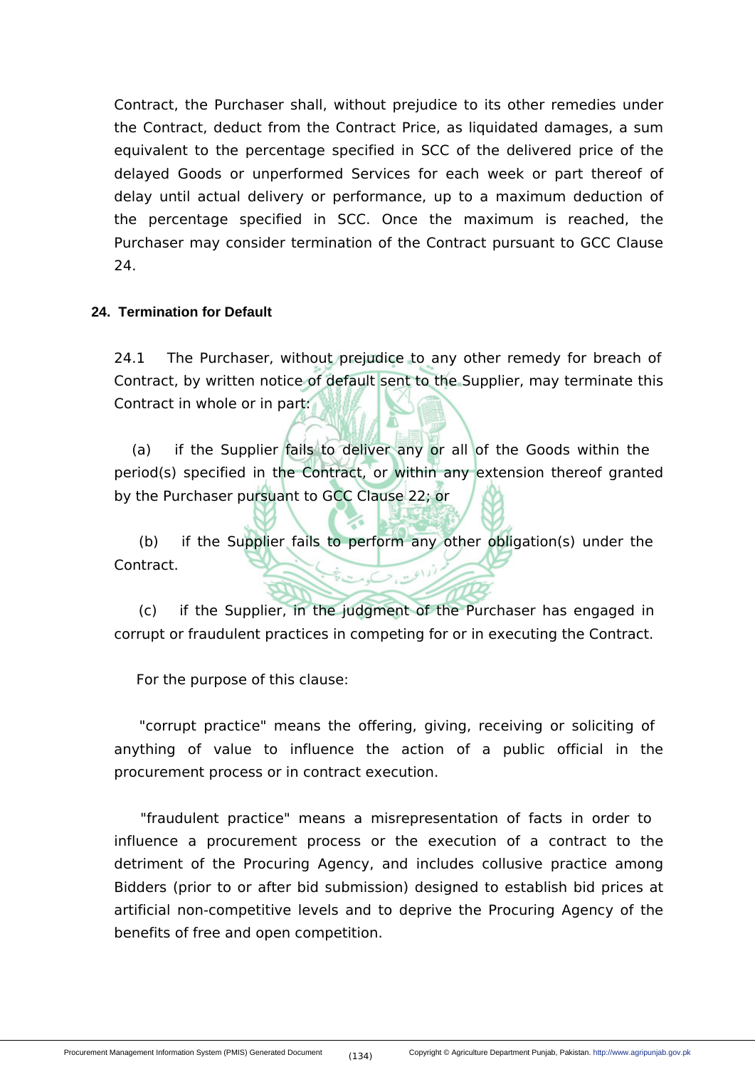Contract, the Purchaser shall, without prejudice to its other remedies under the Contract, deduct from the Contract Price, as liquidated damages, a sum equivalent to the percentage specified in SCC of the delivered price of the delayed Goods or unperformed Services for each week or part thereof of delay until actual delivery or performance, up to a maximum deduction of the percentage specified in SCC. Once the maximum is reached, the Purchaser may consider termination of the Contract pursuant to GCC Clause 24.

## 24. Termination for Default

24.1 The Purchaser, without prejudice to any other remedy for breach of Contract, by written notice of default sent to the Supplier, may terminate this Contract in whole or in part:

(a) if the Supplier fails to deliver any or all of the Goods within the period(s) specified in the Contract, or within any extension thereof granted by the Purchaser pursuant to GCC Clause 22; or

(b) if the Supplier fails to perform any other obligation(s) under the Contract.

(c) if the Supplier, in the judgment of the Purchaser has engaged in corrupt or fraudulent practices in competing for or in executing the Contract.

For the purpose of this clause:

"corrupt practice" means the offering, giving, receiving or soliciting of anything of value to influence the action of a public official in the procurement process or in contract execution.

"fraudulent practice" means a misrepresentation of facts in order to influence a procurement process or the execution of a contract to the detriment of the Procuring Agency, and includes collusive practice among Bidders (prior to or after bid submission) designed to establish bid prices at artificial non-competitive levels and to deprive the Procuring Agency of the benefits of free and open competition.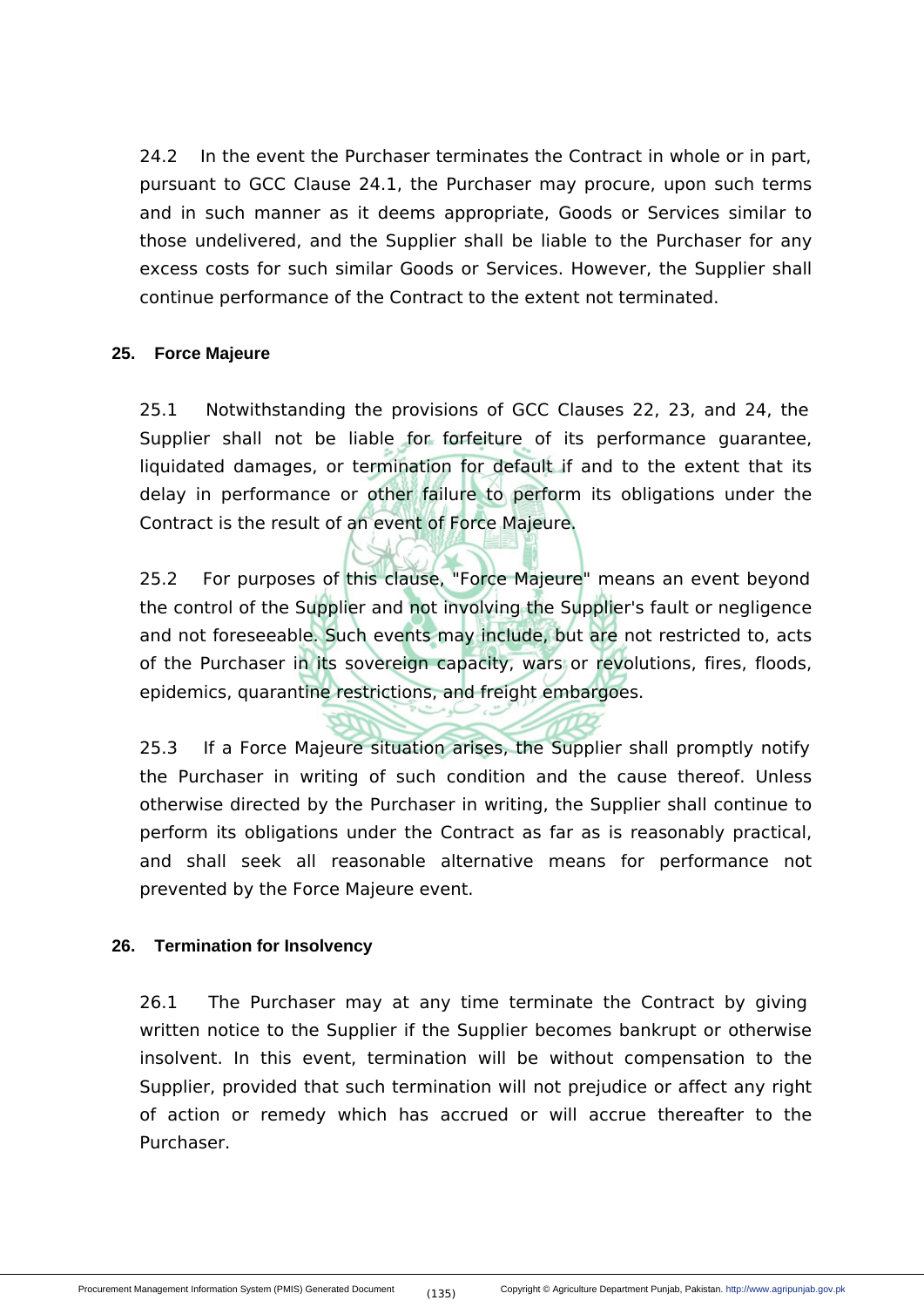24.2 In the event the Purchaser terminates the Contract in whole or in part, pursuant to GCC Clause 24.1, the Purchaser may procure, upon such terms and in such manner as it deems appropriate, Goods or Services similar to those undelivered, and the Supplier shall be liable to the Purchaser for any excess costs for such similar Goods or Services. However, the Supplier shall continue performance of the Contract to the extent not terminated.

## 25. Force Majeure

25.1 Notwithstanding the provisions of GCC Clauses 22, 23, and 24, the Supplier shall not be liable for forfeiture of its performance guarantee, liquidated damages, or termination for default if and to the extent that its delay in performance or other failure to perform its obligations under the Contract is the result of an event of Force Majeure.

25.2 For purposes of this clause, "Force Majeure" means an event beyond the control of the Supplier and not involving the Supplier's fault or negligence and not foreseeable. Such events may include, but are not restricted to, acts of the Purchaser in its sovereign capacity, wars or revolutions, fires, floods, epidemics, quarantine restrictions, and freight embargoes.

25.3 If a Force Majeure situation arises, the Supplier shall promptly notify the Purchaser in writing of such condition and the cause thereof. Unless otherwise directed by the Purchaser in writing, the Supplier shall continue to perform its obligations under the Contract as far as is reasonably practical, and shall seek all reasonable alternative means for performance not prevented by the Force Majeure event.

## 26. Termination for Insolvency

26.1 The Purchaser may at any time terminate the Contract by giving written notice to the Supplier if the Supplier becomes bankrupt or otherwise insolvent. In this event, termination will be without compensation to the Supplier, provided that such termination will not prejudice or affect any right of action or remedy which has accrued or will accrue thereafter to the Purchaser.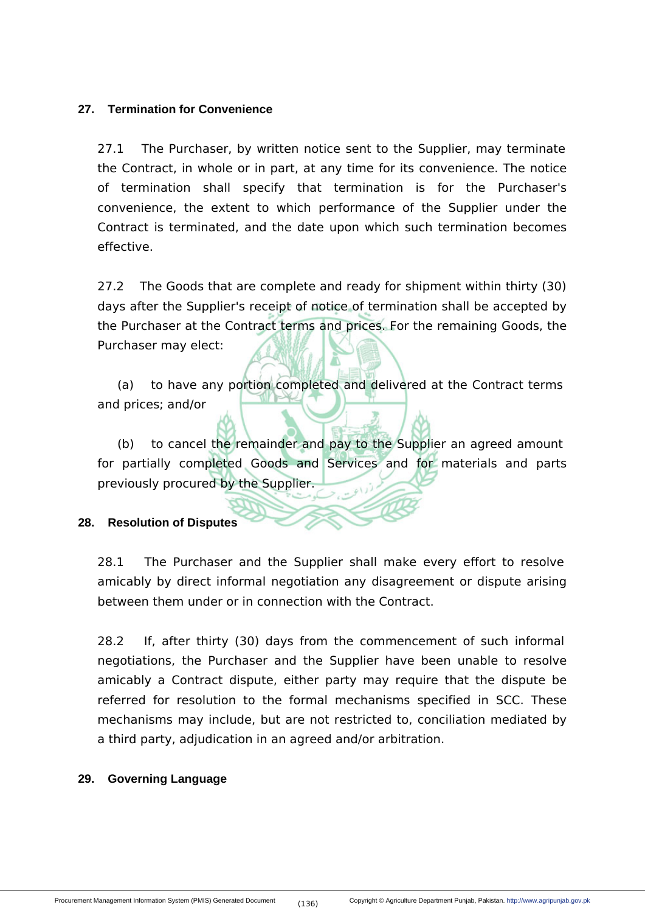## 27. Termination for Convenience

27.1 The Purchaser, by written notice sent to the Supplier, may terminate the Contract, in whole or in part, at any time for its convenience. The notice of termination shall specify that termination is for the Purchaser's convenience, the extent to which performance of the Supplier under the Contract is terminated, and the date upon which such termination becomes effective.

27.2 The Goods that are complete and ready for shipment within thirty (30) days after the Supplier's receipt of notice of termination shall be accepted by the Purchaser at the Contract terms and prices. For the remaining Goods, the Purchaser may elect:

(a) to have any portion completed and delivered at the Contract terms and prices; and/or

(b) to cancel the remainder and pay to the Supplier an agreed amount for partially completed Goods and Services and for materials and parts previously procured by the Supplier.

## 28. Resolution of Disputes

28.1 The Purchaser and the Supplier shall make every effort to resolve amicably by direct informal negotiation any disagreement or dispute arising between them under or in connection with the Contract.

28.2 If, after thirty (30) days from the commencement of such informal negotiations, the Purchaser and the Supplier have been unable to resolve amicably a Contract dispute, either party may require that the dispute be referred for resolution to the formal mechanisms specified in SCC. These mechanisms may include, but are not restricted to, conciliation mediated by a third party, adjudication in an agreed and/or arbitration.

## 29. Governing Language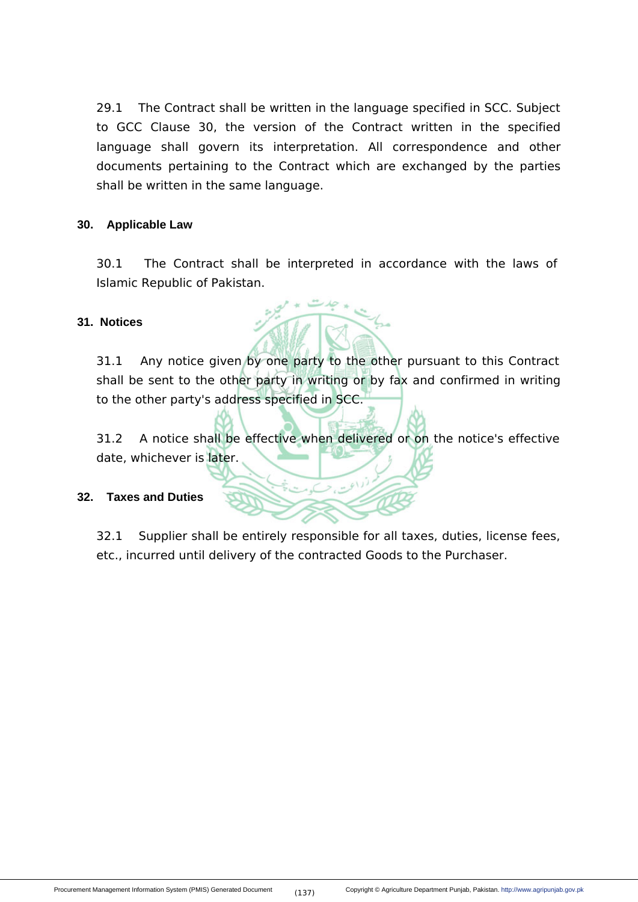29.1 The Contract shall be written in the language specified in SCC. Subject to GCC Clause 30, the version of the Contract written in the specified language shall govern its interpretation. All correspondence and other documents pertaining to the Contract which are exchanged by the parties shall be written in the same language.

**30. Applicable Law**

30.1 The Contract shall be interpreted in accordance with the laws of Islamic Republic of Pakistan.

**31. Notices**

31.1 Any notice given by one party to the other pursuant to this Contract shall be sent to the other party in writing or by fax and confirmed in writing to the other party's address specified in SCC.

31.2 A notice shall be effective when delivered or on the notice's effective date, whichever is later.

**32. Taxes and Duties**

32.1 Supplier shall be entirely responsible for all taxes, duties, license fees, etc., incurred until delivery of the contracted Goods to the Purchaser.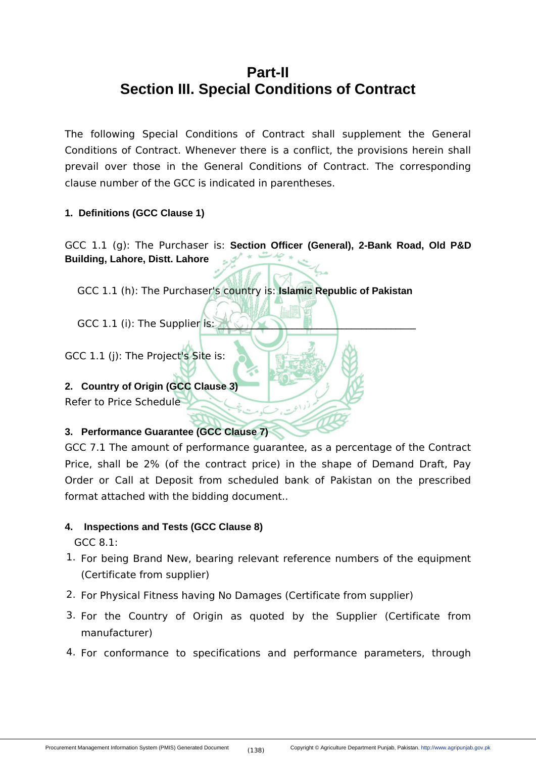# Part-II

# Section III. Special Conditions of Contract

The following Special Conditions of Contract shall supplement the General Conditions of Contract. Whenever there is a conflict, the provisions herein shall prevail over those in the General Conditions of Contract. The corresponding clause number of the GCC is indicated in parentheses.

**1. Definitions (GCC Clause 1)**

GCC 1.1 (g): The Purchaser is: **Section Officer (General), 2-Bank Road, Old P&D Building, Lahore, Distt. Lahore**

GCC 1.1 (h): The Purchaser's country is: **Islamic Republic of Pakistan**

GCC 1.1 (i): The Supplier is: ___________________________________

GCC 1.1 (j): The Project's Site is:

**2. Country of Origin (GCC Clause 3)**

Refer to Price Schedule

**3. Performance Guarantee (GCC Clause 7)**

GCC 7.1 The amount of performance guarantee, as a percentage of the Contract Price, shall be 2% (of the contract price) in the shape of Demand Draft, Pay Order or Call at Deposit from scheduled bank of Pakistan on the prescribed format attached with the bidding document..

**4. Inspections and Tests (GCC Clause 8)**

GCC 8.1:

1. For being Brand New, bearing relevant reference numbers of the equipment (Certificate from supplier)
2. For Physical Fitness having No Damages (Certificate from supplier)
3. For the Country of Origin as quoted by the Supplier (Certificate from manufacturer)
4. For conformance to specifications and performance parameters, through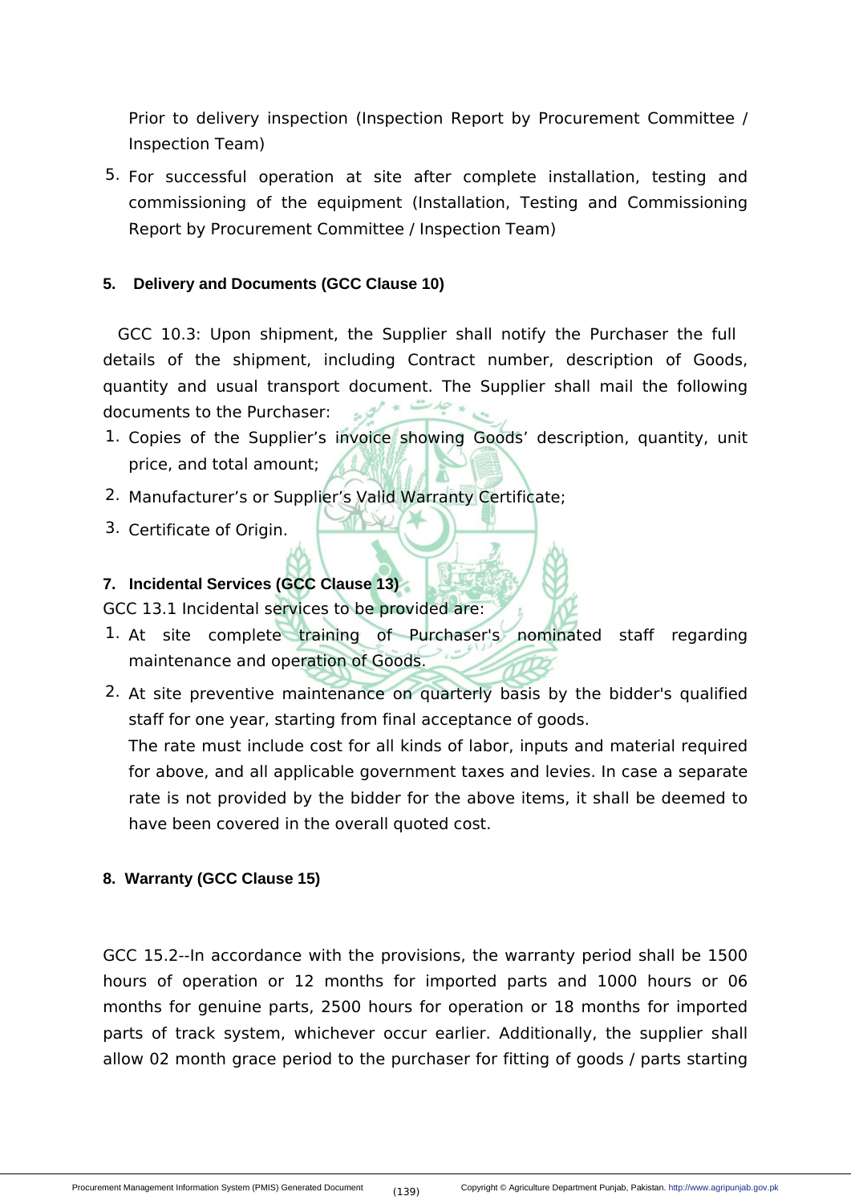Prior to delivery inspection (Inspection Report by Procurement Committee / Inspection Team)

5. For successful operation at site after complete installation, testing and commissioning of the equipment (Installation, Testing and Commissioning Report by Procurement Committee / Inspection Team)

**5. Delivery and Documents (GCC Clause 10)**

GCC 10.3: Upon shipment, the Supplier shall notify the Purchaser the full details of the shipment, including Contract number, description of Goods, quantity and usual transport document. The Supplier shall mail the following documents to the Purchaser:

1. Copies of the Supplier's invoice showing Goods' description, quantity, unit price, and total amount;
2. Manufacturer's or Supplier's Valid Warranty Certificate;
3. Certificate of Origin.

**7. Incidental Services (GCC Clause 13)**

GCC 13.1 Incidental services to be provided are:

1. At site complete training of Purchaser's nominated staff regarding maintenance and operation of Goods.
2. At site preventive maintenance on quarterly basis by the bidder's qualified staff for one year, starting from final acceptance of goods.

   The rate must include cost for all kinds of labor, inputs and material required for above, and all applicable government taxes and levies. In case a separate rate is not provided by the bidder for the above items, it shall be deemed to have been covered in the overall quoted cost.

**8. Warranty (GCC Clause 15)**

GCC 15.2--In accordance with the provisions, the warranty period shall be 1500 hours of operation or 12 months for imported parts and 1000 hours or 06 months for genuine parts, 2500 hours for operation or 18 months for imported parts of track system, whichever occur earlier. Additionally, the supplier shall allow 02 month grace period to the purchaser for fitting of goods / parts starting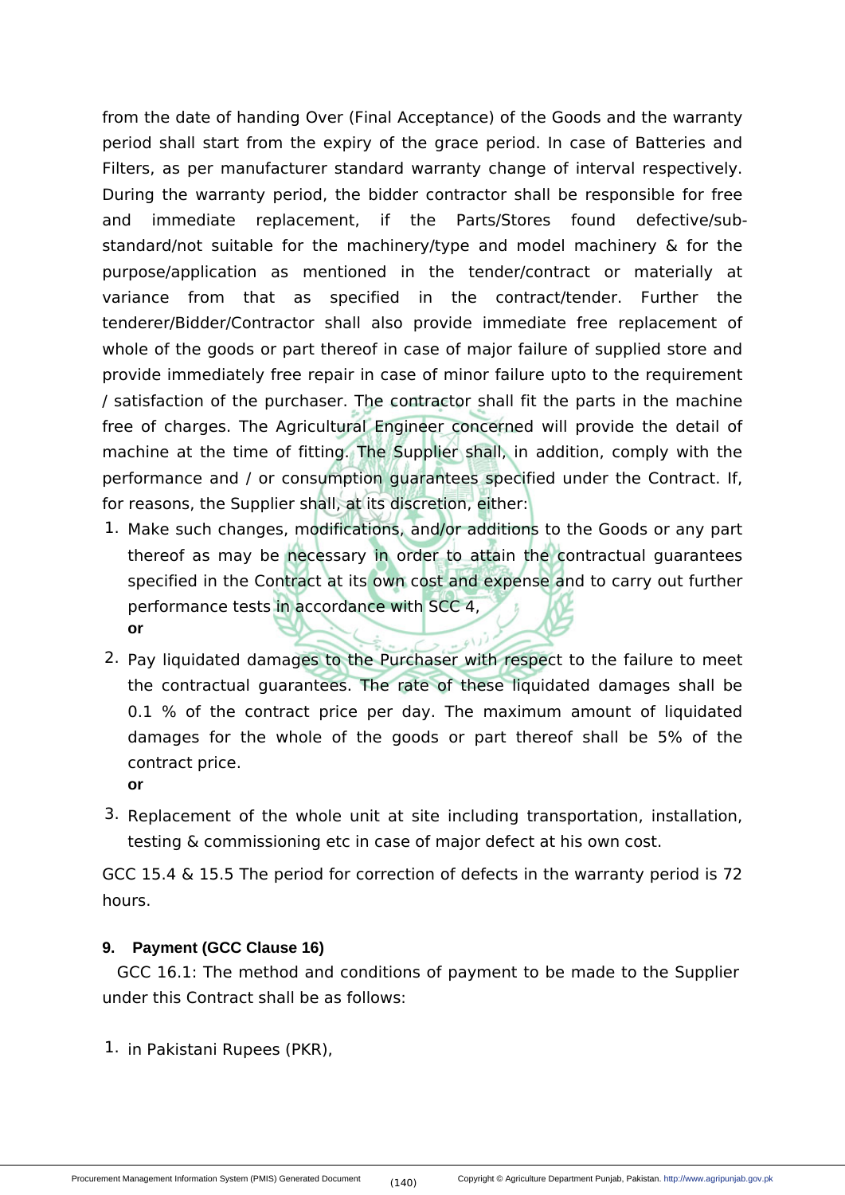from the date of handing Over (Final Acceptance) of the Goods and the warranty period shall start from the expiry of the grace period. In case of Batteries and Filters, as per manufacturer standard warranty change of interval respectively. During the warranty period, the bidder contractor shall be responsible for free and immediate replacement, if the Parts/Stores found defective/sub-standard/not suitable for the machinery/type and model machinery & for the purpose/application as mentioned in the tender/contract or materially at variance from that as specified in the contract/tender. Further the tenderer/Bidder/Contractor shall also provide immediate free replacement of whole of the goods or part thereof in case of major failure of supplied store and provide immediately free repair in case of minor failure upto to the requirement / satisfaction of the purchaser. The contractor shall fit the parts in the machine free of charges. The Agricultural Engineer concerned will provide the detail of machine at the time of fitting. The Supplier shall, in addition, comply with the performance and / or consumption guarantees specified under the Contract. If, for reasons, the Supplier shall, at its discretion, either:

1. Make such changes, modifications, and/or additions to the Goods or any part thereof as may be necessary in order to attain the contractual guarantees specified in the Contract at its own cost and expense and to carry out further performance tests in accordance with SCC 4,
   **or**
2. Pay liquidated damages to the Purchaser with respect to the failure to meet the contractual guarantees. The rate of these liquidated damages shall be 0.1 % of the contract price per day. The maximum amount of liquidated damages for the whole of the goods or part thereof shall be 5% of the contract price.
   **or**
3. Replacement of the whole unit at site including transportation, installation, testing & commissioning etc in case of major defect at his own cost.

GCC 15.4 & 15.5 The period for correction of defects in the warranty period is 72 hours.

**9. Payment (GCC Clause 16)**

GCC 16.1: The method and conditions of payment to be made to the Supplier under this Contract shall be as follows:

1. in Pakistani Rupees (PKR),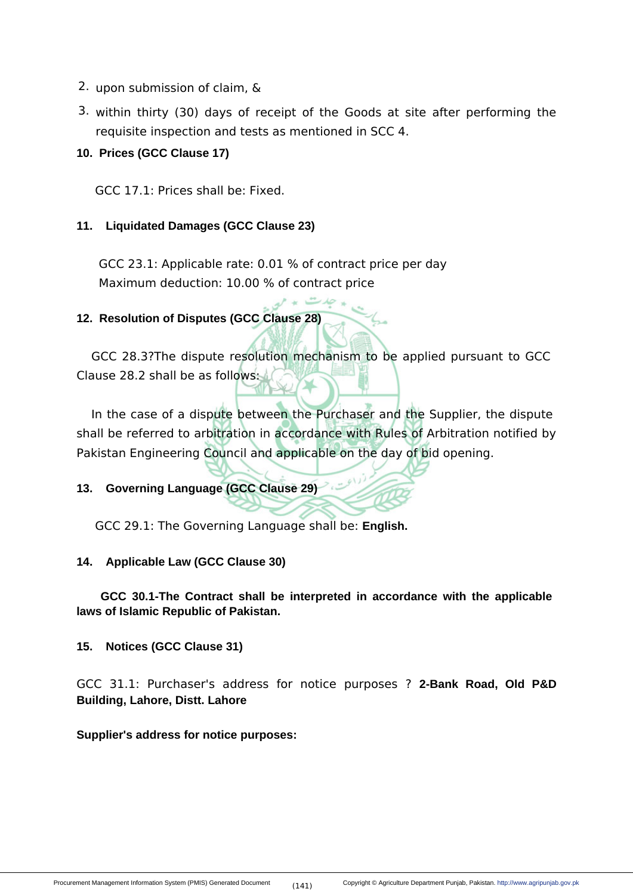2. upon submission of claim, &
3. within thirty (30) days of receipt of the Goods at site after performing the requisite inspection and tests as mentioned in SCC 4.

**10. Prices (GCC Clause 17)**

GCC 17.1: Prices shall be: Fixed.

**11. Liquidated Damages (GCC Clause 23)**

GCC 23.1: Applicable rate: 0.01 % of contract price per day
Maximum deduction: 10.00 % of contract price

**12. Resolution of Disputes (GCC Clause 28)**

GCC 28.3?The dispute resolution mechanism to be applied pursuant to GCC Clause 28.2 shall be as follows:

In the case of a dispute between the Purchaser and the Supplier, the dispute shall be referred to arbitration in accordance with Rules of Arbitration notified by Pakistan Engineering Council and applicable on the day of bid opening.

**13. Governing Language (GCC Clause 29)**

GCC 29.1: The Governing Language shall be: **English.**

**14. Applicable Law (GCC Clause 30)**

**GCC 30.1-The Contract shall be interpreted in accordance with the applicable laws of Islamic Republic of Pakistan.**

**15. Notices (GCC Clause 31)**

GCC 31.1: Purchaser's address for notice purposes ? **2-Bank Road, Old P&D Building, Lahore, Distt. Lahore**

**Supplier's address for notice purposes:**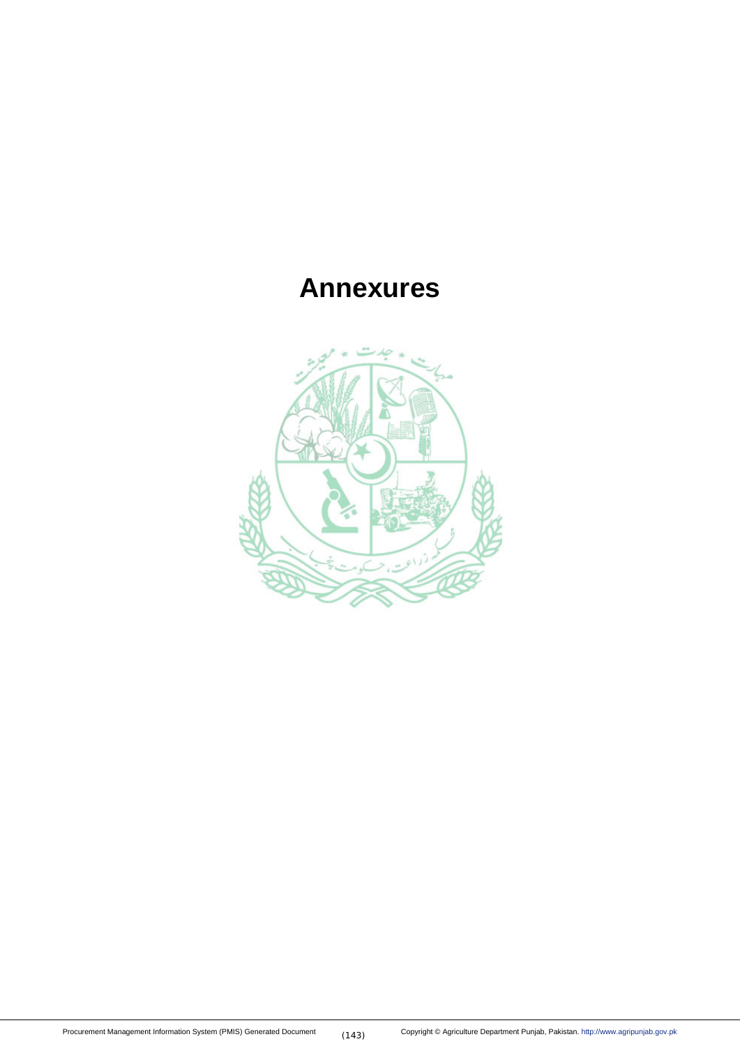# Annexures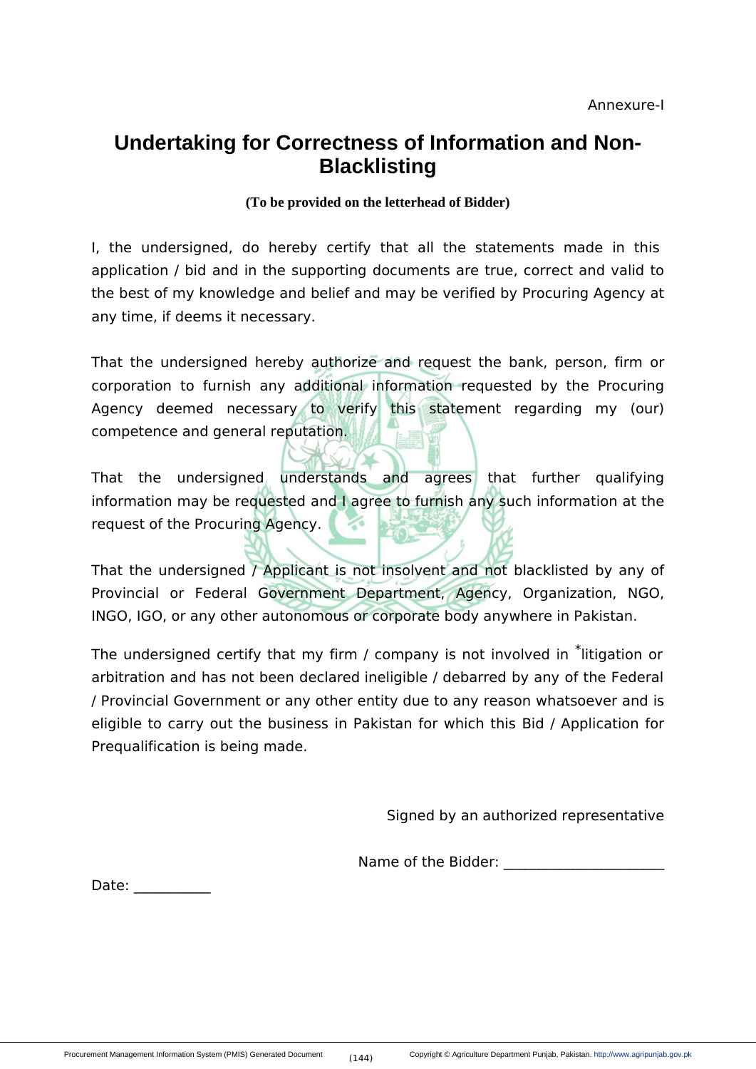Annexure-I

# Undertaking for Correctness of Information and Non-Blacklisting

**(To be provided on the letterhead of Bidder)**

I, the undersigned, do hereby certify that all the statements made in this application / bid and in the supporting documents are true, correct and valid to the best of my knowledge and belief and may be verified by Procuring Agency at any time, if deems it necessary.

That the undersigned hereby authorize and request the bank, person, firm or corporation to furnish any additional information requested by the Procuring Agency deemed necessary to verify this statement regarding my (our) competence and general reputation.

That the undersigned understands and agrees that further qualifying information may be requested and I agree to furnish any such information at the request of the Procuring Agency.

That the undersigned / Applicant is not insolvent and not blacklisted by any of Provincial or Federal Government Department, Agency, Organization, NGO, INGO, IGO, or any other autonomous or corporate body anywhere in Pakistan.

The undersigned certify that my firm / company is not involved in *litigation or arbitration and has not been declared ineligible / debarred by any of the Federal / Provincial Government or any other entity due to any reason whatsoever and is eligible to carry out the business in Pakistan for which this Bid / Application for Prequalification is being made.

Signed by an authorized representative

Name of the Bidder: ______________________

Date: ___________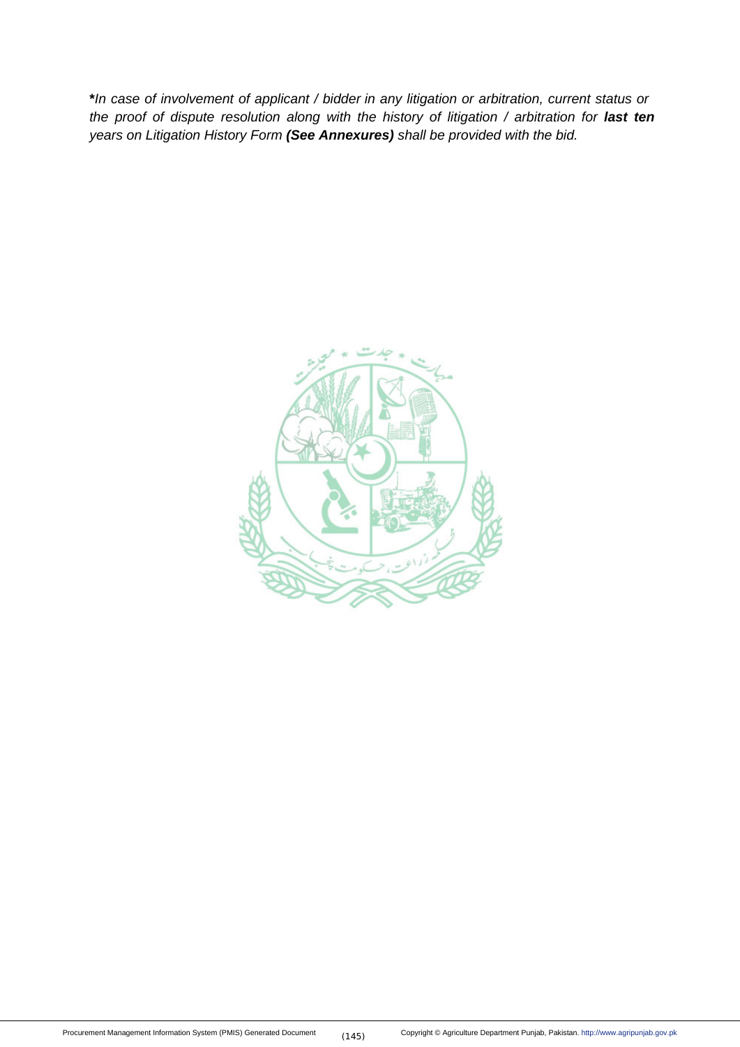**\***In case of involvement of applicant / bidder in any litigation or arbitration, current status or the proof of dispute resolution along with the history of litigation / arbitration for ***last ten*** years on Litigation History Form ***(See Annexures)*** shall be provided with the bid.*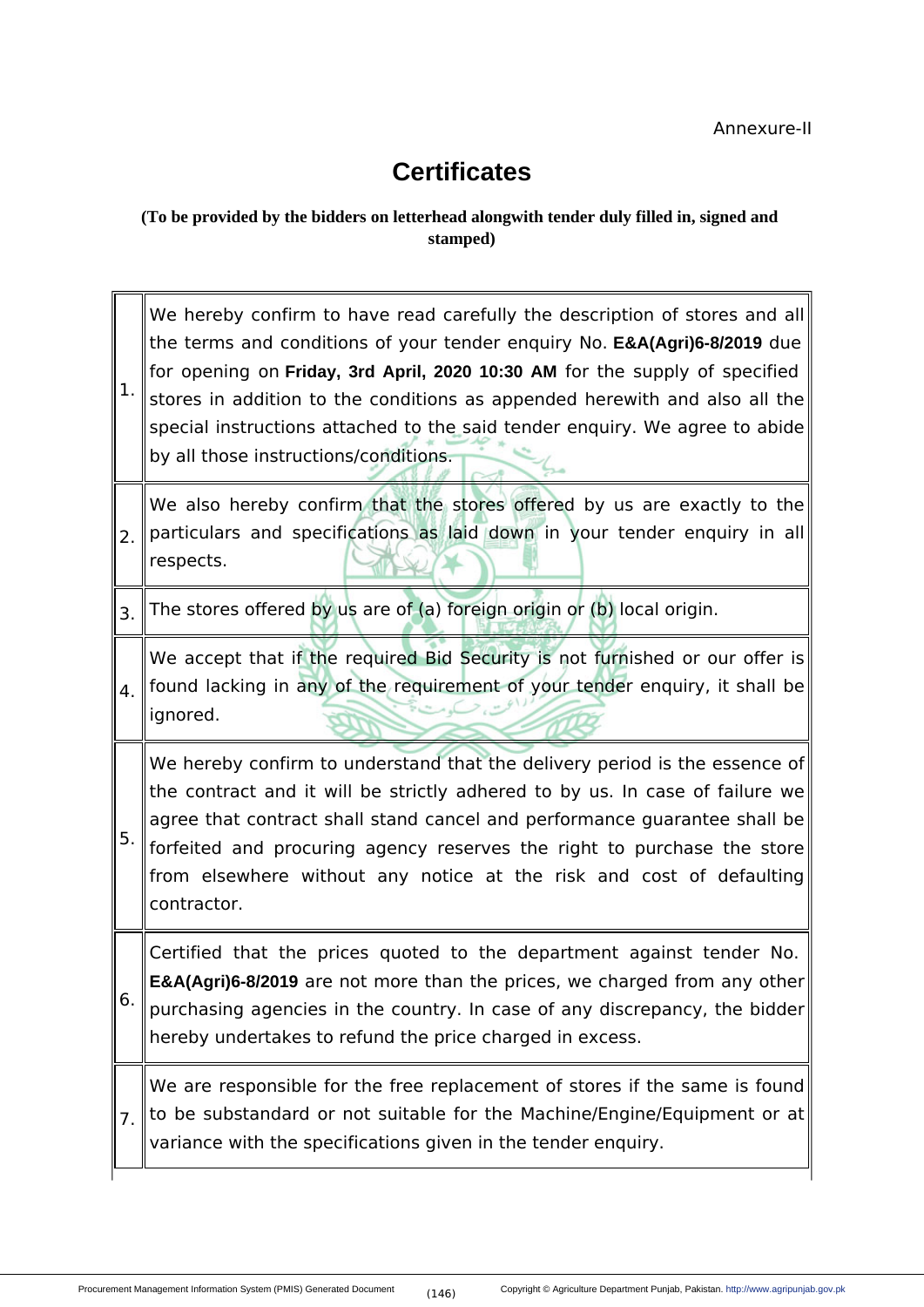Annexure-II

# Certificates

**(To be provided by the bidders on letterhead alongwith tender duly filled in, signed and stamped)**

| | |
|---|---|
| 1. | We hereby confirm to have read carefully the description of stores and all the terms and conditions of your tender enquiry No. **E&A(Agri)6-8/2019** due for opening on **Friday, 3rd April, 2020 10:30 AM** for the supply of specified stores in addition to the conditions as appended herewith and also all the special instructions attached to the said tender enquiry. We agree to abide by all those instructions/conditions. |
| 2. | We also hereby confirm that the stores offered by us are exactly to the particulars and specifications as laid down in your tender enquiry in all respects. |
| 3. | The stores offered by us are of (a) foreign origin or (b) local origin. |
| 4. | We accept that if the required Bid Security is not furnished or our offer is found lacking in any of the requirement of your tender enquiry, it shall be ignored. |
| 5. | We hereby confirm to understand that the delivery period is the essence of the contract and it will be strictly adhered to by us. In case of failure we agree that contract shall stand cancel and performance guarantee shall be forfeited and procuring agency reserves the right to purchase the store from elsewhere without any notice at the risk and cost of defaulting contractor. |
| 6. | Certified that the prices quoted to the department against tender No. **E&A(Agri)6-8/2019** are not more than the prices, we charged from any other purchasing agencies in the country. In case of any discrepancy, the bidder hereby undertakes to refund the price charged in excess. |
| 7. | We are responsible for the free replacement of stores if the same is found to be substandard or not suitable for the Machine/Engine/Equipment or at variance with the specifications given in the tender enquiry. |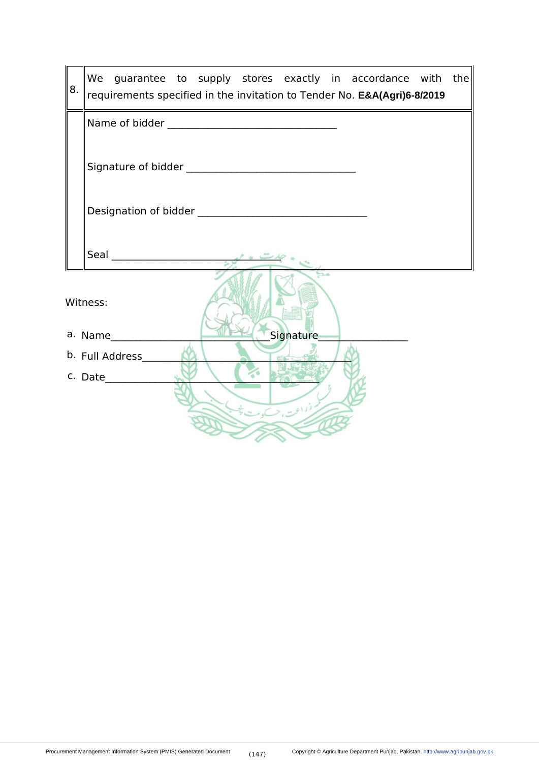| 8. | We guarantee to supply stores exactly in accordance with the requirements specified in the invitation to Tender No. **E&A(Agri)6-8/2019** |
|---|---|
| | Name of bidder ______________________________<br><br>Signature of bidder ______________________________<br><br>Designation of bidder ______________________________<br><br>Seal ______________________________ |

Witness:

a. Name____________________________Signature________________

b. Full Address_____________________________________

c. Date______________________________________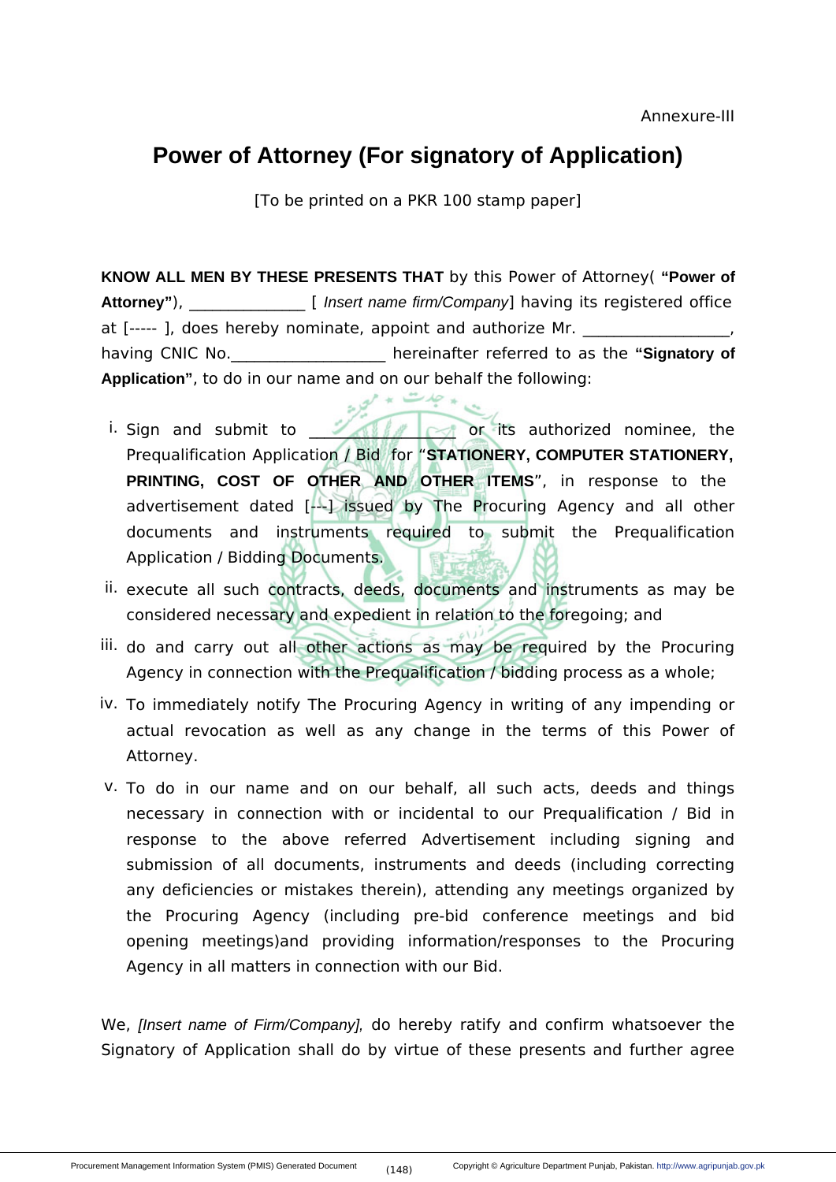Annexure-III

# Power of Attorney (For signatory of Application)

[To be printed on a PKR 100 stamp paper]

**KNOW ALL MEN BY THESE PRESENTS THAT** by this Power of Attorney( **"Power of Attorney"**), _____________ [ *Insert name firm/Company*] having its registered office at [----- ], does hereby nominate, appoint and authorize Mr. ________________, having CNIC No.__________________ hereinafter referred to as the **"Signatory of Application"**, to do in our name and on our behalf the following:

i. Sign and submit to _______________ or its authorized nominee, the Prequalification Application / Bid for "**STATIONERY, COMPUTER STATIONERY, PRINTING, COST OF OTHER AND OTHER ITEMS**", in response to the advertisement dated [---] issued by The Procuring Agency and all other documents and instruments required to submit the Prequalification Application / Bidding Documents.

ii. execute all such contracts, deeds, documents and instruments as may be considered necessary and expedient in relation to the foregoing; and

iii. do and carry out all other actions as may be required by the Procuring Agency in connection with the Prequalification / bidding process as a whole;

iv. To immediately notify The Procuring Agency in writing of any impending or actual revocation as well as any change in the terms of this Power of Attorney.

v. To do in our name and on our behalf, all such acts, deeds and things necessary in connection with or incidental to our Prequalification / Bid in response to the above referred Advertisement including signing and submission of all documents, instruments and deeds (including correcting any deficiencies or mistakes therein), attending any meetings organized by the Procuring Agency (including pre-bid conference meetings and bid opening meetings)and providing information/responses to the Procuring Agency in all matters in connection with our Bid.

We, *[Insert name of Firm/Company]*, do hereby ratify and confirm whatsoever the Signatory of Application shall do by virtue of these presents and further agree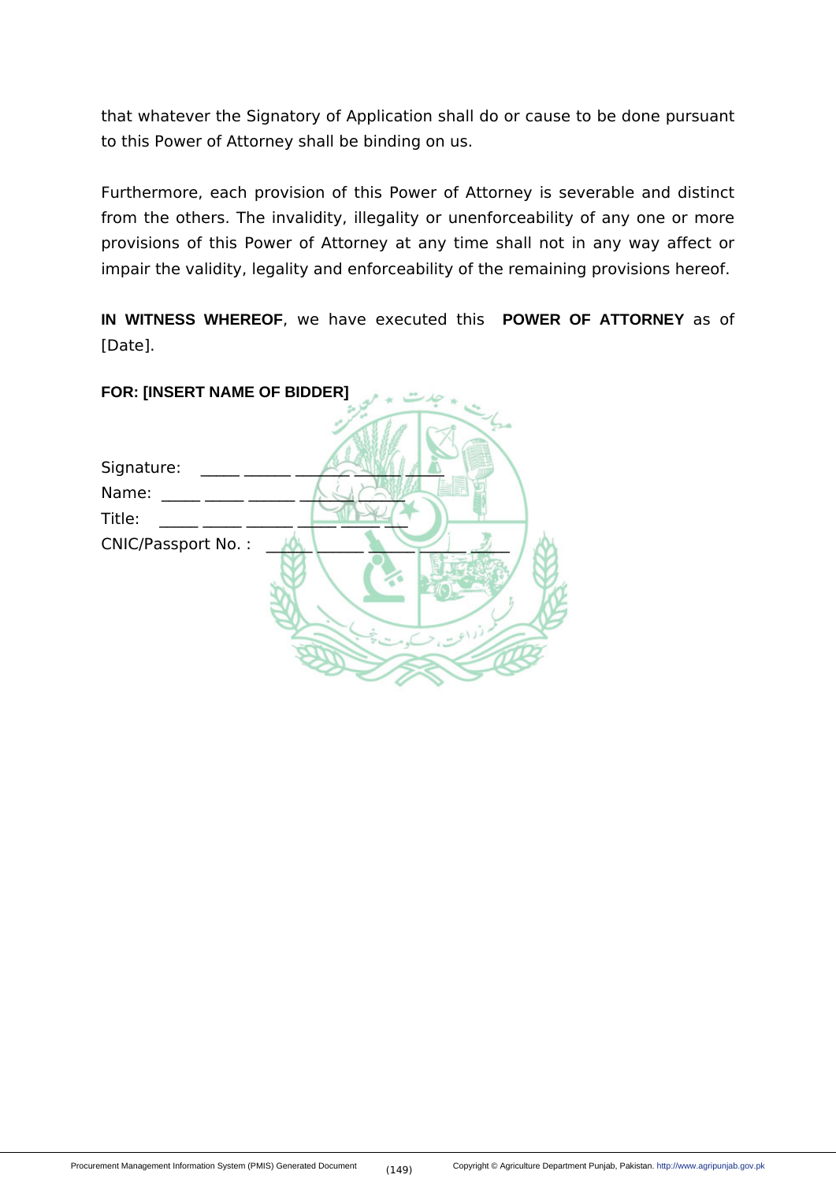that whatever the Signatory of Application shall do or cause to be done pursuant to this Power of Attorney shall be binding on us.

Furthermore, each provision of this Power of Attorney is severable and distinct from the others. The invalidity, illegality or unenforceability of any one or more provisions of this Power of Attorney at any time shall not in any way affect or impair the validity, legality and enforceability of the remaining provisions hereof.

**IN WITNESS WHEREOF**, we have executed this **POWER OF ATTORNEY** as of [Date].

**FOR: [INSERT NAME OF BIDDER]**

Signature: _____ ______ ______ ____ _____

Name: _____ _____ ______ _____ _____

Title: _____ _____ ______ _____ _____ ___

CNIC/Passport No. : _____ ______ _____ _____ _____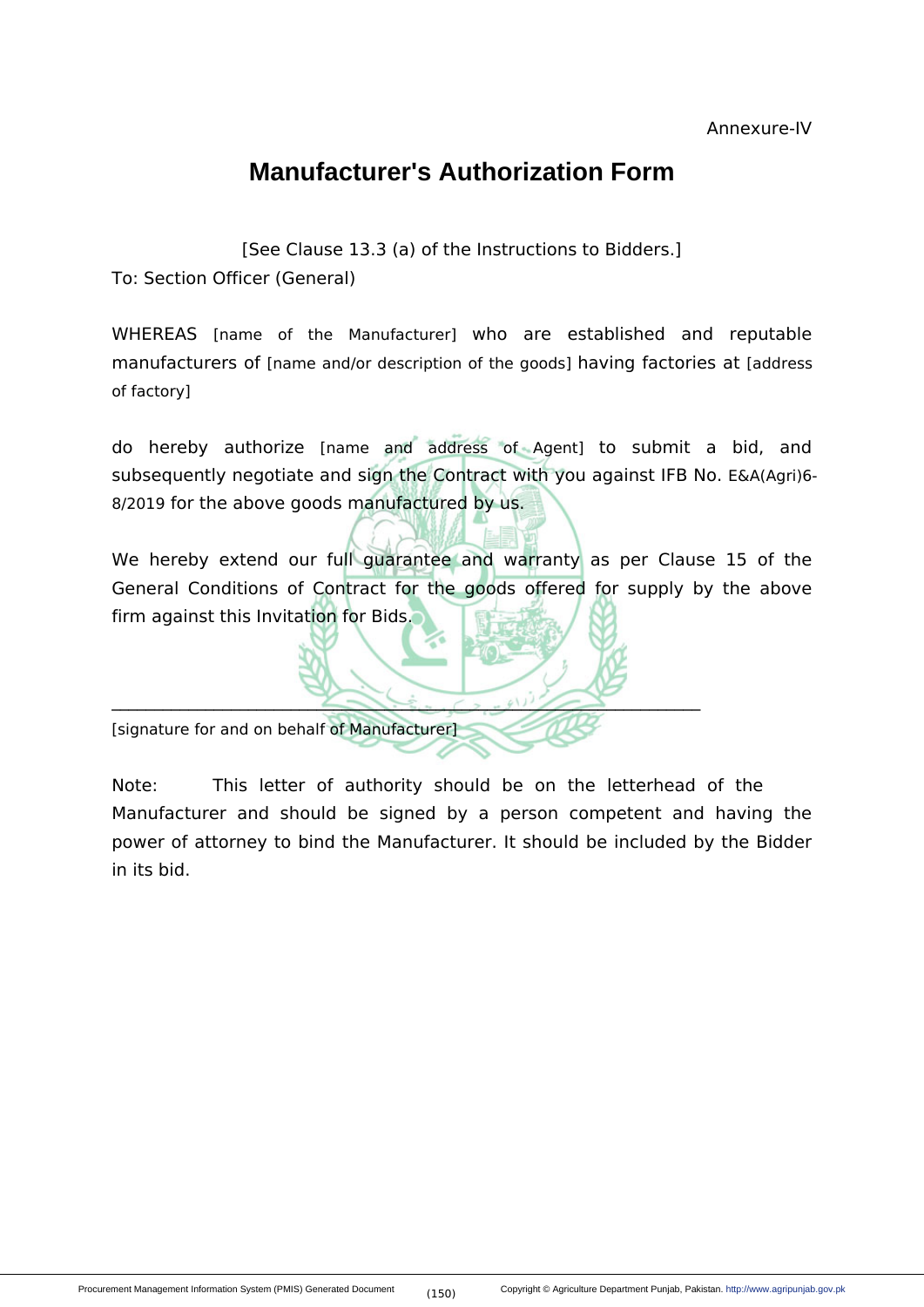Annexure-IV

# Manufacturer's Authorization Form

[See Clause 13.3 (a) of the Instructions to Bidders.]

To: Section Officer (General)

WHEREAS [name of the Manufacturer] who are established and reputable manufacturers of [name and/or description of the goods] having factories at [address of factory]

do hereby authorize [name and address of Agent] to submit a bid, and subsequently negotiate and sign the Contract with you against IFB No. E&A(Agri)6-8/2019 for the above goods manufactured by us.

We hereby extend our full guarantee and warranty as per Clause 15 of the General Conditions of Contract for the goods offered for supply by the above firm against this Invitation for Bids.

\_\_\_\_\_\_\_\_\_\_\_\_\_\_\_\_\_\_\_\_\_\_\_\_\_\_\_\_\_\_\_\_\_\_\_\_\_\_\_\_\_\_\_\_\_\_\_\_\_\_\_\_\_\_\_\_\_\_\_\_

[signature for and on behalf of Manufacturer]

Note: This letter of authority should be on the letterhead of the Manufacturer and should be signed by a person competent and having the power of attorney to bind the Manufacturer. It should be included by the Bidder in its bid.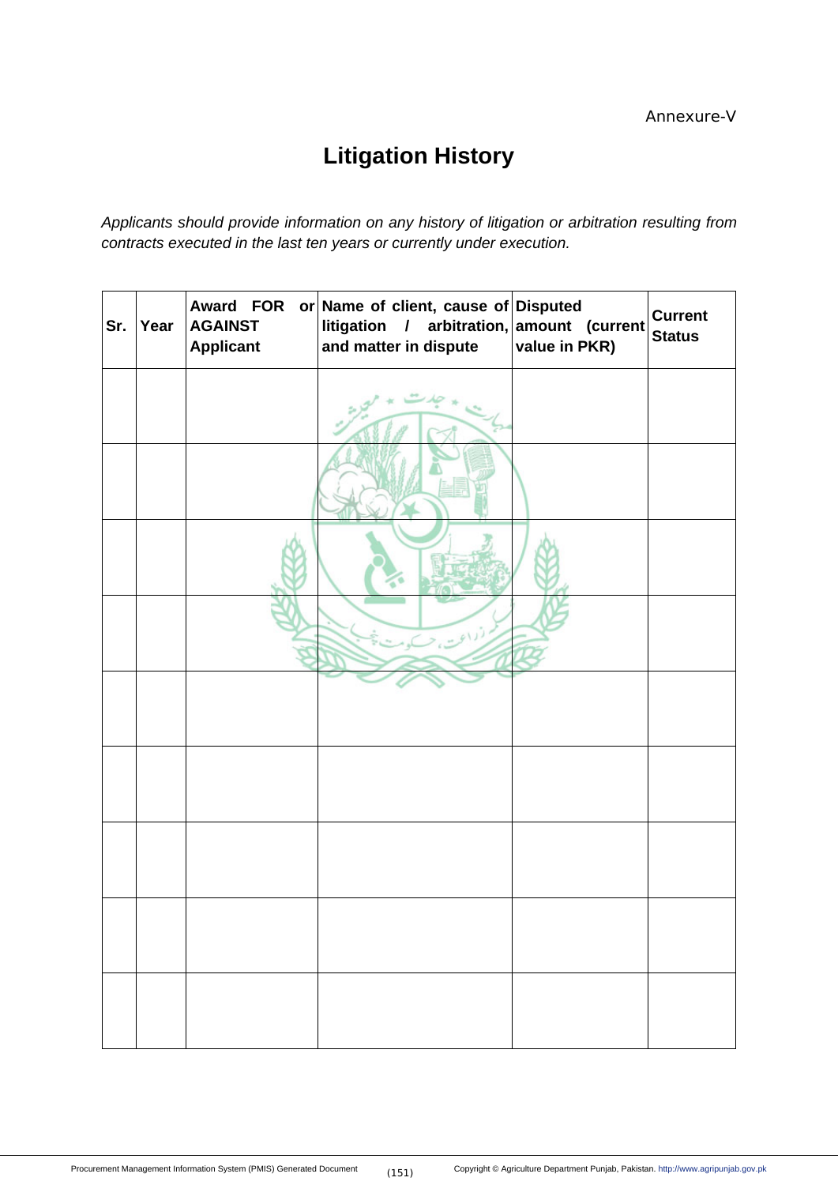Annexure-V

# Litigation History

*Applicants should provide information on any history of litigation or arbitration resulting from contracts executed in the last ten years or currently under execution.*

| Sr. | Year | Award FOR or AGAINST Applicant | Name of client, cause of litigation / arbitration, and matter in dispute | Disputed amount (current value in PKR) | Current Status |
|---|---|---|---|---|---|
| | | | | | |
| | | | | | |
| | | | | | |
| | | | | | |
| | | | | | |
| | | | | | |
| | | | | | |
| | | | | | |
| | | | | | |